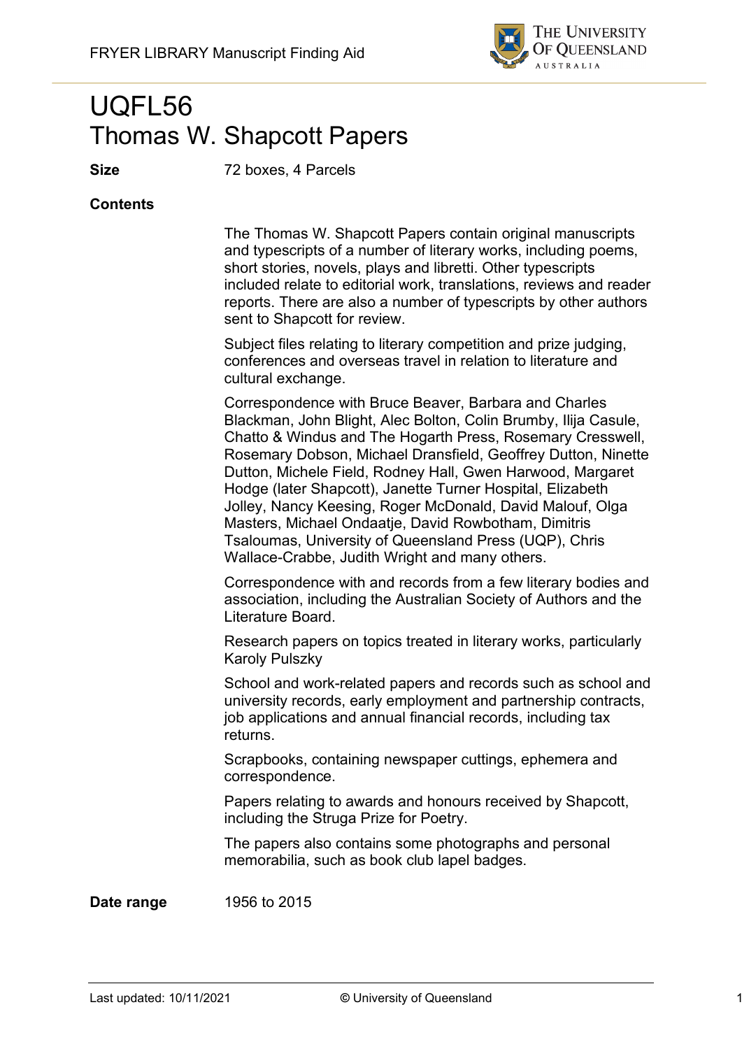# UQFL56
# Thomas W. Shapcott Papers

**Size** 72 boxes, 4 Parcels

**Contents**

The Thomas W. Shapcott Papers contain original manuscripts and typescripts of a number of literary works, including poems, short stories, novels, plays and libretti. Other typescripts included relate to editorial work, translations, reviews and reader reports. There are also a number of typescripts by other authors sent to Shapcott for review.

Subject files relating to literary competition and prize judging, conferences and overseas travel in relation to literature and cultural exchange.

Correspondence with Bruce Beaver, Barbara and Charles Blackman, John Blight, Alec Bolton, Colin Brumby, Ilija Casule, Chatto & Windus and The Hogarth Press, Rosemary Cresswell, Rosemary Dobson, Michael Dransfield, Geoffrey Dutton, Ninette Dutton, Michele Field, Rodney Hall, Gwen Harwood, Margaret Hodge (later Shapcott), Janette Turner Hospital, Elizabeth Jolley, Nancy Keesing, Roger McDonald, David Malouf, Olga Masters, Michael Ondaatje, David Rowbotham, Dimitris Tsaloumas, University of Queensland Press (UQP), Chris Wallace-Crabbe, Judith Wright and many others.

Correspondence with and records from a few literary bodies and association, including the Australian Society of Authors and the Literature Board.

Research papers on topics treated in literary works, particularly Karoly Pulszky

School and work-related papers and records such as school and university records, early employment and partnership contracts, job applications and annual financial records, including tax returns.

Scrapbooks, containing newspaper cuttings, ephemera and correspondence.

Papers relating to awards and honours received by Shapcott, including the Struga Prize for Poetry.

The papers also contains some photographs and personal memorabilia, such as book club lapel badges.

**Date range** 1956 to 2015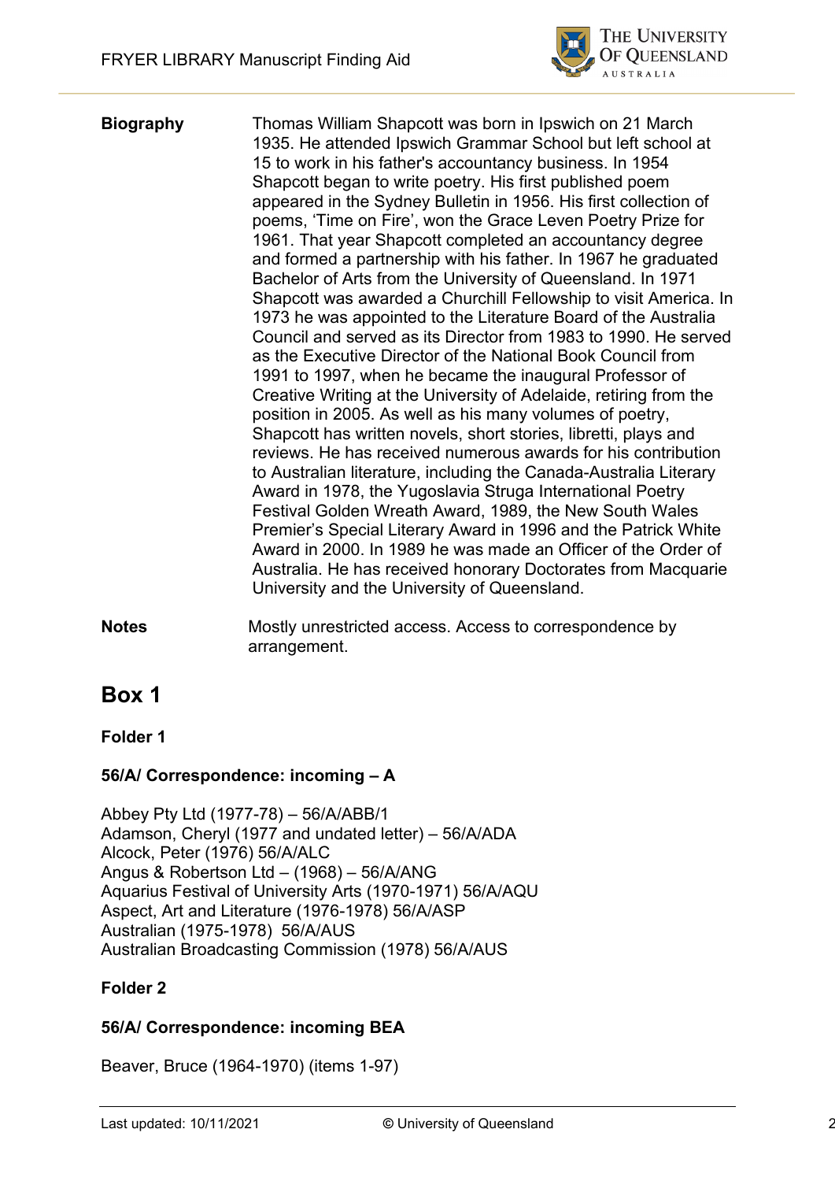**Biography** Thomas William Shapcott was born in Ipswich on 21 March 1935. He attended Ipswich Grammar School but left school at 15 to work in his father's accountancy business. In 1954 Shapcott began to write poetry. His first published poem appeared in the Sydney Bulletin in 1956. His first collection of poems, 'Time on Fire', won the Grace Leven Poetry Prize for 1961. That year Shapcott completed an accountancy degree and formed a partnership with his father. In 1967 he graduated Bachelor of Arts from the University of Queensland. In 1971 Shapcott was awarded a Churchill Fellowship to visit America. In 1973 he was appointed to the Literature Board of the Australia Council and served as its Director from 1983 to 1990. He served as the Executive Director of the National Book Council from 1991 to 1997, when he became the inaugural Professor of Creative Writing at the University of Adelaide, retiring from the position in 2005. As well as his many volumes of poetry, Shapcott has written novels, short stories, libretti, plays and reviews. He has received numerous awards for his contribution to Australian literature, including the Canada-Australia Literary Award in 1978, the Yugoslavia Struga International Poetry Festival Golden Wreath Award, 1989, the New South Wales Premier's Special Literary Award in 1996 and the Patrick White Award in 2000. In 1989 he was made an Officer of the Order of Australia. He has received honorary Doctorates from Macquarie University and the University of Queensland.

**Notes** Mostly unrestricted access. Access to correspondence by arrangement.

# Box 1

**Folder 1**

**56/A/ Correspondence: incoming – A**

Abbey Pty Ltd (1977-78) – 56/A/ABB/1
Adamson, Cheryl (1977 and undated letter) – 56/A/ADA
Alcock, Peter (1976) 56/A/ALC
Angus & Robertson Ltd – (1968) – 56/A/ANG
Aquarius Festival of University Arts (1970-1971) 56/A/AQU
Aspect, Art and Literature (1976-1978) 56/A/ASP
Australian (1975-1978) 56/A/AUS
Australian Broadcasting Commission (1978) 56/A/AUS

**Folder 2**

**56/A/ Correspondence: incoming BEA**

Beaver, Bruce (1964-1970) (items 1-97)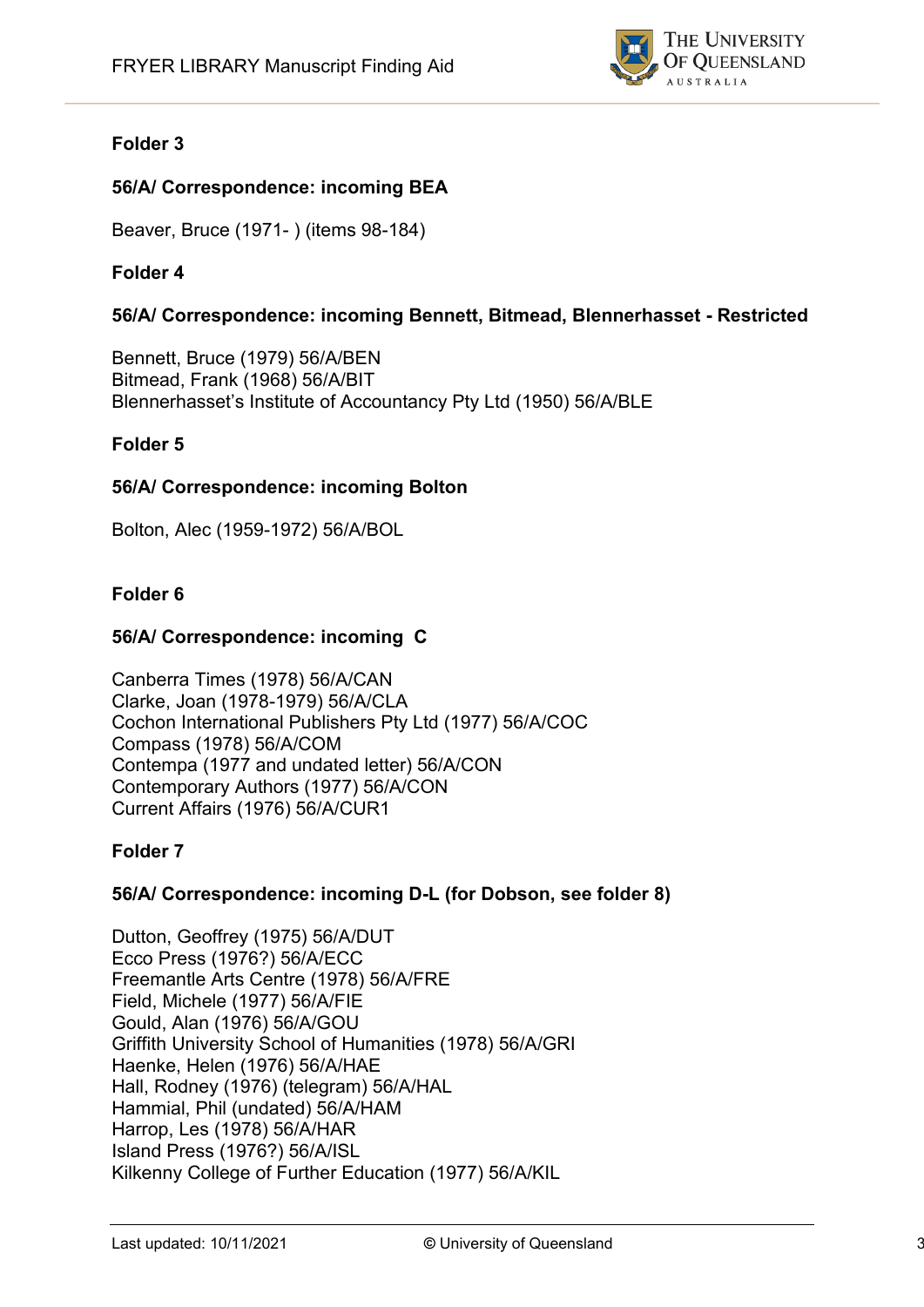**Folder 3**

**56/A/ Correspondence: incoming BEA**

Beaver, Bruce (1971- ) (items 98-184)

**Folder 4**

**56/A/ Correspondence: incoming Bennett, Bitmead, Blennerhasset - Restricted**

Bennett, Bruce (1979) 56/A/BEN
Bitmead, Frank (1968) 56/A/BIT
Blennerhasset's Institute of Accountancy Pty Ltd (1950) 56/A/BLE

**Folder 5**

**56/A/ Correspondence: incoming Bolton**

Bolton, Alec (1959-1972) 56/A/BOL

**Folder 6**

**56/A/ Correspondence: incoming C**

Canberra Times (1978) 56/A/CAN
Clarke, Joan (1978-1979) 56/A/CLA
Cochon International Publishers Pty Ltd (1977) 56/A/COC
Compass (1978) 56/A/COM
Contempa (1977 and undated letter) 56/A/CON
Contemporary Authors (1977) 56/A/CON
Current Affairs (1976) 56/A/CUR1

**Folder 7**

**56/A/ Correspondence: incoming D-L (for Dobson, see folder 8)**

Dutton, Geoffrey (1975) 56/A/DUT
Ecco Press (1976?) 56/A/ECC
Freemantle Arts Centre (1978) 56/A/FRE
Field, Michele (1977) 56/A/FIE
Gould, Alan (1976) 56/A/GOU
Griffith University School of Humanities (1978) 56/A/GRI
Haenke, Helen (1976) 56/A/HAE
Hall, Rodney (1976) (telegram) 56/A/HAL
Hammial, Phil (undated) 56/A/HAM
Harrop, Les (1978) 56/A/HAR
Island Press (1976?) 56/A/ISL
Kilkenny College of Further Education (1977) 56/A/KIL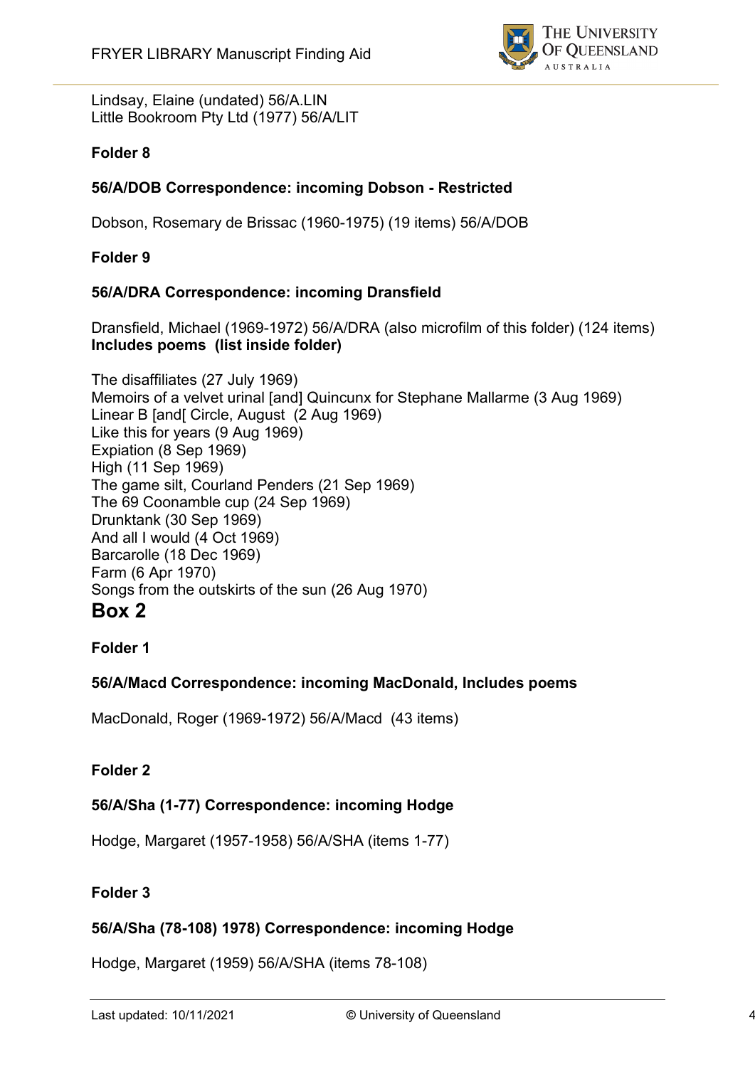Lindsay, Elaine (undated) 56/A.LIN
Little Bookroom Pty Ltd (1977) 56/A/LIT

**Folder 8**

**56/A/DOB Correspondence: incoming Dobson - Restricted**

Dobson, Rosemary de Brissac (1960-1975) (19 items) 56/A/DOB

**Folder 9**

**56/A/DRA Correspondence: incoming Dransfield**

Dransfield, Michael (1969-1972) 56/A/DRA (also microfilm of this folder) (124 items)
**Includes poems (list inside folder)**

The disaffiliates (27 July 1969)
Memoirs of a velvet urinal [and] Quincunx for Stephane Mallarme (3 Aug 1969)
Linear B [and[ Circle, August (2 Aug 1969)
Like this for years (9 Aug 1969)
Expiation (8 Sep 1969)
High (11 Sep 1969)
The game silt, Courland Penders (21 Sep 1969)
The 69 Coonamble cup (24 Sep 1969)
Drunktank (30 Sep 1969)
And all I would (4 Oct 1969)
Barcarolle (18 Dec 1969)
Farm (6 Apr 1970)
Songs from the outskirts of the sun (26 Aug 1970)

# Box 2

**Folder 1**

**56/A/Macd Correspondence: incoming MacDonald, Includes poems**

MacDonald, Roger (1969-1972) 56/A/Macd (43 items)

**Folder 2**

**56/A/Sha (1-77) Correspondence: incoming Hodge**

Hodge, Margaret (1957-1958) 56/A/SHA (items 1-77)

**Folder 3**

**56/A/Sha (78-108) 1978) Correspondence: incoming Hodge**

Hodge, Margaret (1959) 56/A/SHA (items 78-108)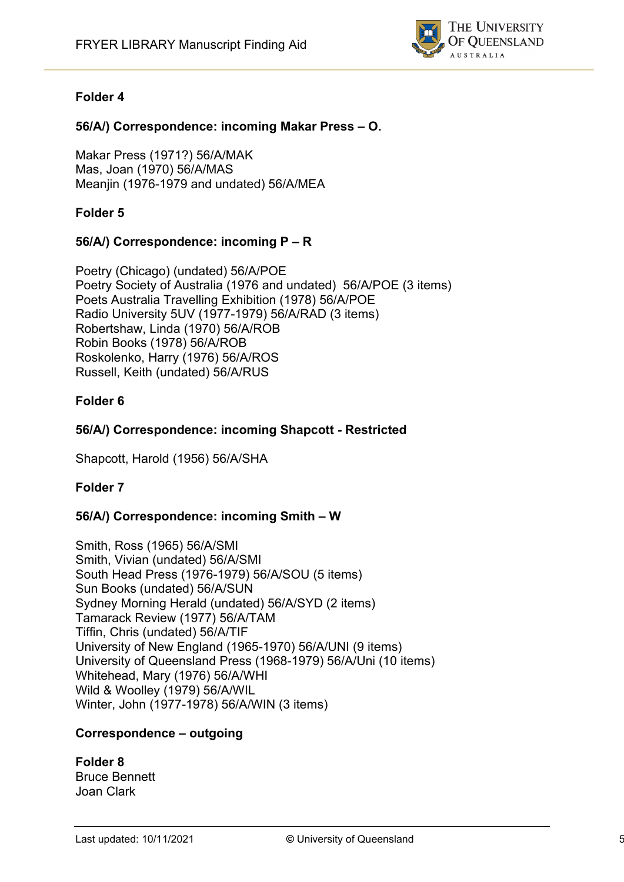**Folder 4**

**56/A/) Correspondence: incoming Makar Press – O.**

Makar Press (1971?) 56/A/MAK
Mas, Joan (1970) 56/A/MAS
Meanjin (1976-1979 and undated) 56/A/MEA

**Folder 5**

**56/A/) Correspondence: incoming P – R**

Poetry (Chicago) (undated) 56/A/POE
Poetry Society of Australia (1976 and undated) 56/A/POE (3 items)
Poets Australia Travelling Exhibition (1978) 56/A/POE
Radio University 5UV (1977-1979) 56/A/RAD (3 items)
Robertshaw, Linda (1970) 56/A/ROB
Robin Books (1978) 56/A/ROB
Roskolenko, Harry (1976) 56/A/ROS
Russell, Keith (undated) 56/A/RUS

**Folder 6**

**56/A/) Correspondence: incoming Shapcott - Restricted**

Shapcott, Harold (1956) 56/A/SHA

**Folder 7**

**56/A/) Correspondence: incoming Smith – W**

Smith, Ross (1965) 56/A/SMI
Smith, Vivian (undated) 56/A/SMI
South Head Press (1976-1979) 56/A/SOU (5 items)
Sun Books (undated) 56/A/SUN
Sydney Morning Herald (undated) 56/A/SYD (2 items)
Tamarack Review (1977) 56/A/TAM
Tiffin, Chris (undated) 56/A/TIF
University of New England (1965-1970) 56/A/UNI (9 items)
University of Queensland Press (1968-1979) 56/A/Uni (10 items)
Whitehead, Mary (1976) 56/A/WHI
Wild & Woolley (1979) 56/A/WIL
Winter, John (1977-1978) 56/A/WIN (3 items)

**Correspondence – outgoing**

**Folder 8**
Bruce Bennett
Joan Clark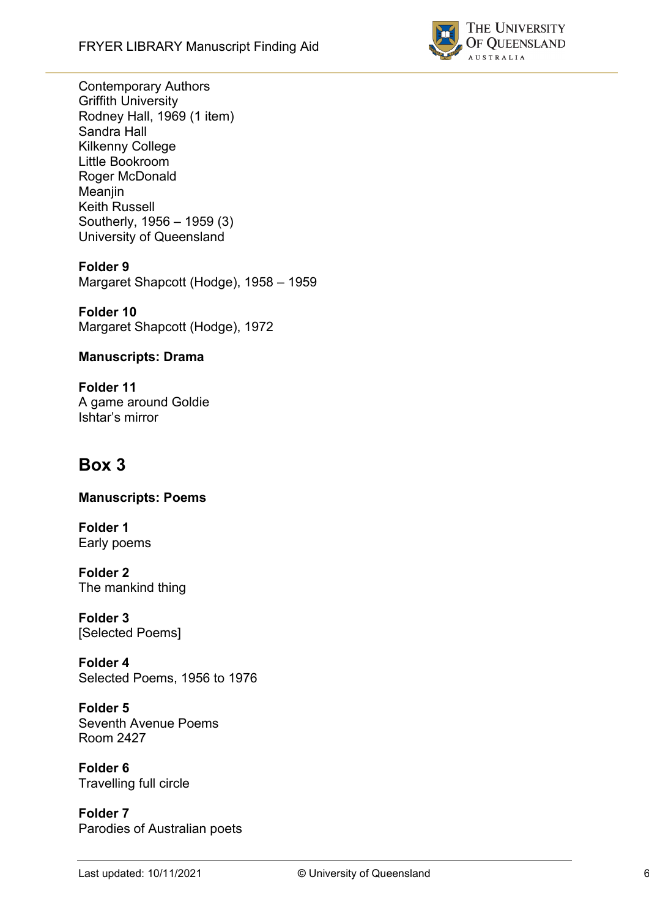Contemporary Authors
Griffith University
Rodney Hall, 1969 (1 item)
Sandra Hall
Kilkenny College
Little Bookroom
Roger McDonald
Meanjin
Keith Russell
Southerly, 1956 – 1959 (3)
University of Queensland

**Folder 9**
Margaret Shapcott (Hodge), 1958 – 1959

**Folder 10**
Margaret Shapcott (Hodge), 1972

**Manuscripts: Drama**

**Folder 11**
A game around Goldie
Ishtar's mirror

## Box 3

**Manuscripts: Poems**

**Folder 1**
Early poems

**Folder 2**
The mankind thing

**Folder 3**
[Selected Poems]

**Folder 4**
Selected Poems, 1956 to 1976

**Folder 5**
Seventh Avenue Poems
Room 2427

**Folder 6**
Travelling full circle

**Folder 7**
Parodies of Australian poets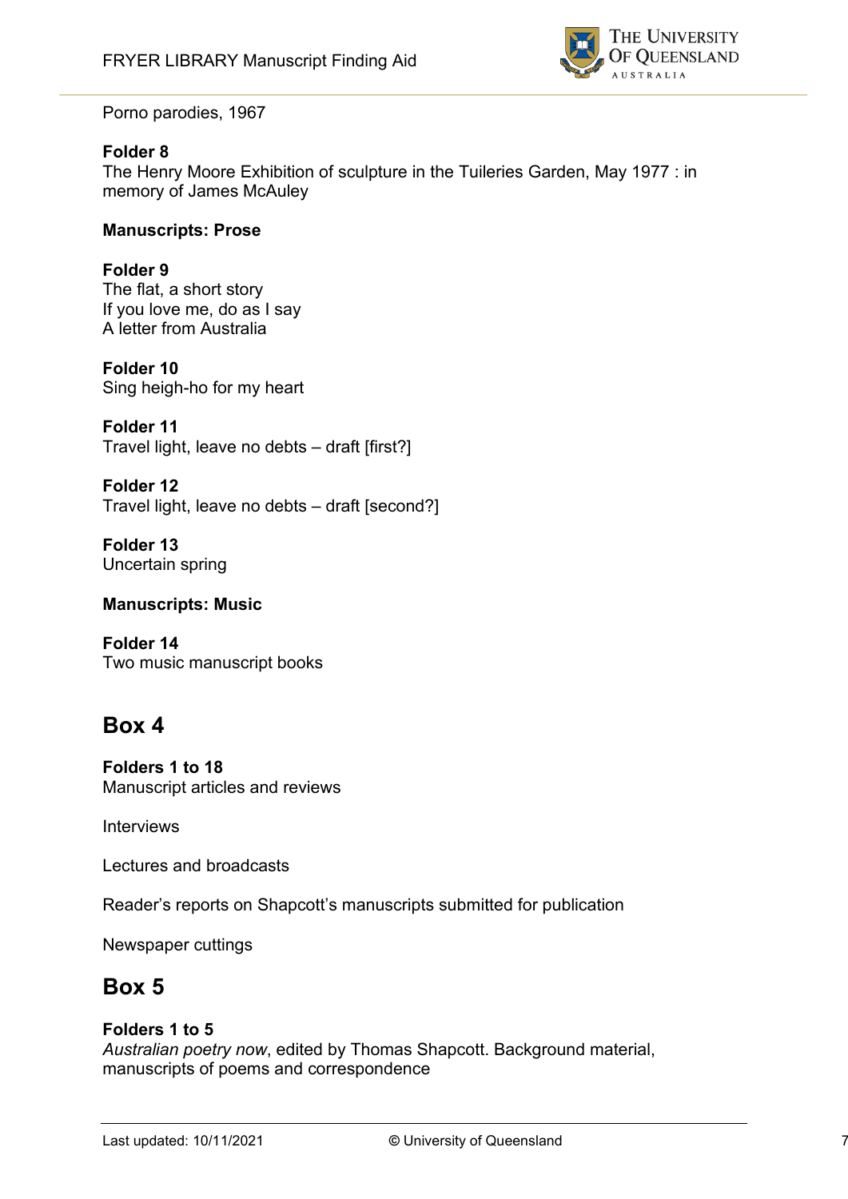Porno parodies, 1967

**Folder 8**
The Henry Moore Exhibition of sculpture in the Tuileries Garden, May 1977 : in memory of James McAuley

**Manuscripts: Prose**

**Folder 9**
The flat, a short story
If you love me, do as I say
A letter from Australia

**Folder 10**
Sing heigh-ho for my heart

**Folder 11**
Travel light, leave no debts – draft [first?]

**Folder 12**
Travel light, leave no debts – draft [second?]

**Folder 13**
Uncertain spring

**Manuscripts: Music**

**Folder 14**
Two music manuscript books

## Box 4

**Folders 1 to 18**
Manuscript articles and reviews

Interviews

Lectures and broadcasts

Reader's reports on Shapcott's manuscripts submitted for publication

Newspaper cuttings

## Box 5

**Folders 1 to 5**
*Australian poetry now*, edited by Thomas Shapcott. Background material, manuscripts of poems and correspondence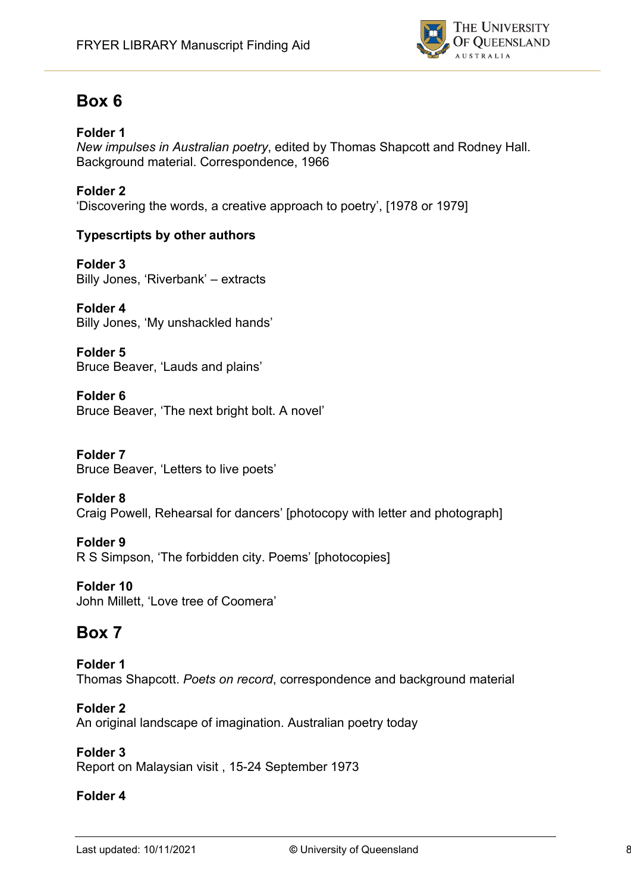## Box 6

**Folder 1**
*New impulses in Australian poetry*, edited by Thomas Shapcott and Rodney Hall. Background material. Correspondence, 1966

**Folder 2**
'Discovering the words, a creative approach to poetry', [1978 or 1979]

**Typescrtipts by other authors**

**Folder 3**
Billy Jones, 'Riverbank' – extracts

**Folder 4**
Billy Jones, 'My unshackled hands'

**Folder 5**
Bruce Beaver, 'Lauds and plains'

**Folder 6**
Bruce Beaver, 'The next bright bolt. A novel'

**Folder 7**
Bruce Beaver, 'Letters to live poets'

**Folder 8**
Craig Powell, Rehearsal for dancers' [photocopy with letter and photograph]

**Folder 9**
R S Simpson, 'The forbidden city. Poems' [photocopies]

**Folder 10**
John Millett, 'Love tree of Coomera'

## Box 7

**Folder 1**
Thomas Shapcott. *Poets on record*, correspondence and background material

**Folder 2**
An original landscape of imagination. Australian poetry today

**Folder 3**
Report on Malaysian visit , 15-24 September 1973

**Folder 4**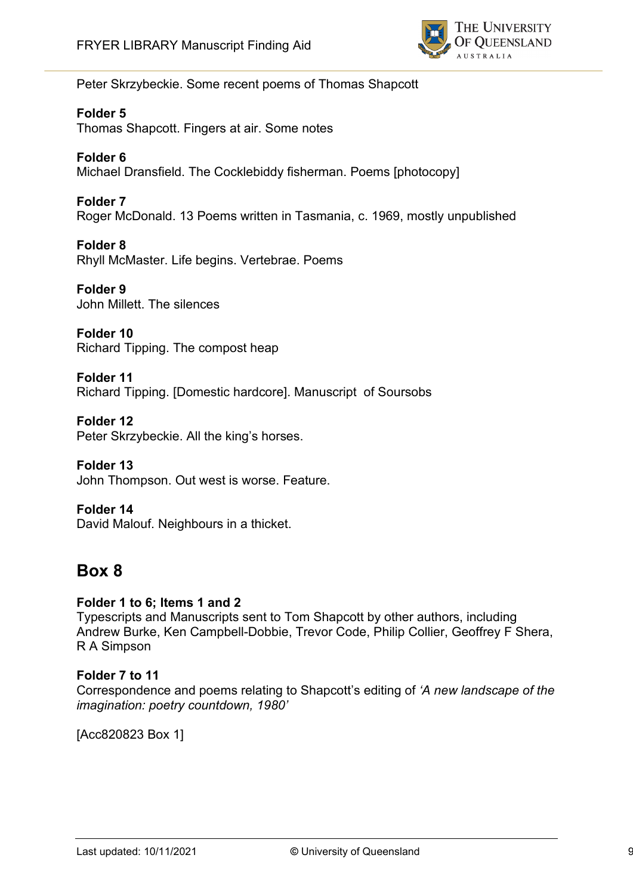Peter Skrzybeckie. Some recent poems of Thomas Shapcott

**Folder 5**
Thomas Shapcott. Fingers at air. Some notes

**Folder 6**
Michael Dransfield. The Cocklebiddy fisherman. Poems [photocopy]

**Folder 7**
Roger McDonald. 13 Poems written in Tasmania, c. 1969, mostly unpublished

**Folder 8**
Rhyll McMaster. Life begins. Vertebrae. Poems

**Folder 9**
John Millett. The silences

**Folder 10**
Richard Tipping. The compost heap

**Folder 11**
Richard Tipping. [Domestic hardcore]. Manuscript of Soursobs

**Folder 12**
Peter Skrzybeckie. All the king's horses.

**Folder 13**
John Thompson. Out west is worse. Feature.

**Folder 14**
David Malouf. Neighbours in a thicket.

## Box 8

**Folder 1 to 6; Items 1 and 2**
Typescripts and Manuscripts sent to Tom Shapcott by other authors, including Andrew Burke, Ken Campbell-Dobbie, Trevor Code, Philip Collier, Geoffrey F Shera, R A Simpson

**Folder 7 to 11**
Correspondence and poems relating to Shapcott's editing of *'A new landscape of the imagination: poetry countdown, 1980'*

[Acc820823 Box 1]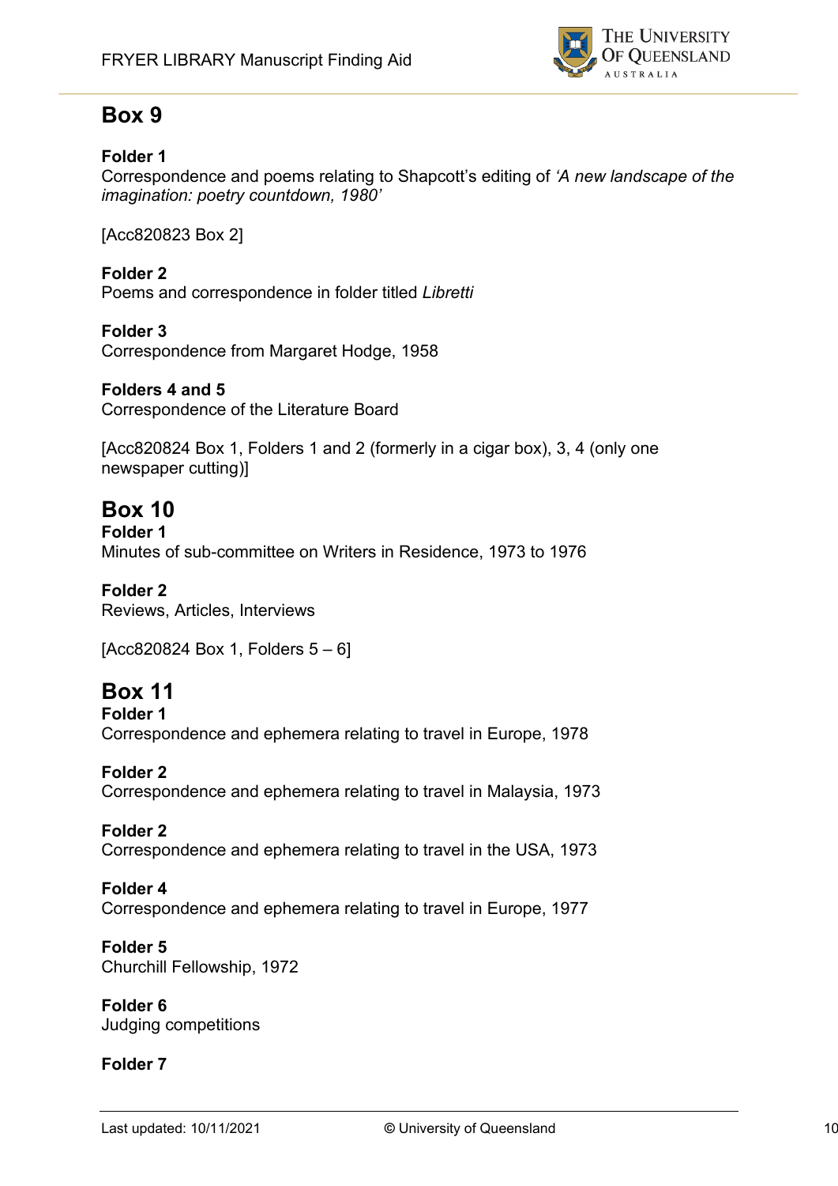## Box 9

**Folder 1**
Correspondence and poems relating to Shapcott's editing of *'A new landscape of the imagination: poetry countdown, 1980'*

[Acc820823 Box 2]

**Folder 2**
Poems and correspondence in folder titled *Libretti*

**Folder 3**
Correspondence from Margaret Hodge, 1958

**Folders 4 and 5**
Correspondence of the Literature Board

[Acc820824 Box 1, Folders 1 and 2 (formerly in a cigar box), 3, 4 (only one newspaper cutting)]

## Box 10

**Folder 1**
Minutes of sub-committee on Writers in Residence, 1973 to 1976

**Folder 2**
Reviews, Articles, Interviews

[Acc820824 Box 1, Folders 5 – 6]

## Box 11

**Folder 1**
Correspondence and ephemera relating to travel in Europe, 1978

**Folder 2**
Correspondence and ephemera relating to travel in Malaysia, 1973

**Folder 2**
Correspondence and ephemera relating to travel in the USA, 1973

**Folder 4**
Correspondence and ephemera relating to travel in Europe, 1977

**Folder 5**
Churchill Fellowship, 1972

**Folder 6**
Judging competitions

**Folder 7**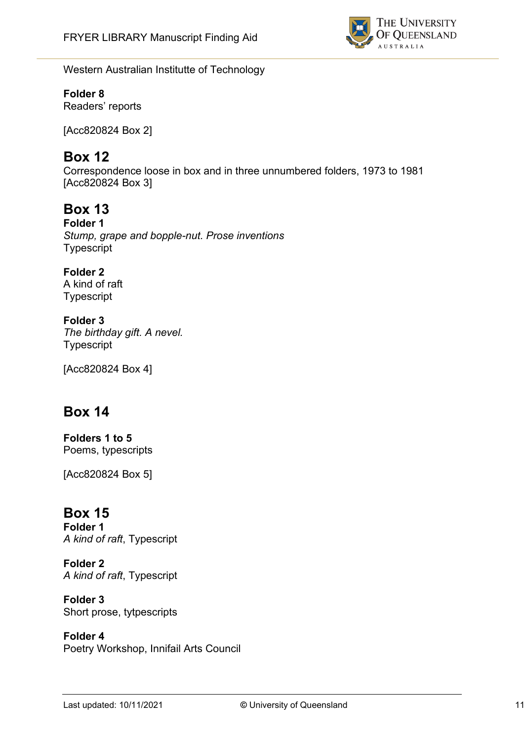Western Australian Institutte of Technology

**Folder 8**
Readers' reports

[Acc820824 Box 2]

## Box 12

Correspondence loose in box and in three unnumbered folders, 1973 to 1981
[Acc820824 Box 3]

## Box 13

**Folder 1**
*Stump, grape and bopple-nut. Prose inventions*
Typescript

**Folder 2**
A kind of raft
Typescript

**Folder 3**
*The birthday gift. A nevel.*
Typescript

[Acc820824 Box 4]

## Box 14

**Folders 1 to 5**
Poems, typescripts

[Acc820824 Box 5]

## Box 15

**Folder 1**
*A kind of raft*, Typescript

**Folder 2**
*A kind of raft*, Typescript

**Folder 3**
Short prose, tytpescripts

**Folder 4**
Poetry Workshop, Innifail Arts Council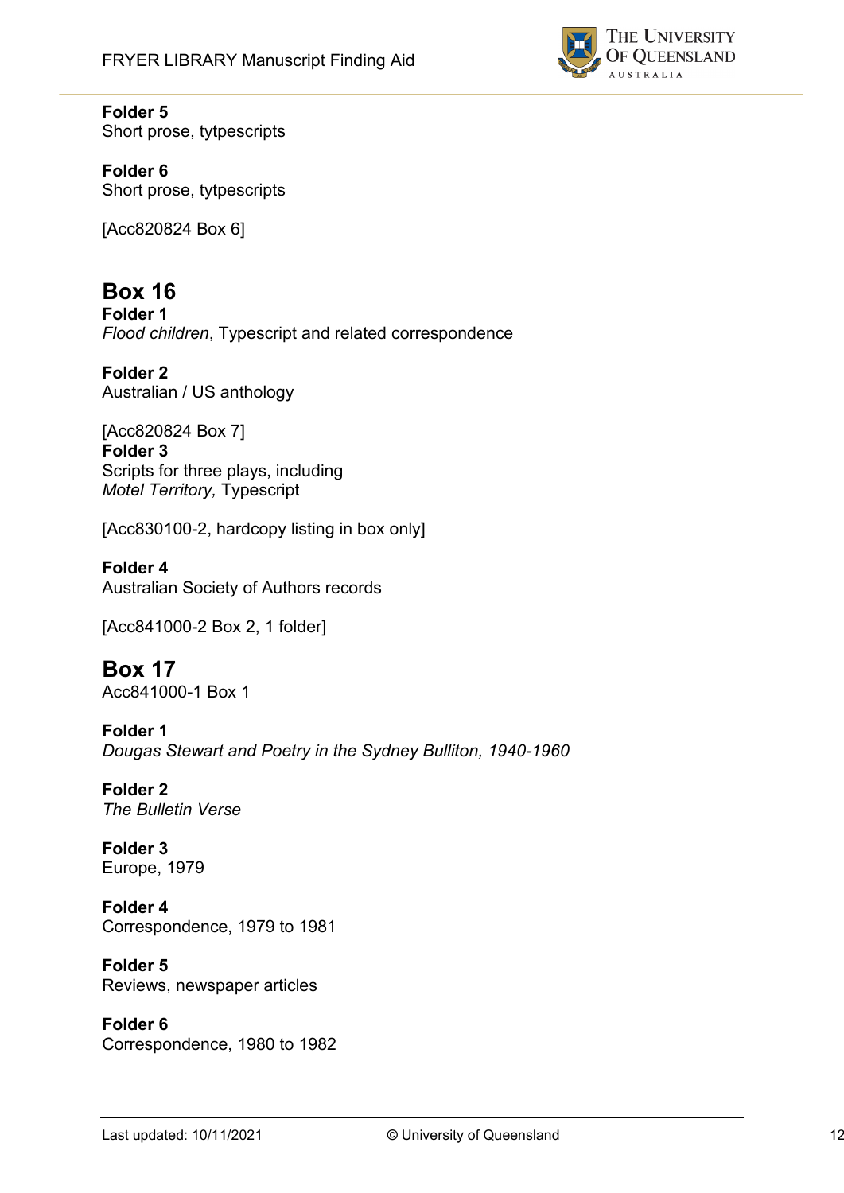**Folder 5**
Short prose, tytpescripts

**Folder 6**
Short prose, tytpescripts

[Acc820824 Box 6]

## Box 16

**Folder 1**
*Flood children*, Typescript and related correspondence

**Folder 2**
Australian / US anthology

[Acc820824 Box 7]
**Folder 3**
Scripts for three plays, including
*Motel Territory,* Typescript

[Acc830100-2, hardcopy listing in box only]

**Folder 4**
Australian Society of Authors records

[Acc841000-2 Box 2, 1 folder]

## Box 17

Acc841000-1 Box 1

**Folder 1**
*Dougas Stewart and Poetry in the Sydney Bulliton, 1940-1960*

**Folder 2**
*The Bulletin Verse*

**Folder 3**
Europe, 1979

**Folder 4**
Correspondence, 1979 to 1981

**Folder 5**
Reviews, newspaper articles

**Folder 6**
Correspondence, 1980 to 1982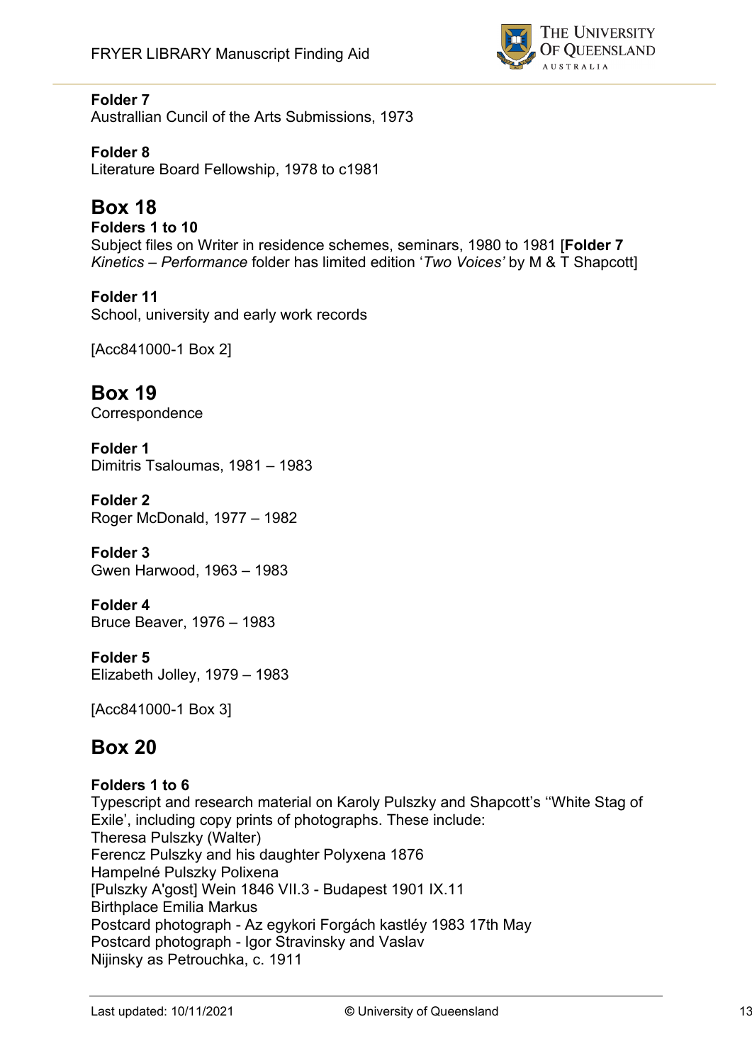**Folder 7**
Australlian Cuncil of the Arts Submissions, 1973

**Folder 8**
Literature Board Fellowship, 1978 to c1981

## Box 18

**Folders 1 to 10**
Subject files on Writer in residence schemes, seminars, 1980 to 1981 [**Folder 7** *Kinetics – Performance* folder has limited edition '*Two Voices'* by M & T Shapcott]

**Folder 11**
School, university and early work records

[Acc841000-1 Box 2]

## Box 19

Correspondence

**Folder 1**
Dimitris Tsaloumas, 1981 – 1983

**Folder 2**
Roger McDonald, 1977 – 1982

**Folder 3**
Gwen Harwood, 1963 – 1983

**Folder 4**
Bruce Beaver, 1976 – 1983

**Folder 5**
Elizabeth Jolley, 1979 – 1983

[Acc841000-1 Box 3]

## Box 20

**Folders 1 to 6**
Typescript and research material on Karoly Pulszky and Shapcott's ''White Stag of Exile', including copy prints of photographs. These include:
Theresa Pulszky (Walter)
Ferencz Pulszky and his daughter Polyxena 1876
Hampelné Pulszky Polixena
[Pulszky A'gost] Wein 1846 VII.3 - Budapest 1901 IX.11
Birthplace Emilia Markus
Postcard photograph - Az egykori Forgách kastléy 1983 17th May
Postcard photograph - Igor Stravinsky and Vaslav
Nijinsky as Petrouchka, c. 1911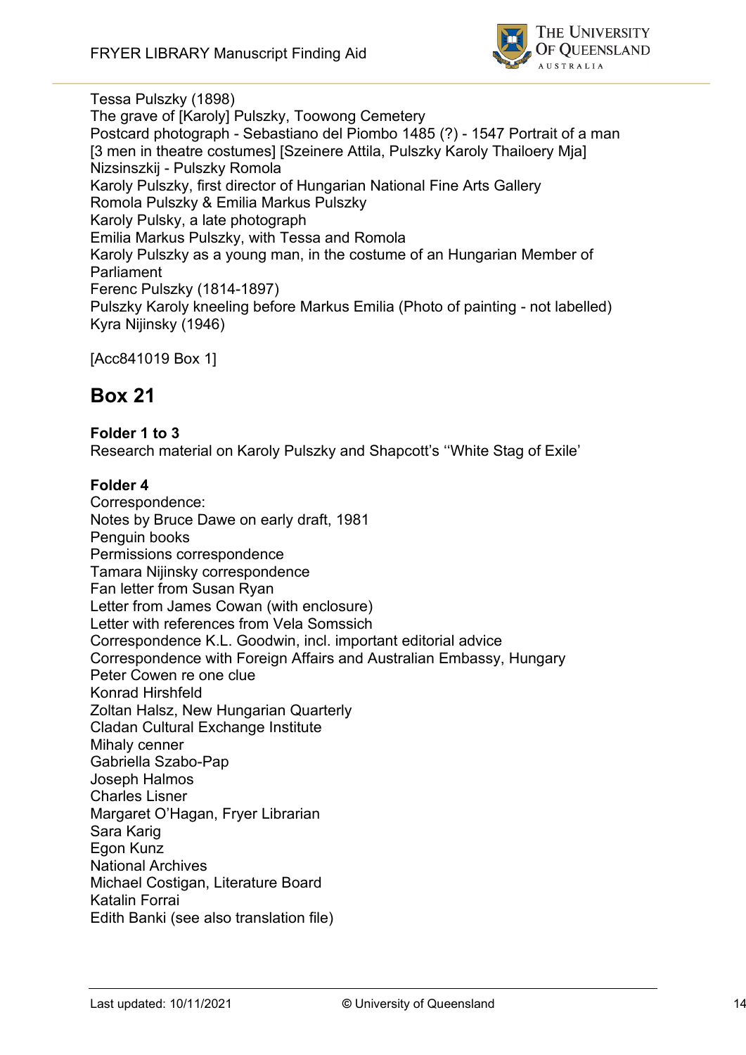Tessa Pulszky (1898)
The grave of [Karoly] Pulszky, Toowong Cemetery
Postcard photograph - Sebastiano del Piombo 1485 (?) - 1547 Portrait of a man
[3 men in theatre costumes] [Szeinere Attila, Pulszky Karoly Thailoery Mja]
Nizsinszkij - Pulszky Romola
Karoly Pulszky, first director of Hungarian National Fine Arts Gallery
Romola Pulszky & Emilia Markus Pulszky
Karoly Pulsky, a late photograph
Emilia Markus Pulszky, with Tessa and Romola
Karoly Pulszky as a young man, in the costume of an Hungarian Member of Parliament
Ferenc Pulszky (1814-1897)
Pulszky Karoly kneeling before Markus Emilia (Photo of painting - not labelled)
Kyra Nijinsky (1946)

[Acc841019 Box 1]

## Box 21

**Folder 1 to 3**
Research material on Karoly Pulszky and Shapcott's ''White Stag of Exile'

**Folder 4**
Correspondence:
Notes by Bruce Dawe on early draft, 1981
Penguin books
Permissions correspondence
Tamara Nijinsky correspondence
Fan letter from Susan Ryan
Letter from James Cowan (with enclosure)
Letter with references from Vela Somssich
Correspondence K.L. Goodwin, incl. important editorial advice
Correspondence with Foreign Affairs and Australian Embassy, Hungary
Peter Cowen re one clue
Konrad Hirshfeld
Zoltan Halsz, New Hungarian Quarterly
Cladan Cultural Exchange Institute
Mihaly cenner
Gabriella Szabo-Pap
Joseph Halmos
Charles Lisner
Margaret O'Hagan, Fryer Librarian
Sara Karig
Egon Kunz
National Archives
Michael Costigan, Literature Board
Katalin Forrai
Edith Banki (see also translation file)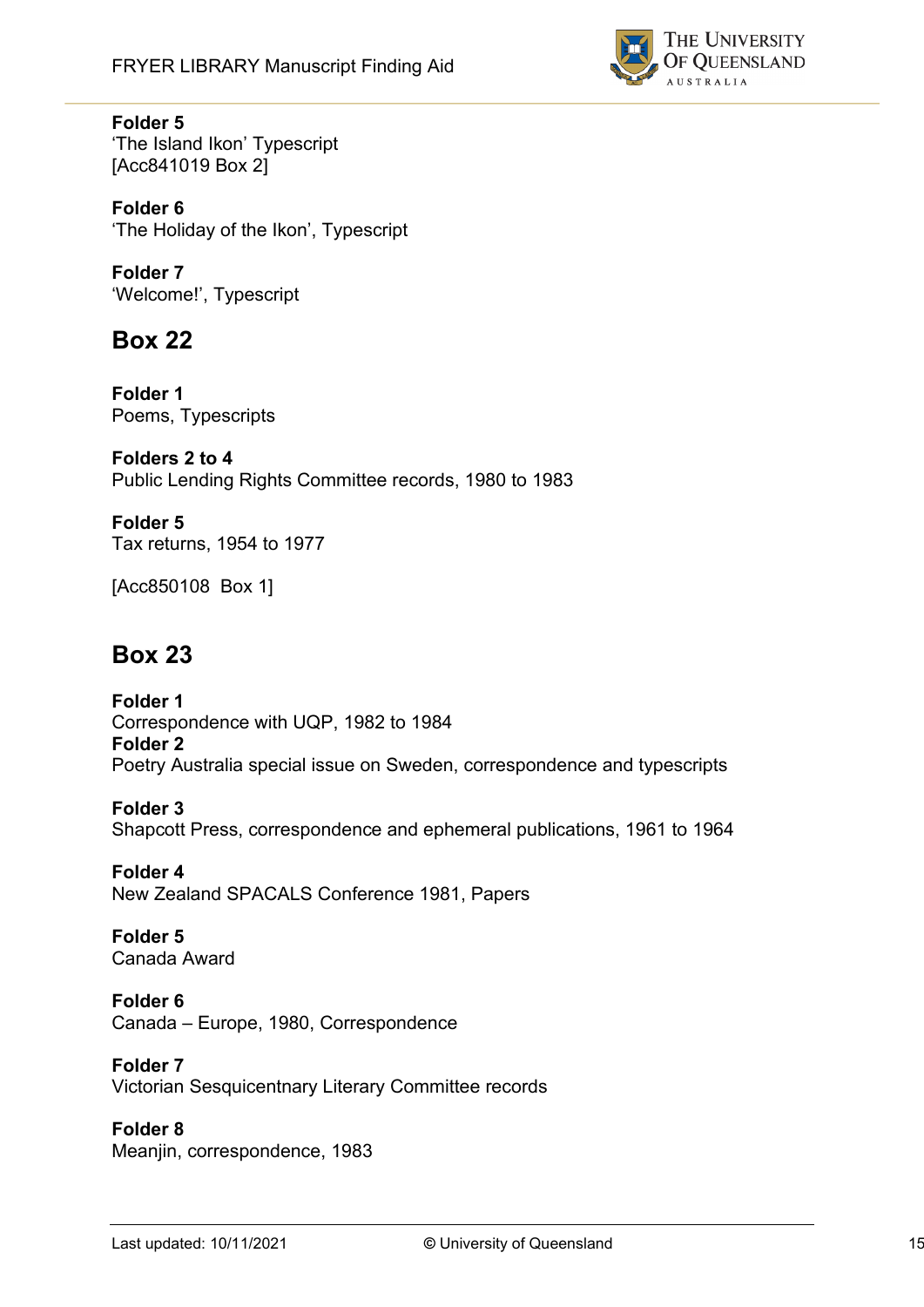**Folder 5**
'The Island Ikon' Typescript
[Acc841019 Box 2]

**Folder 6**
'The Holiday of the Ikon', Typescript

**Folder 7**
'Welcome!', Typescript

## Box 22

**Folder 1**
Poems, Typescripts

**Folders 2 to 4**
Public Lending Rights Committee records, 1980 to 1983

**Folder 5**
Tax returns, 1954 to 1977

[Acc850108 Box 1]

## Box 23

**Folder 1**
Correspondence with UQP, 1982 to 1984

**Folder 2**
Poetry Australia special issue on Sweden, correspondence and typescripts

**Folder 3**
Shapcott Press, correspondence and ephemeral publications, 1961 to 1964

**Folder 4**
New Zealand SPACALS Conference 1981, Papers

**Folder 5**
Canada Award

**Folder 6**
Canada – Europe, 1980, Correspondence

**Folder 7**
Victorian Sesquicentnary Literary Committee records

**Folder 8**
Meanjin, correspondence, 1983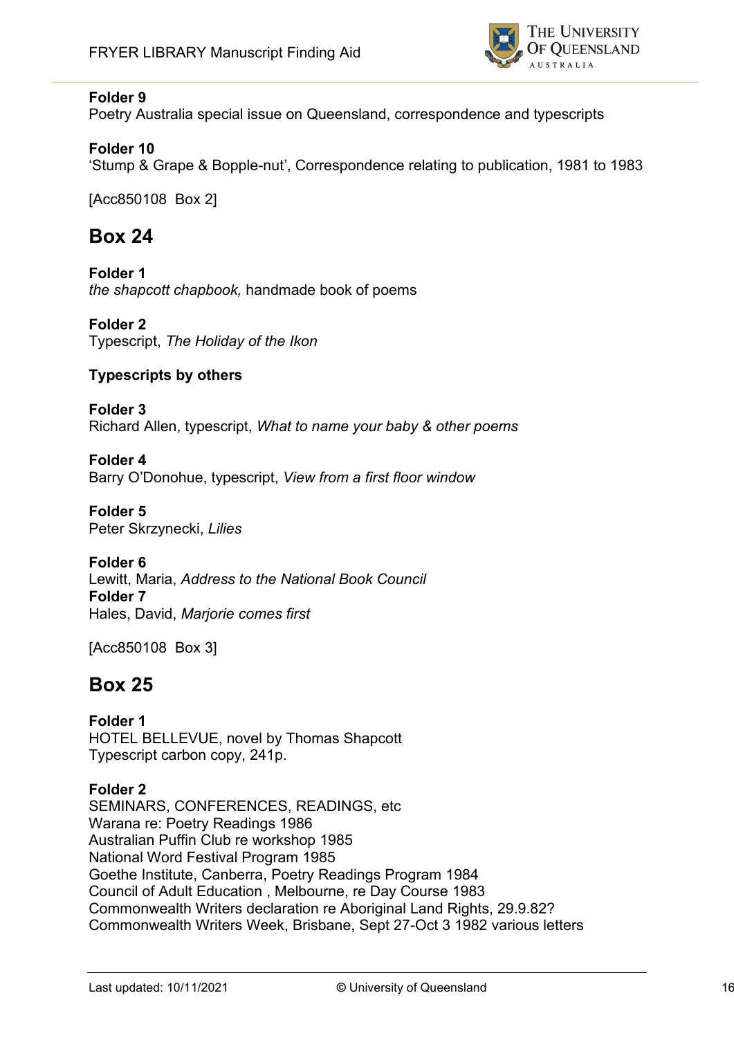**Folder 9**
Poetry Australia special issue on Queensland, correspondence and typescripts

**Folder 10**
'Stump & Grape & Bopple-nut', Correspondence relating to publication, 1981 to 1983

[Acc850108 Box 2]

## Box 24

**Folder 1**
*the shapcott chapbook,* handmade book of poems

**Folder 2**
Typescript, *The Holiday of the Ikon*

**Typescripts by others**

**Folder 3**
Richard Allen, typescript, *What to name your baby & other poems*

**Folder 4**
Barry O'Donohue, typescript, *View from a first floor window*

**Folder 5**
Peter Skrzynecki, *Lilies*

**Folder 6**
Lewitt, Maria, *Address to the National Book Council*

**Folder 7**
Hales, David, *Marjorie comes first*

[Acc850108 Box 3]

## Box 25

**Folder 1**
HOTEL BELLEVUE, novel by Thomas Shapcott
Typescript carbon copy, 241p.

**Folder 2**
SEMINARS, CONFERENCES, READINGS, etc
Warana re: Poetry Readings 1986
Australian Puffin Club re workshop 1985
National Word Festival Program 1985
Goethe Institute, Canberra, Poetry Readings Program 1984
Council of Adult Education , Melbourne, re Day Course 1983
Commonwealth Writers declaration re Aboriginal Land Rights, 29.9.82?
Commonwealth Writers Week, Brisbane, Sept 27-Oct 3 1982 various letters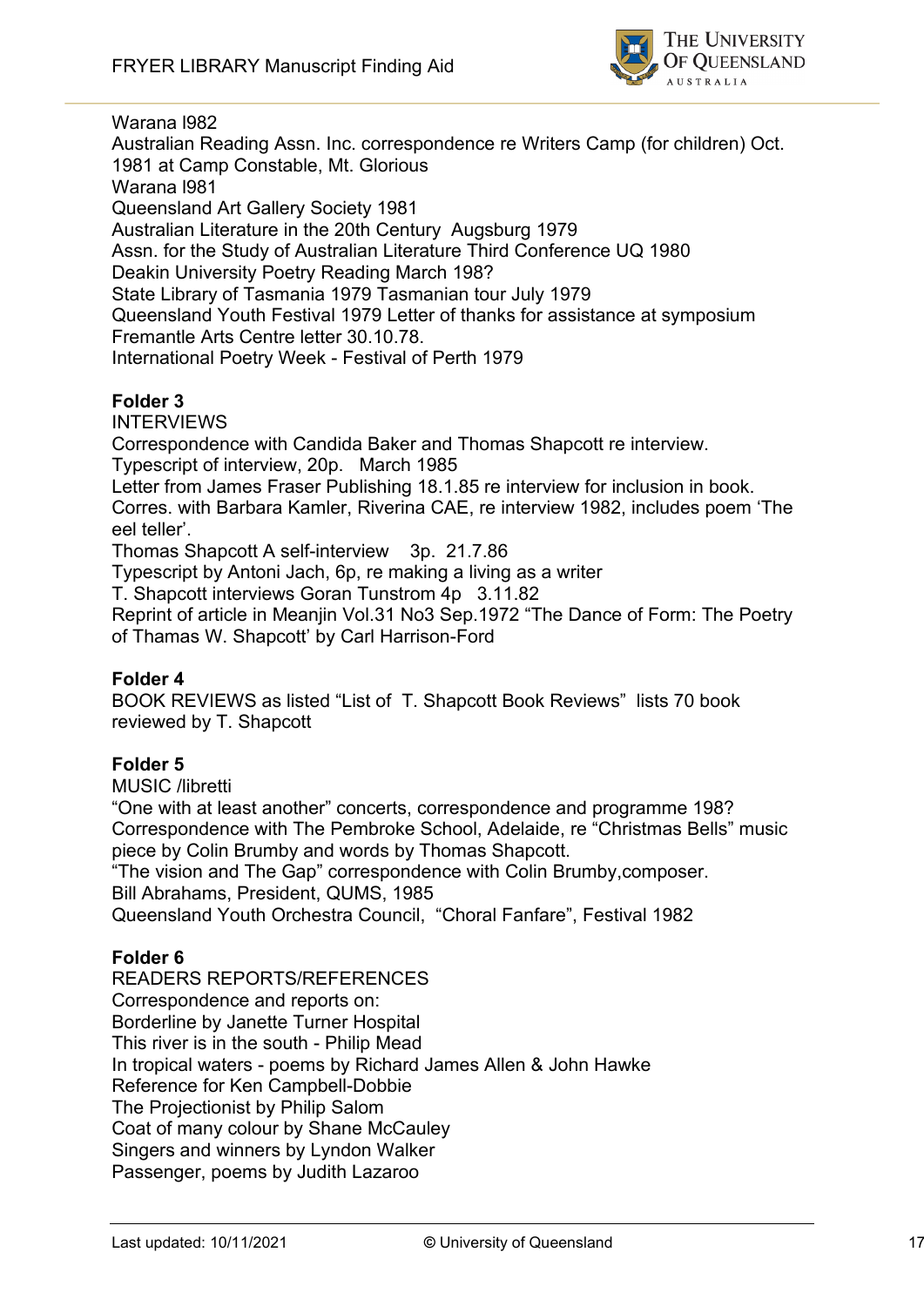Warana l982
Australian Reading Assn. Inc. correspondence re Writers Camp (for children) Oct. 1981 at Camp Constable, Mt. Glorious
Warana l981
Queensland Art Gallery Society 1981
Australian Literature in the 20th Century Augsburg 1979
Assn. for the Study of Australian Literature Third Conference UQ 1980
Deakin University Poetry Reading March 198?
State Library of Tasmania 1979 Tasmanian tour July 1979
Queensland Youth Festival 1979 Letter of thanks for assistance at symposium
Fremantle Arts Centre letter 30.10.78.
International Poetry Week - Festival of Perth 1979

**Folder 3**
INTERVIEWS
Correspondence with Candida Baker and Thomas Shapcott re interview.
Typescript of interview, 20p. March 1985
Letter from James Fraser Publishing 18.1.85 re interview for inclusion in book.
Corres. with Barbara Kamler, Riverina CAE, re interview 1982, includes poem 'The eel teller'.
Thomas Shapcott A self-interview 3p. 21.7.86
Typescript by Antoni Jach, 6p, re making a living as a writer
T. Shapcott interviews Goran Tunstrom 4p 3.11.82
Reprint of article in Meanjin Vol.31 No3 Sep.1972 "The Dance of Form: The Poetry of Thamas W. Shapcott' by Carl Harrison-Ford

**Folder 4**
BOOK REVIEWS as listed "List of T. Shapcott Book Reviews" lists 70 book reviewed by T. Shapcott

**Folder 5**
MUSIC /libretti
"One with at least another" concerts, correspondence and programme 198?
Correspondence with The Pembroke School, Adelaide, re "Christmas Bells" music piece by Colin Brumby and words by Thomas Shapcott.
"The vision and The Gap" correspondence with Colin Brumby,composer.
Bill Abrahams, President, QUMS, 1985
Queensland Youth Orchestra Council, "Choral Fanfare", Festival 1982

**Folder 6**
READERS REPORTS/REFERENCES
Correspondence and reports on:
Borderline by Janette Turner Hospital
This river is in the south - Philip Mead
In tropical waters - poems by Richard James Allen & John Hawke
Reference for Ken Campbell-Dobbie
The Projectionist by Philip Salom
Coat of many colour by Shane McCauley
Singers and winners by Lyndon Walker
Passenger, poems by Judith Lazaroo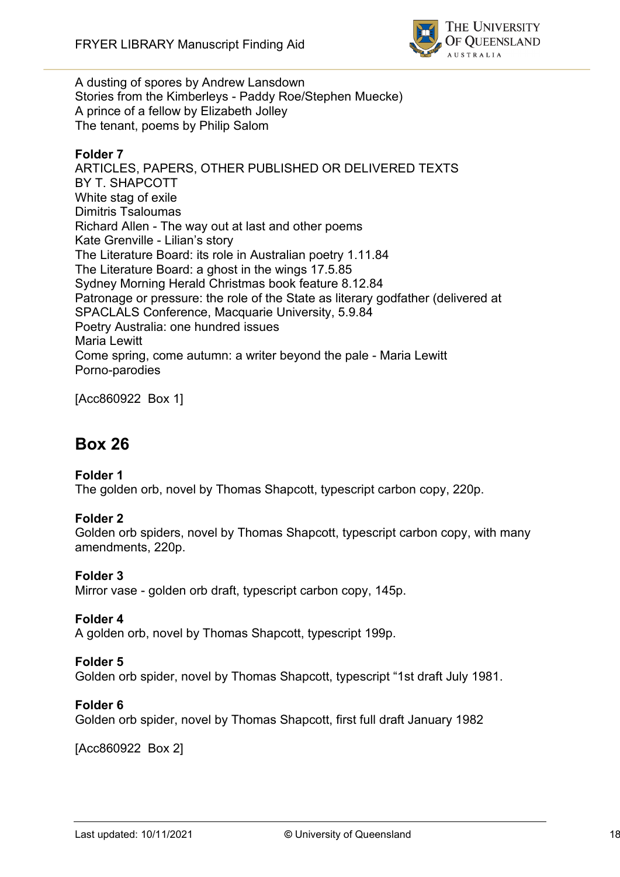A dusting of spores by Andrew Lansdown
Stories from the Kimberleys - Paddy Roe/Stephen Muecke)
A prince of a fellow by Elizabeth Jolley
The tenant, poems by Philip Salom

**Folder 7**
ARTICLES, PAPERS, OTHER PUBLISHED OR DELIVERED TEXTS BY T. SHAPCOTT
White stag of exile
Dimitris Tsaloumas
Richard Allen - The way out at last and other poems
Kate Grenville - Lilian's story
The Literature Board: its role in Australian poetry 1.11.84
The Literature Board: a ghost in the wings 17.5.85
Sydney Morning Herald Christmas book feature 8.12.84
Patronage or pressure: the role of the State as literary godfather (delivered at SPACLALS Conference, Macquarie University, 5.9.84
Poetry Australia: one hundred issues
Maria Lewitt
Come spring, come autumn: a writer beyond the pale - Maria Lewitt
Porno-parodies

[Acc860922 Box 1]

## Box 26

**Folder 1**
The golden orb, novel by Thomas Shapcott, typescript carbon copy, 220p.

**Folder 2**
Golden orb spiders, novel by Thomas Shapcott, typescript carbon copy, with many amendments, 220p.

**Folder 3**
Mirror vase - golden orb draft, typescript carbon copy, 145p.

**Folder 4**
A golden orb, novel by Thomas Shapcott, typescript 199p.

**Folder 5**
Golden orb spider, novel by Thomas Shapcott, typescript "1st draft July 1981.

**Folder 6**
Golden orb spider, novel by Thomas Shapcott, first full draft January 1982

[Acc860922 Box 2]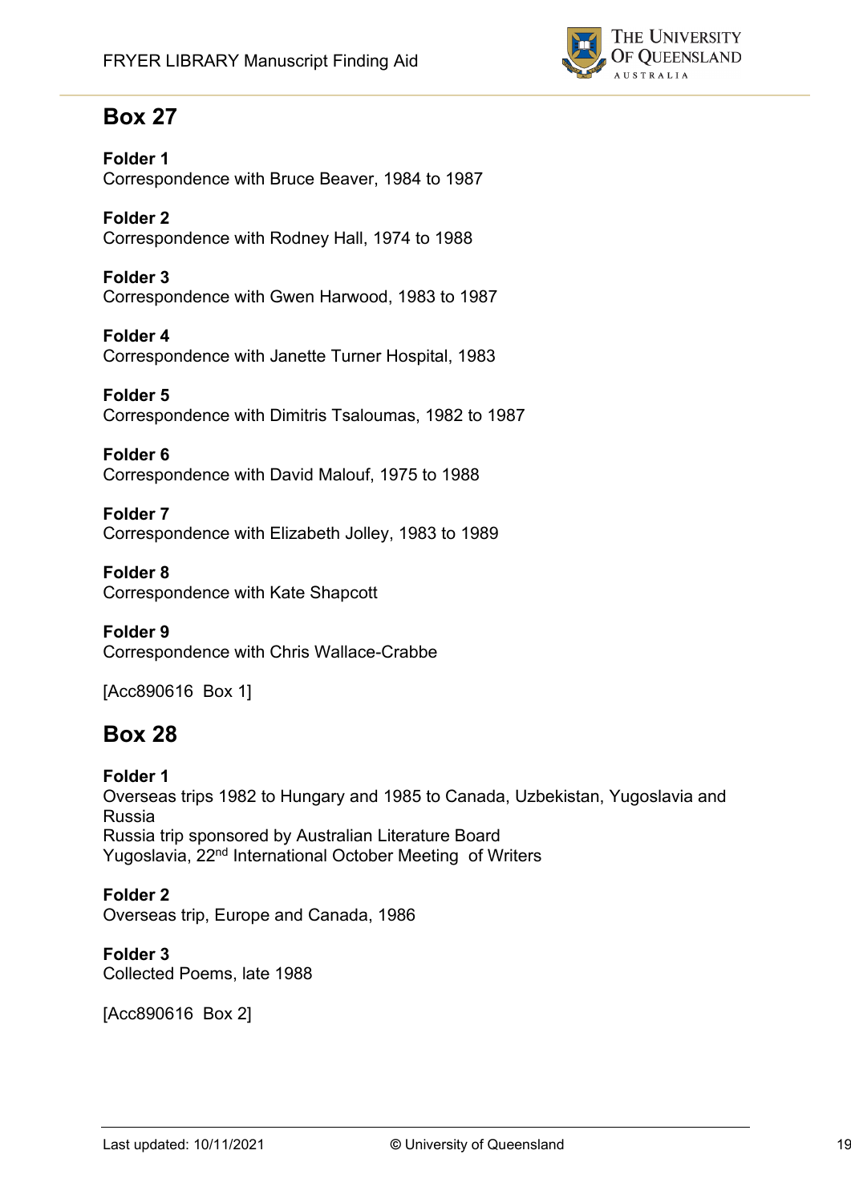## Box 27

**Folder 1**
Correspondence with Bruce Beaver, 1984 to 1987

**Folder 2**
Correspondence with Rodney Hall, 1974 to 1988

**Folder 3**
Correspondence with Gwen Harwood, 1983 to 1987

**Folder 4**
Correspondence with Janette Turner Hospital, 1983

**Folder 5**
Correspondence with Dimitris Tsaloumas, 1982 to 1987

**Folder 6**
Correspondence with David Malouf, 1975 to 1988

**Folder 7**
Correspondence with Elizabeth Jolley, 1983 to 1989

**Folder 8**
Correspondence with Kate Shapcott

**Folder 9**
Correspondence with Chris Wallace-Crabbe

[Acc890616 Box 1]

## Box 28

**Folder 1**
Overseas trips 1982 to Hungary and 1985 to Canada, Uzbekistan, Yugoslavia and Russia
Russia trip sponsored by Australian Literature Board
Yugoslavia, 22nd International October Meeting of Writers

**Folder 2**
Overseas trip, Europe and Canada, 1986

**Folder 3**
Collected Poems, late 1988

[Acc890616 Box 2]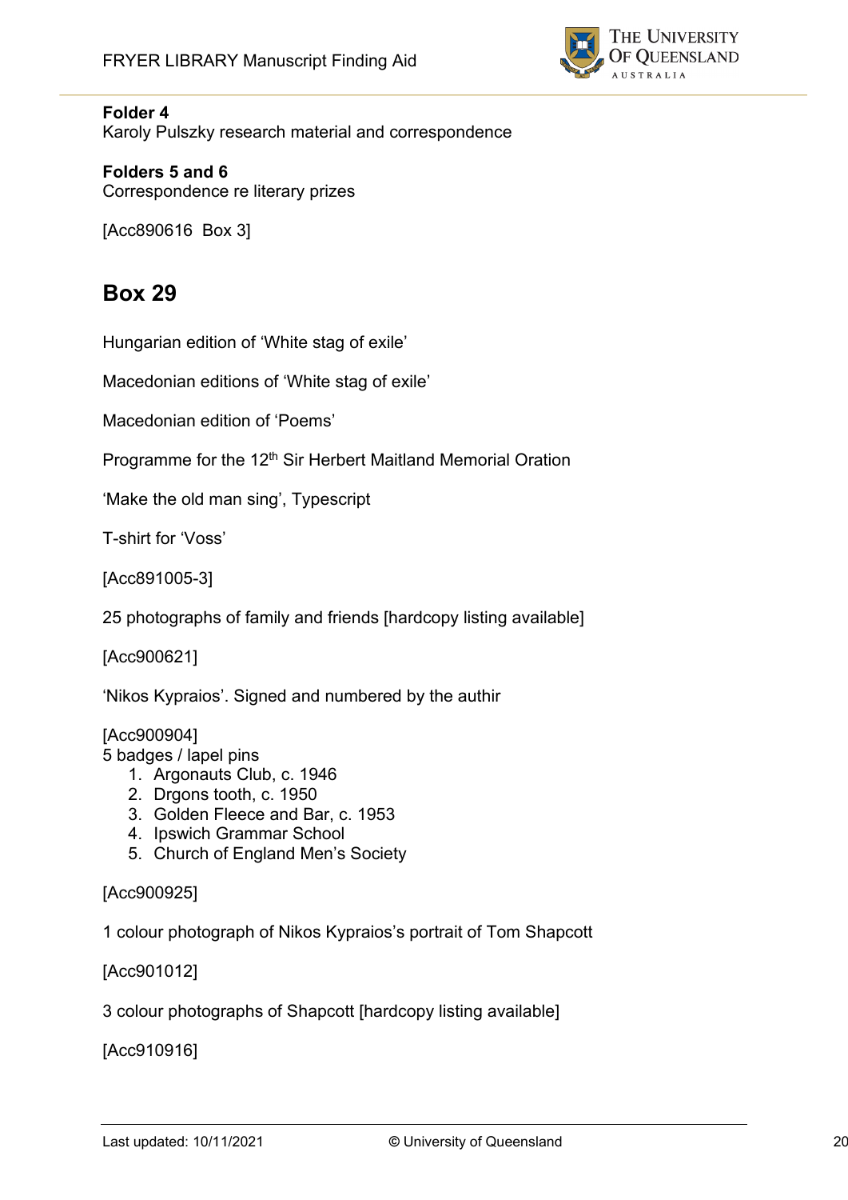**Folder 4**
Karoly Pulszky research material and correspondence

**Folders 5 and 6**
Correspondence re literary prizes

[Acc890616  Box 3]

## Box 29

Hungarian edition of 'White stag of exile'

Macedonian editions of 'White stag of exile'

Macedonian edition of 'Poems'

Programme for the 12th Sir Herbert Maitland Memorial Oration

'Make the old man sing', Typescript

T-shirt for 'Voss'

[Acc891005-3]

25 photographs of family and friends [hardcopy listing available]

[Acc900621]

'Nikos Kypraios'. Signed and numbered by the authir

[Acc900904]
5 badges / lapel pins

1. Argonauts Club, c. 1946
2. Drgons tooth, c. 1950
3. Golden Fleece and Bar, c. 1953
4. Ipswich Grammar School
5. Church of England Men's Society

[Acc900925]

1 colour photograph of Nikos Kypraios's portrait of Tom Shapcott

[Acc901012]

3 colour photographs of Shapcott [hardcopy listing available]

[Acc910916]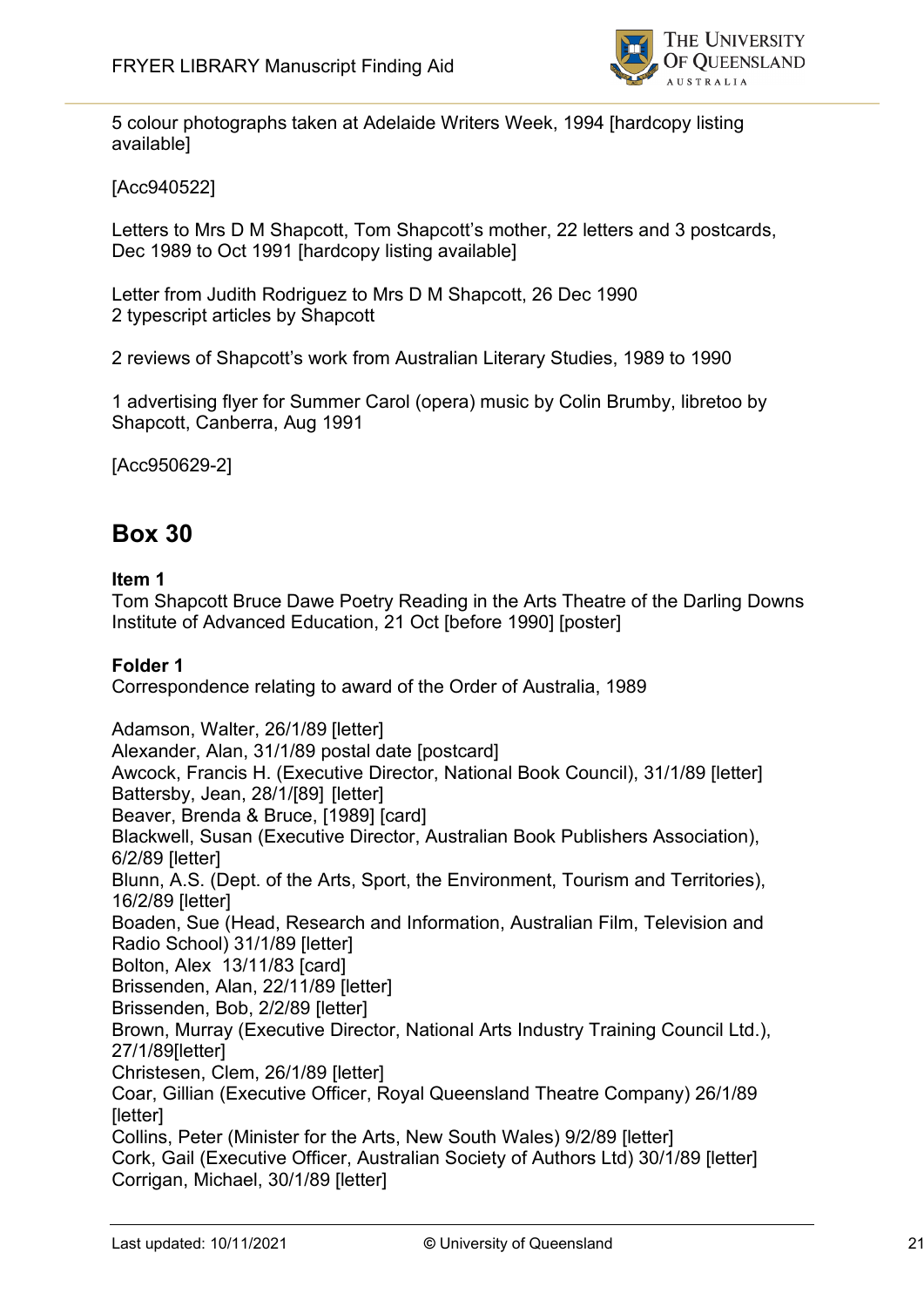5 colour photographs taken at Adelaide Writers Week, 1994 [hardcopy listing available]

[Acc940522]

Letters to Mrs D M Shapcott, Tom Shapcott's mother, 22 letters and 3 postcards, Dec 1989 to Oct 1991 [hardcopy listing available]

Letter from Judith Rodriguez to Mrs D M Shapcott, 26 Dec 1990
2 typescript articles by Shapcott

2 reviews of Shapcott's work from Australian Literary Studies, 1989 to 1990

1 advertising flyer for Summer Carol (opera) music by Colin Brumby, libretoo by Shapcott, Canberra, Aug 1991

[Acc950629-2]

## Box 30

**Item 1**
Tom Shapcott Bruce Dawe Poetry Reading in the Arts Theatre of the Darling Downs Institute of Advanced Education, 21 Oct [before 1990] [poster]

**Folder 1**
Correspondence relating to award of the Order of Australia, 1989

Adamson, Walter, 26/1/89 [letter]
Alexander, Alan, 31/1/89 postal date [postcard]
Awcock, Francis H. (Executive Director, National Book Council), 31/1/89 [letter]
Battersby, Jean, 28/1/[89] [letter]
Beaver, Brenda & Bruce, [1989] [card]
Blackwell, Susan (Executive Director, Australian Book Publishers Association), 6/2/89 [letter]
Blunn, A.S. (Dept. of the Arts, Sport, the Environment, Tourism and Territories), 16/2/89 [letter]
Boaden, Sue (Head, Research and Information, Australian Film, Television and Radio School) 31/1/89 [letter]
Bolton, Alex 13/11/83 [card]
Brissenden, Alan, 22/11/89 [letter]
Brissenden, Bob, 2/2/89 [letter]
Brown, Murray (Executive Director, National Arts Industry Training Council Ltd.), 27/1/89[letter]
Christesen, Clem, 26/1/89 [letter]
Coar, Gillian (Executive Officer, Royal Queensland Theatre Company) 26/1/89 [letter]
Collins, Peter (Minister for the Arts, New South Wales) 9/2/89 [letter]
Cork, Gail (Executive Officer, Australian Society of Authors Ltd) 30/1/89 [letter]
Corrigan, Michael, 30/1/89 [letter]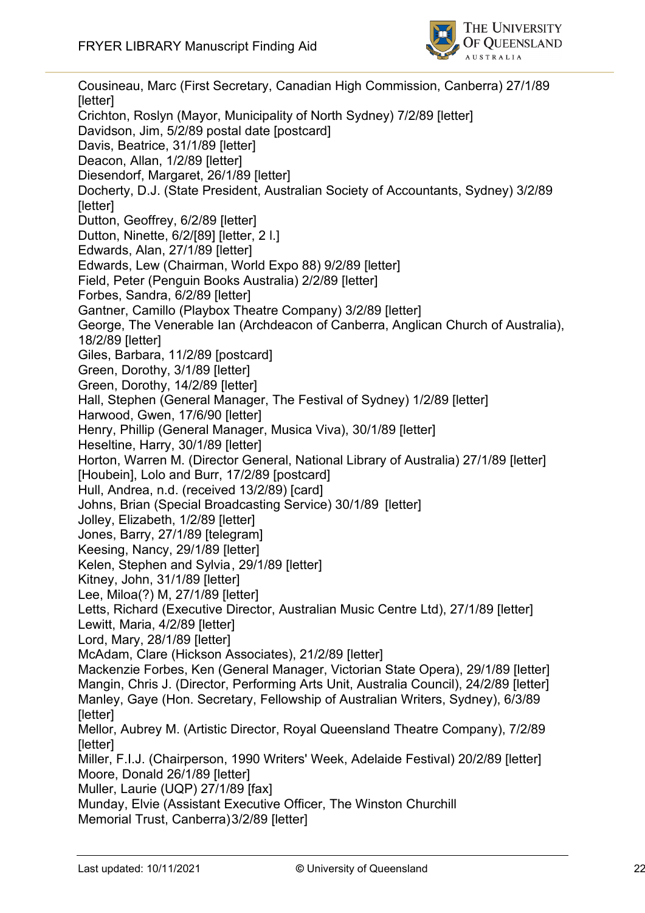Cousineau, Marc (First Secretary, Canadian High Commission, Canberra) 27/1/89 [letter]
Crichton, Roslyn (Mayor, Municipality of North Sydney) 7/2/89 [letter]
Davidson, Jim, 5/2/89 postal date [postcard]
Davis, Beatrice, 31/1/89 [letter]
Deacon, Allan, 1/2/89 [letter]
Diesendorf, Margaret, 26/1/89 [letter]
Docherty, D.J. (State President, Australian Society of Accountants, Sydney) 3/2/89 [letter]
Dutton, Geoffrey, 6/2/89 [letter]
Dutton, Ninette, 6/2/[89] [letter, 2 l.]
Edwards, Alan, 27/1/89 [letter]
Edwards, Lew (Chairman, World Expo 88) 9/2/89 [letter]
Field, Peter (Penguin Books Australia) 2/2/89 [letter]
Forbes, Sandra, 6/2/89 [letter]
Gantner, Camillo (Playbox Theatre Company) 3/2/89 [letter]
George, The Venerable Ian (Archdeacon of Canberra, Anglican Church of Australia), 18/2/89 [letter]
Giles, Barbara, 11/2/89 [postcard]
Green, Dorothy, 3/1/89 [letter]
Green, Dorothy, 14/2/89 [letter]
Hall, Stephen (General Manager, The Festival of Sydney) 1/2/89 [letter]
Harwood, Gwen, 17/6/90 [letter]
Henry, Phillip (General Manager, Musica Viva), 30/1/89 [letter]
Heseltine, Harry, 30/1/89 [letter]
Horton, Warren M. (Director General, National Library of Australia) 27/1/89 [letter]
[Houbein], Lolo and Burr, 17/2/89 [postcard]
Hull, Andrea, n.d. (received 13/2/89) [card]
Johns, Brian (Special Broadcasting Service) 30/1/89 [letter]
Jolley, Elizabeth, 1/2/89 [letter]
Jones, Barry, 27/1/89 [telegram]
Keesing, Nancy, 29/1/89 [letter]
Kelen, Stephen and Sylvia, 29/1/89 [letter]
Kitney, John, 31/1/89 [letter]
Lee, Miloa(?) M, 27/1/89 [letter]
Letts, Richard (Executive Director, Australian Music Centre Ltd), 27/1/89 [letter]
Lewitt, Maria, 4/2/89 [letter]
Lord, Mary, 28/1/89 [letter]
McAdam, Clare (Hickson Associates), 21/2/89 [letter]
Mackenzie Forbes, Ken (General Manager, Victorian State Opera), 29/1/89 [letter]
Mangin, Chris J. (Director, Performing Arts Unit, Australia Council), 24/2/89 [letter]
Manley, Gaye (Hon. Secretary, Fellowship of Australian Writers, Sydney), 6/3/89 [letter]
Mellor, Aubrey M. (Artistic Director, Royal Queensland Theatre Company), 7/2/89 [letter]
Miller, F.I.J. (Chairperson, 1990 Writers' Week, Adelaide Festival) 20/2/89 [letter]
Moore, Donald 26/1/89 [letter]
Muller, Laurie (UQP) 27/1/89 [fax]
Munday, Elvie (Assistant Executive Officer, The Winston Churchill Memorial Trust, Canberra) 3/2/89 [letter]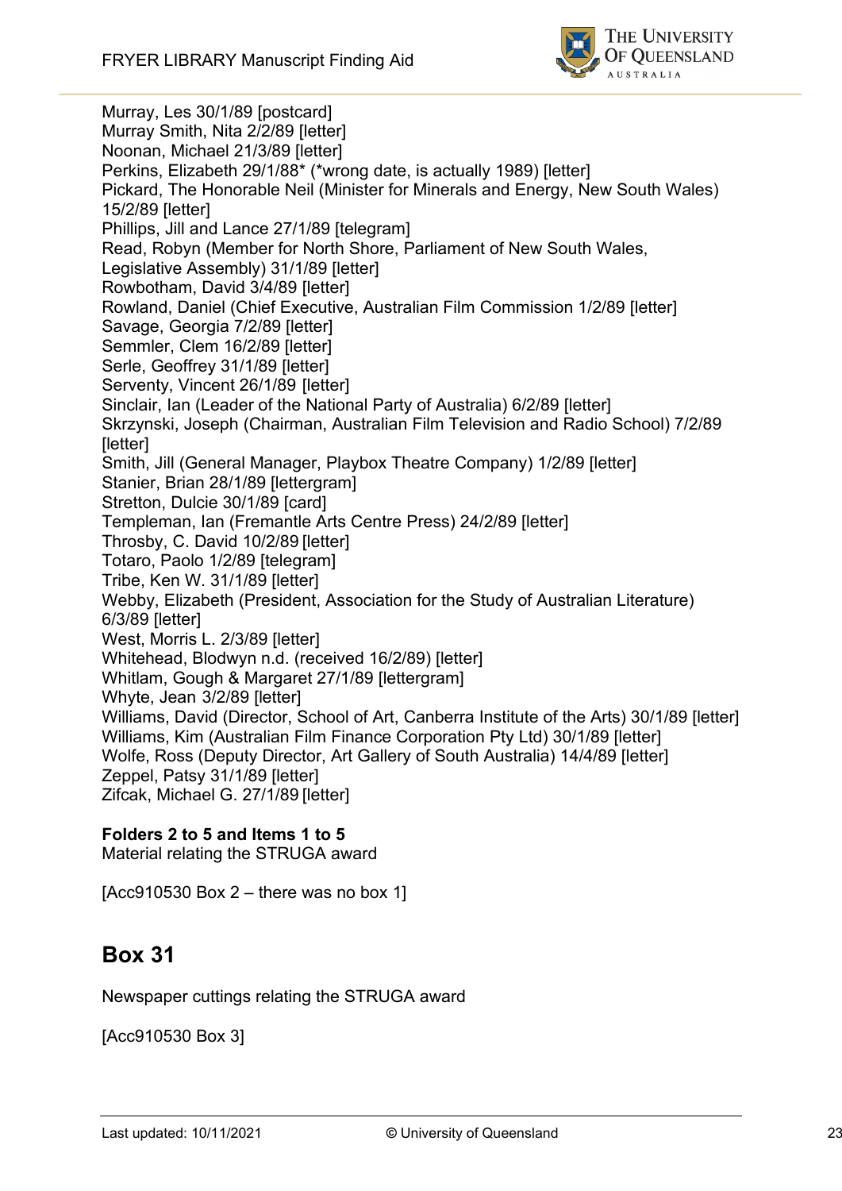Murray, Les 30/1/89 [postcard]
Murray Smith, Nita 2/2/89 [letter]
Noonan, Michael 21/3/89 [letter]
Perkins, Elizabeth 29/1/88* (*wrong date, is actually 1989) [letter]
Pickard, The Honorable Neil (Minister for Minerals and Energy, New South Wales) 15/2/89 [letter]
Phillips, Jill and Lance 27/1/89 [telegram]
Read, Robyn (Member for North Shore, Parliament of New South Wales, Legislative Assembly) 31/1/89 [letter]
Rowbotham, David 3/4/89 [letter]
Rowland, Daniel (Chief Executive, Australian Film Commission 1/2/89 [letter]
Savage, Georgia 7/2/89 [letter]
Semmler, Clem 16/2/89 [letter]
Serle, Geoffrey 31/1/89 [letter]
Serventy, Vincent 26/1/89 [letter]
Sinclair, Ian (Leader of the National Party of Australia) 6/2/89 [letter]
Skrzynski, Joseph (Chairman, Australian Film Television and Radio School) 7/2/89 [letter]
Smith, Jill (General Manager, Playbox Theatre Company) 1/2/89 [letter]
Stanier, Brian 28/1/89 [lettergram]
Stretton, Dulcie 30/1/89 [card]
Templeman, Ian (Fremantle Arts Centre Press) 24/2/89 [letter]
Throsby, C. David 10/2/89 [letter]
Totaro, Paolo 1/2/89 [telegram]
Tribe, Ken W. 31/1/89 [letter]
Webby, Elizabeth (President, Association for the Study of Australian Literature) 6/3/89 [letter]
West, Morris L. 2/3/89 [letter]
Whitehead, Blodwyn n.d. (received 16/2/89) [letter]
Whitlam, Gough & Margaret 27/1/89 [lettergram]
Whyte, Jean 3/2/89 [letter]
Williams, David (Director, School of Art, Canberra Institute of the Arts) 30/1/89 [letter]
Williams, Kim (Australian Film Finance Corporation Pty Ltd) 30/1/89 [letter]
Wolfe, Ross (Deputy Director, Art Gallery of South Australia) 14/4/89 [letter]
Zeppel, Patsy 31/1/89 [letter]
Zifcak, Michael G. 27/1/89 [letter]

**Folders 2 to 5 and Items 1 to 5**
Material relating the STRUGA award

[Acc910530 Box 2 – there was no box 1]

## Box 31

Newspaper cuttings relating the STRUGA award

[Acc910530 Box 3]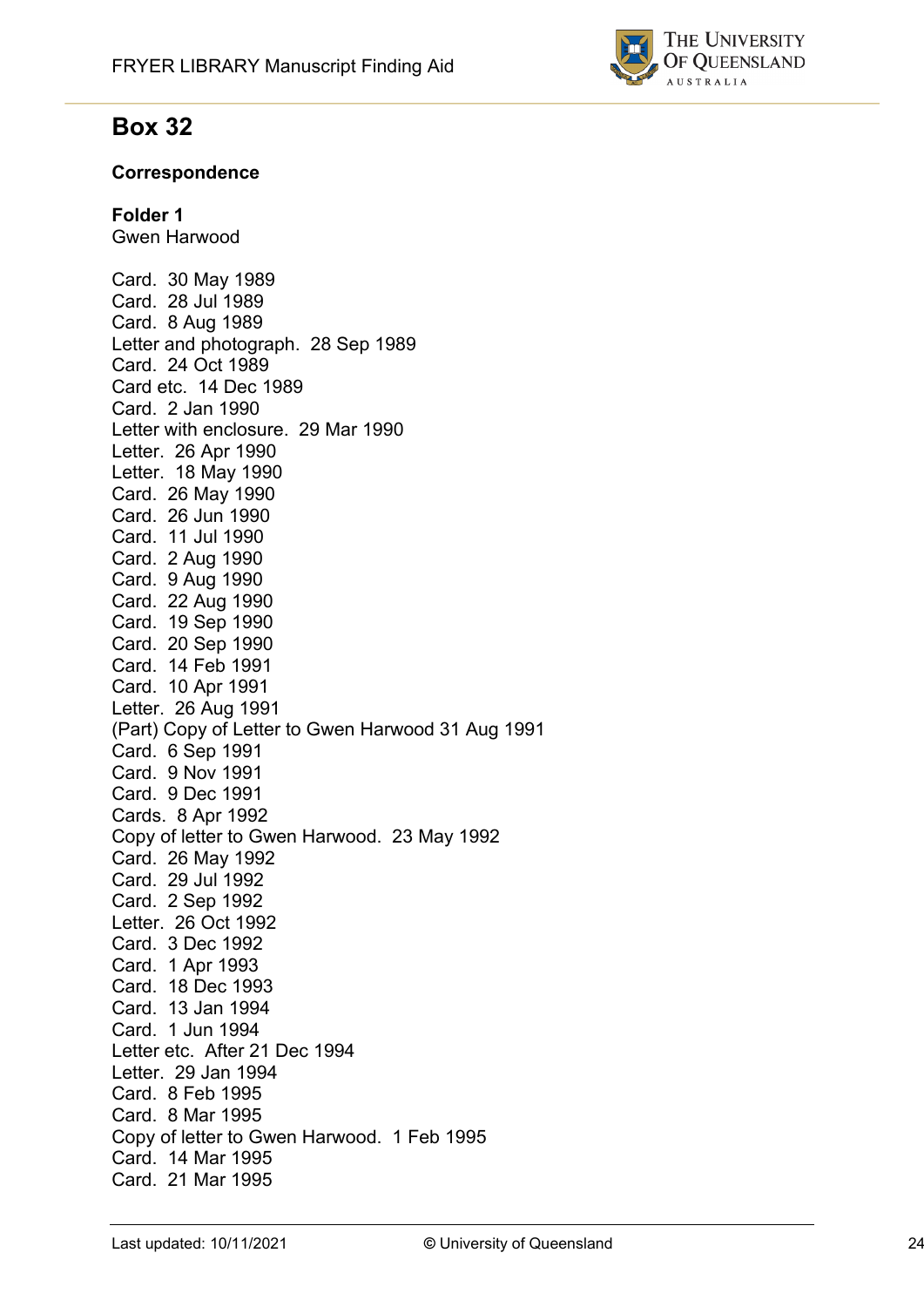## Box 32

**Correspondence**

**Folder 1**
Gwen Harwood

Card. 30 May 1989
Card. 28 Jul 1989
Card. 8 Aug 1989
Letter and photograph. 28 Sep 1989
Card. 24 Oct 1989
Card etc. 14 Dec 1989
Card. 2 Jan 1990
Letter with enclosure. 29 Mar 1990
Letter. 26 Apr 1990
Letter. 18 May 1990
Card. 26 May 1990
Card. 26 Jun 1990
Card. 11 Jul 1990
Card. 2 Aug 1990
Card. 9 Aug 1990
Card. 22 Aug 1990
Card. 19 Sep 1990
Card. 20 Sep 1990
Card. 14 Feb 1991
Card. 10 Apr 1991
Letter. 26 Aug 1991
(Part) Copy of Letter to Gwen Harwood 31 Aug 1991
Card. 6 Sep 1991
Card. 9 Nov 1991
Card. 9 Dec 1991
Cards. 8 Apr 1992
Copy of letter to Gwen Harwood. 23 May 1992
Card. 26 May 1992
Card. 29 Jul 1992
Card. 2 Sep 1992
Letter. 26 Oct 1992
Card. 3 Dec 1992
Card. 1 Apr 1993
Card. 18 Dec 1993
Card. 13 Jan 1994
Card. 1 Jun 1994
Letter etc. After 21 Dec 1994
Letter. 29 Jan 1994
Card. 8 Feb 1995
Card. 8 Mar 1995
Copy of letter to Gwen Harwood. 1 Feb 1995
Card. 14 Mar 1995
Card. 21 Mar 1995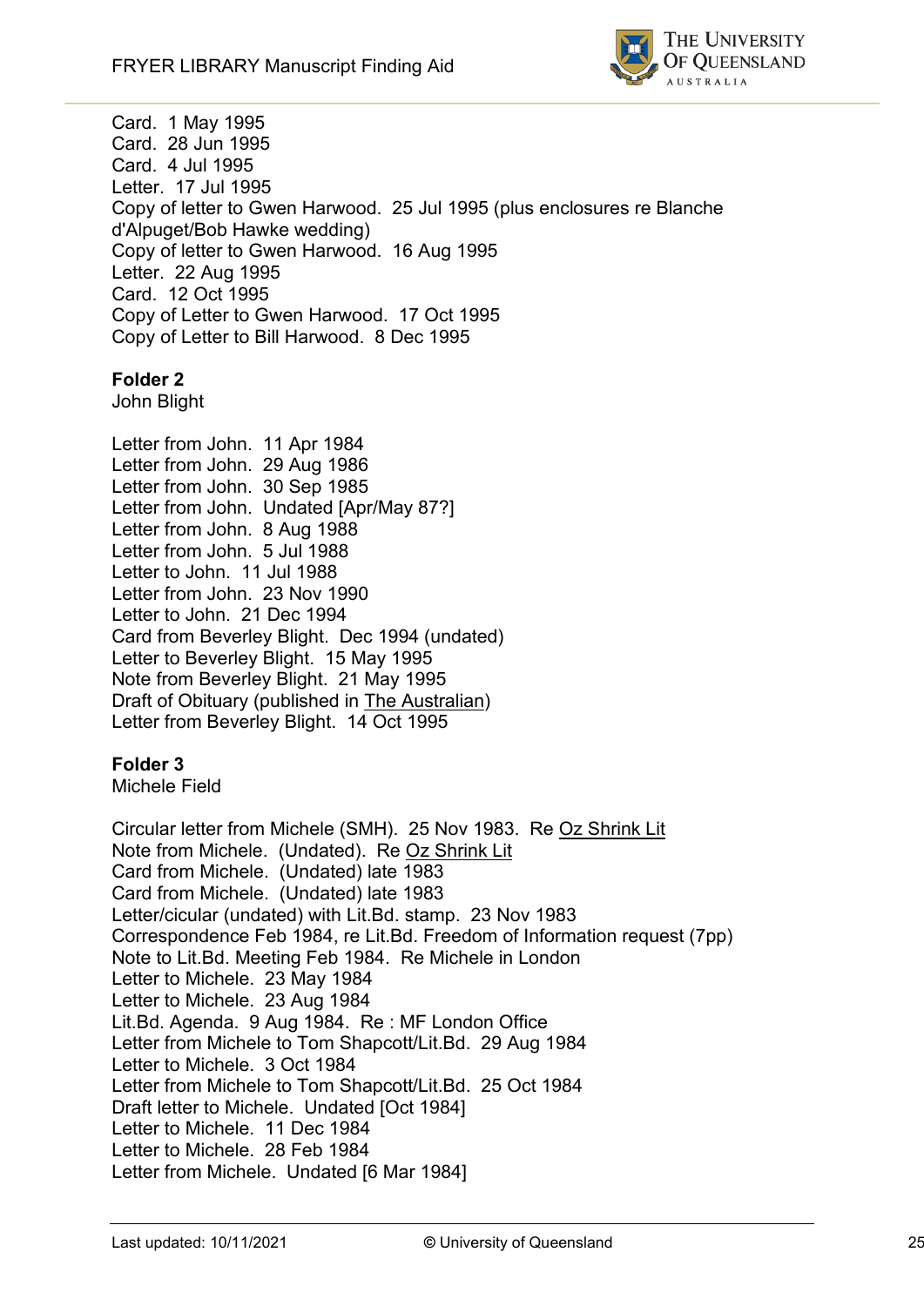Card.  1 May 1995
Card.  28 Jun 1995
Card.  4 Jul 1995
Letter.  17 Jul 1995
Copy of letter to Gwen Harwood.  25 Jul 1995 (plus enclosures re Blanche d'Alpuget/Bob Hawke wedding)
Copy of letter to Gwen Harwood.  16 Aug 1995
Letter.  22 Aug 1995
Card.  12 Oct 1995
Copy of Letter to Gwen Harwood.  17 Oct 1995
Copy of Letter to Bill Harwood.  8 Dec 1995

**Folder 2**
John Blight

Letter from John.  11 Apr 1984
Letter from John.  29 Aug 1986
Letter from John.  30 Sep 1985
Letter from John.  Undated [Apr/May 87?]
Letter from John.  8 Aug 1988
Letter from John.  5 Jul 1988
Letter to John.  11 Jul 1988
Letter from John.  23 Nov 1990
Letter to John.  21 Dec 1994
Card from Beverley Blight.  Dec 1994 (undated)
Letter to Beverley Blight.  15 May 1995
Note from Beverley Blight.  21 May 1995
Draft of Obituary (published in The Australian)
Letter from Beverley Blight.  14 Oct 1995

**Folder 3**
Michele Field

Circular letter from Michele (SMH).  25 Nov 1983.  Re Oz Shrink Lit
Note from Michele.  (Undated).  Re Oz Shrink Lit
Card from Michele.  (Undated) late 1983
Card from Michele.  (Undated) late 1983
Letter/cicular (undated) with Lit.Bd. stamp.  23 Nov 1983
Correspondence Feb 1984, re Lit.Bd. Freedom of Information request (7pp)
Note to Lit.Bd. Meeting Feb 1984.  Re Michele in London
Letter to Michele.  23 May 1984
Letter to Michele.  23 Aug 1984
Lit.Bd. Agenda.  9 Aug 1984.  Re : MF London Office
Letter from Michele to Tom Shapcott/Lit.Bd.  29 Aug 1984
Letter to Michele.  3 Oct 1984
Letter from Michele to Tom Shapcott/Lit.Bd.  25 Oct 1984
Draft letter to Michele.  Undated [Oct 1984]
Letter to Michele.  11 Dec 1984
Letter to Michele.  28 Feb 1984
Letter from Michele.  Undated [6 Mar 1984]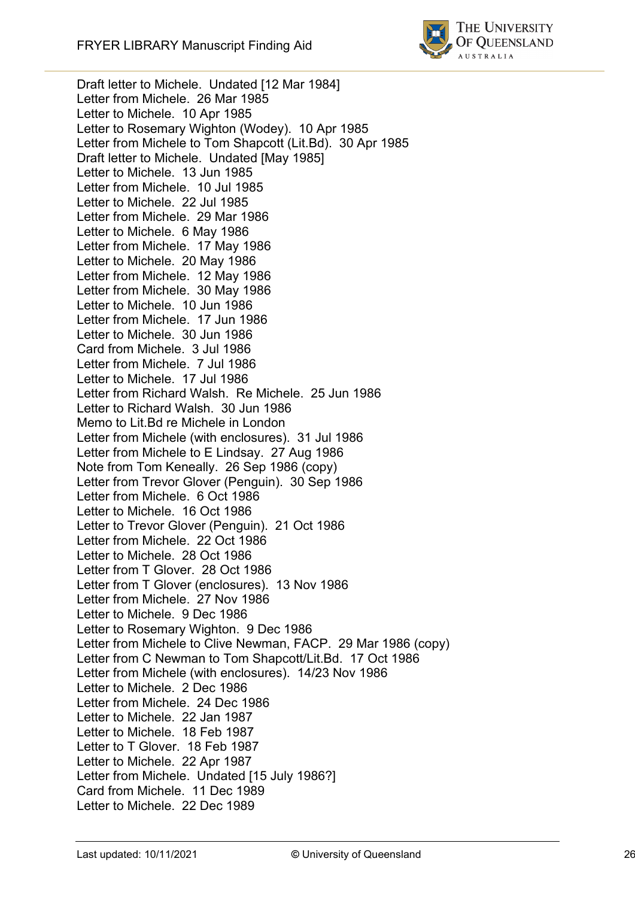Draft letter to Michele. Undated [12 Mar 1984]
Letter from Michele. 26 Mar 1985
Letter to Michele. 10 Apr 1985
Letter to Rosemary Wighton (Wodey). 10 Apr 1985
Letter from Michele to Tom Shapcott (Lit.Bd). 30 Apr 1985
Draft letter to Michele. Undated [May 1985]
Letter to Michele. 13 Jun 1985
Letter from Michele. 10 Jul 1985
Letter to Michele. 22 Jul 1985
Letter from Michele. 29 Mar 1986
Letter to Michele. 6 May 1986
Letter from Michele. 17 May 1986
Letter to Michele. 20 May 1986
Letter from Michele. 12 May 1986
Letter from Michele. 30 May 1986
Letter to Michele. 10 Jun 1986
Letter from Michele. 17 Jun 1986
Letter to Michele. 30 Jun 1986
Card from Michele. 3 Jul 1986
Letter from Michele. 7 Jul 1986
Letter to Michele. 17 Jul 1986
Letter from Richard Walsh. Re Michele. 25 Jun 1986
Letter to Richard Walsh. 30 Jun 1986
Memo to Lit.Bd re Michele in London
Letter from Michele (with enclosures). 31 Jul 1986
Letter from Michele to E Lindsay. 27 Aug 1986
Note from Tom Keneally. 26 Sep 1986 (copy)
Letter from Trevor Glover (Penguin). 30 Sep 1986
Letter from Michele. 6 Oct 1986
Letter to Michele. 16 Oct 1986
Letter to Trevor Glover (Penguin). 21 Oct 1986
Letter from Michele. 22 Oct 1986
Letter to Michele. 28 Oct 1986
Letter from T Glover. 28 Oct 1986
Letter from T Glover (enclosures). 13 Nov 1986
Letter from Michele. 27 Nov 1986
Letter to Michele. 9 Dec 1986
Letter to Rosemary Wighton. 9 Dec 1986
Letter from Michele to Clive Newman, FACP. 29 Mar 1986 (copy)
Letter from C Newman to Tom Shapcott/Lit.Bd. 17 Oct 1986
Letter from Michele (with enclosures). 14/23 Nov 1986
Letter to Michele. 2 Dec 1986
Letter from Michele. 24 Dec 1986
Letter to Michele. 22 Jan 1987
Letter to Michele. 18 Feb 1987
Letter to T Glover. 18 Feb 1987
Letter to Michele. 22 Apr 1987
Letter from Michele. Undated [15 July 1986?]
Card from Michele. 11 Dec 1989
Letter to Michele. 22 Dec 1989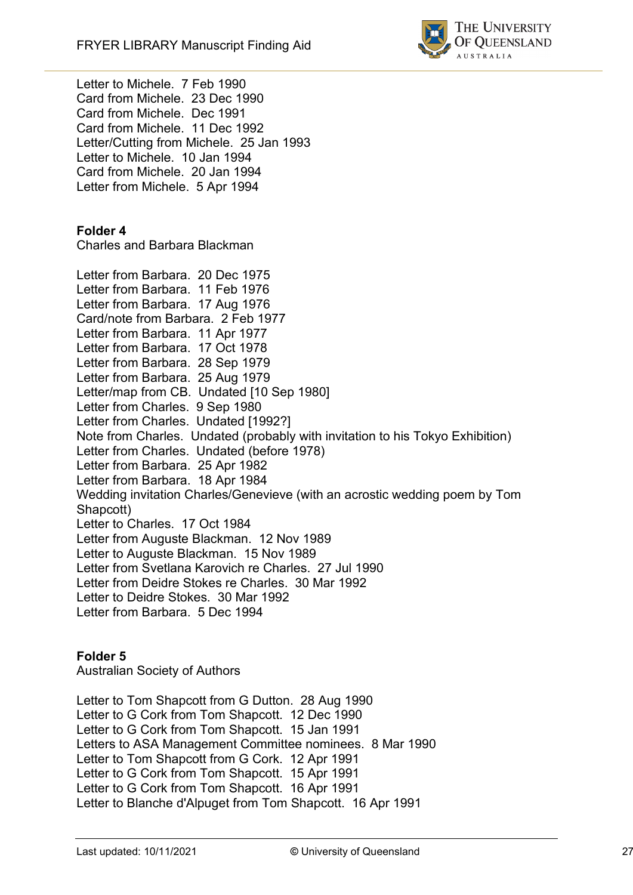Letter to Michele. 7 Feb 1990
Card from Michele. 23 Dec 1990
Card from Michele. Dec 1991
Card from Michele. 11 Dec 1992
Letter/Cutting from Michele. 25 Jan 1993
Letter to Michele. 10 Jan 1994
Card from Michele. 20 Jan 1994
Letter from Michele. 5 Apr 1994

**Folder 4**
Charles and Barbara Blackman

Letter from Barbara. 20 Dec 1975
Letter from Barbara. 11 Feb 1976
Letter from Barbara. 17 Aug 1976
Card/note from Barbara. 2 Feb 1977
Letter from Barbara. 11 Apr 1977
Letter from Barbara. 17 Oct 1978
Letter from Barbara. 28 Sep 1979
Letter from Barbara. 25 Aug 1979
Letter/map from CB. Undated [10 Sep 1980]
Letter from Charles. 9 Sep 1980
Letter from Charles. Undated [1992?]
Note from Charles. Undated (probably with invitation to his Tokyo Exhibition)
Letter from Charles. Undated (before 1978)
Letter from Barbara. 25 Apr 1982
Letter from Barbara. 18 Apr 1984
Wedding invitation Charles/Genevieve (with an acrostic wedding poem by Tom Shapcott)
Letter to Charles. 17 Oct 1984
Letter from Auguste Blackman. 12 Nov 1989
Letter to Auguste Blackman. 15 Nov 1989
Letter from Svetlana Karovich re Charles. 27 Jul 1990
Letter from Deidre Stokes re Charles. 30 Mar 1992
Letter to Deidre Stokes. 30 Mar 1992
Letter from Barbara. 5 Dec 1994

**Folder 5**
Australian Society of Authors

Letter to Tom Shapcott from G Dutton. 28 Aug 1990
Letter to G Cork from Tom Shapcott. 12 Dec 1990
Letter to G Cork from Tom Shapcott. 15 Jan 1991
Letters to ASA Management Committee nominees. 8 Mar 1990
Letter to Tom Shapcott from G Cork. 12 Apr 1991
Letter to G Cork from Tom Shapcott. 15 Apr 1991
Letter to G Cork from Tom Shapcott. 16 Apr 1991
Letter to Blanche d'Alpuget from Tom Shapcott. 16 Apr 1991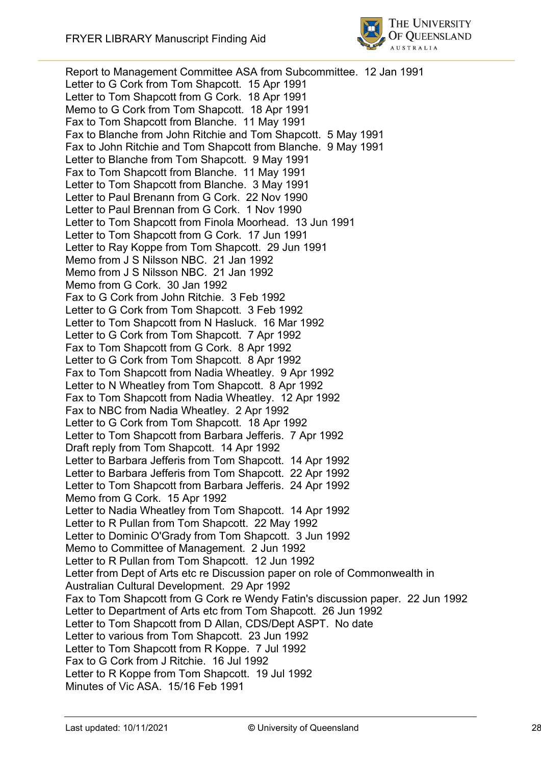Report to Management Committee ASA from Subcommittee. 12 Jan 1991
Letter to G Cork from Tom Shapcott. 15 Apr 1991
Letter to Tom Shapcott from G Cork. 18 Apr 1991
Memo to G Cork from Tom Shapcott. 18 Apr 1991
Fax to Tom Shapcott from Blanche. 11 May 1991
Fax to Blanche from John Ritchie and Tom Shapcott. 5 May 1991
Fax to John Ritchie and Tom Shapcott from Blanche. 9 May 1991
Letter to Blanche from Tom Shapcott. 9 May 1991
Fax to Tom Shapcott from Blanche. 11 May 1991
Letter to Tom Shapcott from Blanche. 3 May 1991
Letter to Paul Brenann from G Cork. 22 Nov 1990
Letter to Paul Brennan from G Cork. 1 Nov 1990
Letter to Tom Shapcott from Finola Moorhead. 13 Jun 1991
Letter to Tom Shapcott from G Cork. 17 Jun 1991
Letter to Ray Koppe from Tom Shapcott. 29 Jun 1991
Memo from J S Nilsson NBC. 21 Jan 1992
Memo from J S Nilsson NBC. 21 Jan 1992
Memo from G Cork. 30 Jan 1992
Fax to G Cork from John Ritchie. 3 Feb 1992
Letter to G Cork from Tom Shapcott. 3 Feb 1992
Letter to Tom Shapcott from N Hasluck. 16 Mar 1992
Letter to G Cork from Tom Shapcott. 7 Apr 1992
Fax to Tom Shapcott from G Cork. 8 Apr 1992
Letter to G Cork from Tom Shapcott. 8 Apr 1992
Fax to Tom Shapcott from Nadia Wheatley. 9 Apr 1992
Letter to N Wheatley from Tom Shapcott. 8 Apr 1992
Fax to Tom Shapcott from Nadia Wheatley. 12 Apr 1992
Fax to NBC from Nadia Wheatley. 2 Apr 1992
Letter to G Cork from Tom Shapcott. 18 Apr 1992
Letter to Tom Shapcott from Barbara Jefferis. 7 Apr 1992
Draft reply from Tom Shapcott. 14 Apr 1992
Letter to Barbara Jefferis from Tom Shapcott. 14 Apr 1992
Letter to Barbara Jefferis from Tom Shapcott. 22 Apr 1992
Letter to Tom Shapcott from Barbara Jefferis. 24 Apr 1992
Memo from G Cork. 15 Apr 1992
Letter to Nadia Wheatley from Tom Shapcott. 14 Apr 1992
Letter to R Pullan from Tom Shapcott. 22 May 1992
Letter to Dominic O'Grady from Tom Shapcott. 3 Jun 1992
Memo to Committee of Management. 2 Jun 1992
Letter to R Pullan from Tom Shapcott. 12 Jun 1992
Letter from Dept of Arts etc re Discussion paper on role of Commonwealth in Australian Cultural Development. 29 Apr 1992
Fax to Tom Shapcott from G Cork re Wendy Fatin's discussion paper. 22 Jun 1992
Letter to Department of Arts etc from Tom Shapcott. 26 Jun 1992
Letter to Tom Shapcott from D Allan, CDS/Dept ASPT. No date
Letter to various from Tom Shapcott. 23 Jun 1992
Letter to Tom Shapcott from R Koppe. 7 Jul 1992
Fax to G Cork from J Ritchie. 16 Jul 1992
Letter to R Koppe from Tom Shapcott. 19 Jul 1992
Minutes of Vic ASA. 15/16 Feb 1991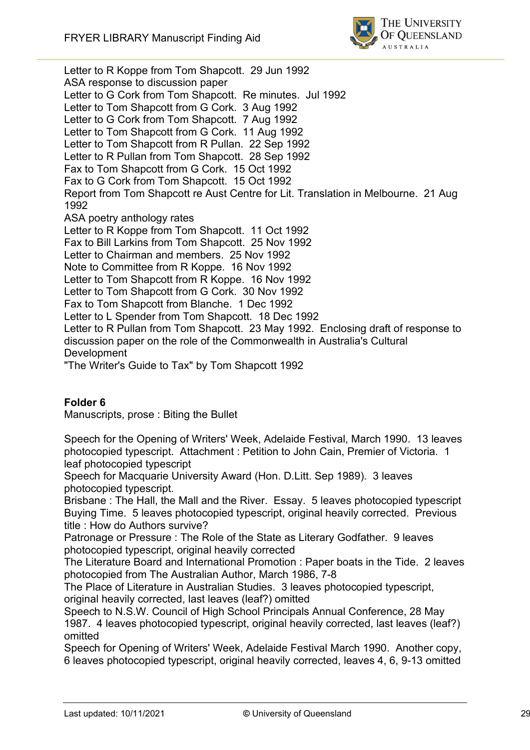Letter to R Koppe from Tom Shapcott. 29 Jun 1992
ASA response to discussion paper
Letter to G Cork from Tom Shapcott. Re minutes. Jul 1992
Letter to Tom Shapcott from G Cork. 3 Aug 1992
Letter to G Cork from Tom Shapcott. 7 Aug 1992
Letter to Tom Shapcott from G Cork. 11 Aug 1992
Letter to Tom Shapcott from R Pullan. 22 Sep 1992
Letter to R Pullan from Tom Shapcott. 28 Sep 1992
Fax to Tom Shapcott from G Cork. 15 Oct 1992
Fax to G Cork from Tom Shapcott. 15 Oct 1992
Report from Tom Shapcott re Aust Centre for Lit. Translation in Melbourne. 21 Aug 1992
ASA poetry anthology rates
Letter to R Koppe from Tom Shapcott. 11 Oct 1992
Fax to Bill Larkins from Tom Shapcott. 25 Nov 1992
Letter to Chairman and members. 25 Nov 1992
Note to Committee from R Koppe. 16 Nov 1992
Letter to Tom Shapcott from R Koppe. 16 Nov 1992
Letter to Tom Shapcott from G Cork. 30 Nov 1992
Fax to Tom Shapcott from Blanche. 1 Dec 1992
Letter to L Spender from Tom Shapcott. 18 Dec 1992
Letter to R Pullan from Tom Shapcott. 23 May 1992. Enclosing draft of response to discussion paper on the role of the Commonwealth in Australia's Cultural Development
"The Writer's Guide to Tax" by Tom Shapcott 1992

**Folder 6**
Manuscripts, prose : Biting the Bullet

Speech for the Opening of Writers' Week, Adelaide Festival, March 1990. 13 leaves photocopied typescript. Attachment : Petition to John Cain, Premier of Victoria. 1 leaf photocopied typescript
Speech for Macquarie University Award (Hon. D.Litt. Sep 1989). 3 leaves photocopied typescript.
Brisbane : The Hall, the Mall and the River. Essay. 5 leaves photocopied typescript
Buying Time. 5 leaves photocopied typescript, original heavily corrected. Previous title : How do Authors survive?
Patronage or Pressure : The Role of the State as Literary Godfather. 9 leaves photocopied typescript, original heavily corrected
The Literature Board and International Promotion : Paper boats in the Tide. 2 leaves photocopied from The Australian Author, March 1986, 7-8
The Place of Literature in Australian Studies. 3 leaves photocopied typescript, original heavily corrected, last leaves (leaf?) omitted
Speech to N.S.W. Council of High School Principals Annual Conference, 28 May 1987. 4 leaves photocopied typescript, original heavily corrected, last leaves (leaf?) omitted
Speech for Opening of Writers' Week, Adelaide Festival March 1990. Another copy, 6 leaves photocopied typescript, original heavily corrected, leaves 4, 6, 9-13 omitted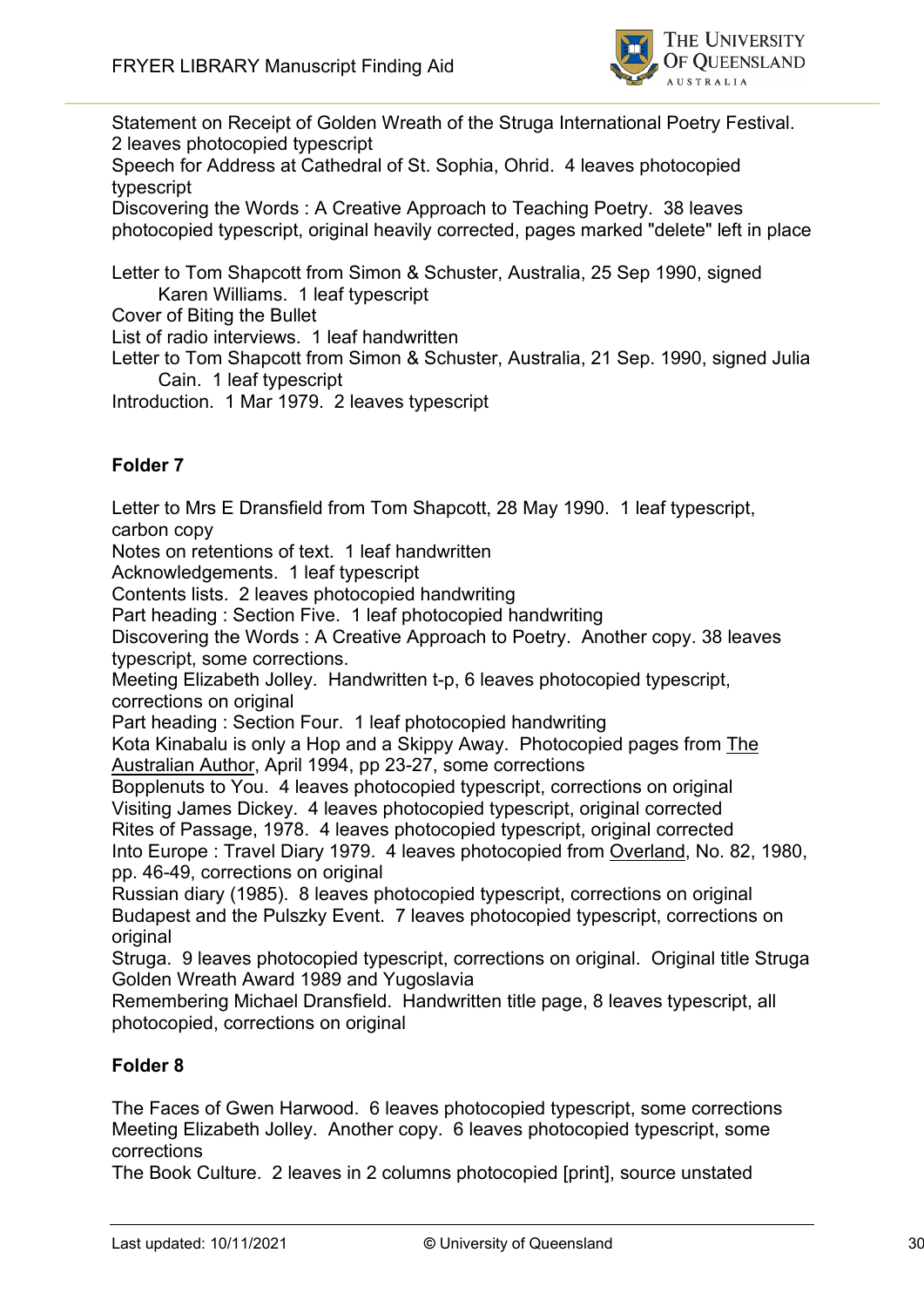Statement on Receipt of Golden Wreath of the Struga International Poetry Festival. 2 leaves photocopied typescript

Speech for Address at Cathedral of St. Sophia, Ohrid. 4 leaves photocopied typescript

Discovering the Words : A Creative Approach to Teaching Poetry. 38 leaves photocopied typescript, original heavily corrected, pages marked "delete" left in place

Letter to Tom Shapcott from Simon & Schuster, Australia, 25 Sep 1990, signed Karen Williams. 1 leaf typescript

Cover of Biting the Bullet

List of radio interviews. 1 leaf handwritten

Letter to Tom Shapcott from Simon & Schuster, Australia, 21 Sep. 1990, signed Julia Cain. 1 leaf typescript

Introduction. 1 Mar 1979. 2 leaves typescript

**Folder 7**

Letter to Mrs E Dransfield from Tom Shapcott, 28 May 1990. 1 leaf typescript, carbon copy

Notes on retentions of text. 1 leaf handwritten

Acknowledgements. 1 leaf typescript

Contents lists. 2 leaves photocopied handwriting

Part heading : Section Five. 1 leaf photocopied handwriting

Discovering the Words : A Creative Approach to Poetry. Another copy. 38 leaves typescript, some corrections.

Meeting Elizabeth Jolley. Handwritten t-p, 6 leaves photocopied typescript, corrections on original

Part heading : Section Four. 1 leaf photocopied handwriting

Kota Kinabalu is only a Hop and a Skippy Away. Photocopied pages from The Australian Author, April 1994, pp 23-27, some corrections

Bopplenuts to You. 4 leaves photocopied typescript, corrections on original

Visiting James Dickey. 4 leaves photocopied typescript, original corrected

Rites of Passage, 1978. 4 leaves photocopied typescript, original corrected

Into Europe : Travel Diary 1979. 4 leaves photocopied from Overland, No. 82, 1980, pp. 46-49, corrections on original

Russian diary (1985). 8 leaves photocopied typescript, corrections on original

Budapest and the Pulszky Event. 7 leaves photocopied typescript, corrections on original

Struga. 9 leaves photocopied typescript, corrections on original. Original title Struga Golden Wreath Award 1989 and Yugoslavia

Remembering Michael Dransfield. Handwritten title page, 8 leaves typescript, all photocopied, corrections on original

**Folder 8**

The Faces of Gwen Harwood. 6 leaves photocopied typescript, some corrections

Meeting Elizabeth Jolley. Another copy. 6 leaves photocopied typescript, some corrections

The Book Culture. 2 leaves in 2 columns photocopied [print], source unstated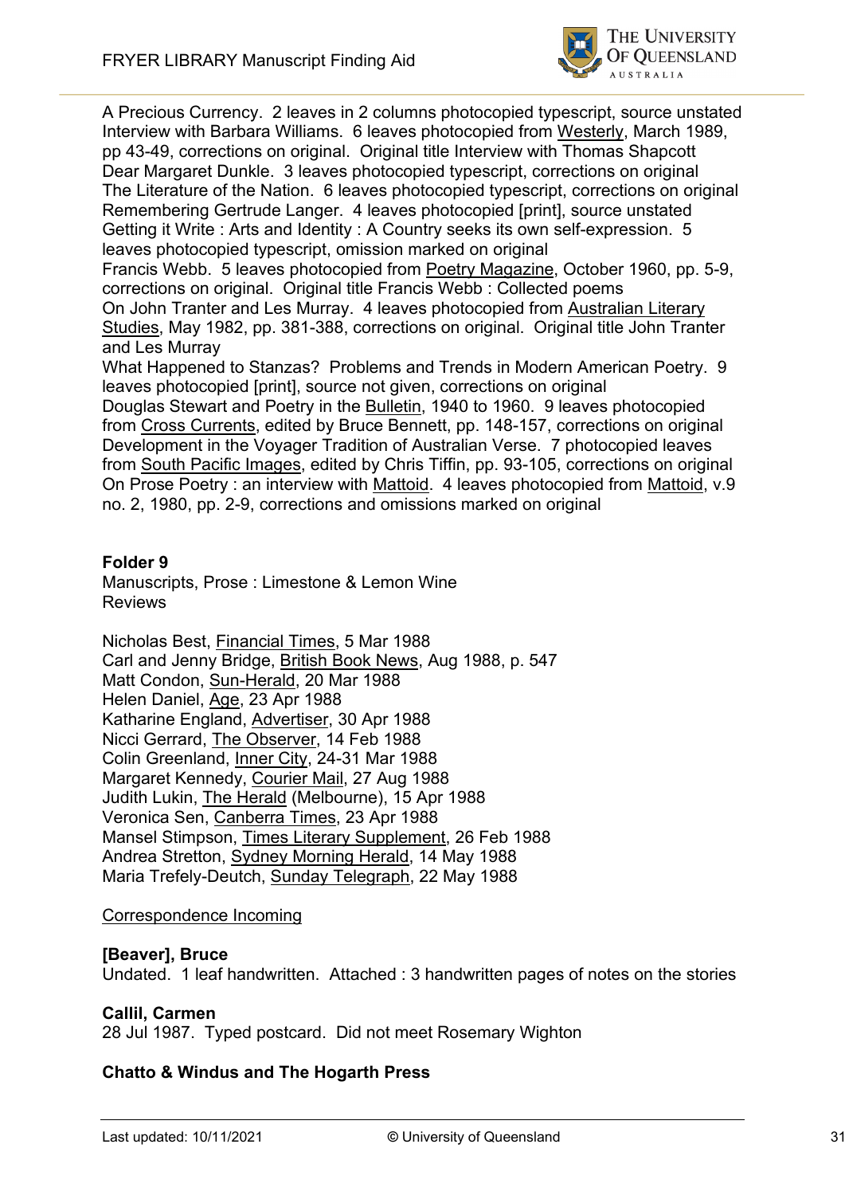A Precious Currency.  2 leaves in 2 columns photocopied typescript, source unstated
Interview with Barbara Williams.  6 leaves photocopied from Westerly, March 1989, pp 43-49, corrections on original.  Original title Interview with Thomas Shapcott
Dear Margaret Dunkle.  3 leaves photocopied typescript, corrections on original
The Literature of the Nation.  6 leaves photocopied typescript, corrections on original
Remembering Gertrude Langer.  4 leaves photocopied [print], source unstated
Getting it Write : Arts and Identity : A Country seeks its own self-expression.  5 leaves photocopied typescript, omission marked on original
Francis Webb.  5 leaves photocopied from Poetry Magazine, October 1960, pp. 5-9, corrections on original.  Original title Francis Webb : Collected poems
On John Tranter and Les Murray.  4 leaves photocopied from Australian Literary Studies, May 1982, pp. 381-388, corrections on original.  Original title John Tranter and Les Murray
What Happened to Stanzas?  Problems and Trends in Modern American Poetry.  9 leaves photocopied [print], source not given, corrections on original
Douglas Stewart and Poetry in the Bulletin, 1940 to 1960.  9 leaves photocopied from Cross Currents, edited by Bruce Bennett, pp. 148-157, corrections on original
Development in the Voyager Tradition of Australian Verse.  7 photocopied leaves from South Pacific Images, edited by Chris Tiffin, pp. 93-105, corrections on original
On Prose Poetry : an interview with Mattoid.  4 leaves photocopied from Mattoid, v.9 no. 2, 1980, pp. 2-9, corrections and omissions marked on original

**Folder 9**
Manuscripts, Prose : Limestone & Lemon Wine
Reviews

Nicholas Best, Financial Times, 5 Mar 1988
Carl and Jenny Bridge, British Book News, Aug 1988, p. 547
Matt Condon, Sun-Herald, 20 Mar 1988
Helen Daniel, Age, 23 Apr 1988
Katharine England, Advertiser, 30 Apr 1988
Nicci Gerrard, The Observer, 14 Feb 1988
Colin Greenland, Inner City, 24-31 Mar 1988
Margaret Kennedy, Courier Mail, 27 Aug 1988
Judith Lukin, The Herald (Melbourne), 15 Apr 1988
Veronica Sen, Canberra Times, 23 Apr 1988
Mansel Stimpson, Times Literary Supplement, 26 Feb 1988
Andrea Stretton, Sydney Morning Herald, 14 May 1988
Maria Trefely-Deutch, Sunday Telegraph, 22 May 1988

Correspondence Incoming

**[Beaver], Bruce**
Undated.  1 leaf handwritten.  Attached : 3 handwritten pages of notes on the stories

**Callil, Carmen**
28 Jul 1987.  Typed postcard.  Did not meet Rosemary Wighton

**Chatto & Windus and The Hogarth Press**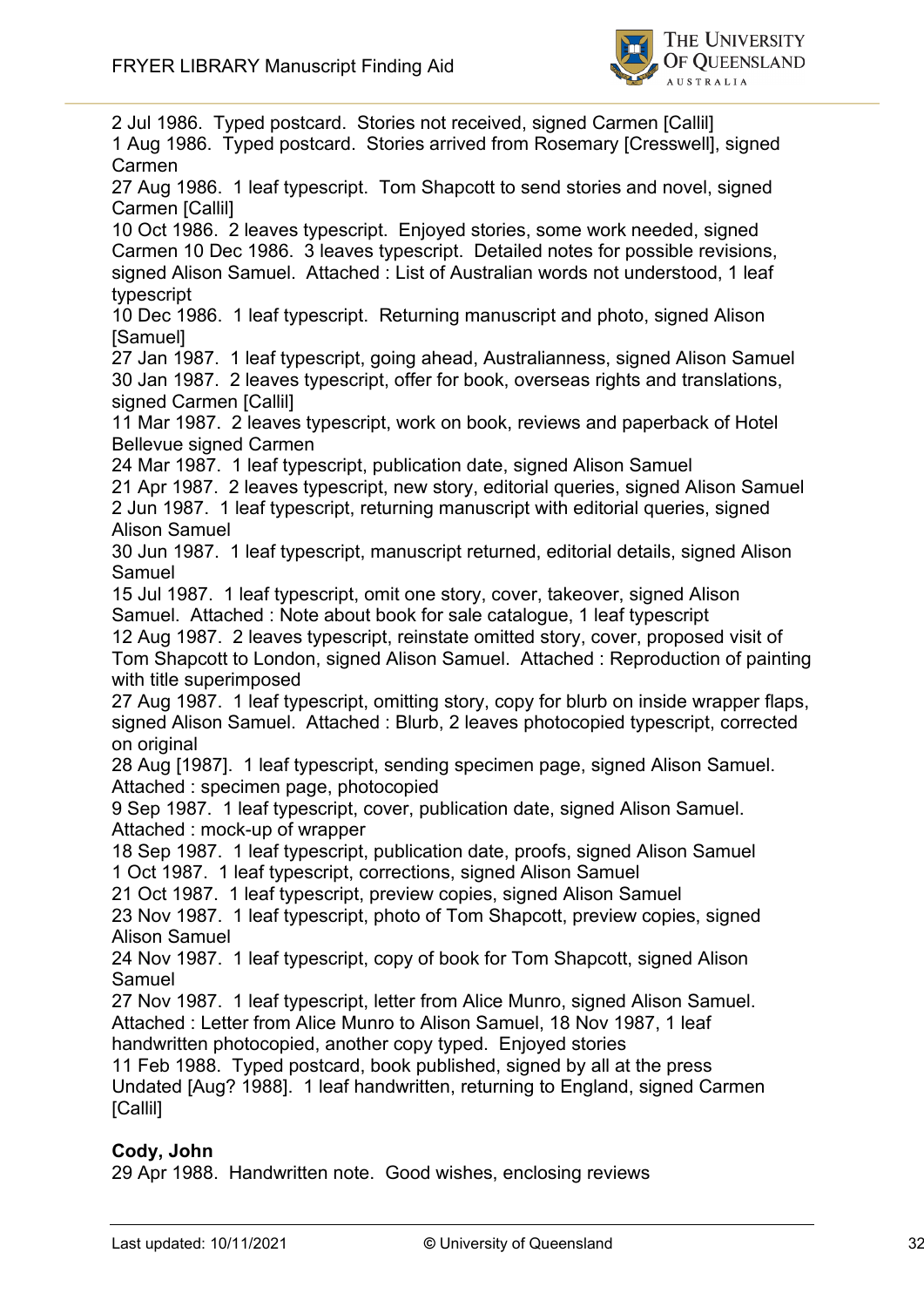2 Jul 1986. Typed postcard. Stories not received, signed Carmen [Callil]
1 Aug 1986. Typed postcard. Stories arrived from Rosemary [Cresswell], signed Carmen
27 Aug 1986. 1 leaf typescript. Tom Shapcott to send stories and novel, signed Carmen [Callil]
10 Oct 1986. 2 leaves typescript. Enjoyed stories, some work needed, signed Carmen 10 Dec 1986. 3 leaves typescript. Detailed notes for possible revisions, signed Alison Samuel. Attached : List of Australian words not understood, 1 leaf typescript
10 Dec 1986. 1 leaf typescript. Returning manuscript and photo, signed Alison [Samuel]
27 Jan 1987. 1 leaf typescript, going ahead, Australianness, signed Alison Samuel
30 Jan 1987. 2 leaves typescript, offer for book, overseas rights and translations, signed Carmen [Callil]
11 Mar 1987. 2 leaves typescript, work on book, reviews and paperback of Hotel Bellevue signed Carmen
24 Mar 1987. 1 leaf typescript, publication date, signed Alison Samuel
21 Apr 1987. 2 leaves typescript, new story, editorial queries, signed Alison Samuel
2 Jun 1987. 1 leaf typescript, returning manuscript with editorial queries, signed Alison Samuel
30 Jun 1987. 1 leaf typescript, manuscript returned, editorial details, signed Alison Samuel
15 Jul 1987. 1 leaf typescript, omit one story, cover, takeover, signed Alison Samuel. Attached : Note about book for sale catalogue, 1 leaf typescript
12 Aug 1987. 2 leaves typescript, reinstate omitted story, cover, proposed visit of Tom Shapcott to London, signed Alison Samuel. Attached : Reproduction of painting with title superimposed
27 Aug 1987. 1 leaf typescript, omitting story, copy for blurb on inside wrapper flaps, signed Alison Samuel. Attached : Blurb, 2 leaves photocopied typescript, corrected on original
28 Aug [1987]. 1 leaf typescript, sending specimen page, signed Alison Samuel. Attached : specimen page, photocopied
9 Sep 1987. 1 leaf typescript, cover, publication date, signed Alison Samuel. Attached : mock-up of wrapper
18 Sep 1987. 1 leaf typescript, publication date, proofs, signed Alison Samuel
1 Oct 1987. 1 leaf typescript, corrections, signed Alison Samuel
21 Oct 1987. 1 leaf typescript, preview copies, signed Alison Samuel
23 Nov 1987. 1 leaf typescript, photo of Tom Shapcott, preview copies, signed Alison Samuel
24 Nov 1987. 1 leaf typescript, copy of book for Tom Shapcott, signed Alison Samuel
27 Nov 1987. 1 leaf typescript, letter from Alice Munro, signed Alison Samuel. Attached : Letter from Alice Munro to Alison Samuel, 18 Nov 1987, 1 leaf handwritten photocopied, another copy typed. Enjoyed stories
11 Feb 1988. Typed postcard, book published, signed by all at the press
Undated [Aug? 1988]. 1 leaf handwritten, returning to England, signed Carmen [Callil]

**Cody, John**
29 Apr 1988. Handwritten note. Good wishes, enclosing reviews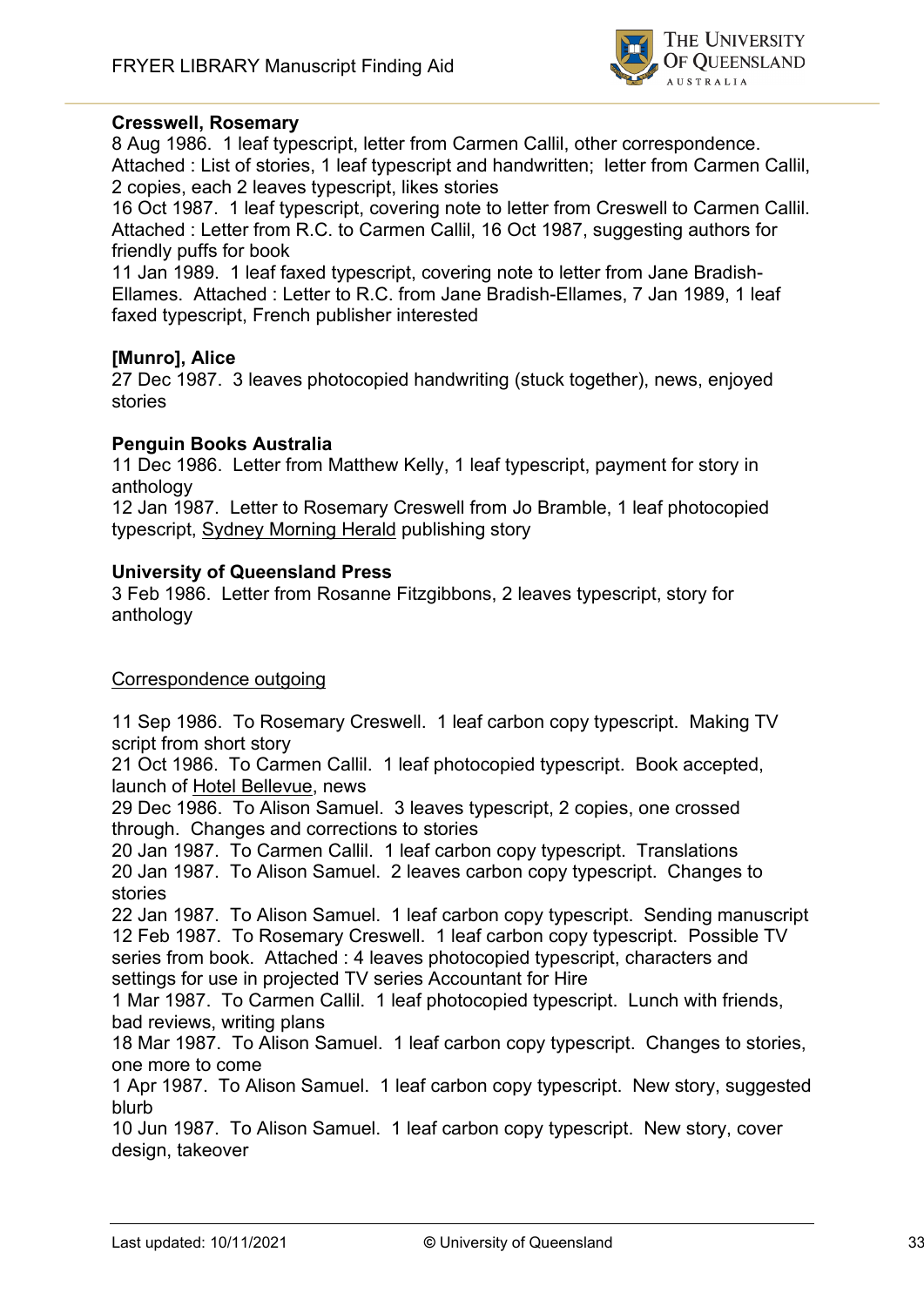**Cresswell, Rosemary**

8 Aug 1986. 1 leaf typescript, letter from Carmen Callil, other correspondence. Attached : List of stories, 1 leaf typescript and handwritten; letter from Carmen Callil, 2 copies, each 2 leaves typescript, likes stories

16 Oct 1987. 1 leaf typescript, covering note to letter from Creswell to Carmen Callil. Attached : Letter from R.C. to Carmen Callil, 16 Oct 1987, suggesting authors for friendly puffs for book

11 Jan 1989. 1 leaf faxed typescript, covering note to letter from Jane Bradish-Ellames. Attached : Letter to R.C. from Jane Bradish-Ellames, 7 Jan 1989, 1 leaf faxed typescript, French publisher interested

**[Munro], Alice**

27 Dec 1987. 3 leaves photocopied handwriting (stuck together), news, enjoyed stories

**Penguin Books Australia**

11 Dec 1986. Letter from Matthew Kelly, 1 leaf typescript, payment for story in anthology

12 Jan 1987. Letter to Rosemary Creswell from Jo Bramble, 1 leaf photocopied typescript, Sydney Morning Herald publishing story

**University of Queensland Press**

3 Feb 1986. Letter from Rosanne Fitzgibbons, 2 leaves typescript, story for anthology

Correspondence outgoing

11 Sep 1986. To Rosemary Creswell. 1 leaf carbon copy typescript. Making TV script from short story

21 Oct 1986. To Carmen Callil. 1 leaf photocopied typescript. Book accepted, launch of Hotel Bellevue, news

29 Dec 1986. To Alison Samuel. 3 leaves typescript, 2 copies, one crossed through. Changes and corrections to stories

20 Jan 1987. To Carmen Callil. 1 leaf carbon copy typescript. Translations

20 Jan 1987. To Alison Samuel. 2 leaves carbon copy typescript. Changes to stories

22 Jan 1987. To Alison Samuel. 1 leaf carbon copy typescript. Sending manuscript

12 Feb 1987. To Rosemary Creswell. 1 leaf carbon copy typescript. Possible TV series from book. Attached : 4 leaves photocopied typescript, characters and settings for use in projected TV series Accountant for Hire

1 Mar 1987. To Carmen Callil. 1 leaf photocopied typescript. Lunch with friends, bad reviews, writing plans

18 Mar 1987. To Alison Samuel. 1 leaf carbon copy typescript. Changes to stories, one more to come

1 Apr 1987. To Alison Samuel. 1 leaf carbon copy typescript. New story, suggested blurb

10 Jun 1987. To Alison Samuel. 1 leaf carbon copy typescript. New story, cover design, takeover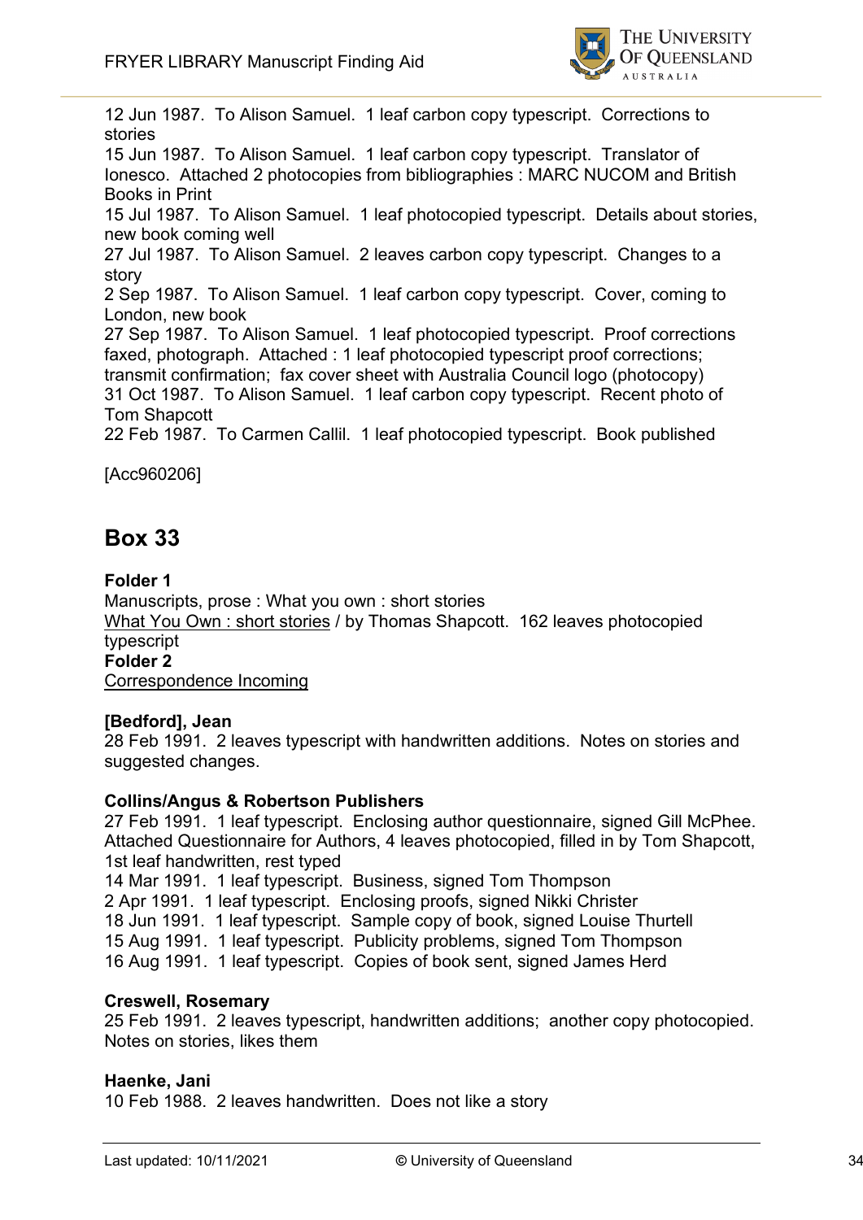12 Jun 1987. To Alison Samuel. 1 leaf carbon copy typescript. Corrections to stories
15 Jun 1987. To Alison Samuel. 1 leaf carbon copy typescript. Translator of Ionesco. Attached 2 photocopies from bibliographies : MARC NUCOM and British Books in Print
15 Jul 1987. To Alison Samuel. 1 leaf photocopied typescript. Details about stories, new book coming well
27 Jul 1987. To Alison Samuel. 2 leaves carbon copy typescript. Changes to a story
2 Sep 1987. To Alison Samuel. 1 leaf carbon copy typescript. Cover, coming to London, new book
27 Sep 1987. To Alison Samuel. 1 leaf photocopied typescript. Proof corrections faxed, photograph. Attached : 1 leaf photocopied typescript proof corrections; transmit confirmation; fax cover sheet with Australia Council logo (photocopy)
31 Oct 1987. To Alison Samuel. 1 leaf carbon copy typescript. Recent photo of Tom Shapcott
22 Feb 1987. To Carmen Callil. 1 leaf photocopied typescript. Book published

[Acc960206]

## Box 33

**Folder 1**
Manuscripts, prose : What you own : short stories
What You Own : short stories / by Thomas Shapcott. 162 leaves photocopied typescript
**Folder 2**
Correspondence Incoming

**[Bedford], Jean**
28 Feb 1991. 2 leaves typescript with handwritten additions. Notes on stories and suggested changes.

**Collins/Angus & Robertson Publishers**
27 Feb 1991. 1 leaf typescript. Enclosing author questionnaire, signed Gill McPhee. Attached Questionnaire for Authors, 4 leaves photocopied, filled in by Tom Shapcott, 1st leaf handwritten, rest typed
14 Mar 1991. 1 leaf typescript. Business, signed Tom Thompson
2 Apr 1991. 1 leaf typescript. Enclosing proofs, signed Nikki Christer
18 Jun 1991. 1 leaf typescript. Sample copy of book, signed Louise Thurtell
15 Aug 1991. 1 leaf typescript. Publicity problems, signed Tom Thompson
16 Aug 1991. 1 leaf typescript. Copies of book sent, signed James Herd

**Creswell, Rosemary**
25 Feb 1991. 2 leaves typescript, handwritten additions; another copy photocopied. Notes on stories, likes them

**Haenke, Jani**
10 Feb 1988. 2 leaves handwritten. Does not like a story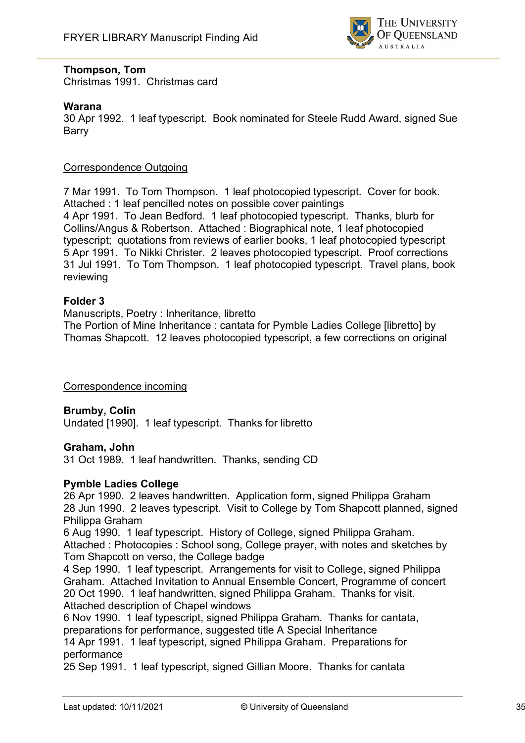**Thompson, Tom**
Christmas 1991. Christmas card

**Warana**
30 Apr 1992. 1 leaf typescript. Book nominated for Steele Rudd Award, signed Sue Barry

<u>Correspondence Outgoing</u>

7 Mar 1991. To Tom Thompson. 1 leaf photocopied typescript. Cover for book. Attached : 1 leaf pencilled notes on possible cover paintings
4 Apr 1991. To Jean Bedford. 1 leaf photocopied typescript. Thanks, blurb for Collins/Angus & Robertson. Attached : Biographical note, 1 leaf photocopied typescript; quotations from reviews of earlier books, 1 leaf photocopied typescript
5 Apr 1991. To Nikki Christer. 2 leaves photocopied typescript. Proof corrections
31 Jul 1991. To Tom Thompson. 1 leaf photocopied typescript. Travel plans, book reviewing

**Folder 3**
Manuscripts, Poetry : Inheritance, libretto
The Portion of Mine Inheritance : cantata for Pymble Ladies College [libretto] by Thomas Shapcott. 12 leaves photocopied typescript, a few corrections on original

<u>Correspondence incoming</u>

**Brumby, Colin**
Undated [1990]. 1 leaf typescript. Thanks for libretto

**Graham, John**
31 Oct 1989. 1 leaf handwritten. Thanks, sending CD

**Pymble Ladies College**
26 Apr 1990. 2 leaves handwritten. Application form, signed Philippa Graham
28 Jun 1990. 2 leaves typescript. Visit to College by Tom Shapcott planned, signed Philippa Graham
6 Aug 1990. 1 leaf typescript. History of College, signed Philippa Graham. Attached : Photocopies : School song, College prayer, with notes and sketches by Tom Shapcott on verso, the College badge
4 Sep 1990. 1 leaf typescript. Arrangements for visit to College, signed Philippa Graham. Attached Invitation to Annual Ensemble Concert, Programme of concert
20 Oct 1990. 1 leaf handwritten, signed Philippa Graham. Thanks for visit. Attached description of Chapel windows
6 Nov 1990. 1 leaf typescript, signed Philippa Graham. Thanks for cantata, preparations for performance, suggested title A Special Inheritance
14 Apr 1991. 1 leaf typescript, signed Philippa Graham. Preparations for performance
25 Sep 1991. 1 leaf typescript, signed Gillian Moore. Thanks for cantata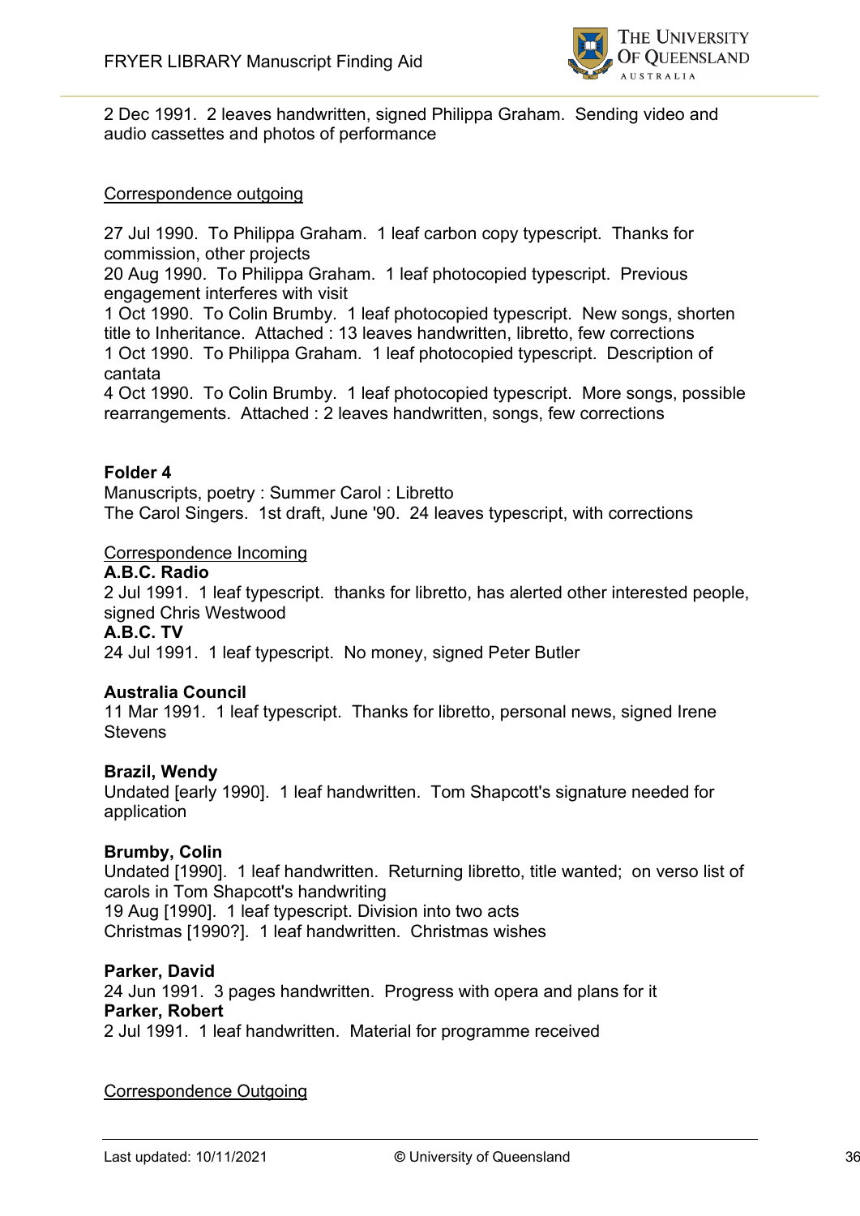2 Dec 1991. 2 leaves handwritten, signed Philippa Graham. Sending video and audio cassettes and photos of performance

Correspondence outgoing

27 Jul 1990. To Philippa Graham. 1 leaf carbon copy typescript. Thanks for commission, other projects
20 Aug 1990. To Philippa Graham. 1 leaf photocopied typescript. Previous engagement interferes with visit
1 Oct 1990. To Colin Brumby. 1 leaf photocopied typescript. New songs, shorten title to Inheritance. Attached : 13 leaves handwritten, libretto, few corrections
1 Oct 1990. To Philippa Graham. 1 leaf photocopied typescript. Description of cantata
4 Oct 1990. To Colin Brumby. 1 leaf photocopied typescript. More songs, possible rearrangements. Attached : 2 leaves handwritten, songs, few corrections

**Folder 4**
Manuscripts, poetry : Summer Carol : Libretto
The Carol Singers. 1st draft, June '90. 24 leaves typescript, with corrections

Correspondence Incoming

**A.B.C. Radio**
2 Jul 1991. 1 leaf typescript. thanks for libretto, has alerted other interested people, signed Chris Westwood
**A.B.C. TV**
24 Jul 1991. 1 leaf typescript. No money, signed Peter Butler

**Australia Council**
11 Mar 1991. 1 leaf typescript. Thanks for libretto, personal news, signed Irene Stevens

**Brazil, Wendy**
Undated [early 1990]. 1 leaf handwritten. Tom Shapcott's signature needed for application

**Brumby, Colin**
Undated [1990]. 1 leaf handwritten. Returning libretto, title wanted; on verso list of carols in Tom Shapcott's handwriting
19 Aug [1990]. 1 leaf typescript. Division into two acts
Christmas [1990?]. 1 leaf handwritten. Christmas wishes

**Parker, David**
24 Jun 1991. 3 pages handwritten. Progress with opera and plans for it
**Parker, Robert**
2 Jul 1991. 1 leaf handwritten. Material for programme received

Correspondence Outgoing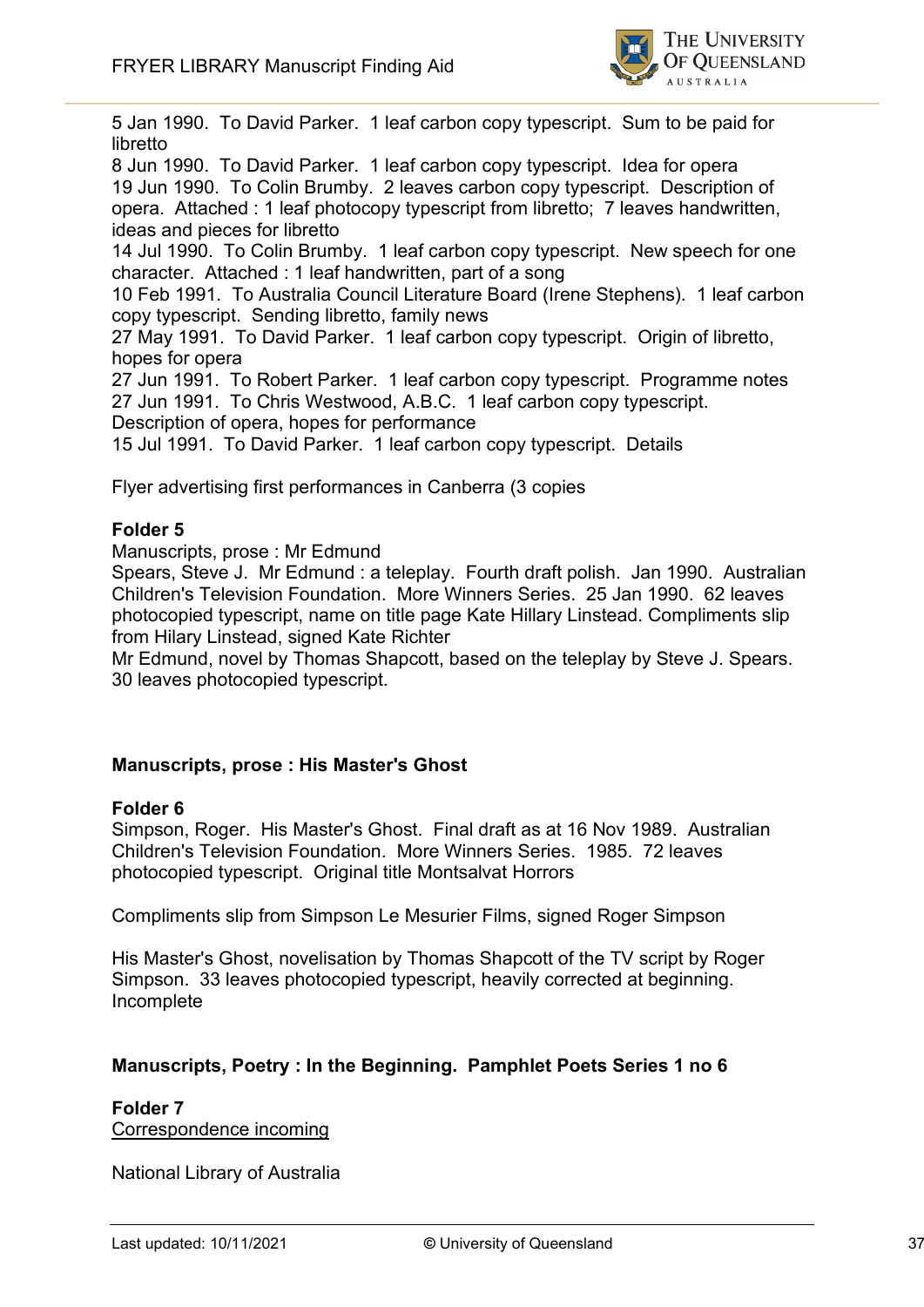5 Jan 1990. To David Parker. 1 leaf carbon copy typescript. Sum to be paid for libretto
8 Jun 1990. To David Parker. 1 leaf carbon copy typescript. Idea for opera
19 Jun 1990. To Colin Brumby. 2 leaves carbon copy typescript. Description of opera. Attached : 1 leaf photocopy typescript from libretto; 7 leaves handwritten, ideas and pieces for libretto
14 Jul 1990. To Colin Brumby. 1 leaf carbon copy typescript. New speech for one character. Attached : 1 leaf handwritten, part of a song
10 Feb 1991. To Australia Council Literature Board (Irene Stephens). 1 leaf carbon copy typescript. Sending libretto, family news
27 May 1991. To David Parker. 1 leaf carbon copy typescript. Origin of libretto, hopes for opera
27 Jun 1991. To Robert Parker. 1 leaf carbon copy typescript. Programme notes
27 Jun 1991. To Chris Westwood, A.B.C. 1 leaf carbon copy typescript. Description of opera, hopes for performance
15 Jul 1991. To David Parker. 1 leaf carbon copy typescript. Details

Flyer advertising first performances in Canberra (3 copies

**Folder 5**
Manuscripts, prose : Mr Edmund
Spears, Steve J. Mr Edmund : a teleplay. Fourth draft polish. Jan 1990. Australian Children's Television Foundation. More Winners Series. 25 Jan 1990. 62 leaves photocopied typescript, name on title page Kate Hillary Linstead. Compliments slip from Hilary Linstead, signed Kate Richter
Mr Edmund, novel by Thomas Shapcott, based on the teleplay by Steve J. Spears. 30 leaves photocopied typescript.

**Manuscripts, prose : His Master's Ghost**

**Folder 6**
Simpson, Roger. His Master's Ghost. Final draft as at 16 Nov 1989. Australian Children's Television Foundation. More Winners Series. 1985. 72 leaves photocopied typescript. Original title Montsalvat Horrors

Compliments slip from Simpson Le Mesurier Films, signed Roger Simpson

His Master's Ghost, novelisation by Thomas Shapcott of the TV script by Roger Simpson. 33 leaves photocopied typescript, heavily corrected at beginning. Incomplete

**Manuscripts, Poetry : In the Beginning. Pamphlet Poets Series 1 no 6**

**Folder 7**
Correspondence incoming

National Library of Australia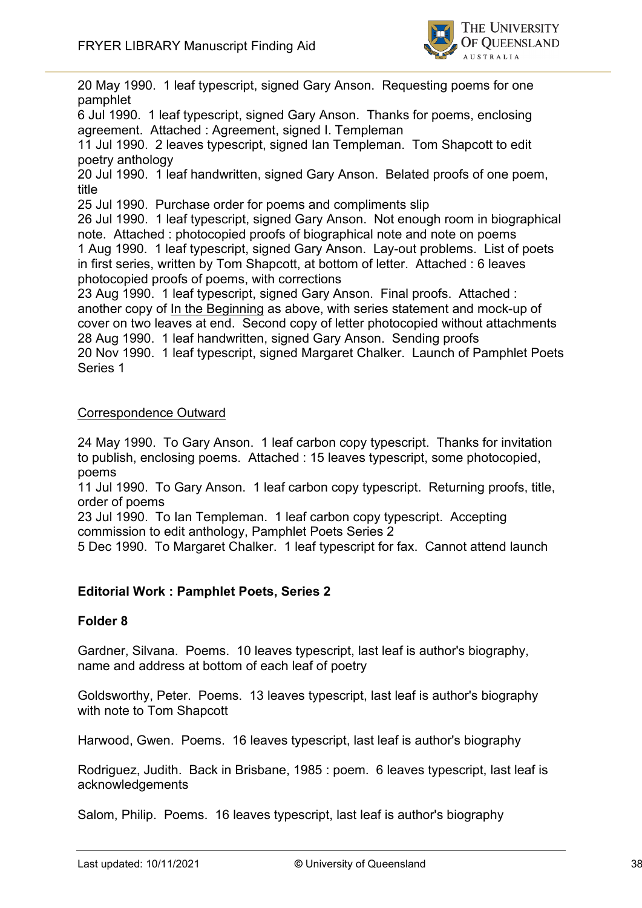20 May 1990. 1 leaf typescript, signed Gary Anson. Requesting poems for one pamphlet

6 Jul 1990. 1 leaf typescript, signed Gary Anson. Thanks for poems, enclosing agreement. Attached : Agreement, signed I. Templeman

11 Jul 1990. 2 leaves typescript, signed Ian Templeman. Tom Shapcott to edit poetry anthology

20 Jul 1990. 1 leaf handwritten, signed Gary Anson. Belated proofs of one poem, title

25 Jul 1990. Purchase order for poems and compliments slip

26 Jul 1990. 1 leaf typescript, signed Gary Anson. Not enough room in biographical note. Attached : photocopied proofs of biographical note and note on poems

1 Aug 1990. 1 leaf typescript, signed Gary Anson. Lay-out problems. List of poets in first series, written by Tom Shapcott, at bottom of letter. Attached : 6 leaves photocopied proofs of poems, with corrections

23 Aug 1990. 1 leaf typescript, signed Gary Anson. Final proofs. Attached : another copy of In the Beginning as above, with series statement and mock-up of cover on two leaves at end. Second copy of letter photocopied without attachments

28 Aug 1990. 1 leaf handwritten, signed Gary Anson. Sending proofs

20 Nov 1990. 1 leaf typescript, signed Margaret Chalker. Launch of Pamphlet Poets Series 1

Correspondence Outward

24 May 1990. To Gary Anson. 1 leaf carbon copy typescript. Thanks for invitation to publish, enclosing poems. Attached : 15 leaves typescript, some photocopied, poems

11 Jul 1990. To Gary Anson. 1 leaf carbon copy typescript. Returning proofs, title, order of poems

23 Jul 1990. To Ian Templeman. 1 leaf carbon copy typescript. Accepting commission to edit anthology, Pamphlet Poets Series 2

5 Dec 1990. To Margaret Chalker. 1 leaf typescript for fax. Cannot attend launch

**Editorial Work : Pamphlet Poets, Series 2**

**Folder 8**

Gardner, Silvana. Poems. 10 leaves typescript, last leaf is author's biography, name and address at bottom of each leaf of poetry

Goldsworthy, Peter. Poems. 13 leaves typescript, last leaf is author's biography with note to Tom Shapcott

Harwood, Gwen. Poems. 16 leaves typescript, last leaf is author's biography

Rodriguez, Judith. Back in Brisbane, 1985 : poem. 6 leaves typescript, last leaf is acknowledgements

Salom, Philip. Poems. 16 leaves typescript, last leaf is author's biography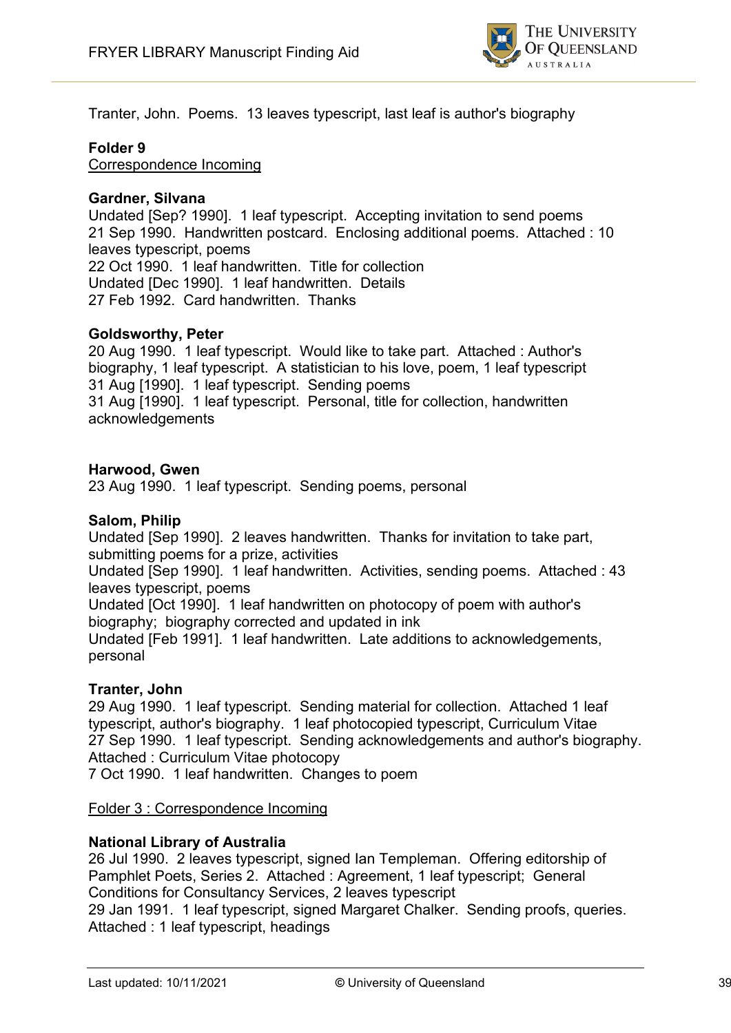Tranter, John. Poems. 13 leaves typescript, last leaf is author's biography

**Folder 9**
Correspondence Incoming

**Gardner, Silvana**
Undated [Sep? 1990]. 1 leaf typescript. Accepting invitation to send poems
21 Sep 1990. Handwritten postcard. Enclosing additional poems. Attached : 10 leaves typescript, poems
22 Oct 1990. 1 leaf handwritten. Title for collection
Undated [Dec 1990]. 1 leaf handwritten. Details
27 Feb 1992. Card handwritten. Thanks

**Goldsworthy, Peter**
20 Aug 1990. 1 leaf typescript. Would like to take part. Attached : Author's biography, 1 leaf typescript. A statistician to his love, poem, 1 leaf typescript
31 Aug [1990]. 1 leaf typescript. Sending poems
31 Aug [1990]. 1 leaf typescript. Personal, title for collection, handwritten acknowledgements

**Harwood, Gwen**
23 Aug 1990. 1 leaf typescript. Sending poems, personal

**Salom, Philip**
Undated [Sep 1990]. 2 leaves handwritten. Thanks for invitation to take part, submitting poems for a prize, activities
Undated [Sep 1990]. 1 leaf handwritten. Activities, sending poems. Attached : 43 leaves typescript, poems
Undated [Oct 1990]. 1 leaf handwritten on photocopy of poem with author's biography; biography corrected and updated in ink
Undated [Feb 1991]. 1 leaf handwritten. Late additions to acknowledgements, personal

**Tranter, John**
29 Aug 1990. 1 leaf typescript. Sending material for collection. Attached 1 leaf typescript, author's biography. 1 leaf photocopied typescript, Curriculum Vitae
27 Sep 1990. 1 leaf typescript. Sending acknowledgements and author's biography. Attached : Curriculum Vitae photocopy
7 Oct 1990. 1 leaf handwritten. Changes to poem

Folder 3 : Correspondence Incoming

**National Library of Australia**
26 Jul 1990. 2 leaves typescript, signed Ian Templeman. Offering editorship of Pamphlet Poets, Series 2. Attached : Agreement, 1 leaf typescript; General Conditions for Consultancy Services, 2 leaves typescript
29 Jan 1991. 1 leaf typescript, signed Margaret Chalker. Sending proofs, queries. Attached : 1 leaf typescript, headings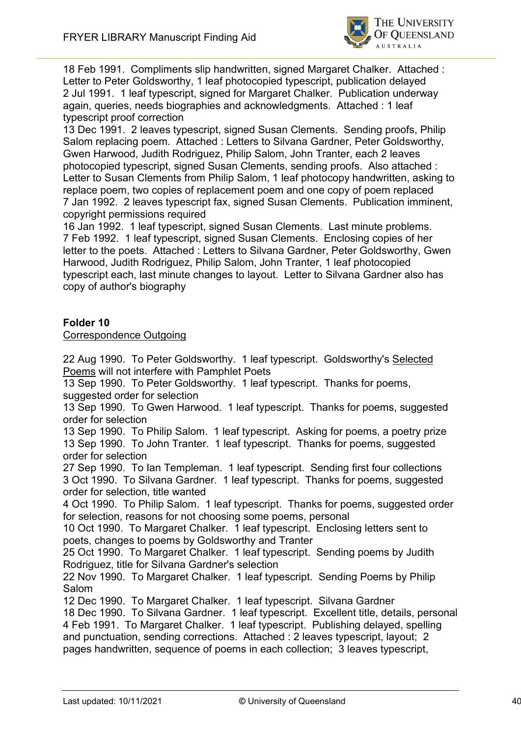18 Feb 1991. Compliments slip handwritten, signed Margaret Chalker. Attached : Letter to Peter Goldsworthy, 1 leaf photocopied typescript, publication delayed
2 Jul 1991. 1 leaf typescript, signed for Margaret Chalker. Publication underway again, queries, needs biographies and acknowledgments. Attached : 1 leaf typescript proof correction
13 Dec 1991. 2 leaves typescript, signed Susan Clements. Sending proofs, Philip Salom replacing poem. Attached : Letters to Silvana Gardner, Peter Goldsworthy, Gwen Harwood, Judith Rodriguez, Philip Salom, John Tranter, each 2 leaves photocopied typescript, signed Susan Clements, sending proofs. Also attached : Letter to Susan Clements from Philip Salom, 1 leaf photocopy handwritten, asking to replace poem, two copies of replacement poem and one copy of poem replaced
7 Jan 1992. 2 leaves typescript fax, signed Susan Clements. Publication imminent, copyright permissions required
16 Jan 1992. 1 leaf typescript, signed Susan Clements. Last minute problems.
7 Feb 1992. 1 leaf typescript, signed Susan Clements. Enclosing copies of her letter to the poets. Attached : Letters to Silvana Gardner, Peter Goldsworthy, Gwen Harwood, Judith Rodriguez, Philip Salom, John Tranter, 1 leaf photocopied typescript each, last minute changes to layout. Letter to Silvana Gardner also has copy of author's biography

**Folder 10**

Correspondence Outgoing

22 Aug 1990. To Peter Goldsworthy. 1 leaf typescript. Goldsworthy's Selected Poems will not interfere with Pamphlet Poets
13 Sep 1990. To Peter Goldsworthy. 1 leaf typescript. Thanks for poems, suggested order for selection
13 Sep 1990. To Gwen Harwood. 1 leaf typescript. Thanks for poems, suggested order for selection
13 Sep 1990. To Philip Salom. 1 leaf typescript. Asking for poems, a poetry prize
13 Sep 1990. To John Tranter. 1 leaf typescript. Thanks for poems, suggested order for selection
27 Sep 1990. To Ian Templeman. 1 leaf typescript. Sending first four collections
3 Oct 1990. To Silvana Gardner. 1 leaf typescript. Thanks for poems, suggested order for selection, title wanted
4 Oct 1990. To Philip Salom. 1 leaf typescript. Thanks for poems, suggested order for selection, reasons for not choosing some poems, personal
10 Oct 1990. To Margaret Chalker. 1 leaf typescript. Enclosing letters sent to poets, changes to poems by Goldsworthy and Tranter
25 Oct 1990. To Margaret Chalker. 1 leaf typescript. Sending poems by Judith Rodriguez, title for Silvana Gardner's selection
22 Nov 1990. To Margaret Chalker. 1 leaf typescript. Sending Poems by Philip Salom
12 Dec 1990. To Margaret Chalker. 1 leaf typescript. Silvana Gardner
18 Dec 1990. To Silvana Gardner. 1 leaf typescript. Excellent title, details, personal
4 Feb 1991. To Margaret Chalker. 1 leaf typescript. Publishing delayed, spelling and punctuation, sending corrections. Attached : 2 leaves typescript, layout; 2 pages handwritten, sequence of poems in each collection; 3 leaves typescript,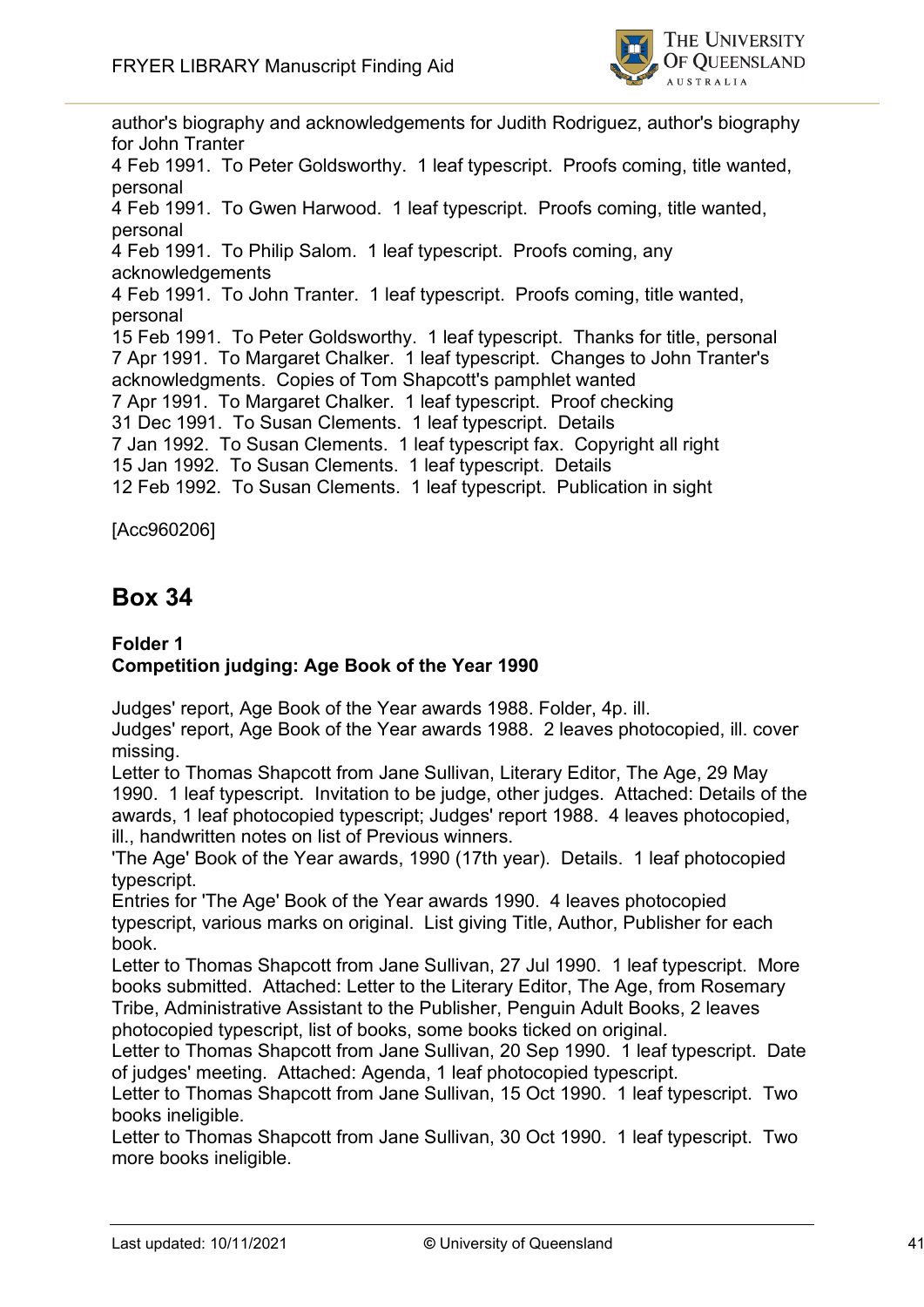author's biography and acknowledgements for Judith Rodriguez, author's biography for John Tranter
4 Feb 1991. To Peter Goldsworthy. 1 leaf typescript. Proofs coming, title wanted, personal
4 Feb 1991. To Gwen Harwood. 1 leaf typescript. Proofs coming, title wanted, personal
4 Feb 1991. To Philip Salom. 1 leaf typescript. Proofs coming, any acknowledgements
4 Feb 1991. To John Tranter. 1 leaf typescript. Proofs coming, title wanted, personal
15 Feb 1991. To Peter Goldsworthy. 1 leaf typescript. Thanks for title, personal
7 Apr 1991. To Margaret Chalker. 1 leaf typescript. Changes to John Tranter's acknowledgments. Copies of Tom Shapcott's pamphlet wanted
7 Apr 1991. To Margaret Chalker. 1 leaf typescript. Proof checking
31 Dec 1991. To Susan Clements. 1 leaf typescript. Details
7 Jan 1992. To Susan Clements. 1 leaf typescript fax. Copyright all right
15 Jan 1992. To Susan Clements. 1 leaf typescript. Details
12 Feb 1992. To Susan Clements. 1 leaf typescript. Publication in sight

[Acc960206]

## Box 34

**Folder 1**
**Competition judging: Age Book of the Year 1990**

Judges' report, Age Book of the Year awards 1988. Folder, 4p. ill.
Judges' report, Age Book of the Year awards 1988. 2 leaves photocopied, ill. cover missing.
Letter to Thomas Shapcott from Jane Sullivan, Literary Editor, The Age, 29 May 1990. 1 leaf typescript. Invitation to be judge, other judges. Attached: Details of the awards, 1 leaf photocopied typescript; Judges' report 1988. 4 leaves photocopied, ill., handwritten notes on list of Previous winners.
'The Age' Book of the Year awards, 1990 (17th year). Details. 1 leaf photocopied typescript.
Entries for 'The Age' Book of the Year awards 1990. 4 leaves photocopied typescript, various marks on original. List giving Title, Author, Publisher for each book.
Letter to Thomas Shapcott from Jane Sullivan, 27 Jul 1990. 1 leaf typescript. More books submitted. Attached: Letter to the Literary Editor, The Age, from Rosemary Tribe, Administrative Assistant to the Publisher, Penguin Adult Books, 2 leaves photocopied typescript, list of books, some books ticked on original.
Letter to Thomas Shapcott from Jane Sullivan, 20 Sep 1990. 1 leaf typescript. Date of judges' meeting. Attached: Agenda, 1 leaf photocopied typescript.
Letter to Thomas Shapcott from Jane Sullivan, 15 Oct 1990. 1 leaf typescript. Two books ineligible.
Letter to Thomas Shapcott from Jane Sullivan, 30 Oct 1990. 1 leaf typescript. Two more books ineligible.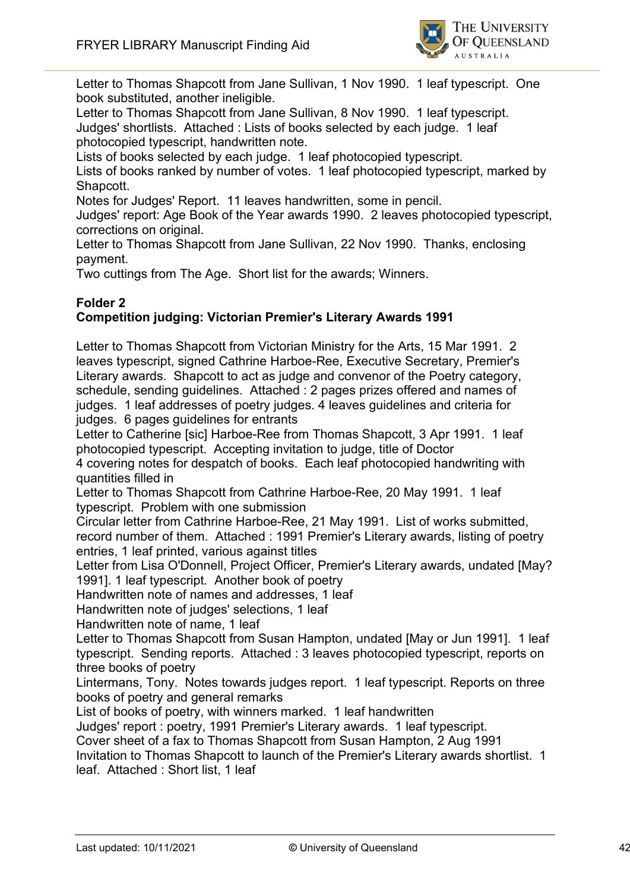Letter to Thomas Shapcott from Jane Sullivan, 1 Nov 1990. 1 leaf typescript. One book substituted, another ineligible.

Letter to Thomas Shapcott from Jane Sullivan, 8 Nov 1990. 1 leaf typescript.

Judges' shortlists. Attached : Lists of books selected by each judge. 1 leaf photocopied typescript, handwritten note.

Lists of books selected by each judge. 1 leaf photocopied typescript.

Lists of books ranked by number of votes. 1 leaf photocopied typescript, marked by Shapcott.

Notes for Judges' Report. 11 leaves handwritten, some in pencil.

Judges' report: Age Book of the Year awards 1990. 2 leaves photocopied typescript, corrections on original.

Letter to Thomas Shapcott from Jane Sullivan, 22 Nov 1990. Thanks, enclosing payment.

Two cuttings from The Age. Short list for the awards; Winners.

**Folder 2**
**Competition judging: Victorian Premier's Literary Awards 1991**

Letter to Thomas Shapcott from Victorian Ministry for the Arts, 15 Mar 1991. 2 leaves typescript, signed Cathrine Harboe-Ree, Executive Secretary, Premier's Literary awards. Shapcott to act as judge and convenor of the Poetry category, schedule, sending guidelines. Attached : 2 pages prizes offered and names of judges. 1 leaf addresses of poetry judges. 4 leaves guidelines and criteria for judges. 6 pages guidelines for entrants

Letter to Catherine [sic] Harboe-Ree from Thomas Shapcott, 3 Apr 1991. 1 leaf photocopied typescript. Accepting invitation to judge, title of Doctor

4 covering notes for despatch of books. Each leaf photocopied handwriting with quantities filled in

Letter to Thomas Shapcott from Cathrine Harboe-Ree, 20 May 1991. 1 leaf typescript. Problem with one submission

Circular letter from Cathrine Harboe-Ree, 21 May 1991. List of works submitted, record number of them. Attached : 1991 Premier's Literary awards, listing of poetry entries, 1 leaf printed, various against titles

Letter from Lisa O'Donnell, Project Officer, Premier's Literary awards, undated [May? 1991]. 1 leaf typescript. Another book of poetry

Handwritten note of names and addresses, 1 leaf

Handwritten note of judges' selections, 1 leaf

Handwritten note of name, 1 leaf

Letter to Thomas Shapcott from Susan Hampton, undated [May or Jun 1991]. 1 leaf typescript. Sending reports. Attached : 3 leaves photocopied typescript, reports on three books of poetry

Lintermans, Tony. Notes towards judges report. 1 leaf typescript. Reports on three books of poetry and general remarks

List of books of poetry, with winners marked. 1 leaf handwritten

Judges' report : poetry, 1991 Premier's Literary awards. 1 leaf typescript.

Cover sheet of a fax to Thomas Shapcott from Susan Hampton, 2 Aug 1991

Invitation to Thomas Shapcott to launch of the Premier's Literary awards shortlist. 1 leaf. Attached : Short list, 1 leaf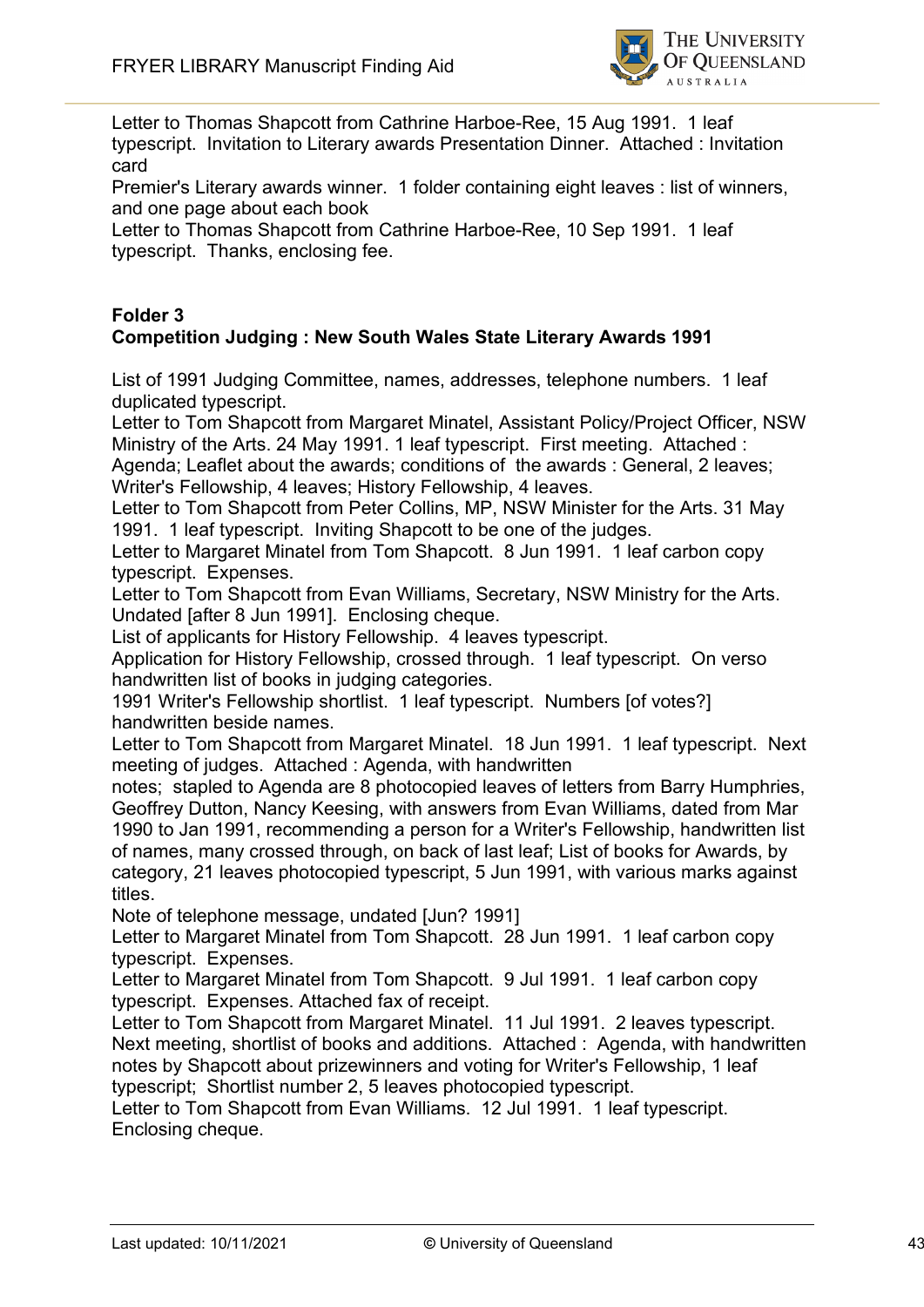Letter to Thomas Shapcott from Cathrine Harboe-Ree, 15 Aug 1991. 1 leaf typescript. Invitation to Literary awards Presentation Dinner. Attached : Invitation card

Premier's Literary awards winner. 1 folder containing eight leaves : list of winners, and one page about each book

Letter to Thomas Shapcott from Cathrine Harboe-Ree, 10 Sep 1991. 1 leaf typescript. Thanks, enclosing fee.

**Folder 3**

**Competition Judging : New South Wales State Literary Awards 1991**

List of 1991 Judging Committee, names, addresses, telephone numbers. 1 leaf duplicated typescript.

Letter to Tom Shapcott from Margaret Minatel, Assistant Policy/Project Officer, NSW Ministry of the Arts. 24 May 1991. 1 leaf typescript. First meeting. Attached : Agenda; Leaflet about the awards; conditions of the awards : General, 2 leaves; Writer's Fellowship, 4 leaves; History Fellowship, 4 leaves.

Letter to Tom Shapcott from Peter Collins, MP, NSW Minister for the Arts. 31 May 1991. 1 leaf typescript. Inviting Shapcott to be one of the judges.

Letter to Margaret Minatel from Tom Shapcott. 8 Jun 1991. 1 leaf carbon copy typescript. Expenses.

Letter to Tom Shapcott from Evan Williams, Secretary, NSW Ministry for the Arts. Undated [after 8 Jun 1991]. Enclosing cheque.

List of applicants for History Fellowship. 4 leaves typescript.

Application for History Fellowship, crossed through. 1 leaf typescript. On verso handwritten list of books in judging categories.

1991 Writer's Fellowship shortlist. 1 leaf typescript. Numbers [of votes?] handwritten beside names.

Letter to Tom Shapcott from Margaret Minatel. 18 Jun 1991. 1 leaf typescript. Next meeting of judges. Attached : Agenda, with handwritten notes; stapled to Agenda are 8 photocopied leaves of letters from Barry Humphries, Geoffrey Dutton, Nancy Keesing, with answers from Evan Williams, dated from Mar 1990 to Jan 1991, recommending a person for a Writer's Fellowship, handwritten list of names, many crossed through, on back of last leaf; List of books for Awards, by category, 21 leaves photocopied typescript, 5 Jun 1991, with various marks against titles.

Note of telephone message, undated [Jun? 1991]

Letter to Margaret Minatel from Tom Shapcott. 28 Jun 1991. 1 leaf carbon copy typescript. Expenses.

Letter to Margaret Minatel from Tom Shapcott. 9 Jul 1991. 1 leaf carbon copy typescript. Expenses. Attached fax of receipt.

Letter to Tom Shapcott from Margaret Minatel. 11 Jul 1991. 2 leaves typescript. Next meeting, shortlist of books and additions. Attached : Agenda, with handwritten notes by Shapcott about prizewinners and voting for Writer's Fellowship, 1 leaf typescript; Shortlist number 2, 5 leaves photocopied typescript.

Letter to Tom Shapcott from Evan Williams. 12 Jul 1991. 1 leaf typescript. Enclosing cheque.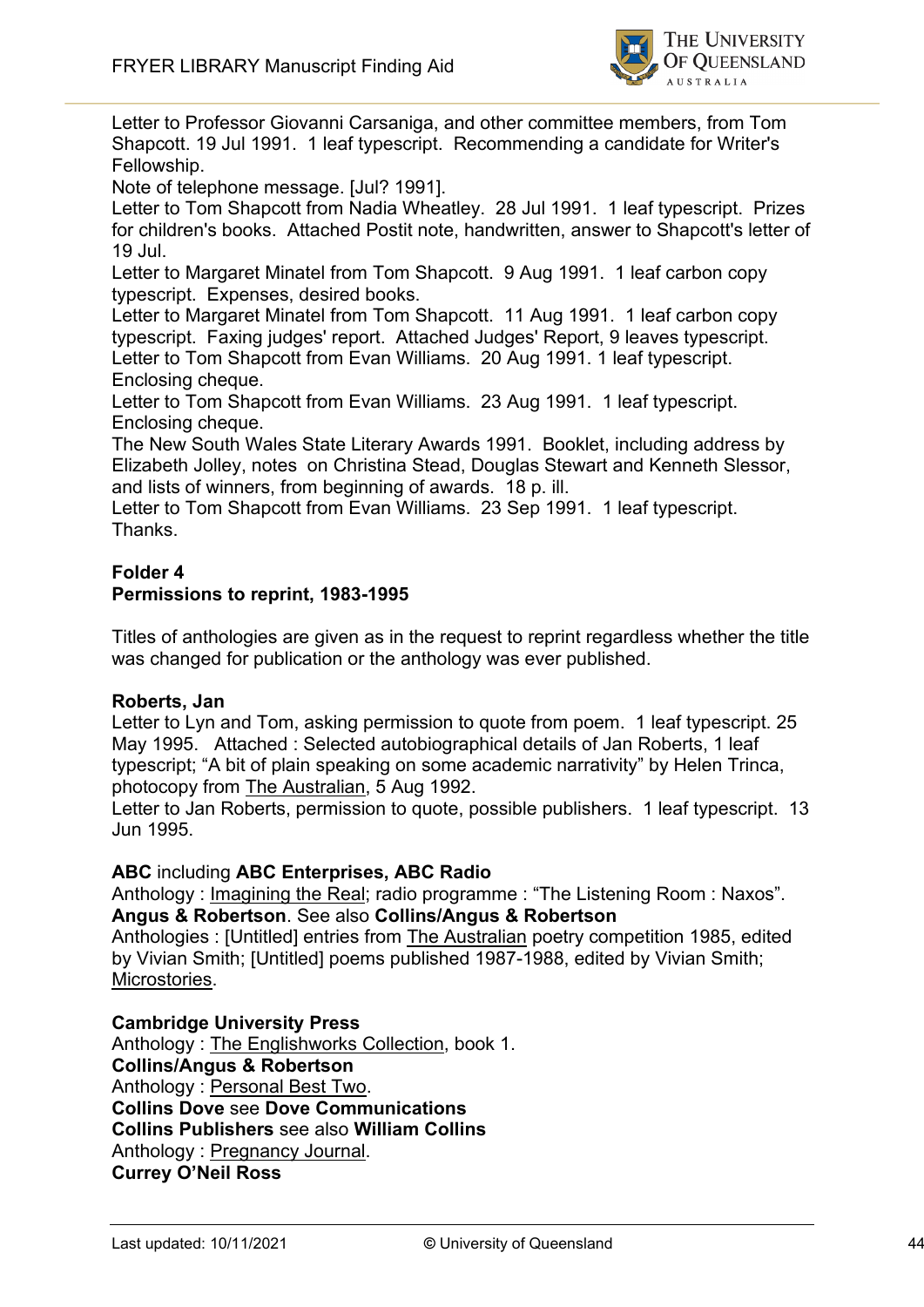Letter to Professor Giovanni Carsaniga, and other committee members, from Tom Shapcott. 19 Jul 1991. 1 leaf typescript. Recommending a candidate for Writer's Fellowship.
Note of telephone message. [Jul? 1991].
Letter to Tom Shapcott from Nadia Wheatley. 28 Jul 1991. 1 leaf typescript. Prizes for children's books. Attached Postit note, handwritten, answer to Shapcott's letter of 19 Jul.
Letter to Margaret Minatel from Tom Shapcott. 9 Aug 1991. 1 leaf carbon copy typescript. Expenses, desired books.
Letter to Margaret Minatel from Tom Shapcott. 11 Aug 1991. 1 leaf carbon copy typescript. Faxing judges' report. Attached Judges' Report, 9 leaves typescript.
Letter to Tom Shapcott from Evan Williams. 20 Aug 1991. 1 leaf typescript. Enclosing cheque.
Letter to Tom Shapcott from Evan Williams. 23 Aug 1991. 1 leaf typescript. Enclosing cheque.
The New South Wales State Literary Awards 1991. Booklet, including address by Elizabeth Jolley, notes on Christina Stead, Douglas Stewart and Kenneth Slessor, and lists of winners, from beginning of awards. 18 p. ill.
Letter to Tom Shapcott from Evan Williams. 23 Sep 1991. 1 leaf typescript. Thanks.

**Folder 4**
**Permissions to reprint, 1983-1995**

Titles of anthologies are given as in the request to reprint regardless whether the title was changed for publication or the anthology was ever published.

**Roberts, Jan**
Letter to Lyn and Tom, asking permission to quote from poem. 1 leaf typescript. 25 May 1995. Attached : Selected autobiographical details of Jan Roberts, 1 leaf typescript; "A bit of plain speaking on some academic narrativity" by Helen Trinca, photocopy from The Australian, 5 Aug 1992.
Letter to Jan Roberts, permission to quote, possible publishers. 1 leaf typescript. 13 Jun 1995.

**ABC** including **ABC Enterprises, ABC Radio**
Anthology : Imagining the Real; radio programme : "The Listening Room : Naxos".
**Angus & Robertson**. See also **Collins/Angus & Robertson**
Anthologies : [Untitled] entries from The Australian poetry competition 1985, edited by Vivian Smith; [Untitled] poems published 1987-1988, edited by Vivian Smith; Microstories.

**Cambridge University Press**
Anthology : The Englishworks Collection, book 1.
**Collins/Angus & Robertson**
Anthology : Personal Best Two.
**Collins Dove** see **Dove Communications**
**Collins Publishers** see also **William Collins**
Anthology : Pregnancy Journal.
**Currey O'Neil Ross**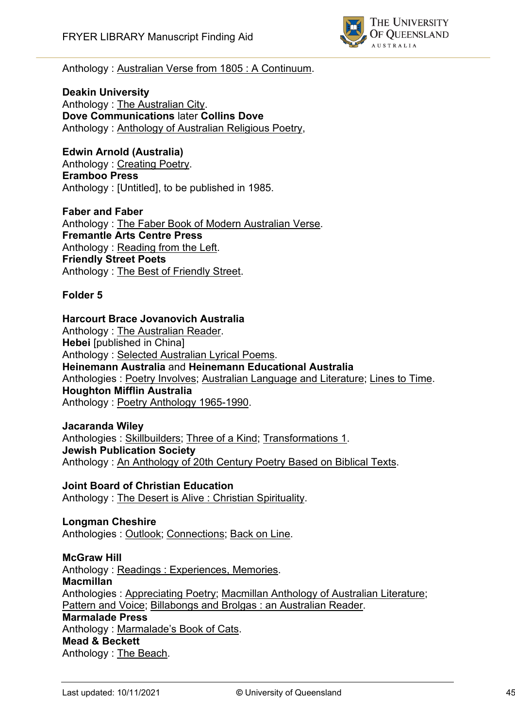Anthology : Australian Verse from 1805 : A Continuum.

**Deakin University**
Anthology : The Australian City.
**Dove Communications** later **Collins Dove**
Anthology : Anthology of Australian Religious Poetry,

**Edwin Arnold (Australia)**
Anthology : Creating Poetry.
**Eramboo Press**
Anthology : [Untitled], to be published in 1985.

**Faber and Faber**
Anthology : The Faber Book of Modern Australian Verse.
**Fremantle Arts Centre Press**
Anthology : Reading from the Left.
**Friendly Street Poets**
Anthology : The Best of Friendly Street.

**Folder 5**

**Harcourt Brace Jovanovich Australia**
Anthology : The Australian Reader.
**Hebei** [published in China]
Anthology : Selected Australian Lyrical Poems.
**Heinemann Australia** and **Heinemann Educational Australia**
Anthologies : Poetry Involves; Australian Language and Literature; Lines to Time.
**Houghton Mifflin Australia**
Anthology : Poetry Anthology 1965-1990.

**Jacaranda Wiley**
Anthologies : Skillbuilders; Three of a Kind; Transformations 1.
**Jewish Publication Society**
Anthology : An Anthology of 20th Century Poetry Based on Biblical Texts.

**Joint Board of Christian Education**
Anthology : The Desert is Alive : Christian Spirituality.

**Longman Cheshire**
Anthologies : Outlook; Connections; Back on Line.

**McGraw Hill**
Anthology : Readings : Experiences, Memories.
**Macmillan**
Anthologies : Appreciating Poetry; Macmillan Anthology of Australian Literature; Pattern and Voice; Billabongs and Brolgas : an Australian Reader.
**Marmalade Press**
Anthology : Marmalade's Book of Cats.
**Mead & Beckett**
Anthology : The Beach.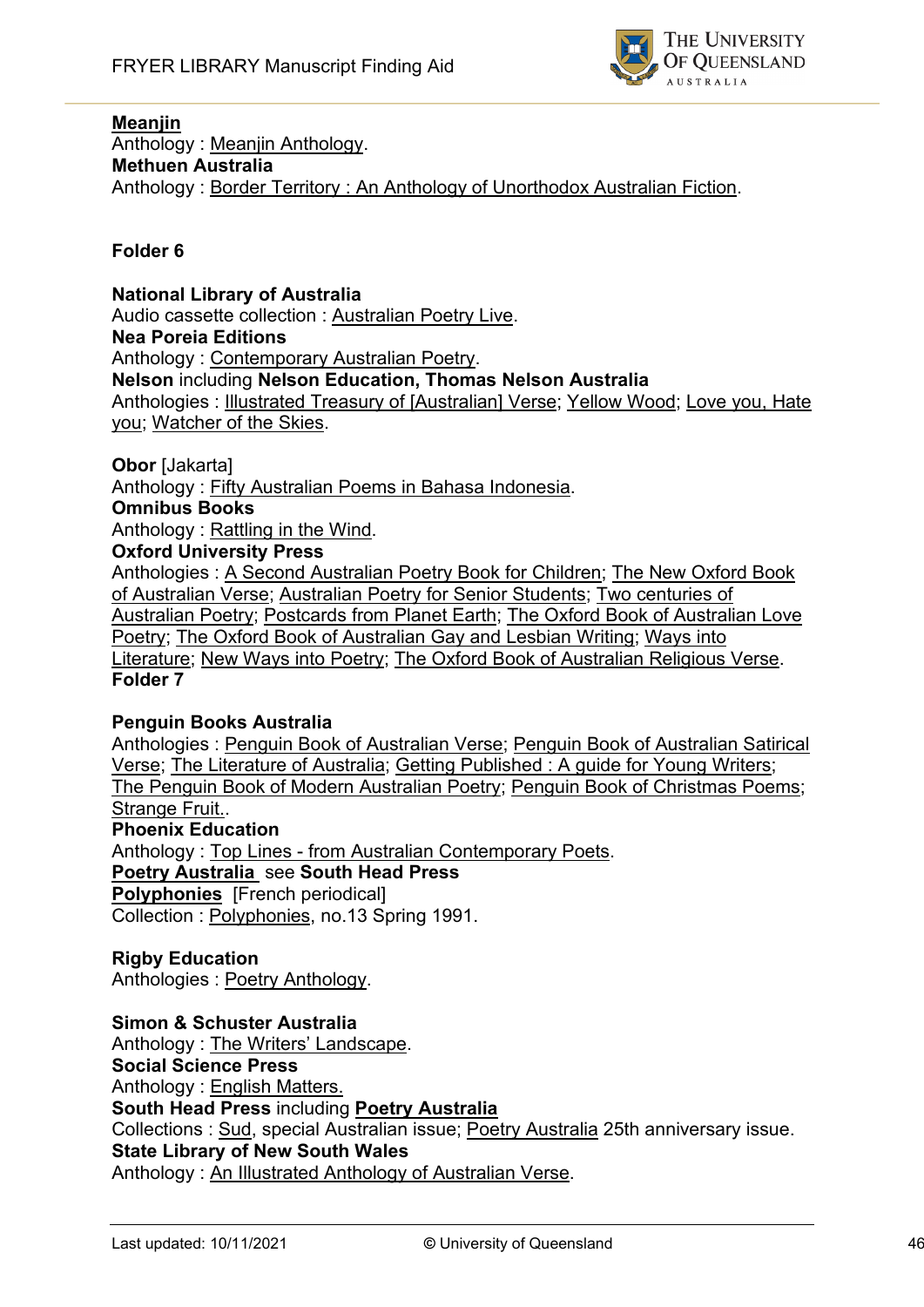**Meanjin**
Anthology : Meanjin Anthology.
**Methuen Australia**
Anthology : Border Territory : An Anthology of Unorthodox Australian Fiction.

**Folder 6**

**National Library of Australia**
Audio cassette collection : Australian Poetry Live.
**Nea Poreia Editions**
Anthology : Contemporary Australian Poetry.
**Nelson** including **Nelson Education, Thomas Nelson Australia**
Anthologies : Illustrated Treasury of [Australian] Verse; Yellow Wood; Love you, Hate you; Watcher of the Skies.

**Obor** [Jakarta]
Anthology : Fifty Australian Poems in Bahasa Indonesia.
**Omnibus Books**
Anthology : Rattling in the Wind.
**Oxford University Press**
Anthologies : A Second Australian Poetry Book for Children; The New Oxford Book of Australian Verse; Australian Poetry for Senior Students; Two centuries of Australian Poetry; Postcards from Planet Earth; The Oxford Book of Australian Love Poetry; The Oxford Book of Australian Gay and Lesbian Writing; Ways into Literature; New Ways into Poetry; The Oxford Book of Australian Religious Verse.
**Folder 7**

**Penguin Books Australia**
Anthologies : Penguin Book of Australian Verse; Penguin Book of Australian Satirical Verse; The Literature of Australia; Getting Published : A guide for Young Writers; The Penguin Book of Modern Australian Poetry; Penguin Book of Christmas Poems; Strange Fruit..
**Phoenix Education**
Anthology : Top Lines - from Australian Contemporary Poets.
**Poetry Australia** see **South Head Press**
**Polyphonies** [French periodical]
Collection : Polyphonies, no.13 Spring 1991.

**Rigby Education**
Anthologies : Poetry Anthology.

**Simon & Schuster Australia**
Anthology : The Writers' Landscape.
**Social Science Press**
Anthology : English Matters.
**South Head Press** including **Poetry Australia**
Collections : Sud, special Australian issue; Poetry Australia 25th anniversary issue.
**State Library of New South Wales**
Anthology : An Illustrated Anthology of Australian Verse.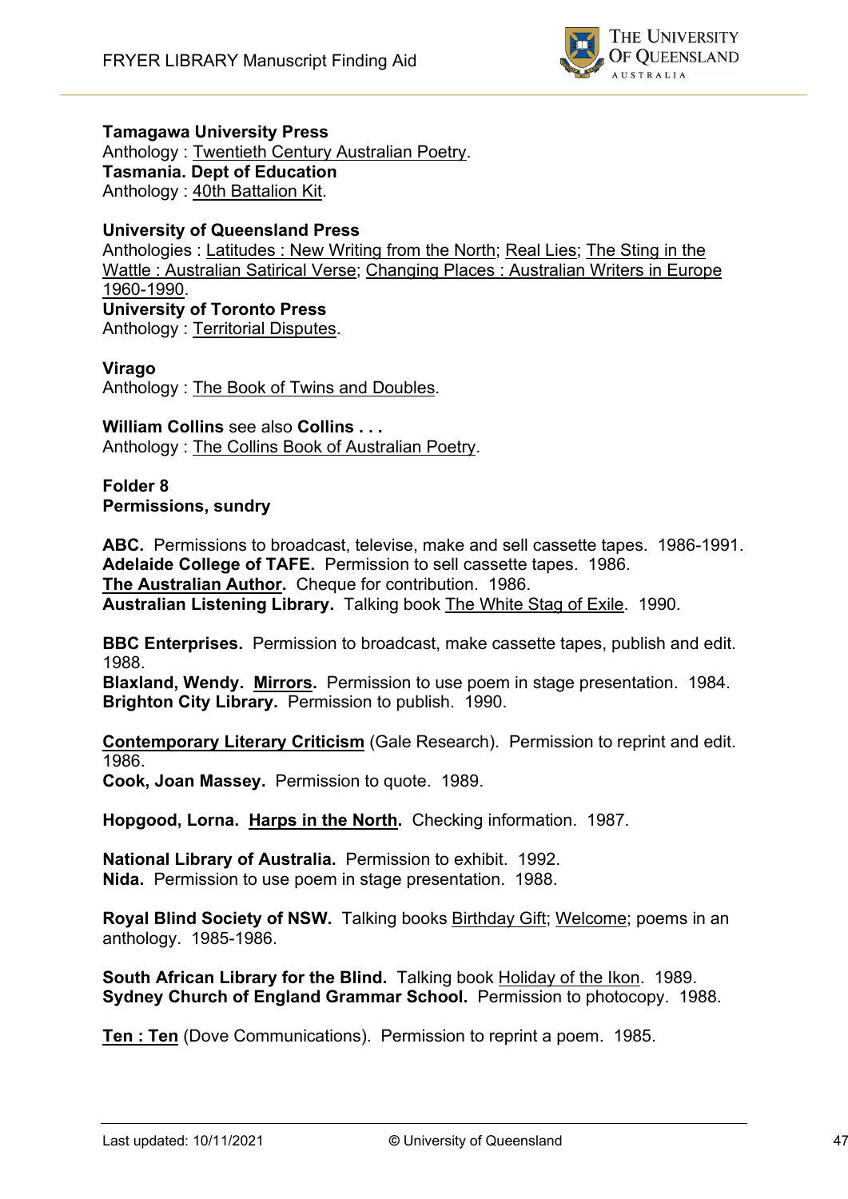**Tamagawa University Press**
Anthology : Twentieth Century Australian Poetry.
**Tasmania. Dept of Education**
Anthology : 40th Battalion Kit.

**University of Queensland Press**
Anthologies : Latitudes : New Writing from the North; Real Lies; The Sting in the Wattle : Australian Satirical Verse; Changing Places : Australian Writers in Europe 1960-1990.
**University of Toronto Press**
Anthology : Territorial Disputes.

**Virago**
Anthology : The Book of Twins and Doubles.

**William Collins** see also **Collins . . .**
Anthology : The Collins Book of Australian Poetry.

**Folder 8**
**Permissions, sundry**

**ABC.** Permissions to broadcast, televise, make and sell cassette tapes. 1986-1991.
**Adelaide College of TAFE.** Permission to sell cassette tapes. 1986.
**The Australian Author.** Cheque for contribution. 1986.
**Australian Listening Library.** Talking book The White Stag of Exile. 1990.

**BBC Enterprises.** Permission to broadcast, make cassette tapes, publish and edit. 1988.
**Blaxland, Wendy. Mirrors.** Permission to use poem in stage presentation. 1984.
**Brighton City Library.** Permission to publish. 1990.

**Contemporary Literary Criticism** (Gale Research). Permission to reprint and edit. 1986.
**Cook, Joan Massey.** Permission to quote. 1989.

**Hopgood, Lorna. Harps in the North.** Checking information. 1987.

**National Library of Australia.** Permission to exhibit. 1992.
**Nida.** Permission to use poem in stage presentation. 1988.

**Royal Blind Society of NSW.** Talking books Birthday Gift; Welcome; poems in an anthology. 1985-1986.

**South African Library for the Blind.** Talking book Holiday of the Ikon. 1989.
**Sydney Church of England Grammar School.** Permission to photocopy. 1988.

**Ten : Ten** (Dove Communications). Permission to reprint a poem. 1985.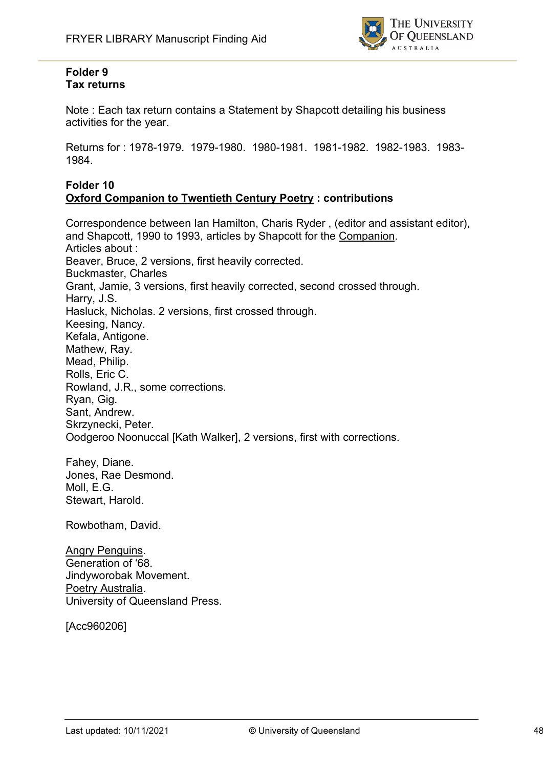**Folder 9**
**Tax returns**

Note : Each tax return contains a Statement by Shapcott detailing his business activities for the year.

Returns for : 1978-1979. 1979-1980. 1980-1981. 1981-1982. 1982-1983. 1983-1984.

**Folder 10**
**<u>Oxford Companion to Twentieth Century Poetry</u> : contributions**

Correspondence between Ian Hamilton, Charis Ryder , (editor and assistant editor), and Shapcott, 1990 to 1993, articles by Shapcott for the <u>Companion</u>.
Articles about :
Beaver, Bruce, 2 versions, first heavily corrected.
Buckmaster, Charles
Grant, Jamie, 3 versions, first heavily corrected, second crossed through.
Harry, J.S.
Hasluck, Nicholas. 2 versions, first crossed through.
Keesing, Nancy.
Kefala, Antigone.
Mathew, Ray.
Mead, Philip.
Rolls, Eric C.
Rowland, J.R., some corrections.
Ryan, Gig.
Sant, Andrew.
Skrzynecki, Peter.
Oodgeroo Noonuccal [Kath Walker], 2 versions, first with corrections.

Fahey, Diane.
Jones, Rae Desmond.
Moll, E.G.
Stewart, Harold.

Rowbotham, David.

<u>Angry Penguins</u>.
Generation of '68.
Jindyworobak Movement.
<u>Poetry Australia</u>.
University of Queensland Press.

[Acc960206]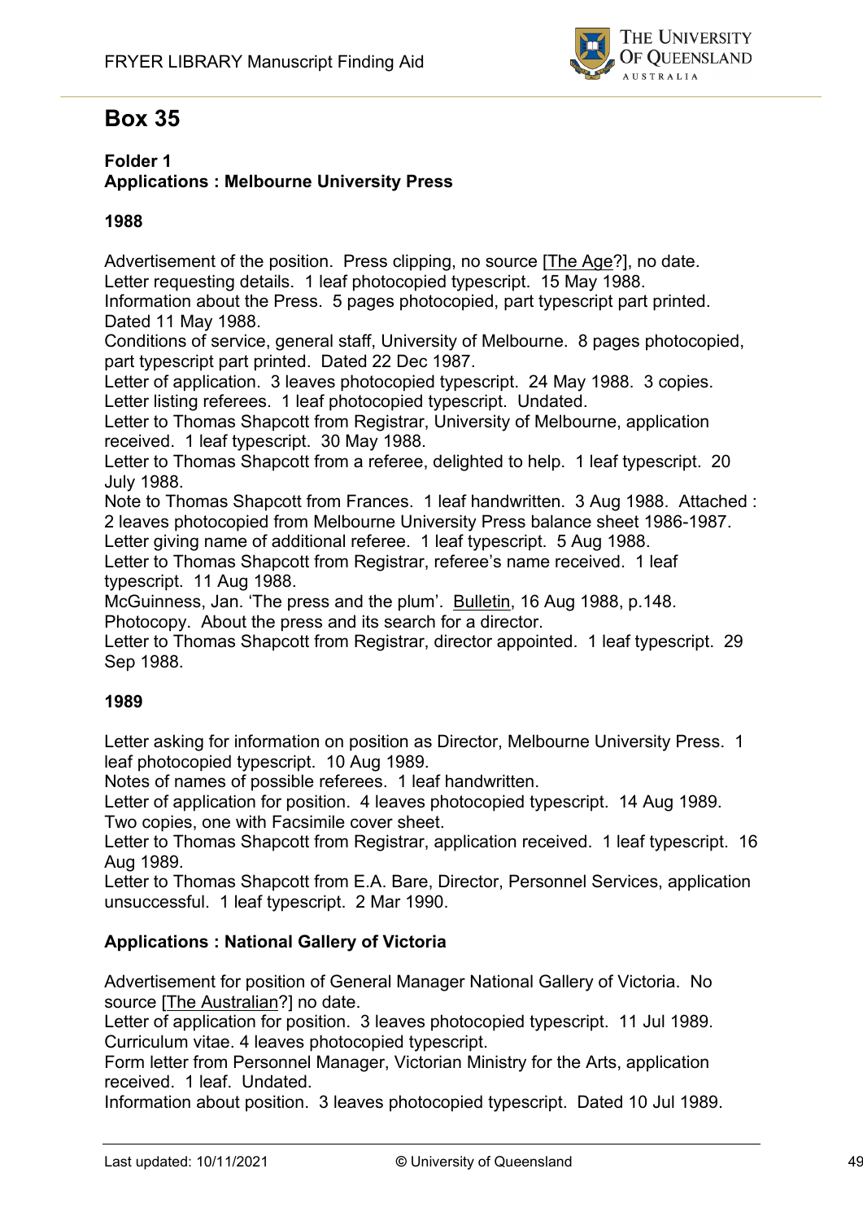# Box 35

**Folder 1**
**Applications : Melbourne University Press**

**1988**

Advertisement of the position. Press clipping, no source [The Age?], no date.
Letter requesting details. 1 leaf photocopied typescript. 15 May 1988.
Information about the Press. 5 pages photocopied, part typescript part printed. Dated 11 May 1988.
Conditions of service, general staff, University of Melbourne. 8 pages photocopied, part typescript part printed. Dated 22 Dec 1987.
Letter of application. 3 leaves photocopied typescript. 24 May 1988. 3 copies.
Letter listing referees. 1 leaf photocopied typescript. Undated.
Letter to Thomas Shapcott from Registrar, University of Melbourne, application received. 1 leaf typescript. 30 May 1988.
Letter to Thomas Shapcott from a referee, delighted to help. 1 leaf typescript. 20 July 1988.
Note to Thomas Shapcott from Frances. 1 leaf handwritten. 3 Aug 1988. Attached : 2 leaves photocopied from Melbourne University Press balance sheet 1986-1987.
Letter giving name of additional referee. 1 leaf typescript. 5 Aug 1988.
Letter to Thomas Shapcott from Registrar, referee's name received. 1 leaf typescript. 11 Aug 1988.
McGuinness, Jan. 'The press and the plum'. Bulletin, 16 Aug 1988, p.148. Photocopy. About the press and its search for a director.
Letter to Thomas Shapcott from Registrar, director appointed. 1 leaf typescript. 29 Sep 1988.

**1989**

Letter asking for information on position as Director, Melbourne University Press. 1 leaf photocopied typescript. 10 Aug 1989.
Notes of names of possible referees. 1 leaf handwritten.
Letter of application for position. 4 leaves photocopied typescript. 14 Aug 1989. Two copies, one with Facsimile cover sheet.
Letter to Thomas Shapcott from Registrar, application received. 1 leaf typescript. 16 Aug 1989.
Letter to Thomas Shapcott from E.A. Bare, Director, Personnel Services, application unsuccessful. 1 leaf typescript. 2 Mar 1990.

**Applications : National Gallery of Victoria**

Advertisement for position of General Manager National Gallery of Victoria. No source [The Australian?] no date.
Letter of application for position. 3 leaves photocopied typescript. 11 Jul 1989.
Curriculum vitae. 4 leaves photocopied typescript.
Form letter from Personnel Manager, Victorian Ministry for the Arts, application received. 1 leaf. Undated.
Information about position. 3 leaves photocopied typescript. Dated 10 Jul 1989.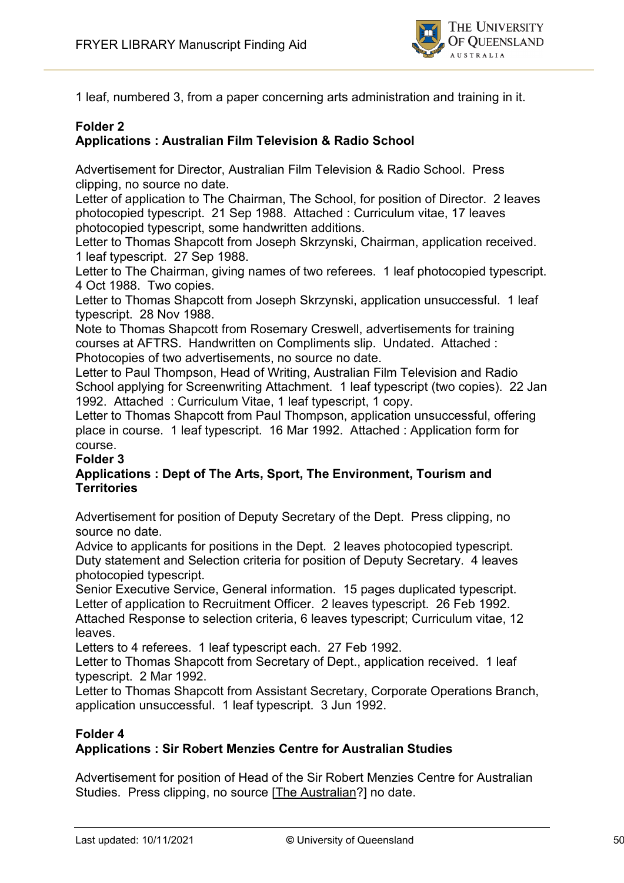1 leaf, numbered 3, from a paper concerning arts administration and training in it.

**Folder 2**
**Applications : Australian Film Television & Radio School**

Advertisement for Director, Australian Film Television & Radio School. Press clipping, no source no date.
Letter of application to The Chairman, The School, for position of Director. 2 leaves photocopied typescript. 21 Sep 1988. Attached : Curriculum vitae, 17 leaves photocopied typescript, some handwritten additions.
Letter to Thomas Shapcott from Joseph Skrzynski, Chairman, application received. 1 leaf typescript. 27 Sep 1988.
Letter to The Chairman, giving names of two referees. 1 leaf photocopied typescript. 4 Oct 1988. Two copies.
Letter to Thomas Shapcott from Joseph Skrzynski, application unsuccessful. 1 leaf typescript. 28 Nov 1988.
Note to Thomas Shapcott from Rosemary Creswell, advertisements for training courses at AFTRS. Handwritten on Compliments slip. Undated. Attached : Photocopies of two advertisements, no source no date.
Letter to Paul Thompson, Head of Writing, Australian Film Television and Radio School applying for Screenwriting Attachment. 1 leaf typescript (two copies). 22 Jan 1992. Attached : Curriculum Vitae, 1 leaf typescript, 1 copy.
Letter to Thomas Shapcott from Paul Thompson, application unsuccessful, offering place in course. 1 leaf typescript. 16 Mar 1992. Attached : Application form for course.

**Folder 3**
**Applications : Dept of The Arts, Sport, The Environment, Tourism and Territories**

Advertisement for position of Deputy Secretary of the Dept. Press clipping, no source no date.
Advice to applicants for positions in the Dept. 2 leaves photocopied typescript.
Duty statement and Selection criteria for position of Deputy Secretary. 4 leaves photocopied typescript.
Senior Executive Service, General information. 15 pages duplicated typescript.
Letter of application to Recruitment Officer. 2 leaves typescript. 26 Feb 1992.
Attached Response to selection criteria, 6 leaves typescript; Curriculum vitae, 12 leaves.
Letters to 4 referees. 1 leaf typescript each. 27 Feb 1992.
Letter to Thomas Shapcott from Secretary of Dept., application received. 1 leaf typescript. 2 Mar 1992.
Letter to Thomas Shapcott from Assistant Secretary, Corporate Operations Branch, application unsuccessful. 1 leaf typescript. 3 Jun 1992.

**Folder 4**
**Applications : Sir Robert Menzies Centre for Australian Studies**

Advertisement for position of Head of the Sir Robert Menzies Centre for Australian Studies. Press clipping, no source [The Australian?] no date.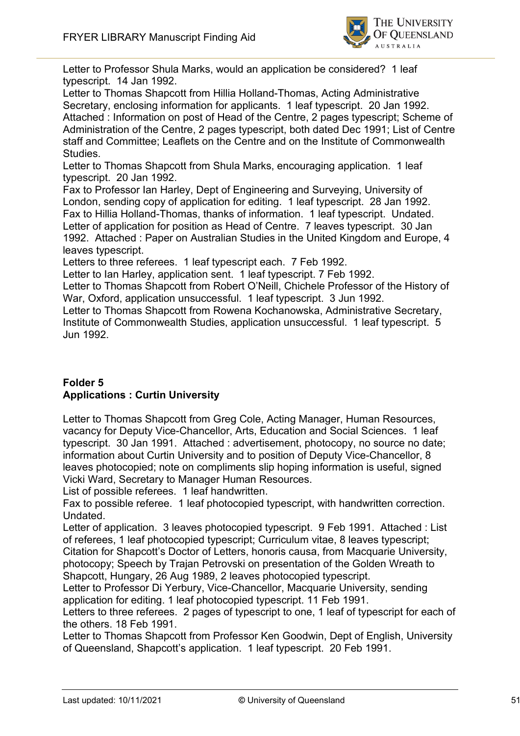Letter to Professor Shula Marks, would an application be considered? 1 leaf typescript. 14 Jan 1992.

Letter to Thomas Shapcott from Hillia Holland-Thomas, Acting Administrative Secretary, enclosing information for applicants. 1 leaf typescript. 20 Jan 1992. Attached : Information on post of Head of the Centre, 2 pages typescript; Scheme of Administration of the Centre, 2 pages typescript, both dated Dec 1991; List of Centre staff and Committee; Leaflets on the Centre and on the Institute of Commonwealth Studies.

Letter to Thomas Shapcott from Shula Marks, encouraging application. 1 leaf typescript. 20 Jan 1992.

Fax to Professor Ian Harley, Dept of Engineering and Surveying, University of London, sending copy of application for editing. 1 leaf typescript. 28 Jan 1992.

Fax to Hillia Holland-Thomas, thanks of information. 1 leaf typescript. Undated.

Letter of application for position as Head of Centre. 7 leaves typescript. 30 Jan 1992. Attached : Paper on Australian Studies in the United Kingdom and Europe, 4 leaves typescript.

Letters to three referees. 1 leaf typescript each. 7 Feb 1992.

Letter to Ian Harley, application sent. 1 leaf typescript. 7 Feb 1992.

Letter to Thomas Shapcott from Robert O'Neill, Chichele Professor of the History of War, Oxford, application unsuccessful. 1 leaf typescript. 3 Jun 1992.

Letter to Thomas Shapcott from Rowena Kochanowska, Administrative Secretary, Institute of Commonwealth Studies, application unsuccessful. 1 leaf typescript. 5 Jun 1992.

**Folder 5**
**Applications : Curtin University**

Letter to Thomas Shapcott from Greg Cole, Acting Manager, Human Resources, vacancy for Deputy Vice-Chancellor, Arts, Education and Social Sciences. 1 leaf typescript. 30 Jan 1991. Attached : advertisement, photocopy, no source no date; information about Curtin University and to position of Deputy Vice-Chancellor, 8 leaves photocopied; note on compliments slip hoping information is useful, signed Vicki Ward, Secretary to Manager Human Resources.

List of possible referees. 1 leaf handwritten.

Fax to possible referee. 1 leaf photocopied typescript, with handwritten correction. Undated.

Letter of application. 3 leaves photocopied typescript. 9 Feb 1991. Attached : List of referees, 1 leaf photocopied typescript; Curriculum vitae, 8 leaves typescript; Citation for Shapcott's Doctor of Letters, honoris causa, from Macquarie University, photocopy; Speech by Trajan Petrovski on presentation of the Golden Wreath to Shapcott, Hungary, 26 Aug 1989, 2 leaves photocopied typescript.

Letter to Professor Di Yerbury, Vice-Chancellor, Macquarie University, sending application for editing. 1 leaf photocopied typescript. 11 Feb 1991.

Letters to three referees. 2 pages of typescript to one, 1 leaf of typescript for each of the others. 18 Feb 1991.

Letter to Thomas Shapcott from Professor Ken Goodwin, Dept of English, University of Queensland, Shapcott's application. 1 leaf typescript. 20 Feb 1991.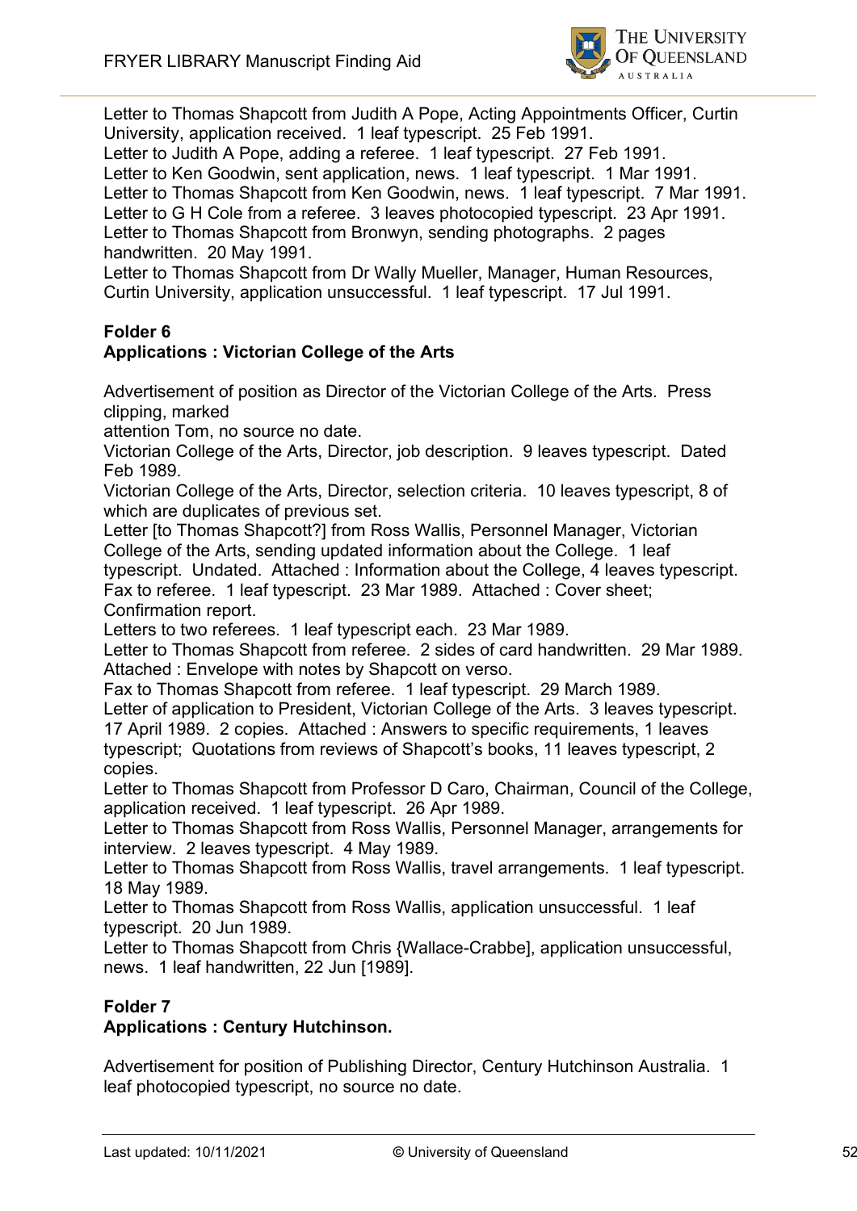Letter to Thomas Shapcott from Judith A Pope, Acting Appointments Officer, Curtin University, application received. 1 leaf typescript. 25 Feb 1991.
Letter to Judith A Pope, adding a referee. 1 leaf typescript. 27 Feb 1991.
Letter to Ken Goodwin, sent application, news. 1 leaf typescript. 1 Mar 1991.
Letter to Thomas Shapcott from Ken Goodwin, news. 1 leaf typescript. 7 Mar 1991.
Letter to G H Cole from a referee. 3 leaves photocopied typescript. 23 Apr 1991.
Letter to Thomas Shapcott from Bronwyn, sending photographs. 2 pages handwritten. 20 May 1991.
Letter to Thomas Shapcott from Dr Wally Mueller, Manager, Human Resources, Curtin University, application unsuccessful. 1 leaf typescript. 17 Jul 1991.

**Folder 6**
**Applications : Victorian College of the Arts**

Advertisement of position as Director of the Victorian College of the Arts. Press clipping, marked
attention Tom, no source no date.
Victorian College of the Arts, Director, job description. 9 leaves typescript. Dated Feb 1989.
Victorian College of the Arts, Director, selection criteria. 10 leaves typescript, 8 of which are duplicates of previous set.
Letter [to Thomas Shapcott?] from Ross Wallis, Personnel Manager, Victorian College of the Arts, sending updated information about the College. 1 leaf typescript. Undated. Attached : Information about the College, 4 leaves typescript.
Fax to referee. 1 leaf typescript. 23 Mar 1989. Attached : Cover sheet; Confirmation report.
Letters to two referees. 1 leaf typescript each. 23 Mar 1989.
Letter to Thomas Shapcott from referee. 2 sides of card handwritten. 29 Mar 1989. Attached : Envelope with notes by Shapcott on verso.
Fax to Thomas Shapcott from referee. 1 leaf typescript. 29 March 1989.
Letter of application to President, Victorian College of the Arts. 3 leaves typescript. 17 April 1989. 2 copies. Attached : Answers to specific requirements, 1 leaves typescript; Quotations from reviews of Shapcott's books, 11 leaves typescript, 2 copies.
Letter to Thomas Shapcott from Professor D Caro, Chairman, Council of the College, application received. 1 leaf typescript. 26 Apr 1989.
Letter to Thomas Shapcott from Ross Wallis, Personnel Manager, arrangements for interview. 2 leaves typescript. 4 May 1989.
Letter to Thomas Shapcott from Ross Wallis, travel arrangements. 1 leaf typescript. 18 May 1989.
Letter to Thomas Shapcott from Ross Wallis, application unsuccessful. 1 leaf typescript. 20 Jun 1989.
Letter to Thomas Shapcott from Chris {Wallace-Crabbe], application unsuccessful, news. 1 leaf handwritten, 22 Jun [1989].

**Folder 7**
**Applications : Century Hutchinson.**

Advertisement for position of Publishing Director, Century Hutchinson Australia. 1 leaf photocopied typescript, no source no date.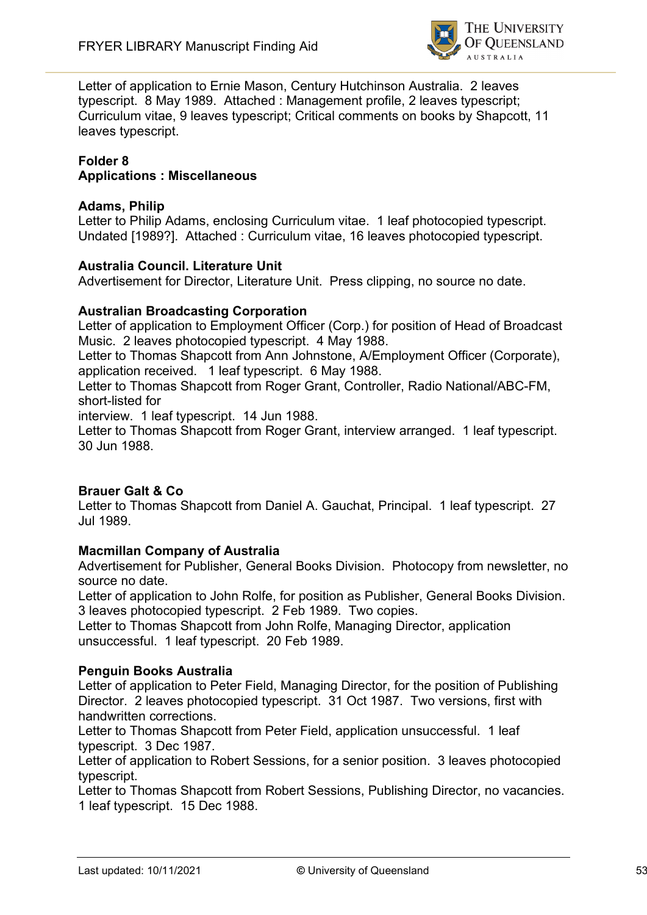Letter of application to Ernie Mason, Century Hutchinson Australia. 2 leaves typescript. 8 May 1989. Attached : Management profile, 2 leaves typescript; Curriculum vitae, 9 leaves typescript; Critical comments on books by Shapcott, 11 leaves typescript.

**Folder 8**
**Applications : Miscellaneous**

**Adams, Philip**
Letter to Philip Adams, enclosing Curriculum vitae. 1 leaf photocopied typescript. Undated [1989?]. Attached : Curriculum vitae, 16 leaves photocopied typescript.

**Australia Council. Literature Unit**
Advertisement for Director, Literature Unit. Press clipping, no source no date.

**Australian Broadcasting Corporation**
Letter of application to Employment Officer (Corp.) for position of Head of Broadcast Music. 2 leaves photocopied typescript. 4 May 1988.
Letter to Thomas Shapcott from Ann Johnstone, A/Employment Officer (Corporate), application received. 1 leaf typescript. 6 May 1988.
Letter to Thomas Shapcott from Roger Grant, Controller, Radio National/ABC-FM, short-listed for
interview. 1 leaf typescript. 14 Jun 1988.
Letter to Thomas Shapcott from Roger Grant, interview arranged. 1 leaf typescript. 30 Jun 1988.

**Brauer Galt & Co**
Letter to Thomas Shapcott from Daniel A. Gauchat, Principal. 1 leaf typescript. 27 Jul 1989.

**Macmillan Company of Australia**
Advertisement for Publisher, General Books Division. Photocopy from newsletter, no source no date.
Letter of application to John Rolfe, for position as Publisher, General Books Division. 3 leaves photocopied typescript. 2 Feb 1989. Two copies.
Letter to Thomas Shapcott from John Rolfe, Managing Director, application unsuccessful. 1 leaf typescript. 20 Feb 1989.

**Penguin Books Australia**
Letter of application to Peter Field, Managing Director, for the position of Publishing Director. 2 leaves photocopied typescript. 31 Oct 1987. Two versions, first with handwritten corrections.
Letter to Thomas Shapcott from Peter Field, application unsuccessful. 1 leaf typescript. 3 Dec 1987.
Letter of application to Robert Sessions, for a senior position. 3 leaves photocopied typescript.
Letter to Thomas Shapcott from Robert Sessions, Publishing Director, no vacancies. 1 leaf typescript. 15 Dec 1988.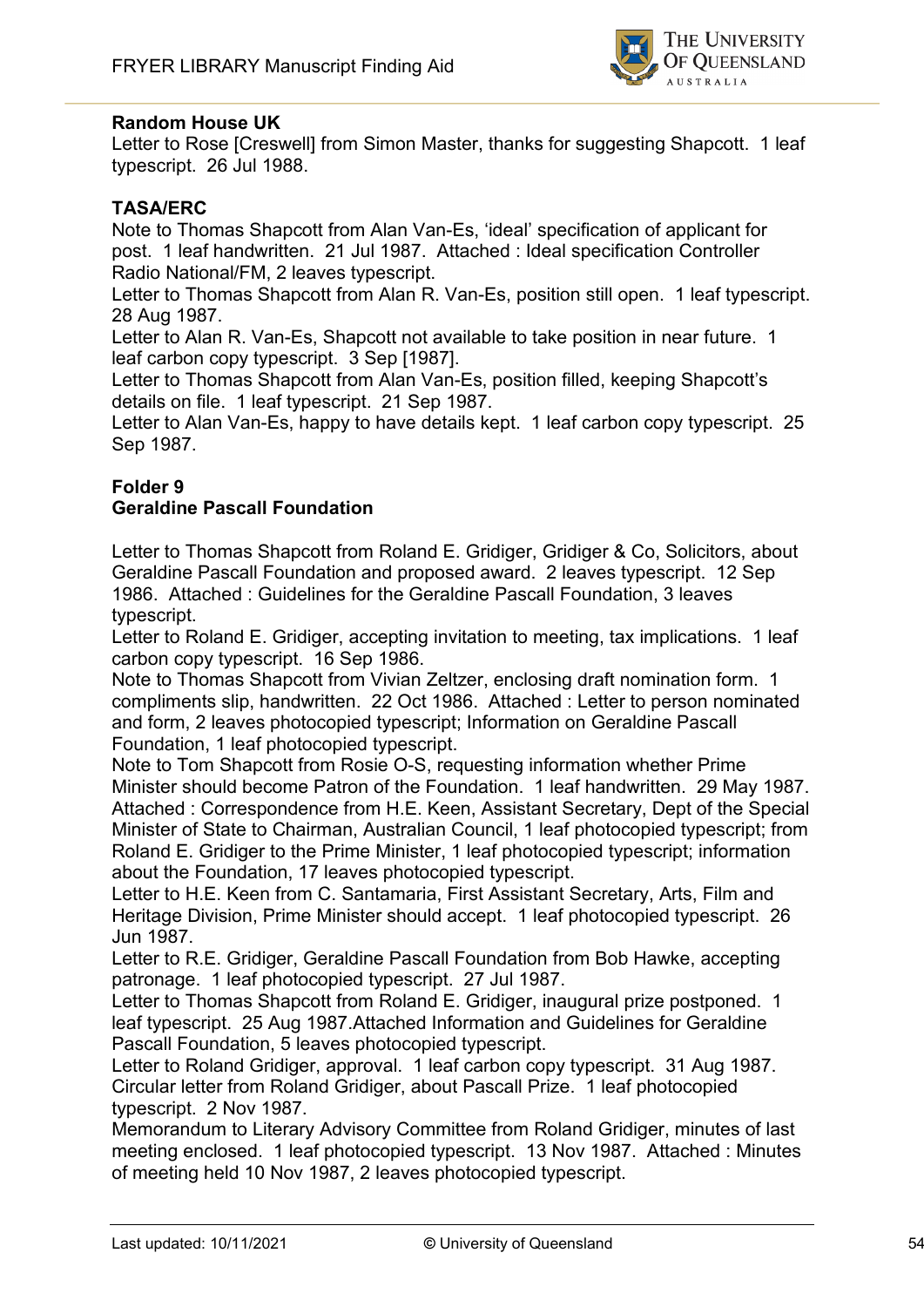**Random House UK**
Letter to Rose [Creswell] from Simon Master, thanks for suggesting Shapcott. 1 leaf typescript. 26 Jul 1988.

**TASA/ERC**
Note to Thomas Shapcott from Alan Van-Es, 'ideal' specification of applicant for post. 1 leaf handwritten. 21 Jul 1987. Attached : Ideal specification Controller Radio National/FM, 2 leaves typescript.
Letter to Thomas Shapcott from Alan R. Van-Es, position still open. 1 leaf typescript. 28 Aug 1987.
Letter to Alan R. Van-Es, Shapcott not available to take position in near future. 1 leaf carbon copy typescript. 3 Sep [1987].
Letter to Thomas Shapcott from Alan Van-Es, position filled, keeping Shapcott's details on file. 1 leaf typescript. 21 Sep 1987.
Letter to Alan Van-Es, happy to have details kept. 1 leaf carbon copy typescript. 25 Sep 1987.

**Folder 9**
**Geraldine Pascall Foundation**

Letter to Thomas Shapcott from Roland E. Gridiger, Gridiger & Co, Solicitors, about Geraldine Pascall Foundation and proposed award. 2 leaves typescript. 12 Sep 1986. Attached : Guidelines for the Geraldine Pascall Foundation, 3 leaves typescript.
Letter to Roland E. Gridiger, accepting invitation to meeting, tax implications. 1 leaf carbon copy typescript. 16 Sep 1986.
Note to Thomas Shapcott from Vivian Zeltzer, enclosing draft nomination form. 1 compliments slip, handwritten. 22 Oct 1986. Attached : Letter to person nominated and form, 2 leaves photocopied typescript; Information on Geraldine Pascall Foundation, 1 leaf photocopied typescript.
Note to Tom Shapcott from Rosie O-S, requesting information whether Prime Minister should become Patron of the Foundation. 1 leaf handwritten. 29 May 1987. Attached : Correspondence from H.E. Keen, Assistant Secretary, Dept of the Special Minister of State to Chairman, Australian Council, 1 leaf photocopied typescript; from Roland E. Gridiger to the Prime Minister, 1 leaf photocopied typescript; information about the Foundation, 17 leaves photocopied typescript.
Letter to H.E. Keen from C. Santamaria, First Assistant Secretary, Arts, Film and Heritage Division, Prime Minister should accept. 1 leaf photocopied typescript. 26 Jun 1987.
Letter to R.E. Gridiger, Geraldine Pascall Foundation from Bob Hawke, accepting patronage. 1 leaf photocopied typescript. 27 Jul 1987.
Letter to Thomas Shapcott from Roland E. Gridiger, inaugural prize postponed. 1 leaf typescript. 25 Aug 1987.Attached Information and Guidelines for Geraldine Pascall Foundation, 5 leaves photocopied typescript.
Letter to Roland Gridiger, approval. 1 leaf carbon copy typescript. 31 Aug 1987.
Circular letter from Roland Gridiger, about Pascall Prize. 1 leaf photocopied typescript. 2 Nov 1987.
Memorandum to Literary Advisory Committee from Roland Gridiger, minutes of last meeting enclosed. 1 leaf photocopied typescript. 13 Nov 1987. Attached : Minutes of meeting held 10 Nov 1987, 2 leaves photocopied typescript.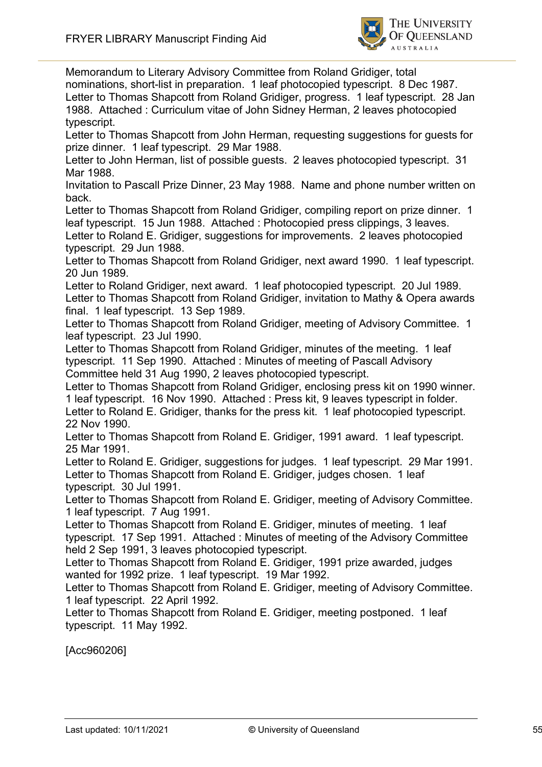Memorandum to Literary Advisory Committee from Roland Gridiger, total nominations, short-list in preparation. 1 leaf photocopied typescript. 8 Dec 1987.
Letter to Thomas Shapcott from Roland Gridiger, progress. 1 leaf typescript. 28 Jan 1988. Attached : Curriculum vitae of John Sidney Herman, 2 leaves photocopied typescript.
Letter to Thomas Shapcott from John Herman, requesting suggestions for guests for prize dinner. 1 leaf typescript. 29 Mar 1988.
Letter to John Herman, list of possible guests. 2 leaves photocopied typescript. 31 Mar 1988.
Invitation to Pascall Prize Dinner, 23 May 1988. Name and phone number written on back.
Letter to Thomas Shapcott from Roland Gridiger, compiling report on prize dinner. 1 leaf typescript. 15 Jun 1988. Attached : Photocopied press clippings, 3 leaves.
Letter to Roland E. Gridiger, suggestions for improvements. 2 leaves photocopied typescript. 29 Jun 1988.
Letter to Thomas Shapcott from Roland Gridiger, next award 1990. 1 leaf typescript. 20 Jun 1989.
Letter to Roland Gridiger, next award. 1 leaf photocopied typescript. 20 Jul 1989.
Letter to Thomas Shapcott from Roland Gridiger, invitation to Mathy & Opera awards final. 1 leaf typescript. 13 Sep 1989.
Letter to Thomas Shapcott from Roland Gridiger, meeting of Advisory Committee. 1 leaf typescript. 23 Jul 1990.
Letter to Thomas Shapcott from Roland Gridiger, minutes of the meeting. 1 leaf typescript. 11 Sep 1990. Attached : Minutes of meeting of Pascall Advisory Committee held 31 Aug 1990, 2 leaves photocopied typescript.
Letter to Thomas Shapcott from Roland Gridiger, enclosing press kit on 1990 winner. 1 leaf typescript. 16 Nov 1990. Attached : Press kit, 9 leaves typescript in folder.
Letter to Roland E. Gridiger, thanks for the press kit. 1 leaf photocopied typescript. 22 Nov 1990.
Letter to Thomas Shapcott from Roland E. Gridiger, 1991 award. 1 leaf typescript. 25 Mar 1991.
Letter to Roland E. Gridiger, suggestions for judges. 1 leaf typescript. 29 Mar 1991.
Letter to Thomas Shapcott from Roland E. Gridiger, judges chosen. 1 leaf typescript. 30 Jul 1991.
Letter to Thomas Shapcott from Roland E. Gridiger, meeting of Advisory Committee. 1 leaf typescript. 7 Aug 1991.
Letter to Thomas Shapcott from Roland E. Gridiger, minutes of meeting. 1 leaf typescript. 17 Sep 1991. Attached : Minutes of meeting of the Advisory Committee held 2 Sep 1991, 3 leaves photocopied typescript.
Letter to Thomas Shapcott from Roland E. Gridiger, 1991 prize awarded, judges wanted for 1992 prize. 1 leaf typescript. 19 Mar 1992.
Letter to Thomas Shapcott from Roland E. Gridiger, meeting of Advisory Committee. 1 leaf typescript. 22 April 1992.
Letter to Thomas Shapcott from Roland E. Gridiger, meeting postponed. 1 leaf typescript. 11 May 1992.

[Acc960206]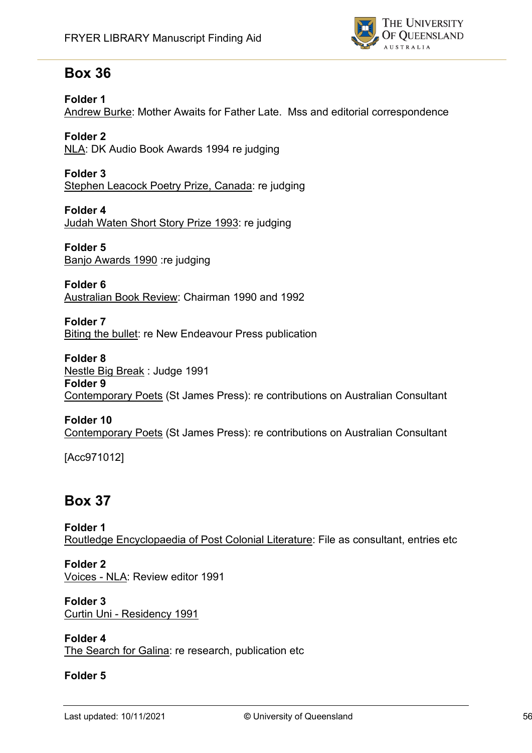## Box 36

**Folder 1**
Andrew Burke: Mother Awaits for Father Late. Mss and editorial correspondence

**Folder 2**
NLA: DK Audio Book Awards 1994 re judging

**Folder 3**
Stephen Leacock Poetry Prize, Canada: re judging

**Folder 4**
Judah Waten Short Story Prize 1993: re judging

**Folder 5**
Banjo Awards 1990 :re judging

**Folder 6**
Australian Book Review: Chairman 1990 and 1992

**Folder 7**
Biting the bullet: re New Endeavour Press publication

**Folder 8**
Nestle Big Break : Judge 1991

**Folder 9**
Contemporary Poets (St James Press): re contributions on Australian Consultant

**Folder 10**
Contemporary Poets (St James Press): re contributions on Australian Consultant

[Acc971012]

## Box 37

**Folder 1**
Routledge Encyclopaedia of Post Colonial Literature: File as consultant, entries etc

**Folder 2**
Voices - NLA: Review editor 1991

**Folder 3**
Curtin Uni - Residency 1991

**Folder 4**
The Search for Galina: re research, publication etc

**Folder 5**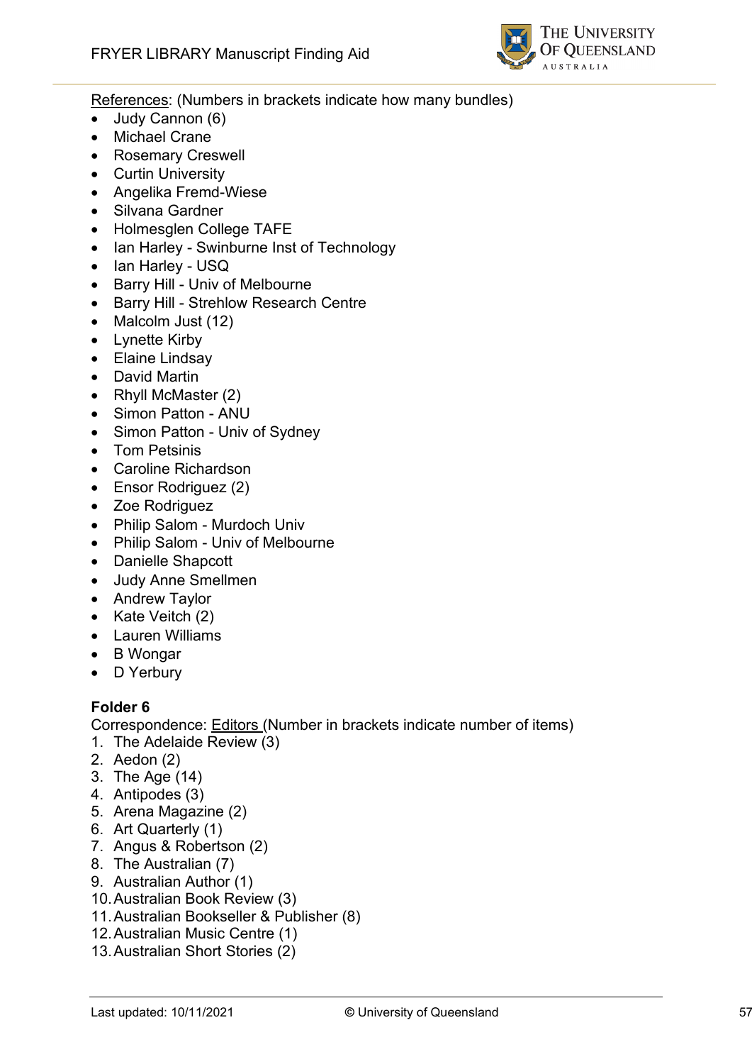<u>References</u>: (Numbers in brackets indicate how many bundles)

- Judy Cannon (6)
- Michael Crane
- Rosemary Creswell
- Curtin University
- Angelika Fremd-Wiese
- Silvana Gardner
- Holmesglen College TAFE
- Ian Harley - Swinburne Inst of Technology
- Ian Harley - USQ
- Barry Hill - Univ of Melbourne
- Barry Hill - Strehlow Research Centre
- Malcolm Just (12)
- Lynette Kirby
- Elaine Lindsay
- David Martin
- Rhyll McMaster (2)
- Simon Patton - ANU
- Simon Patton - Univ of Sydney
- Tom Petsinis
- Caroline Richardson
- Ensor Rodriguez (2)
- Zoe Rodriguez
- Philip Salom - Murdoch Univ
- Philip Salom - Univ of Melbourne
- Danielle Shapcott
- Judy Anne Smellmen
- Andrew Taylor
- Kate Veitch (2)
- Lauren Williams
- B Wongar
- D Yerbury

**Folder 6**

Correspondence: <u>Editors</u> (Number in brackets indicate number of items)

1. The Adelaide Review (3)
2. Aedon (2)
3. The Age (14)
4. Antipodes (3)
5. Arena Magazine (2)
6. Art Quarterly (1)
7. Angus & Robertson (2)
8. The Australian (7)
9. Australian Author (1)
10. Australian Book Review (3)
11. Australian Bookseller & Publisher (8)
12. Australian Music Centre (1)
13. Australian Short Stories (2)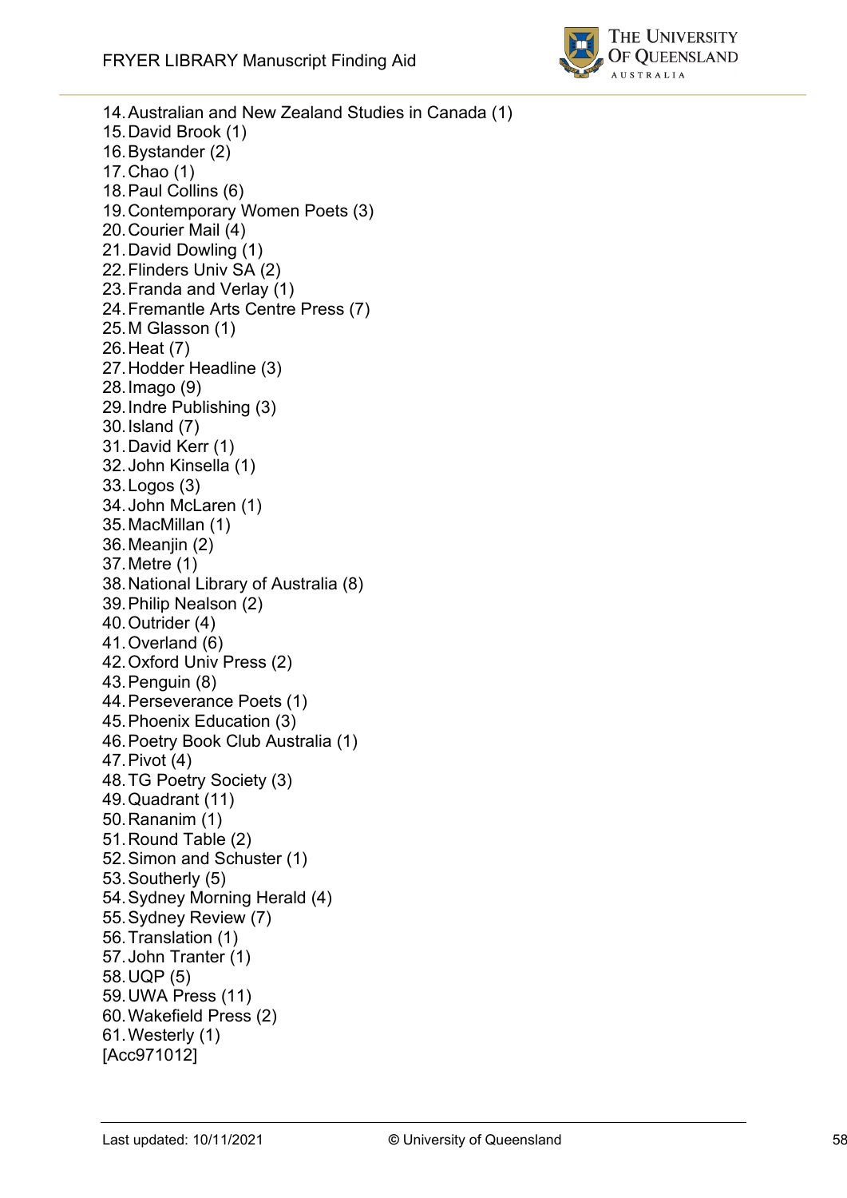14. Australian and New Zealand Studies in Canada (1)
15. David Brook (1)
16. Bystander (2)
17. Chao (1)
18. Paul Collins (6)
19. Contemporary Women Poets (3)
20. Courier Mail (4)
21. David Dowling (1)
22. Flinders Univ SA (2)
23. Franda and Verlay (1)
24. Fremantle Arts Centre Press (7)
25. M Glasson (1)
26. Heat (7)
27. Hodder Headline (3)
28. Imago (9)
29. Indre Publishing (3)
30. Island (7)
31. David Kerr (1)
32. John Kinsella (1)
33. Logos (3)
34. John McLaren (1)
35. MacMillan (1)
36. Meanjin (2)
37. Metre (1)
38. National Library of Australia (8)
39. Philip Nealson (2)
40. Outrider (4)
41. Overland (6)
42. Oxford Univ Press (2)
43. Penguin (8)
44. Perseverance Poets (1)
45. Phoenix Education (3)
46. Poetry Book Club Australia (1)
47. Pivot (4)
48. TG Poetry Society (3)
49. Quadrant (11)
50. Rananim (1)
51. Round Table (2)
52. Simon and Schuster (1)
53. Southerly (5)
54. Sydney Morning Herald (4)
55. Sydney Review (7)
56. Translation (1)
57. John Tranter (1)
58. UQP (5)
59. UWA Press (11)
60. Wakefield Press (2)
61. Westerly (1)

[Acc971012]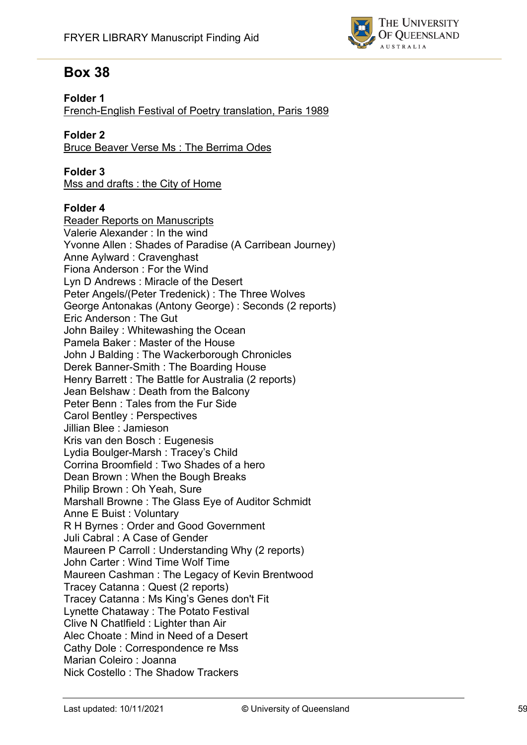## Box 38

**Folder 1**
French-English Festival of Poetry translation, Paris 1989

**Folder 2**
Bruce Beaver Verse Ms : The Berrima Odes

**Folder 3**
Mss and drafts : the City of Home

**Folder 4**
Reader Reports on Manuscripts
Valerie Alexander : In the wind
Yvonne Allen : Shades of Paradise (A Carribean Journey)
Anne Aylward : Cravenghast
Fiona Anderson : For the Wind
Lyn D Andrews : Miracle of the Desert
Peter Angels/(Peter Tredenick) : The Three Wolves
George Antonakas (Antony George) : Seconds (2 reports)
Eric Anderson : The Gut
John Bailey : Whitewashing the Ocean
Pamela Baker : Master of the House
John J Balding : The Wackerborough Chronicles
Derek Banner-Smith : The Boarding House
Henry Barrett : The Battle for Australia (2 reports)
Jean Belshaw : Death from the Balcony
Peter Benn : Tales from the Fur Side
Carol Bentley : Perspectives
Jillian Blee : Jamieson
Kris van den Bosch : Eugenesis
Lydia Boulger-Marsh : Tracey's Child
Corrina Broomfield : Two Shades of a hero
Dean Brown : When the Bough Breaks
Philip Brown : Oh Yeah, Sure
Marshall Browne : The Glass Eye of Auditor Schmidt
Anne E Buist : Voluntary
R H Byrnes : Order and Good Government
Juli Cabral : A Case of Gender
Maureen P Carroll : Understanding Why (2 reports)
John Carter : Wind Time Wolf Time
Maureen Cashman : The Legacy of Kevin Brentwood
Tracey Catanna : Quest (2 reports)
Tracey Catanna : Ms King's Genes don't Fit
Lynette Chataway : The Potato Festival
Clive N Chatlfield : Lighter than Air
Alec Choate : Mind in Need of a Desert
Cathy Dole : Correspondence re Mss
Marian Coleiro : Joanna
Nick Costello : The Shadow Trackers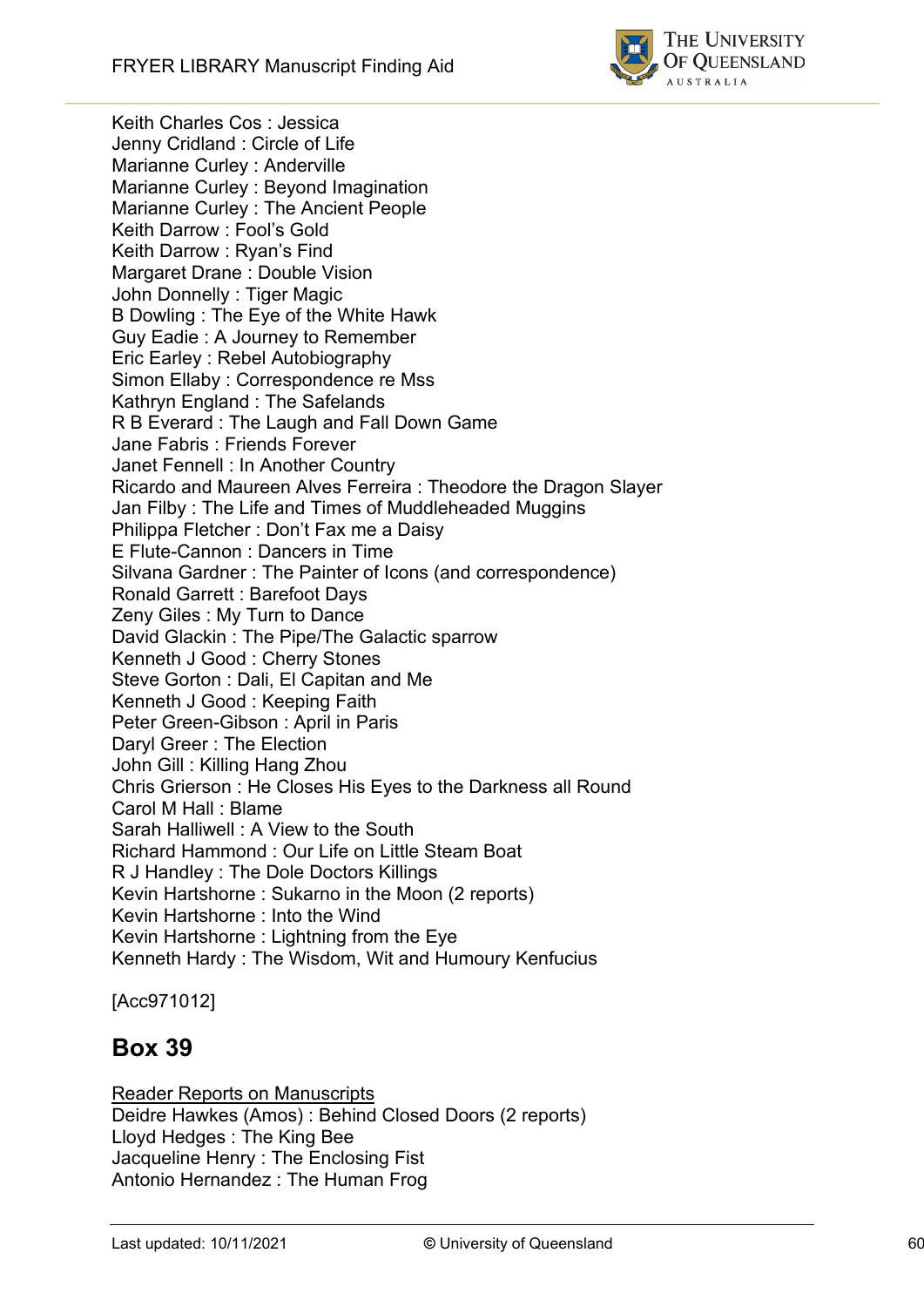Keith Charles Cos : Jessica
Jenny Cridland : Circle of Life
Marianne Curley : Anderville
Marianne Curley : Beyond Imagination
Marianne Curley : The Ancient People
Keith Darrow : Fool's Gold
Keith Darrow : Ryan's Find
Margaret Drane : Double Vision
John Donnelly : Tiger Magic
B Dowling : The Eye of the White Hawk
Guy Eadie : A Journey to Remember
Eric Earley : Rebel Autobiography
Simon Ellaby : Correspondence re Mss
Kathryn England : The Safelands
R B Everard : The Laugh and Fall Down Game
Jane Fabris : Friends Forever
Janet Fennell : In Another Country
Ricardo and Maureen Alves Ferreira : Theodore the Dragon Slayer
Jan Filby : The Life and Times of Muddleheaded Muggins
Philippa Fletcher : Don't Fax me a Daisy
E Flute-Cannon : Dancers in Time
Silvana Gardner : The Painter of Icons (and correspondence)
Ronald Garrett : Barefoot Days
Zeny Giles : My Turn to Dance
David Glackin : The Pipe/The Galactic sparrow
Kenneth J Good : Cherry Stones
Steve Gorton : Dali, El Capitan and Me
Kenneth J Good : Keeping Faith
Peter Green-Gibson : April in Paris
Daryl Greer : The Election
John Gill : Killing Hang Zhou
Chris Grierson : He Closes His Eyes to the Darkness all Round
Carol M Hall : Blame
Sarah Halliwell : A View to the South
Richard Hammond : Our Life on Little Steam Boat
R J Handley : The Dole Doctors Killings
Kevin Hartshorne : Sukarno in the Moon (2 reports)
Kevin Hartshorne : Into the Wind
Kevin Hartshorne : Lightning from the Eye
Kenneth Hardy : The Wisdom, Wit and Humoury Kenfucius

[Acc971012]

## Box 39

Reader Reports on Manuscripts
Deidre Hawkes (Amos) : Behind Closed Doors (2 reports)
Lloyd Hedges : The King Bee
Jacqueline Henry : The Enclosing Fist
Antonio Hernandez : The Human Frog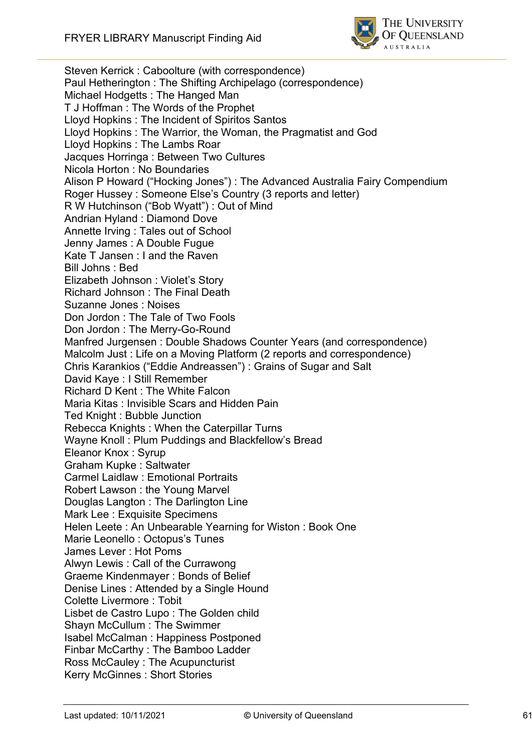Steven Kerrick : Caboolture (with correspondence)
Paul Hetherington : The Shifting Archipelago (correspondence)
Michael Hodgetts : The Hanged Man
T J Hoffman : The Words of the Prophet
Lloyd Hopkins : The Incident of Spiritos Santos
Lloyd Hopkins : The Warrior, the Woman, the Pragmatist and God
Lloyd Hopkins : The Lambs Roar
Jacques Horringa : Between Two Cultures
Nicola Horton : No Boundaries
Alison P Howard ("Hocking Jones") : The Advanced Australia Fairy Compendium
Roger Hussey : Someone Else's Country (3 reports and letter)
R W Hutchinson ("Bob Wyatt") : Out of Mind
Andrian Hyland : Diamond Dove
Annette Irving : Tales out of School
Jenny James : A Double Fugue
Kate T Jansen : I and the Raven
Bill Johns : Bed
Elizabeth Johnson : Violet's Story
Richard Johnson : The Final Death
Suzanne Jones : Noises
Don Jordon : The Tale of Two Fools
Don Jordon : The Merry-Go-Round
Manfred Jurgensen : Double Shadows Counter Years (and correspondence)
Malcolm Just : Life on a Moving Platform (2 reports and correspondence)
Chris Karankios ("Eddie Andreassen") : Grains of Sugar and Salt
David Kaye : I Still Remember
Richard D Kent : The White Falcon
Maria Kitas : Invisible Scars and Hidden Pain
Ted Knight : Bubble Junction
Rebecca Knights : When the Caterpillar Turns
Wayne Knoll : Plum Puddings and Blackfellow's Bread
Eleanor Knox : Syrup
Graham Kupke : Saltwater
Carmel Laidlaw : Emotional Portraits
Robert Lawson : the Young Marvel
Douglas Langton : The Darlington Line
Mark Lee : Exquisite Specimens
Helen Leete : An Unbearable Yearning for Wiston : Book One
Marie Leonello : Octopus's Tunes
James Lever : Hot Poms
Alwyn Lewis : Call of the Currawong
Graeme Kindenmayer : Bonds of Belief
Denise Lines : Attended by a Single Hound
Colette Livermore : Tobit
Lisbet de Castro Lupo : The Golden child
Shayn McCullum : The Swimmer
Isabel McCalman : Happiness Postponed
Finbar McCarthy : The Bamboo Ladder
Ross McCauley : The Acupuncturist
Kerry McGinnes : Short Stories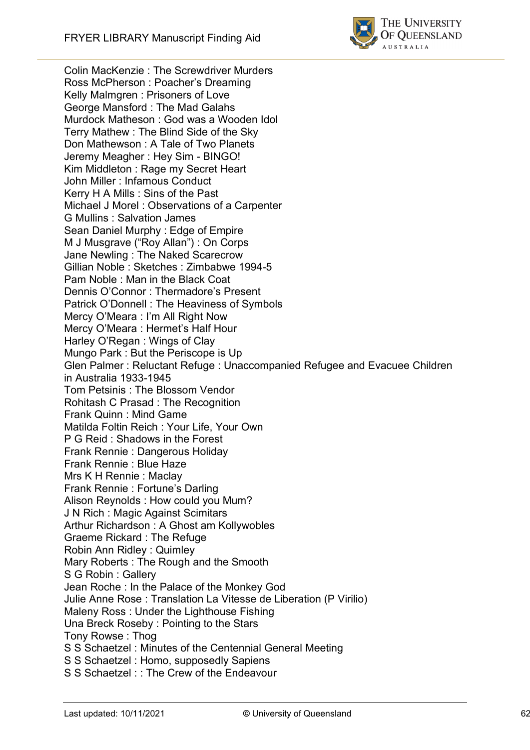Colin MacKenzie : The Screwdriver Murders
Ross McPherson : Poacher's Dreaming
Kelly Malmgren : Prisoners of Love
George Mansford : The Mad Galahs
Murdock Matheson : God was a Wooden Idol
Terry Mathew : The Blind Side of the Sky
Don Mathewson : A Tale of Two Planets
Jeremy Meagher : Hey Sim - BINGO!
Kim Middleton : Rage my Secret Heart
John Miller : Infamous Conduct
Kerry H A Mills : Sins of the Past
Michael J Morel : Observations of a Carpenter
G Mullins : Salvation James
Sean Daniel Murphy : Edge of Empire
M J Musgrave ("Roy Allan") : On Corps
Jane Newling : The Naked Scarecrow
Gillian Noble : Sketches : Zimbabwe 1994-5
Pam Noble : Man in the Black Coat
Dennis O'Connor : Thermadore's Present
Patrick O'Donnell : The Heaviness of Symbols
Mercy O'Meara : I'm All Right Now
Mercy O'Meara : Hermet's Half Hour
Harley O'Regan : Wings of Clay
Mungo Park : But the Periscope is Up
Glen Palmer : Reluctant Refuge : Unaccompanied Refugee and Evacuee Children in Australia 1933-1945
Tom Petsinis : The Blossom Vendor
Rohitash C Prasad : The Recognition
Frank Quinn : Mind Game
Matilda Foltin Reich : Your Life, Your Own
P G Reid : Shadows in the Forest
Frank Rennie : Dangerous Holiday
Frank Rennie : Blue Haze
Mrs K H Rennie : Maclay
Frank Rennie : Fortune's Darling
Alison Reynolds : How could you Mum?
J N Rich : Magic Against Scimitars
Arthur Richardson : A Ghost am Kollywobles
Graeme Rickard : The Refuge
Robin Ann Ridley : Quimley
Mary Roberts : The Rough and the Smooth
S G Robin : Gallery
Jean Roche : In the Palace of the Monkey God
Julie Anne Rose : Translation La Vitesse de Liberation (P Virilio)
Maleny Ross : Under the Lighthouse Fishing
Una Breck Roseby : Pointing to the Stars
Tony Rowse : Thog
S S Schaetzel : Minutes of the Centennial General Meeting
S S Schaetzel : Homo, supposedly Sapiens
S S Schaetzel : : The Crew of the Endeavour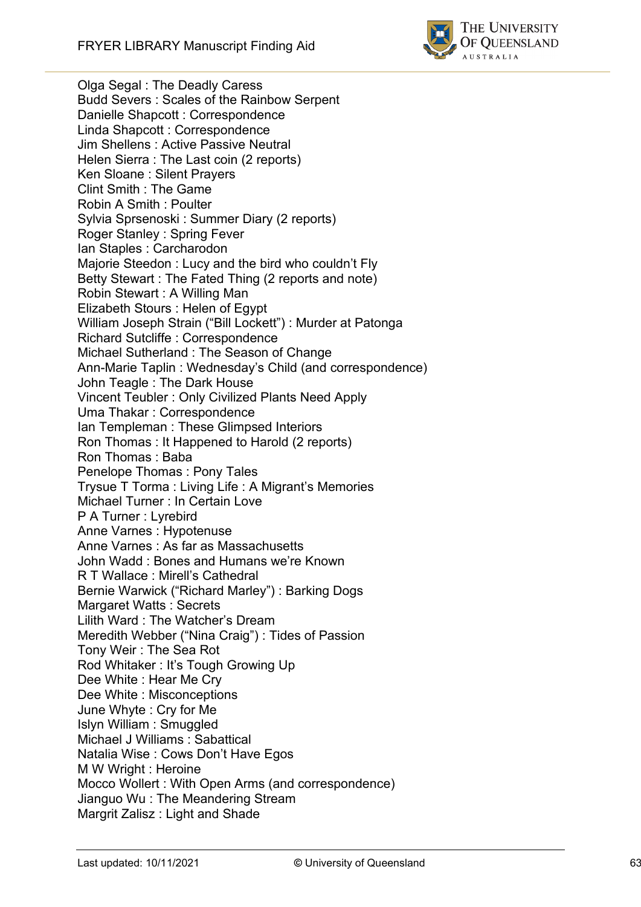Olga Segal : The Deadly Caress
Budd Severs : Scales of the Rainbow Serpent
Danielle Shapcott : Correspondence
Linda Shapcott : Correspondence
Jim Shellens : Active Passive Neutral
Helen Sierra : The Last coin (2 reports)
Ken Sloane : Silent Prayers
Clint Smith : The Game
Robin A Smith : Poulter
Sylvia Sprsenoski : Summer Diary (2 reports)
Roger Stanley : Spring Fever
Ian Staples : Carcharodon
Majorie Steedon : Lucy and the bird who couldn't Fly
Betty Stewart : The Fated Thing (2 reports and note)
Robin Stewart : A Willing Man
Elizabeth Stours : Helen of Egypt
William Joseph Strain ("Bill Lockett") : Murder at Patonga
Richard Sutcliffe : Correspondence
Michael Sutherland : The Season of Change
Ann-Marie Taplin : Wednesday's Child (and correspondence)
John Teagle : The Dark House
Vincent Teubler : Only Civilized Plants Need Apply
Uma Thakar : Correspondence
Ian Templeman : These Glimpsed Interiors
Ron Thomas : It Happened to Harold (2 reports)
Ron Thomas : Baba
Penelope Thomas : Pony Tales
Trysue T Torma : Living Life : A Migrant's Memories
Michael Turner : In Certain Love
P A Turner : Lyrebird
Anne Varnes : Hypotenuse
Anne Varnes : As far as Massachusetts
John Wadd : Bones and Humans we're Known
R T Wallace : Mirell's Cathedral
Bernie Warwick ("Richard Marley") : Barking Dogs
Margaret Watts : Secrets
Lilith Ward : The Watcher's Dream
Meredith Webber ("Nina Craig") : Tides of Passion
Tony Weir : The Sea Rot
Rod Whitaker : It's Tough Growing Up
Dee White : Hear Me Cry
Dee White : Misconceptions
June Whyte : Cry for Me
Islyn William : Smuggled
Michael J Williams : Sabattical
Natalia Wise : Cows Don't Have Egos
M W Wright : Heroine
Mocco Wollert : With Open Arms (and correspondence)
Jianguo Wu : The Meandering Stream
Margrit Zalisz : Light and Shade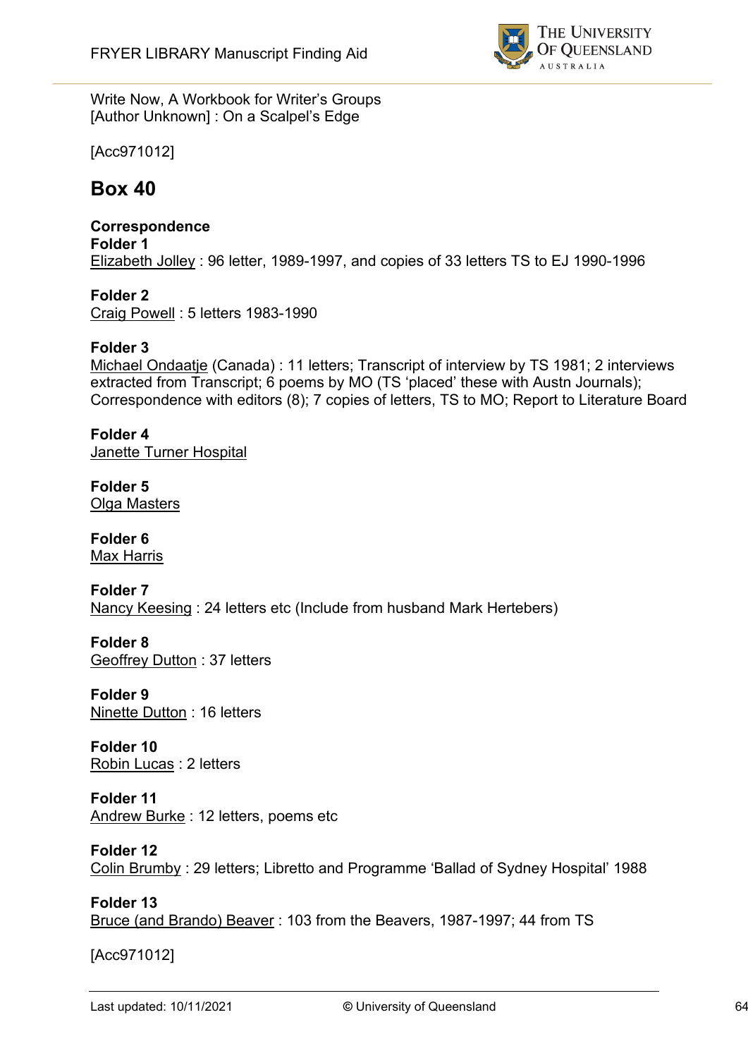Write Now, A Workbook for Writer's Groups
[Author Unknown] : On a Scalpel's Edge

[Acc971012]

## Box 40

**Correspondence**
**Folder 1**
Elizabeth Jolley : 96 letter, 1989-1997, and copies of 33 letters TS to EJ 1990-1996

**Folder 2**
Craig Powell : 5 letters 1983-1990

**Folder 3**
Michael Ondaatje (Canada) : 11 letters; Transcript of interview by TS 1981; 2 interviews extracted from Transcript; 6 poems by MO (TS 'placed' these with Austn Journals); Correspondence with editors (8); 7 copies of letters, TS to MO; Report to Literature Board

**Folder 4**
Janette Turner Hospital

**Folder 5**
Olga Masters

**Folder 6**
Max Harris

**Folder 7**
Nancy Keesing : 24 letters etc (Include from husband Mark Hertebers)

**Folder 8**
Geoffrey Dutton : 37 letters

**Folder 9**
Ninette Dutton : 16 letters

**Folder 10**
Robin Lucas : 2 letters

**Folder 11**
Andrew Burke : 12 letters, poems etc

**Folder 12**
Colin Brumby : 29 letters; Libretto and Programme 'Ballad of Sydney Hospital' 1988

**Folder 13**
Bruce (and Brando) Beaver : 103 from the Beavers, 1987-1997; 44 from TS

[Acc971012]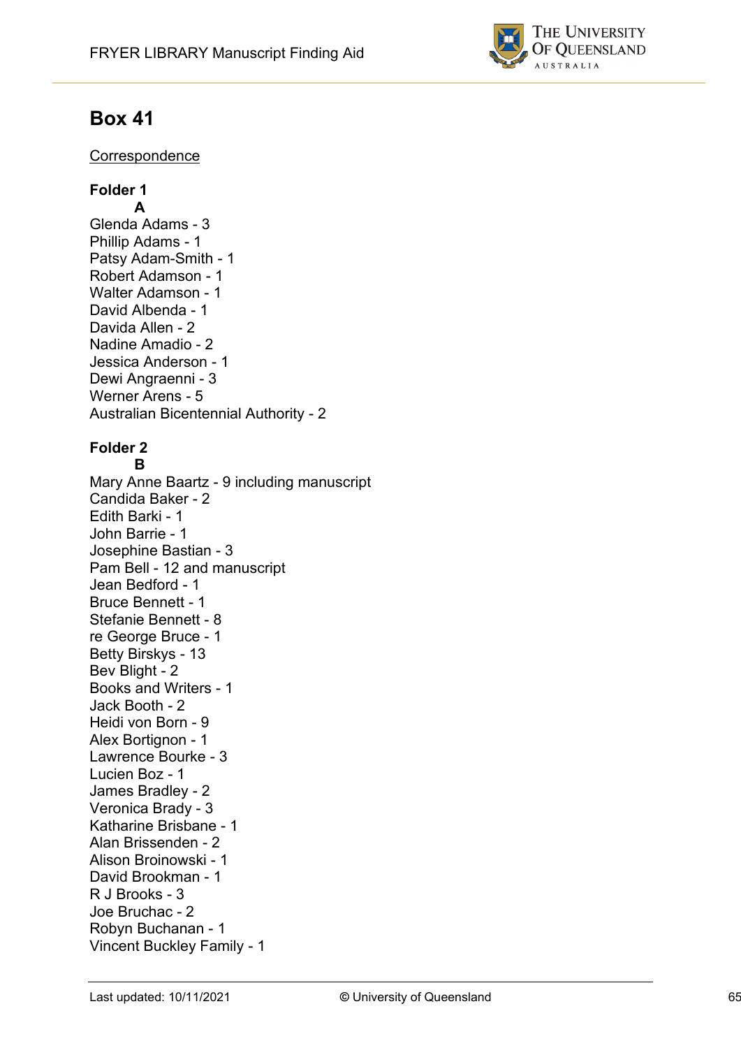## Box 41

Correspondence

**Folder 1**

**A**

Glenda Adams - 3
Phillip Adams - 1
Patsy Adam-Smith - 1
Robert Adamson - 1
Walter Adamson - 1
David Albenda - 1
Davida Allen - 2
Nadine Amadio - 2
Jessica Anderson - 1
Dewi Angraenni - 3
Werner Arens - 5
Australian Bicentennial Authority - 2

**Folder 2**

**B**

Mary Anne Baartz - 9 including manuscript
Candida Baker - 2
Edith Barki - 1
John Barrie - 1
Josephine Bastian - 3
Pam Bell - 12 and manuscript
Jean Bedford - 1
Bruce Bennett - 1
Stefanie Bennett - 8
re George Bruce - 1
Betty Birskys - 13
Bev Blight - 2
Books and Writers - 1
Jack Booth - 2
Heidi von Born - 9
Alex Bortignon - 1
Lawrence Bourke - 3
Lucien Boz - 1
James Bradley - 2
Veronica Brady - 3
Katharine Brisbane - 1
Alan Brissenden - 2
Alison Broinowski - 1
David Brookman - 1
R J Brooks - 3
Joe Bruchac - 2
Robyn Buchanan - 1
Vincent Buckley Family - 1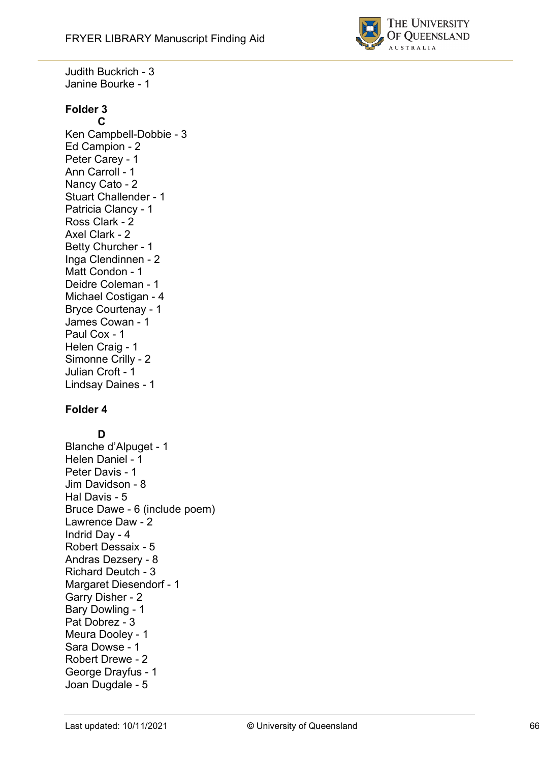Judith Buckrich - 3
Janine Bourke - 1

**Folder 3**

**C**

Ken Campbell-Dobbie - 3
Ed Campion - 2
Peter Carey - 1
Ann Carroll - 1
Nancy Cato - 2
Stuart Challender - 1
Patricia Clancy - 1
Ross Clark - 2
Axel Clark - 2
Betty Churcher - 1
Inga Clendinnen - 2
Matt Condon - 1
Deidre Coleman - 1
Michael Costigan - 4
Bryce Courtenay - 1
James Cowan - 1
Paul Cox - 1
Helen Craig - 1
Simonne Crilly - 2
Julian Croft - 1
Lindsay Daines - 1

**Folder 4**

**D**

Blanche d'Alpuget - 1
Helen Daniel - 1
Peter Davis - 1
Jim Davidson - 8
Hal Davis - 5
Bruce Dawe - 6 (include poem)
Lawrence Daw - 2
Indrid Day - 4
Robert Dessaix - 5
Andras Dezsery - 8
Richard Deutch - 3
Margaret Diesendorf - 1
Garry Disher - 2
Bary Dowling - 1
Pat Dobrez - 3
Meura Dooley - 1
Sara Dowse - 1
Robert Drewe - 2
George Drayfus - 1
Joan Dugdale - 5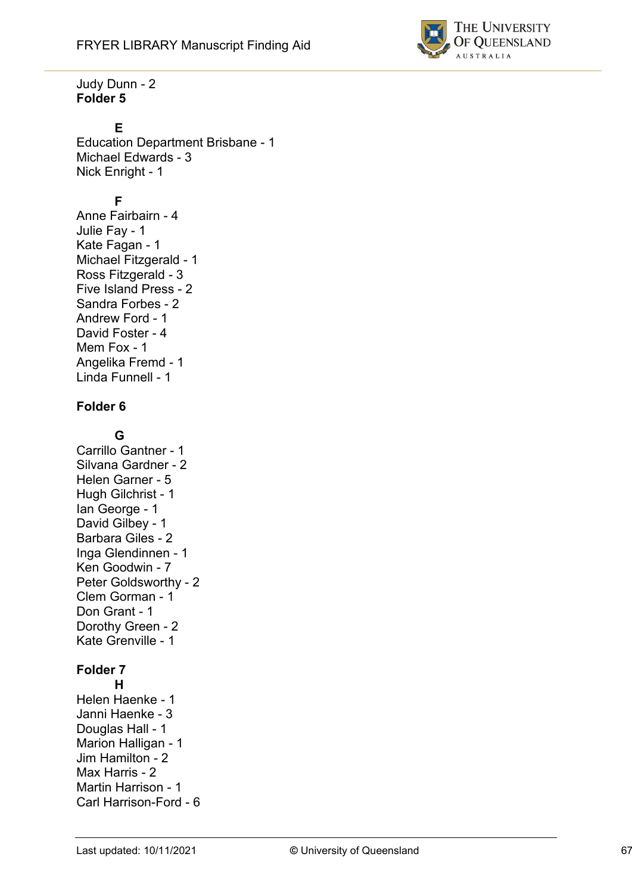Judy Dunn - 2

**Folder 5**

**E**

Education Department Brisbane - 1
Michael Edwards - 3
Nick Enright - 1

**F**

Anne Fairbairn - 4
Julie Fay - 1
Kate Fagan - 1
Michael Fitzgerald - 1
Ross Fitzgerald - 3
Five Island Press - 2
Sandra Forbes - 2
Andrew Ford - 1
David Foster - 4
Mem Fox - 1
Angelika Fremd - 1
Linda Funnell - 1

**Folder 6**

**G**

Carrillo Gantner - 1
Silvana Gardner - 2
Helen Garner - 5
Hugh Gilchrist - 1
Ian George - 1
David Gilbey - 1
Barbara Giles - 2
Inga Glendinnen - 1
Ken Goodwin - 7
Peter Goldsworthy - 2
Clem Gorman - 1
Don Grant - 1
Dorothy Green - 2
Kate Grenville - 1

**Folder 7**

**H**

Helen Haenke - 1
Janni Haenke - 3
Douglas Hall - 1
Marion Halligan - 1
Jim Hamilton - 2
Max Harris - 2
Martin Harrison - 1
Carl Harrison-Ford - 6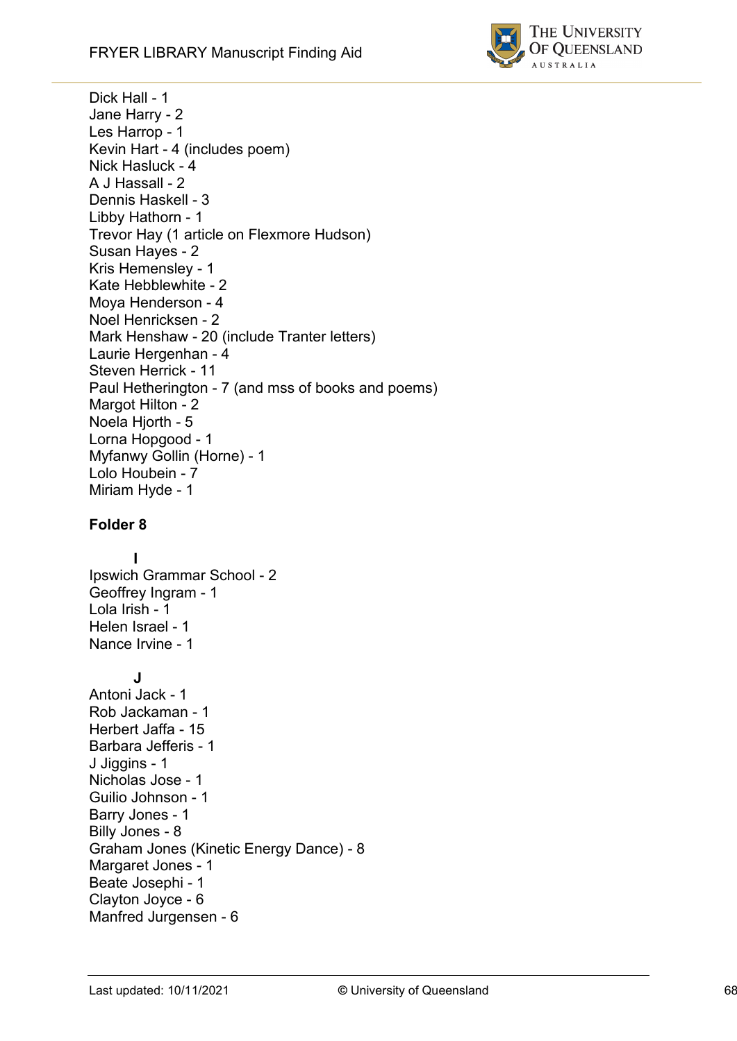Dick Hall - 1
Jane Harry - 2
Les Harrop - 1
Kevin Hart - 4 (includes poem)
Nick Hasluck - 4
A J Hassall - 2
Dennis Haskell - 3
Libby Hathorn - 1
Trevor Hay (1 article on Flexmore Hudson)
Susan Hayes - 2
Kris Hemensley - 1
Kate Hebblewhite - 2
Moya Henderson - 4
Noel Henricksen - 2
Mark Henshaw - 20 (include Tranter letters)
Laurie Hergenhan - 4
Steven Herrick - 11
Paul Hetherington - 7 (and mss of books and poems)
Margot Hilton - 2
Noela Hjorth - 5
Lorna Hopgood - 1
Myfanwy Gollin (Horne) - 1
Lolo Houbein - 7
Miriam Hyde - 1

**Folder 8**

**I**

Ipswich Grammar School - 2
Geoffrey Ingram - 1
Lola Irish - 1
Helen Israel - 1
Nance Irvine - 1

**J**

Antoni Jack - 1
Rob Jackaman - 1
Herbert Jaffa - 15
Barbara Jefferis - 1
J Jiggins - 1
Nicholas Jose - 1
Guilio Johnson - 1
Barry Jones - 1
Billy Jones - 8
Graham Jones (Kinetic Energy Dance) - 8
Margaret Jones - 1
Beate Josephi - 1
Clayton Joyce - 6
Manfred Jurgensen - 6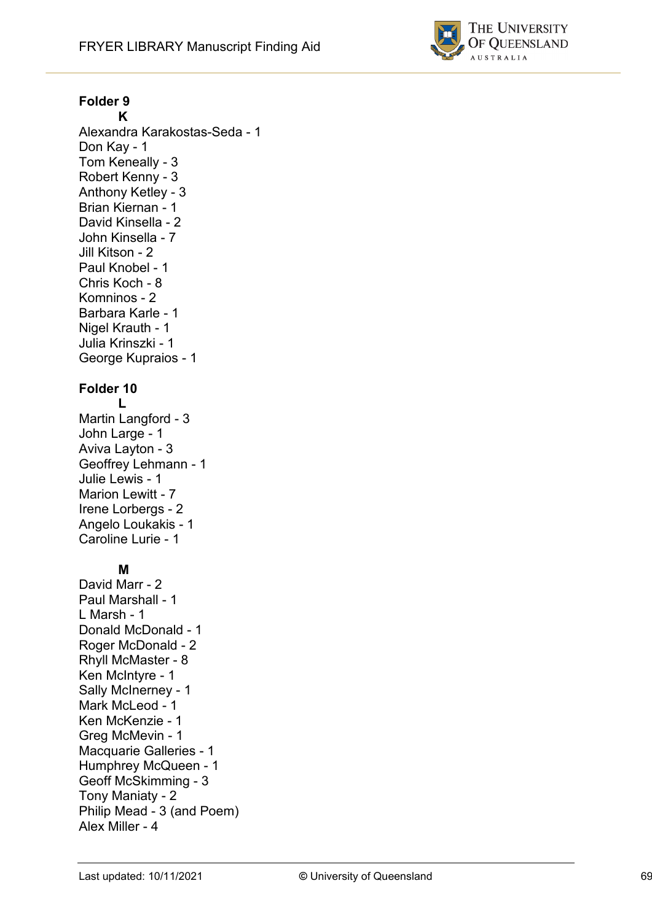**Folder 9**

**K**

Alexandra Karakostas-Seda - 1
Don Kay - 1
Tom Keneally - 3
Robert Kenny - 3
Anthony Ketley - 3
Brian Kiernan - 1
David Kinsella - 2
John Kinsella - 7
Jill Kitson - 2
Paul Knobel - 1
Chris Koch - 8
Komninos - 2
Barbara Karle - 1
Nigel Krauth - 1
Julia Krinszki - 1
George Kupraios - 1

**Folder 10**

**L**

Martin Langford - 3
John Large - 1
Aviva Layton - 3
Geoffrey Lehmann - 1
Julie Lewis - 1
Marion Lewitt - 7
Irene Lorbergs - 2
Angelo Loukakis - 1
Caroline Lurie - 1

**M**

David Marr - 2
Paul Marshall - 1
L Marsh - 1
Donald McDonald - 1
Roger McDonald - 2
Rhyll McMaster - 8
Ken McIntyre - 1
Sally McInerney - 1
Mark McLeod - 1
Ken McKenzie - 1
Greg McMevin - 1
Macquarie Galleries - 1
Humphrey McQueen - 1
Geoff McSkimming - 3
Tony Maniaty - 2
Philip Mead - 3 (and Poem)
Alex Miller - 4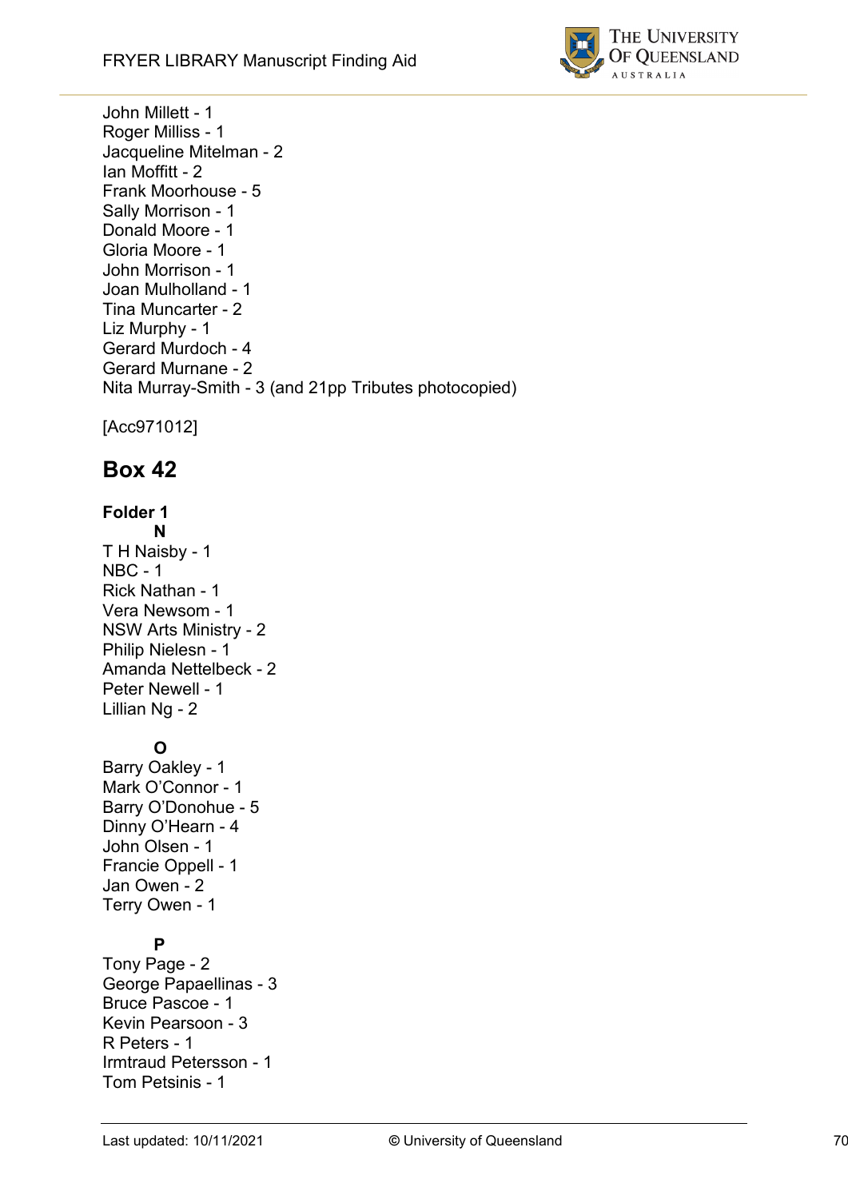John Millett - 1
Roger Milliss - 1
Jacqueline Mitelman - 2
Ian Moffitt - 2
Frank Moorhouse - 5
Sally Morrison - 1
Donald Moore - 1
Gloria Moore - 1
John Morrison - 1
Joan Mulholland - 1
Tina Muncarter - 2
Liz Murphy - 1
Gerard Murdoch - 4
Gerard Murnane - 2
Nita Murray-Smith - 3 (and 21pp Tributes photocopied)

[Acc971012]

## Box 42

**Folder 1**

**N**

T H Naisby - 1
NBC - 1
Rick Nathan - 1
Vera Newsom - 1
NSW Arts Ministry - 2
Philip Nielesn - 1
Amanda Nettelbeck - 2
Peter Newell - 1
Lillian Ng - 2

**O**

Barry Oakley - 1
Mark O'Connor - 1
Barry O'Donohue - 5
Dinny O'Hearn - 4
John Olsen - 1
Francie Oppell - 1
Jan Owen - 2
Terry Owen - 1

**P**

Tony Page - 2
George Papaellinas - 3
Bruce Pascoe - 1
Kevin Pearsoon - 3
R Peters - 1
Irmtraud Petersson - 1
Tom Petsinis - 1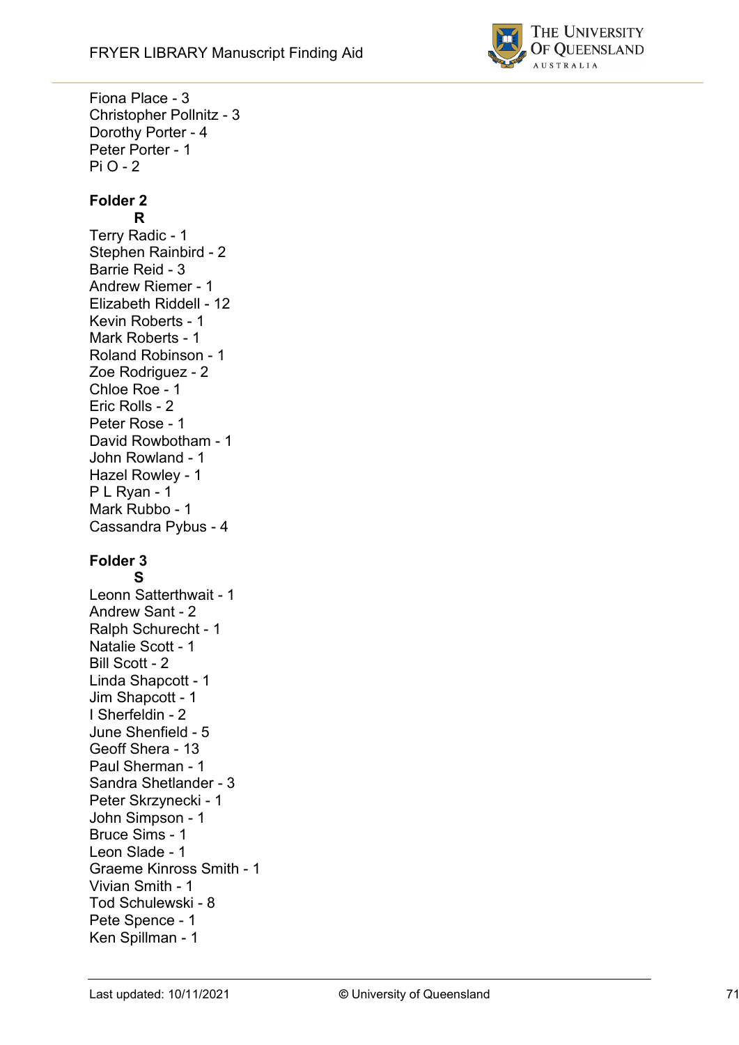Fiona Place - 3
Christopher Pollnitz - 3
Dorothy Porter - 4
Peter Porter - 1
Pi O - 2

**Folder 2**

**R**

Terry Radic - 1
Stephen Rainbird - 2
Barrie Reid - 3
Andrew Riemer - 1
Elizabeth Riddell - 12
Kevin Roberts - 1
Mark Roberts - 1
Roland Robinson - 1
Zoe Rodriguez - 2
Chloe Roe - 1
Eric Rolls - 2
Peter Rose - 1
David Rowbotham - 1
John Rowland - 1
Hazel Rowley - 1
P L Ryan - 1
Mark Rubbo - 1
Cassandra Pybus - 4

**Folder 3**

**S**

Leonn Satterthwait - 1
Andrew Sant - 2
Ralph Schurecht - 1
Natalie Scott - 1
Bill Scott - 2
Linda Shapcott - 1
Jim Shapcott - 1
I Sherfeldin - 2
June Shenfield - 5
Geoff Shera - 13
Paul Sherman - 1
Sandra Shetlander - 3
Peter Skrzynecki - 1
John Simpson - 1
Bruce Sims - 1
Leon Slade - 1
Graeme Kinross Smith - 1
Vivian Smith - 1
Tod Schulewski - 8
Pete Spence - 1
Ken Spillman - 1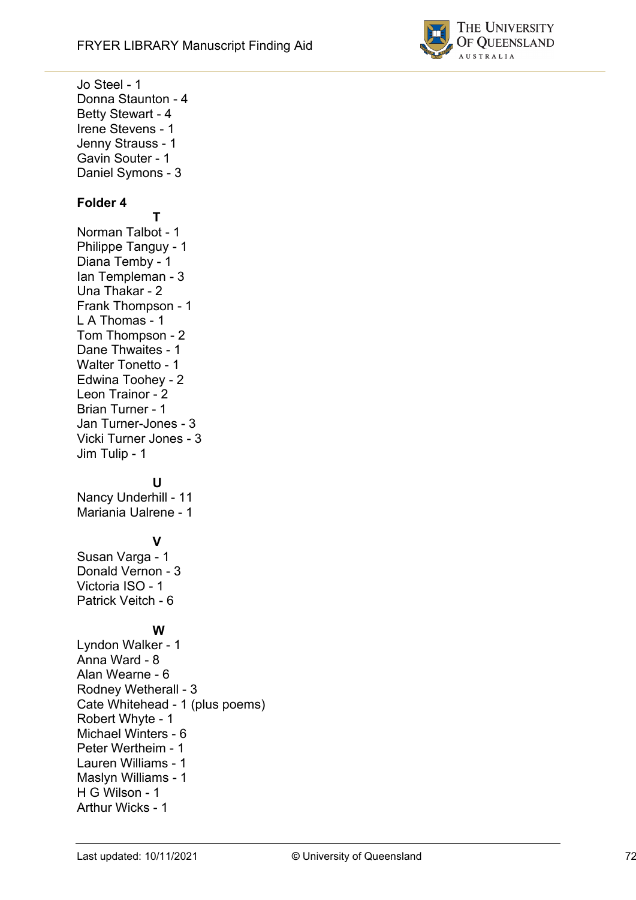Jo Steel - 1
Donna Staunton - 4
Betty Stewart - 4
Irene Stevens - 1
Jenny Strauss - 1
Gavin Souter - 1
Daniel Symons - 3

**Folder 4**

**T**

Norman Talbot - 1
Philippe Tanguy - 1
Diana Temby - 1
Ian Templeman - 3
Una Thakar - 2
Frank Thompson - 1
L A Thomas - 1
Tom Thompson - 2
Dane Thwaites - 1
Walter Tonetto - 1
Edwina Toohey - 2
Leon Trainor - 2
Brian Turner - 1
Jan Turner-Jones - 3
Vicki Turner Jones - 3
Jim Tulip - 1

**U**

Nancy Underhill - 11
Mariania Ualrene - 1

**V**

Susan Varga - 1
Donald Vernon - 3
Victoria ISO - 1
Patrick Veitch - 6

**W**

Lyndon Walker - 1
Anna Ward - 8
Alan Wearne - 6
Rodney Wetherall - 3
Cate Whitehead - 1 (plus poems)
Robert Whyte - 1
Michael Winters - 6
Peter Wertheim - 1
Lauren Williams - 1
Maslyn Williams - 1
H G Wilson - 1
Arthur Wicks - 1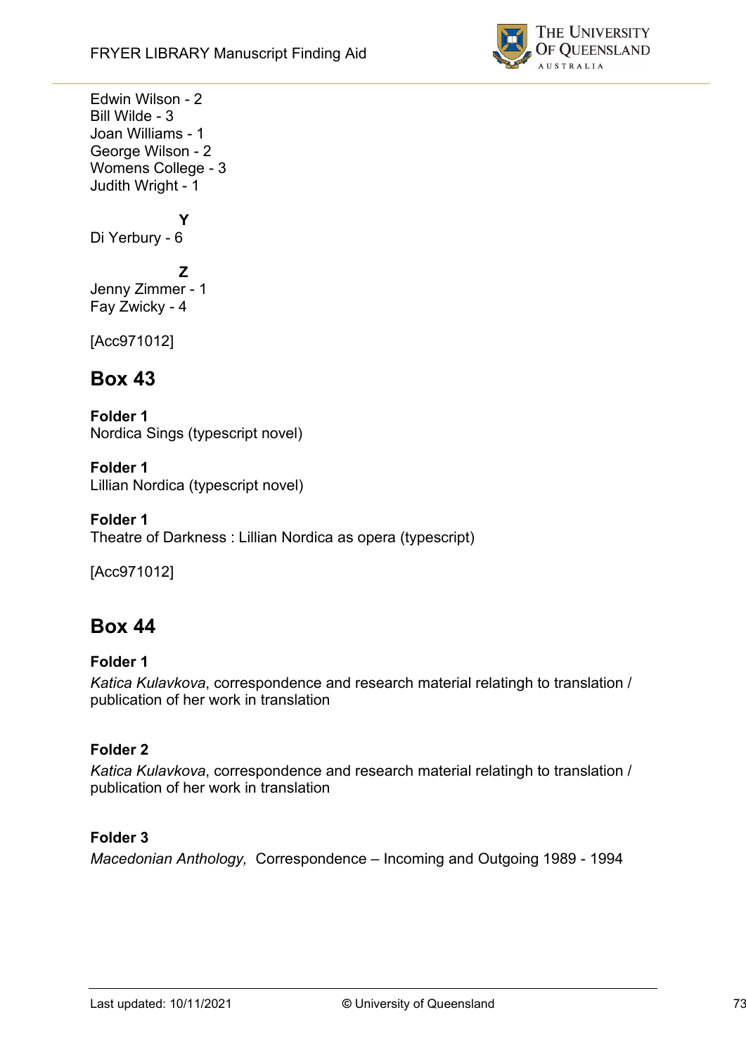Edwin Wilson - 2
Bill Wilde - 3
Joan Williams - 1
George Wilson - 2
Womens College - 3
Judith Wright - 1

**Y**

Di Yerbury - 6

**Z**

Jenny Zimmer - 1
Fay Zwicky - 4

[Acc971012]

## Box 43

**Folder 1**
Nordica Sings (typescript novel)

**Folder 1**
Lillian Nordica (typescript novel)

**Folder 1**
Theatre of Darkness : Lillian Nordica as opera (typescript)

[Acc971012]

## Box 44

**Folder 1**
*Katica Kulavkova*, correspondence and research material relatingh to translation / publication of her work in translation

**Folder 2**
*Katica Kulavkova*, correspondence and research material relatingh to translation / publication of her work in translation

**Folder 3**
*Macedonian Anthology,* Correspondence – Incoming and Outgoing 1989 - 1994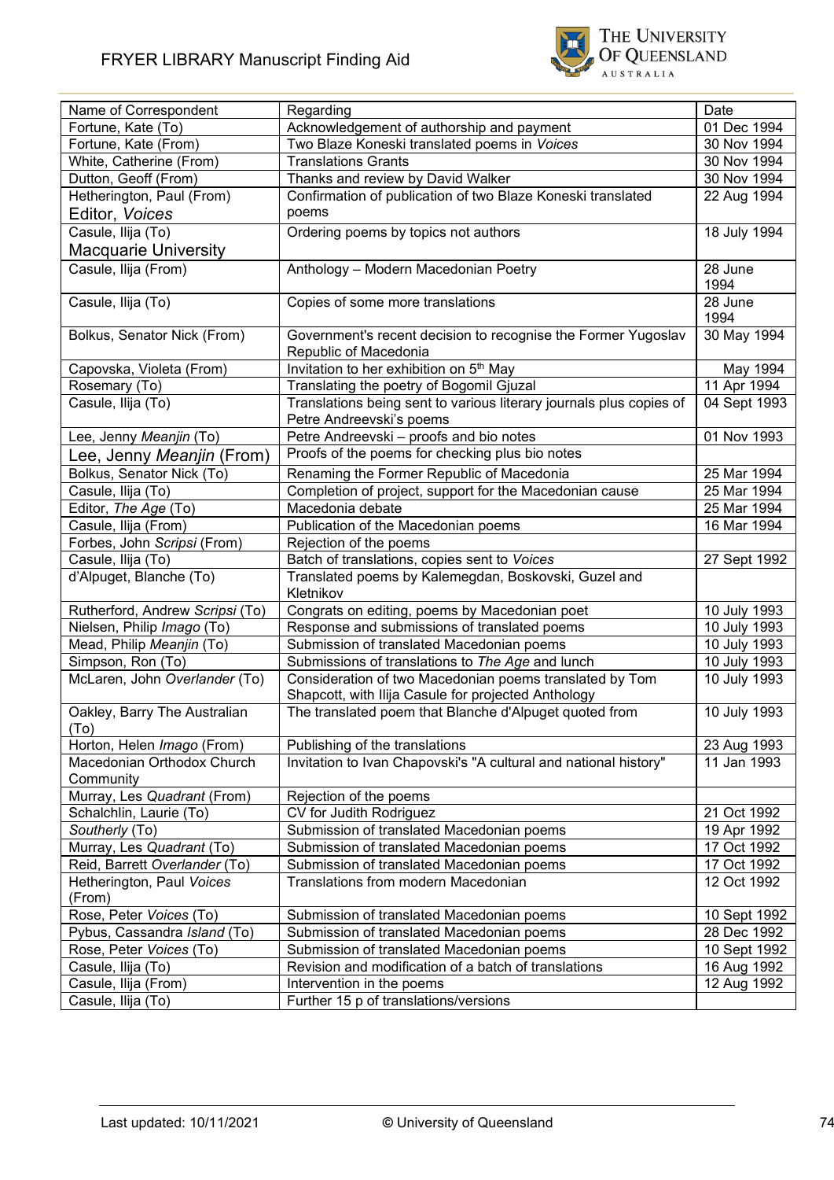| Name of Correspondent | Regarding | Date |
|---|---|---|
| Fortune, Kate (To) | Acknowledgement of authorship and payment | 01 Dec 1994 |
| Fortune, Kate (From) | Two Blaze Koneski translated poems in *Voices* | 30 Nov 1994 |
| White, Catherine (From) | Translations Grants | 30 Nov 1994 |
| Dutton, Geoff (From) | Thanks and review by David Walker | 30 Nov 1994 |
| Hetherington, Paul (From) Editor, *Voices* | Confirmation of publication of two Blaze Koneski translated poems | 22 Aug 1994 |
| Casule, Ilija (To) Macquarie University | Ordering poems by topics not authors | 18 July 1994 |
| Casule, Ilija (From) | Anthology – Modern Macedonian Poetry | 28 June 1994 |
| Casule, Ilija (To) | Copies of some more translations | 28 June 1994 |
| Bolkus, Senator Nick (From) | Government's recent decision to recognise the Former Yugoslav Republic of Macedonia | 30 May 1994 |
| Capovska, Violeta (From) | Invitation to her exhibition on 5th May | May 1994 |
| Rosemary (To) | Translating the poetry of Bogomil Gjuzal | 11 Apr 1994 |
| Casule, Ilija (To) | Translations being sent to various literary journals plus copies of Petre Andreevski's poems | 04 Sept 1993 |
| Lee, Jenny *Meanjin* (To) | Petre Andreevski – proofs and bio notes | 01 Nov 1993 |
| Lee, Jenny *Meanjin* (From) | Proofs of the poems for checking plus bio notes | |
| Bolkus, Senator Nick (To) | Renaming the Former Republic of Macedonia | 25 Mar 1994 |
| Casule, Ilija (To) | Completion of project, support for the Macedonian cause | 25 Mar 1994 |
| Editor, *The Age* (To) | Macedonia debate | 25 Mar 1994 |
| Casule, Ilija (From) | Publication of the Macedonian poems | 16 Mar 1994 |
| Forbes, John *Scripsi* (From) | Rejection of the poems | |
| Casule, Ilija (To) | Batch of translations, copies sent to *Voices* | 27 Sept 1992 |
| d'Alpuget, Blanche (To) | Translated poems by Kalemegdan, Boskovski, Guzel and Kletnikov | |
| Rutherford, Andrew *Scripsi* (To) | Congrats on editing, poems by Macedonian poet | 10 July 1993 |
| Nielsen, Philip *Imago* (To) | Response and submissions of translated poems | 10 July 1993 |
| Mead, Philip *Meanjin* (To) | Submission of translated Macedonian poems | 10 July 1993 |
| Simpson, Ron (To) | Submissions of translations to *The Age* and lunch | 10 July 1993 |
| McLaren, John *Overlander* (To) | Consideration of two Macedonian poems translated by Tom Shapcott, with Ilija Casule for projected Anthology | 10 July 1993 |
| Oakley, Barry The Australian (To) | The translated poem that Blanche d'Alpuget quoted from | 10 July 1993 |
| Horton, Helen *Imago* (From) | Publishing of the translations | 23 Aug 1993 |
| Macedonian Orthodox Church Community | Invitation to Ivan Chapovski's "A cultural and national history" | 11 Jan 1993 |
| Murray, Les *Quadrant* (From) | Rejection of the poems | |
| Schalchlin, Laurie (To) | CV for Judith Rodriguez | 21 Oct 1992 |
| *Southerly* (To) | Submission of translated Macedonian poems | 19 Apr 1992 |
| Murray, Les *Quadrant* (To) | Submission of translated Macedonian poems | 17 Oct 1992 |
| Reid, Barrett *Overlander* (To) | Submission of translated Macedonian poems | 17 Oct 1992 |
| Hetherington, Paul *Voices* (From) | Translations from modern Macedonian | 12 Oct 1992 |
| Rose, Peter *Voices* (To) | Submission of translated Macedonian poems | 10 Sept 1992 |
| Pybus, Cassandra *Island* (To) | Submission of translated Macedonian poems | 28 Dec 1992 |
| Rose, Peter *Voices* (To) | Submission of translated Macedonian poems | 10 Sept 1992 |
| Casule, Ilija (To) | Revision and modification of a batch of translations | 16 Aug 1992 |
| Casule, Ilija (From) | Intervention in the poems | 12 Aug 1992 |
| Casule, Ilija (To) | Further 15 p of translations/versions | |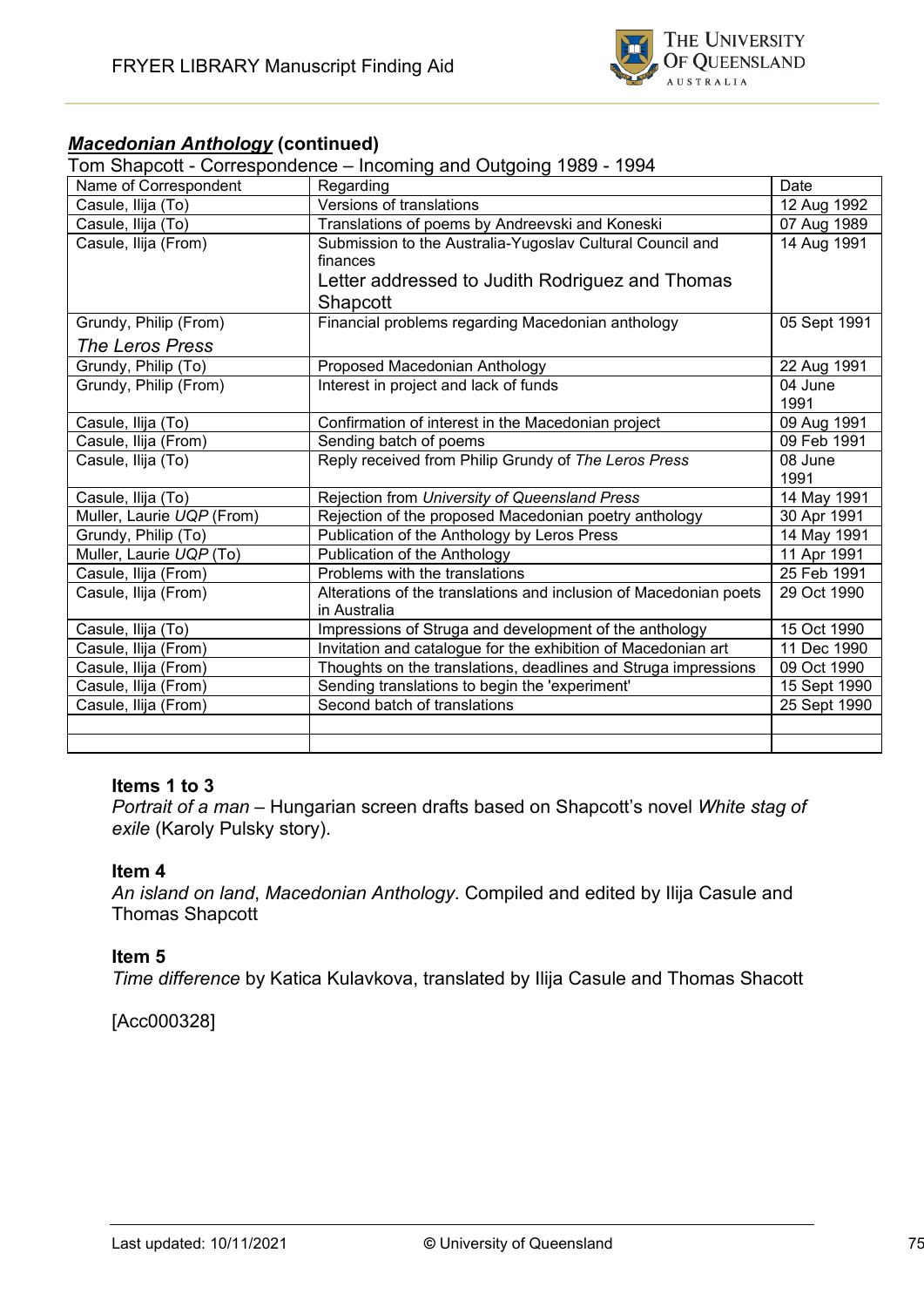## ***Macedonian Anthology*** **(continued)**

Tom Shapcott - Correspondence – Incoming and Outgoing 1989 - 1994

| Name of Correspondent | Regarding | Date |
|---|---|---|
| Casule, Ilija (To) | Versions of translations | 12 Aug 1992 |
| Casule, Ilija (To) | Translations of poems by Andreevski and Koneski | 07 Aug 1989 |
| Casule, Ilija (From) | Submission to the Australia-Yugoslav Cultural Council and finances<br>Letter addressed to Judith Rodriguez and Thomas Shapcott | 14 Aug 1991 |
| Grundy, Philip (From)<br>*The Leros Press* | Financial problems regarding Macedonian anthology | 05 Sept 1991 |
| Grundy, Philip (To) | Proposed Macedonian Anthology | 22 Aug 1991 |
| Grundy, Philip (From) | Interest in project and lack of funds | 04 June 1991 |
| Casule, Ilija (To) | Confirmation of interest in the Macedonian project | 09 Aug 1991 |
| Casule, Ilija (From) | Sending batch of poems | 09 Feb 1991 |
| Casule, Ilija (To) | Reply received from Philip Grundy of *The Leros Press* | 08 June 1991 |
| Casule, Ilija (To) | Rejection from *University of Queensland Press* | 14 May 1991 |
| Muller, Laurie *UQP* (From) | Rejection of the proposed Macedonian poetry anthology | 30 Apr 1991 |
| Grundy, Philip (To) | Publication of the Anthology by Leros Press | 14 May 1991 |
| Muller, Laurie *UQP* (To) | Publication of the Anthology | 11 Apr 1991 |
| Casule, Ilija (From) | Problems with the translations | 25 Feb 1991 |
| Casule, Ilija (From) | Alterations of the translations and inclusion of Macedonian poets in Australia | 29 Oct 1990 |
| Casule, Ilija (To) | Impressions of Struga and development of the anthology | 15 Oct 1990 |
| Casule, Ilija (From) | Invitation and catalogue for the exhibition of Macedonian art | 11 Dec 1990 |
| Casule, Ilija (From) | Thoughts on the translations, deadlines and Struga impressions | 09 Oct 1990 |
| Casule, Ilija (From) | Sending translations to begin the 'experiment' | 15 Sept 1990 |
| Casule, Ilija (From) | Second batch of translations | 25 Sept 1990 |
| | | |
| | | |

**Items 1 to 3**

*Portrait of a man* – Hungarian screen drafts based on Shapcott's novel *White stag of exile* (Karoly Pulsky story).

**Item 4**

*An island on land*, *Macedonian Anthology*. Compiled and edited by Ilija Casule and Thomas Shapcott

**Item 5**

*Time difference* by Katica Kulavkova, translated by Ilija Casule and Thomas Shacott

[Acc000328]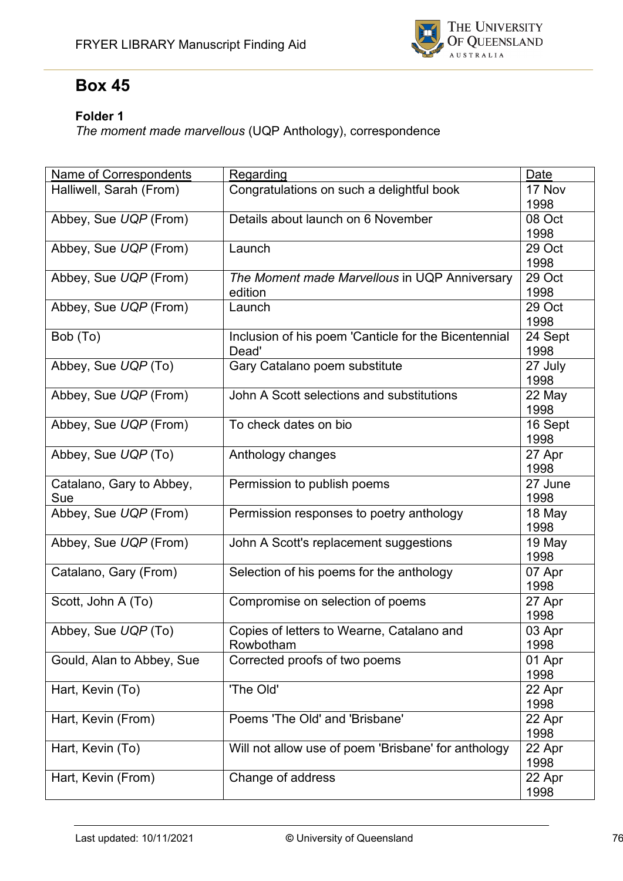## Box 45

**Folder 1**
*The moment made marvellous* (UQP Anthology), correspondence

| Name of Correspondents | Regarding | Date |
|---|---|---|
| Halliwell, Sarah (From) | Congratulations on such a delightful book | 17 Nov 1998 |
| Abbey, Sue *UQP* (From) | Details about launch on 6 November | 08 Oct 1998 |
| Abbey, Sue *UQP* (From) | Launch | 29 Oct 1998 |
| Abbey, Sue *UQP* (From) | *The Moment made Marvellous* in UQP Anniversary edition | 29 Oct 1998 |
| Abbey, Sue *UQP* (From) | Launch | 29 Oct 1998 |
| Bob (To) | Inclusion of his poem 'Canticle for the Bicentennial Dead' | 24 Sept 1998 |
| Abbey, Sue *UQP* (To) | Gary Catalano poem substitute | 27 July 1998 |
| Abbey, Sue *UQP* (From) | John A Scott selections and substitutions | 22 May 1998 |
| Abbey, Sue *UQP* (From) | To check dates on bio | 16 Sept 1998 |
| Abbey, Sue *UQP* (To) | Anthology changes | 27 Apr 1998 |
| Catalano, Gary to Abbey, Sue | Permission to publish poems | 27 June 1998 |
| Abbey, Sue *UQP* (From) | Permission responses to poetry anthology | 18 May 1998 |
| Abbey, Sue *UQP* (From) | John A Scott's replacement suggestions | 19 May 1998 |
| Catalano, Gary (From) | Selection of his poems for the anthology | 07 Apr 1998 |
| Scott, John A (To) | Compromise on selection of poems | 27 Apr 1998 |
| Abbey, Sue *UQP* (To) | Copies of letters to Wearne, Catalano and Rowbotham | 03 Apr 1998 |
| Gould, Alan to Abbey, Sue | Corrected proofs of two poems | 01 Apr 1998 |
| Hart, Kevin (To) | 'The Old' | 22 Apr 1998 |
| Hart, Kevin (From) | Poems 'The Old' and 'Brisbane' | 22 Apr 1998 |
| Hart, Kevin (To) | Will not allow use of poem 'Brisbane' for anthology | 22 Apr 1998 |
| Hart, Kevin (From) | Change of address | 22 Apr 1998 |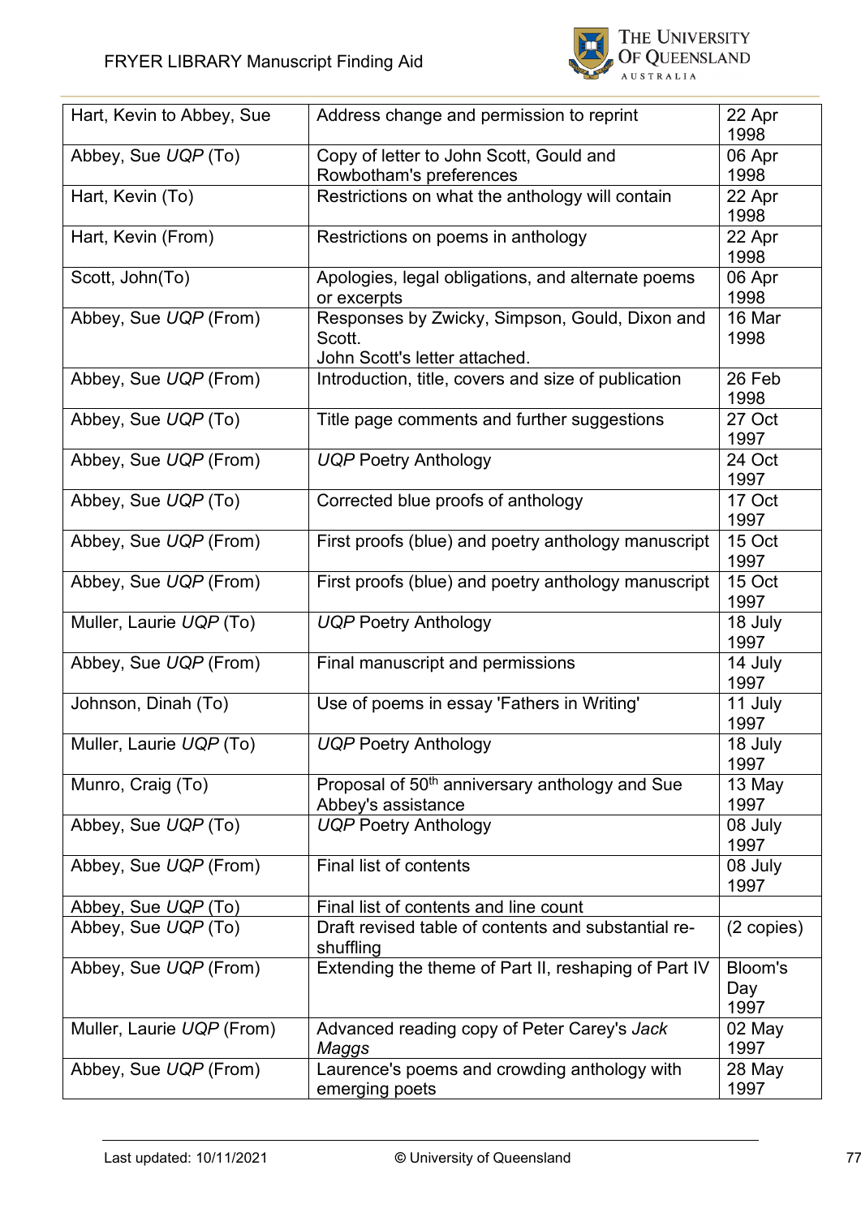| | | |
|---|---|---|
| Hart, Kevin to Abbey, Sue | Address change and permission to reprint | 22 Apr 1998 |
| Abbey, Sue *UQP* (To) | Copy of letter to John Scott, Gould and Rowbotham's preferences | 06 Apr 1998 |
| Hart, Kevin (To) | Restrictions on what the anthology will contain | 22 Apr 1998 |
| Hart, Kevin (From) | Restrictions on poems in anthology | 22 Apr 1998 |
| Scott, John(To) | Apologies, legal obligations, and alternate poems or excerpts | 06 Apr 1998 |
| Abbey, Sue *UQP* (From) | Responses by Zwicky, Simpson, Gould, Dixon and Scott. John Scott's letter attached. | 16 Mar 1998 |
| Abbey, Sue *UQP* (From) | Introduction, title, covers and size of publication | 26 Feb 1998 |
| Abbey, Sue *UQP* (To) | Title page comments and further suggestions | 27 Oct 1997 |
| Abbey, Sue *UQP* (From) | *UQP* Poetry Anthology | 24 Oct 1997 |
| Abbey, Sue *UQP* (To) | Corrected blue proofs of anthology | 17 Oct 1997 |
| Abbey, Sue *UQP* (From) | First proofs (blue) and poetry anthology manuscript | 15 Oct 1997 |
| Abbey, Sue *UQP* (From) | First proofs (blue) and poetry anthology manuscript | 15 Oct 1997 |
| Muller, Laurie *UQP* (To) | *UQP* Poetry Anthology | 18 July 1997 |
| Abbey, Sue *UQP* (From) | Final manuscript and permissions | 14 July 1997 |
| Johnson, Dinah (To) | Use of poems in essay 'Fathers in Writing' | 11 July 1997 |
| Muller, Laurie *UQP* (To) | *UQP* Poetry Anthology | 18 July 1997 |
| Munro, Craig (To) | Proposal of 50th anniversary anthology and Sue Abbey's assistance | 13 May 1997 |
| Abbey, Sue *UQP* (To) | *UQP* Poetry Anthology | 08 July 1997 |
| Abbey, Sue *UQP* (From) | Final list of contents | 08 July 1997 |
| Abbey, Sue *UQP* (To) | Final list of contents and line count | |
| Abbey, Sue *UQP* (To) | Draft revised table of contents and substantial re-shuffling | (2 copies) |
| Abbey, Sue *UQP* (From) | Extending the theme of Part II, reshaping of Part IV | Bloom's Day 1997 |
| Muller, Laurie *UQP* (From) | Advanced reading copy of Peter Carey's *Jack Maggs* | 02 May 1997 |
| Abbey, Sue *UQP* (From) | Laurence's poems and crowding anthology with emerging poets | 28 May 1997 |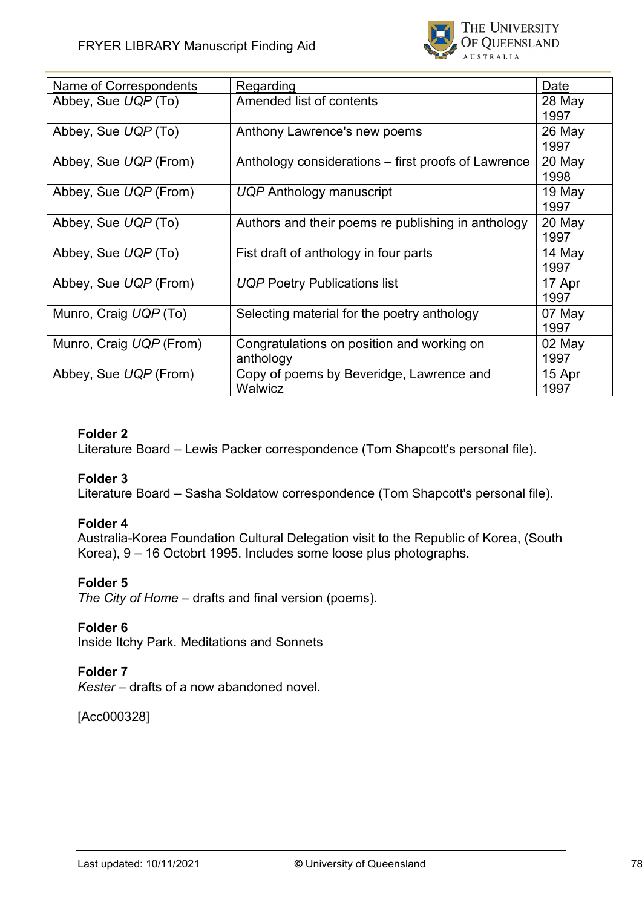| Name of Correspondents | Regarding | Date |
| --- | --- | --- |
| Abbey, Sue *UQP* (To) | Amended list of contents | 28 May 1997 |
| Abbey, Sue *UQP* (To) | Anthony Lawrence's new poems | 26 May 1997 |
| Abbey, Sue *UQP* (From) | Anthology considerations – first proofs of Lawrence | 20 May 1998 |
| Abbey, Sue *UQP* (From) | *UQP* Anthology manuscript | 19 May 1997 |
| Abbey, Sue *UQP* (To) | Authors and their poems re publishing in anthology | 20 May 1997 |
| Abbey, Sue *UQP* (To) | Fist draft of anthology in four parts | 14 May 1997 |
| Abbey, Sue *UQP* (From) | *UQP* Poetry Publications list | 17 Apr 1997 |
| Munro, Craig *UQP* (To) | Selecting material for the poetry anthology | 07 May 1997 |
| Munro, Craig *UQP* (From) | Congratulations on position and working on anthology | 02 May 1997 |
| Abbey, Sue *UQP* (From) | Copy of poems by Beveridge, Lawrence and Walwicz | 15 Apr 1997 |

**Folder 2**
Literature Board – Lewis Packer correspondence (Tom Shapcott's personal file).

**Folder 3**
Literature Board – Sasha Soldatow correspondence (Tom Shapcott's personal file).

**Folder 4**
Australia-Korea Foundation Cultural Delegation visit to the Republic of Korea, (South Korea), 9 – 16 Octobrt 1995. Includes some loose plus photographs.

**Folder 5**
*The City of Home* – drafts and final version (poems).

**Folder 6**
Inside Itchy Park. Meditations and Sonnets

**Folder 7**
*Kester* – drafts of a now abandoned novel.

[Acc000328]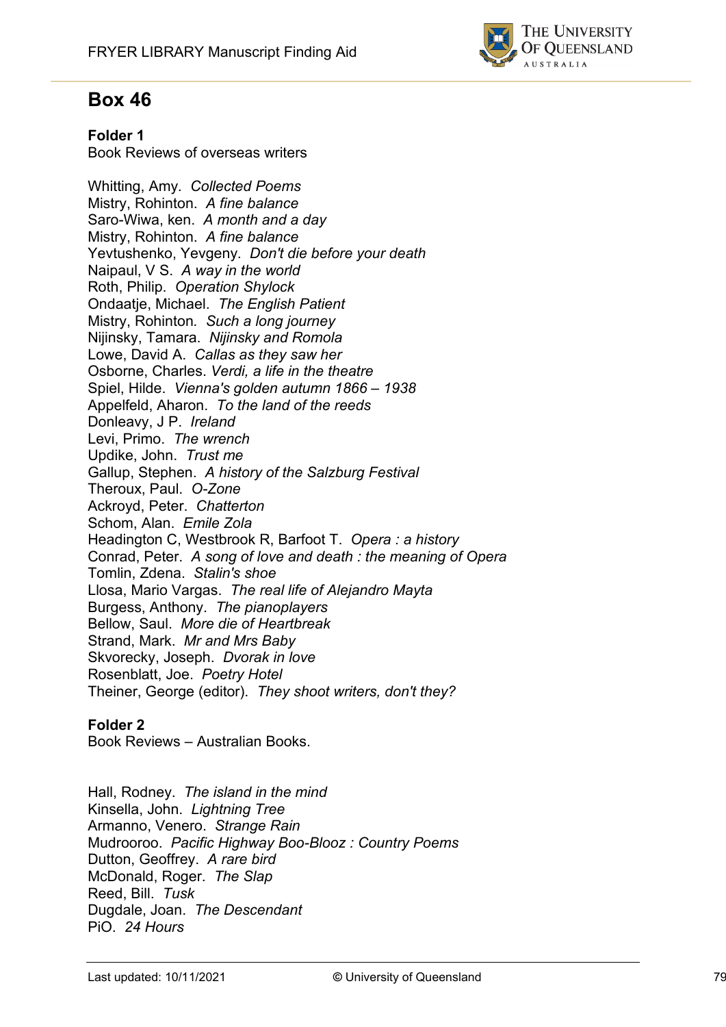# Box 46

**Folder 1**
Book Reviews of overseas writers

Whitting, Amy. *Collected Poems*
Mistry, Rohinton. *A fine balance*
Saro-Wiwa, ken. *A month and a day*
Mistry, Rohinton. *A fine balance*
Yevtushenko, Yevgeny. *Don't die before your death*
Naipaul, V S. *A way in the world*
Roth, Philip. *Operation Shylock*
Ondaatje, Michael. *The English Patient*
Mistry, Rohinton. *Such a long journey*
Nijinsky, Tamara. *Nijinsky and Romola*
Lowe, David A. *Callas as they saw her*
Osborne, Charles. *Verdi, a life in the theatre*
Spiel, Hilde. *Vienna's golden autumn 1866 – 1938*
Appelfeld, Aharon. *To the land of the reeds*
Donleavy, J P. *Ireland*
Levi, Primo. *The wrench*
Updike, John. *Trust me*
Gallup, Stephen. *A history of the Salzburg Festival*
Theroux, Paul. *O-Zone*
Ackroyd, Peter. *Chatterton*
Schom, Alan. *Emile Zola*
Headington C, Westbrook R, Barfoot T. *Opera : a history*
Conrad, Peter. *A song of love and death : the meaning of Opera*
Tomlin, Zdena. *Stalin's shoe*
Llosa, Mario Vargas. *The real life of Alejandro Mayta*
Burgess, Anthony. *The pianoplayers*
Bellow, Saul. *More die of Heartbreak*
Strand, Mark. *Mr and Mrs Baby*
Skvorecky, Joseph. *Dvorak in love*
Rosenblatt, Joe. *Poetry Hotel*
Theiner, George (editor). *They shoot writers, don't they?*

**Folder 2**
Book Reviews – Australian Books.

Hall, Rodney. *The island in the mind*
Kinsella, John. *Lightning Tree*
Armanno, Venero. *Strange Rain*
Mudrooroo. *Pacific Highway Boo-Blooz : Country Poems*
Dutton, Geoffrey. *A rare bird*
McDonald, Roger. *The Slap*
Reed, Bill. *Tusk*
Dugdale, Joan. *The Descendant*
PiO. *24 Hours*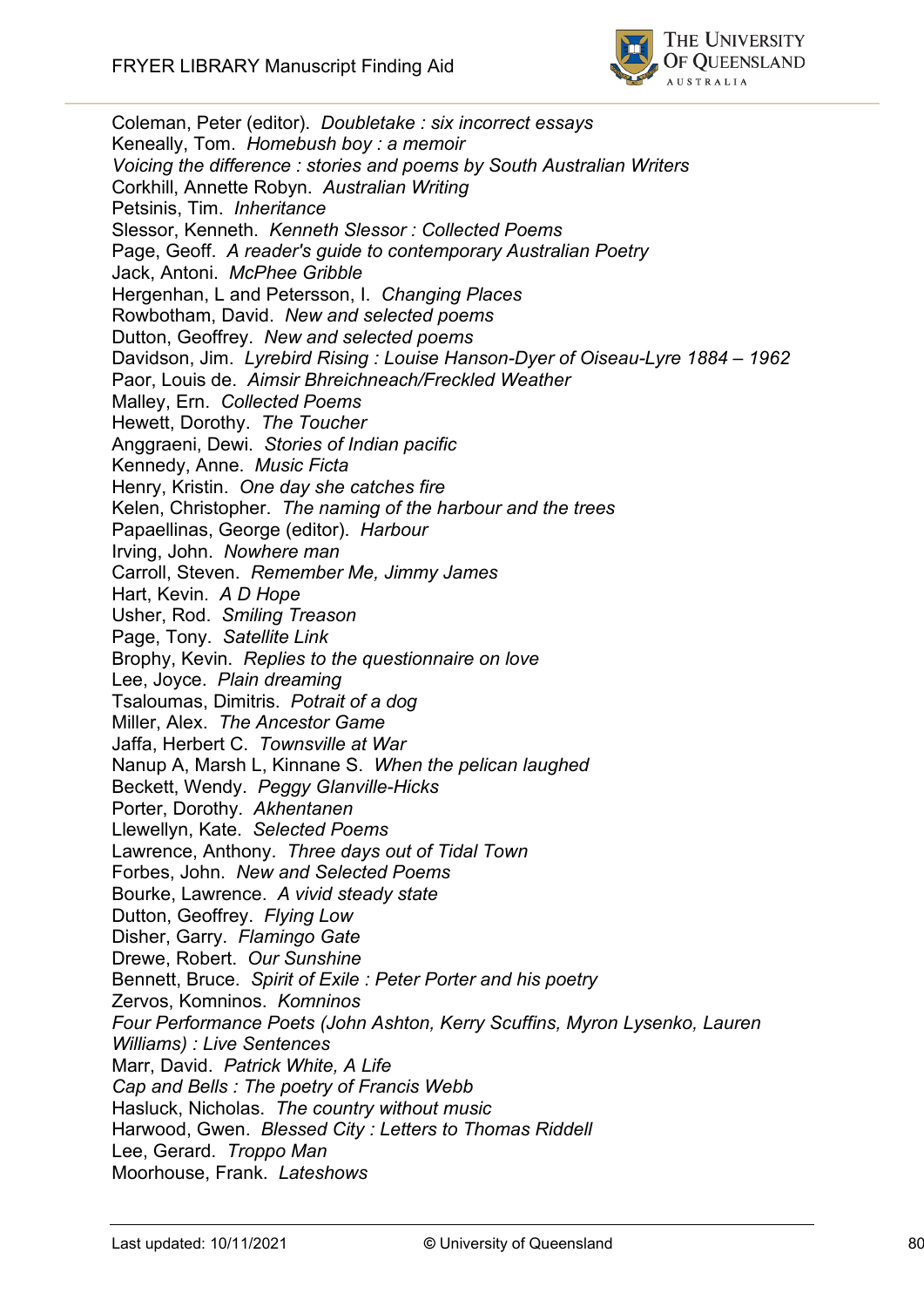Coleman, Peter (editor). *Doubletake : six incorrect essays*
Keneally, Tom. *Homebush boy : a memoir*
*Voicing the difference : stories and poems by South Australian Writers*
Corkhill, Annette Robyn. *Australian Writing*
Petsinis, Tim. *Inheritance*
Slessor, Kenneth. *Kenneth Slessor : Collected Poems*
Page, Geoff. *A reader's guide to contemporary Australian Poetry*
Jack, Antoni. *McPhee Gribble*
Hergenhan, L and Petersson, I. *Changing Places*
Rowbotham, David. *New and selected poems*
Dutton, Geoffrey. *New and selected poems*
Davidson, Jim. *Lyrebird Rising : Louise Hanson-Dyer of Oiseau-Lyre 1884 – 1962*
Paor, Louis de. *Aimsir Bhreichneach/Freckled Weather*
Malley, Ern. *Collected Poems*
Hewett, Dorothy. *The Toucher*
Anggraeni, Dewi. *Stories of Indian pacific*
Kennedy, Anne. *Music Ficta*
Henry, Kristin. *One day she catches fire*
Kelen, Christopher. *The naming of the harbour and the trees*
Papaellinas, George (editor). *Harbour*
Irving, John. *Nowhere man*
Carroll, Steven. *Remember Me, Jimmy James*
Hart, Kevin. *A D Hope*
Usher, Rod. *Smiling Treason*
Page, Tony. *Satellite Link*
Brophy, Kevin. *Replies to the questionnaire on love*
Lee, Joyce. *Plain dreaming*
Tsaloumas, Dimitris. *Potrait of a dog*
Miller, Alex. *The Ancestor Game*
Jaffa, Herbert C. *Townsville at War*
Nanup A, Marsh L, Kinnane S. *When the pelican laughed*
Beckett, Wendy. *Peggy Glanville-Hicks*
Porter, Dorothy. *Akhentanen*
Llewellyn, Kate. *Selected Poems*
Lawrence, Anthony. *Three days out of Tidal Town*
Forbes, John. *New and Selected Poems*
Bourke, Lawrence. *A vivid steady state*
Dutton, Geoffrey. *Flying Low*
Disher, Garry. *Flamingo Gate*
Drewe, Robert. *Our Sunshine*
Bennett, Bruce. *Spirit of Exile : Peter Porter and his poetry*
Zervos, Komninos. *Komninos*
*Four Performance Poets (John Ashton, Kerry Scuffins, Myron Lysenko, Lauren Williams) : Live Sentences*
Marr, David. *Patrick White, A Life*
*Cap and Bells : The poetry of Francis Webb*
Hasluck, Nicholas. *The country without music*
Harwood, Gwen. *Blessed City : Letters to Thomas Riddell*
Lee, Gerard. *Troppo Man*
Moorhouse, Frank. *Lateshows*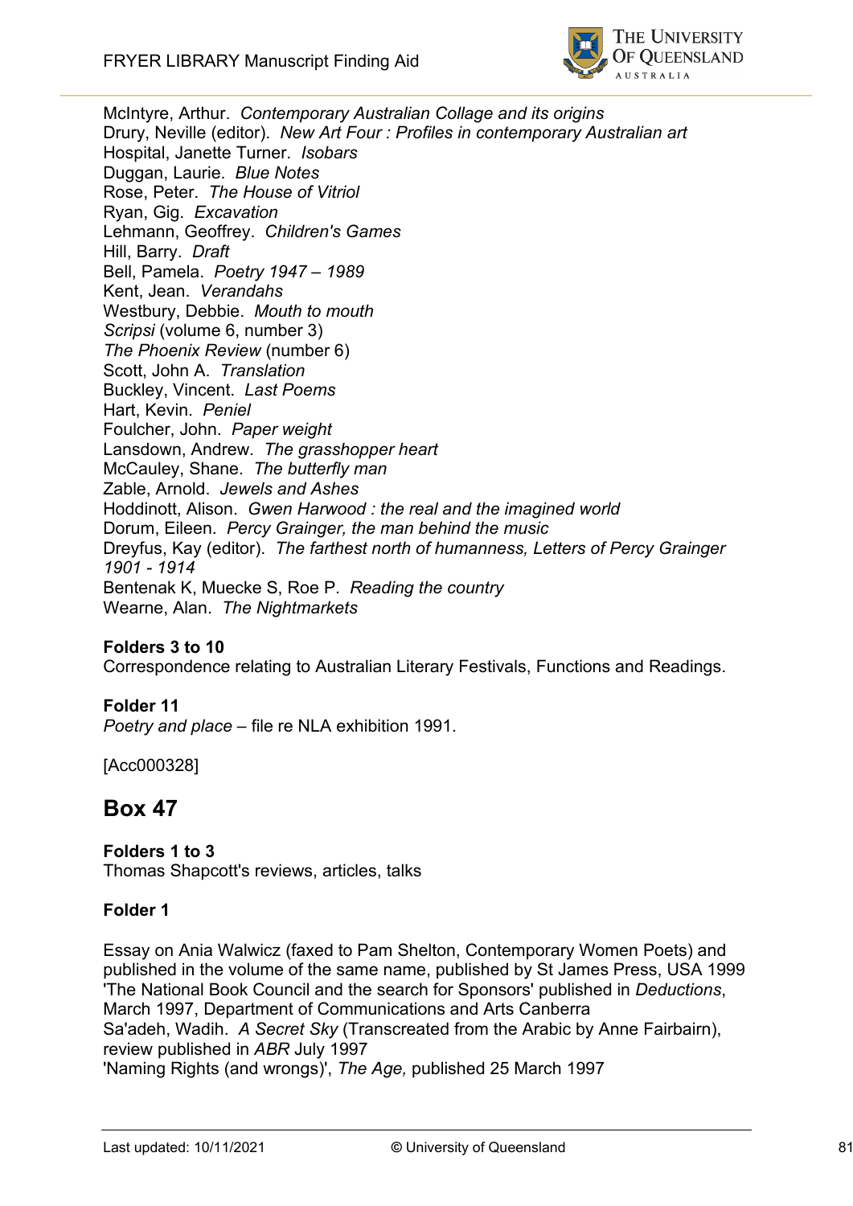McIntyre, Arthur. *Contemporary Australian Collage and its origins*
Drury, Neville (editor). *New Art Four : Profiles in contemporary Australian art*
Hospital, Janette Turner. *Isobars*
Duggan, Laurie. *Blue Notes*
Rose, Peter. *The House of Vitriol*
Ryan, Gig. *Excavation*
Lehmann, Geoffrey. *Children's Games*
Hill, Barry. *Draft*
Bell, Pamela. *Poetry 1947 – 1989*
Kent, Jean. *Verandahs*
Westbury, Debbie. *Mouth to mouth*
*Scripsi* (volume 6, number 3)
*The Phoenix Review* (number 6)
Scott, John A. *Translation*
Buckley, Vincent. *Last Poems*
Hart, Kevin. *Peniel*
Foulcher, John. *Paper weight*
Lansdown, Andrew. *The grasshopper heart*
McCauley, Shane. *The butterfly man*
Zable, Arnold. *Jewels and Ashes*
Hoddinott, Alison. *Gwen Harwood : the real and the imagined world*
Dorum, Eileen. *Percy Grainger, the man behind the music*
Dreyfus, Kay (editor). *The farthest north of humanness, Letters of Percy Grainger 1901 - 1914*
Bentenak K, Muecke S, Roe P. *Reading the country*
Wearne, Alan. *The Nightmarkets*

**Folders 3 to 10**
Correspondence relating to Australian Literary Festivals, Functions and Readings.

**Folder 11**
*Poetry and place* – file re NLA exhibition 1991.

[Acc000328]

## Box 47

**Folders 1 to 3**
Thomas Shapcott's reviews, articles, talks

**Folder 1**

Essay on Ania Walwicz (faxed to Pam Shelton, Contemporary Women Poets) and published in the volume of the same name, published by St James Press, USA 1999
'The National Book Council and the search for Sponsors' published in *Deductions*, March 1997, Department of Communications and Arts Canberra
Sa'adeh, Wadih. *A Secret Sky* (Transcreated from the Arabic by Anne Fairbairn), review published in *ABR* July 1997
'Naming Rights (and wrongs)', *The Age,* published 25 March 1997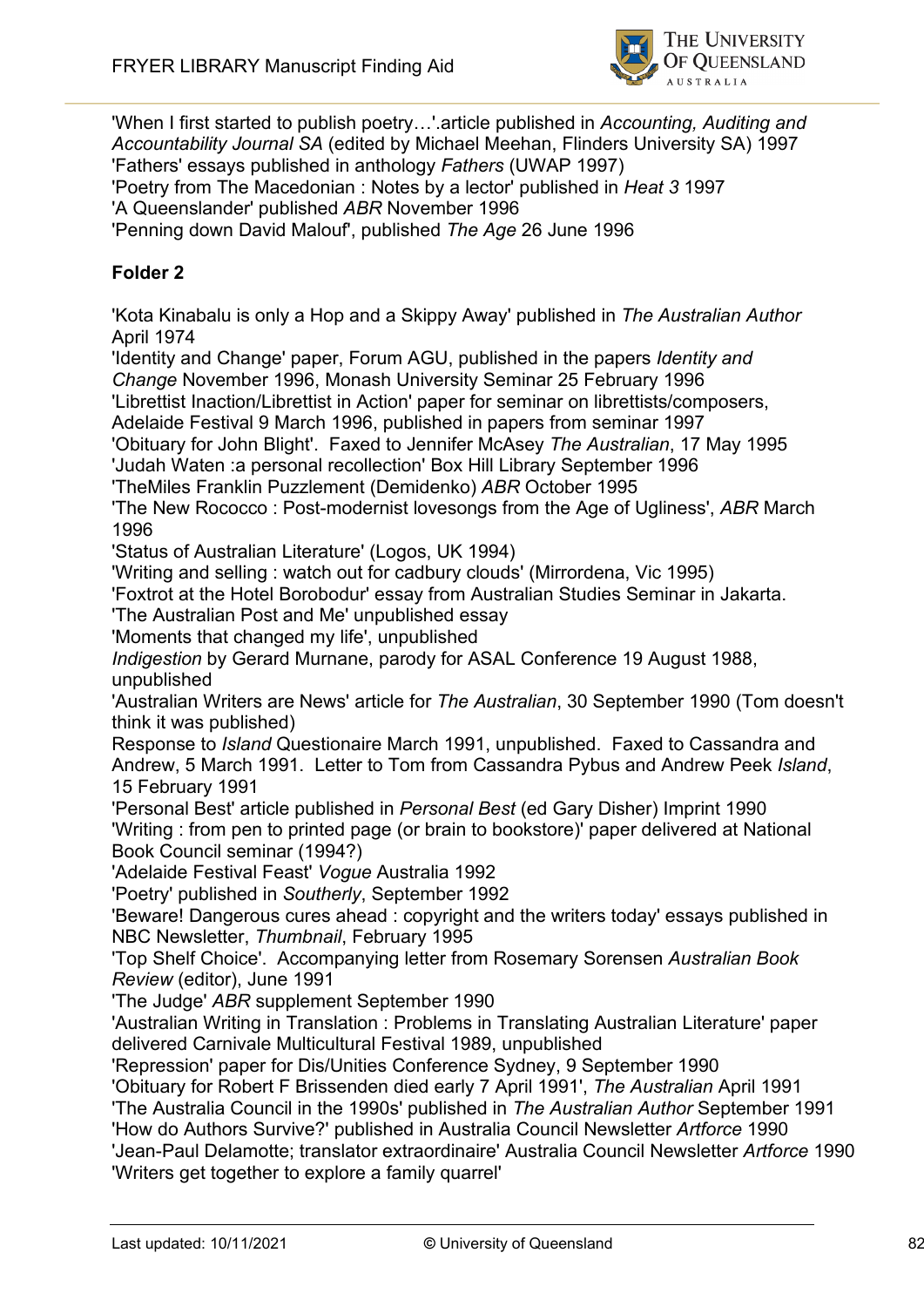'When I first started to publish poetry…'.article published in *Accounting, Auditing and Accountability Journal SA* (edited by Michael Meehan, Flinders University SA) 1997
'Fathers' essays published in anthology *Fathers* (UWAP 1997)
'Poetry from The Macedonian : Notes by a lector' published in *Heat 3* 1997
'A Queenslander' published *ABR* November 1996
'Penning down David Malouf', published *The Age* 26 June 1996

**Folder 2**

'Kota Kinabalu is only a Hop and a Skippy Away' published in *The Australian Author* April 1974
'Identity and Change' paper, Forum AGU, published in the papers *Identity and Change* November 1996, Monash University Seminar 25 February 1996
'Librettist Inaction/Librettist in Action' paper for seminar on librettists/composers, Adelaide Festival 9 March 1996, published in papers from seminar 1997
'Obituary for John Blight'. Faxed to Jennifer McAsey *The Australian*, 17 May 1995
'Judah Waten :a personal recollection' Box Hill Library September 1996
'TheMiles Franklin Puzzlement (Demidenko) *ABR* October 1995
'The New Rococco : Post-modernist lovesongs from the Age of Ugliness', *ABR* March 1996
'Status of Australian Literature' (Logos, UK 1994)
'Writing and selling : watch out for cadbury clouds' (Mirrordena, Vic 1995)
'Foxtrot at the Hotel Borobodur' essay from Australian Studies Seminar in Jakarta.
'The Australian Post and Me' unpublished essay
'Moments that changed my life', unpublished
*Indigestion* by Gerard Murnane, parody for ASAL Conference 19 August 1988, unpublished
'Australian Writers are News' article for *The Australian*, 30 September 1990 (Tom doesn't think it was published)
Response to *Island* Questionaire March 1991, unpublished. Faxed to Cassandra and Andrew, 5 March 1991. Letter to Tom from Cassandra Pybus and Andrew Peek *Island*, 15 February 1991
'Personal Best' article published in *Personal Best* (ed Gary Disher) Imprint 1990
'Writing : from pen to printed page (or brain to bookstore)' paper delivered at National Book Council seminar (1994?)
'Adelaide Festival Feast' *Vogue* Australia 1992
'Poetry' published in *Southerly*, September 1992
'Beware! Dangerous cures ahead : copyright and the writers today' essays published in NBC Newsletter, *Thumbnail*, February 1995
'Top Shelf Choice'. Accompanying letter from Rosemary Sorensen *Australian Book Review* (editor), June 1991
'The Judge' *ABR* supplement September 1990
'Australian Writing in Translation : Problems in Translating Australian Literature' paper delivered Carnivale Multicultural Festival 1989, unpublished
'Repression' paper for Dis/Unities Conference Sydney, 9 September 1990
'Obituary for Robert F Brissenden died early 7 April 1991', *The Australian* April 1991
'The Australia Council in the 1990s' published in *The Australian Author* September 1991
'How do Authors Survive?' published in Australia Council Newsletter *Artforce* 1990
'Jean-Paul Delamotte; translator extraordinaire' Australia Council Newsletter *Artforce* 1990
'Writers get together to explore a family quarrel'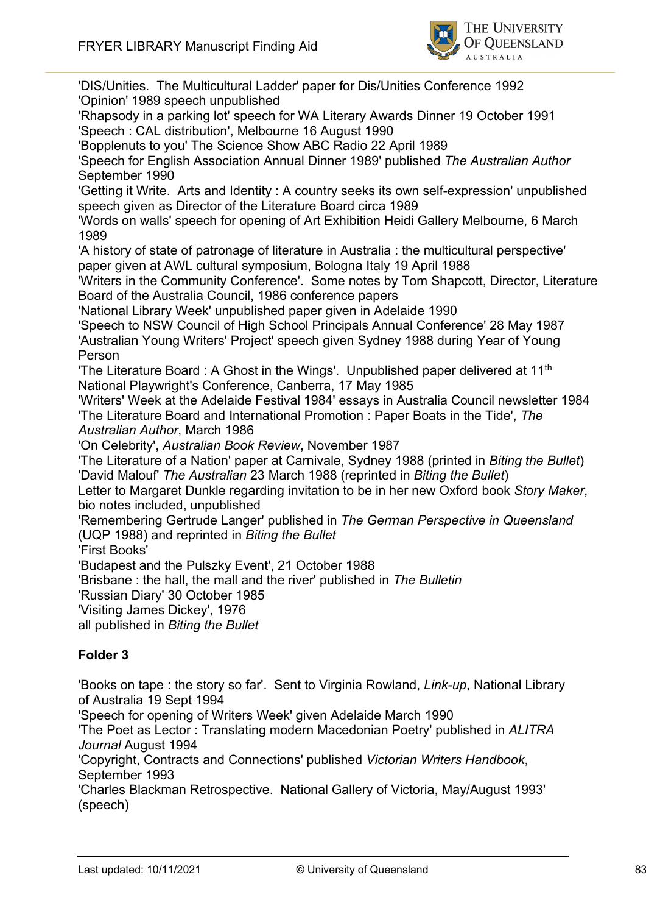'DIS/Unities. The Multicultural Ladder' paper for Dis/Unities Conference 1992
'Opinion' 1989 speech unpublished
'Rhapsody in a parking lot' speech for WA Literary Awards Dinner 19 October 1991
'Speech : CAL distribution', Melbourne 16 August 1990
'Bopplenuts to you' The Science Show ABC Radio 22 April 1989
'Speech for English Association Annual Dinner 1989' published *The Australian Author* September 1990
'Getting it Write. Arts and Identity : A country seeks its own self-expression' unpublished speech given as Director of the Literature Board circa 1989
'Words on walls' speech for opening of Art Exhibition Heidi Gallery Melbourne, 6 March 1989
'A history of state of patronage of literature in Australia : the multicultural perspective' paper given at AWL cultural symposium, Bologna Italy 19 April 1988
'Writers in the Community Conference'. Some notes by Tom Shapcott, Director, Literature Board of the Australia Council, 1986 conference papers
'National Library Week' unpublished paper given in Adelaide 1990
'Speech to NSW Council of High School Principals Annual Conference' 28 May 1987
'Australian Young Writers' Project' speech given Sydney 1988 during Year of Young Person
'The Literature Board : A Ghost in the Wings'. Unpublished paper delivered at 11th National Playwright's Conference, Canberra, 17 May 1985
'Writers' Week at the Adelaide Festival 1984' essays in Australia Council newsletter 1984
'The Literature Board and International Promotion : Paper Boats in the Tide', *The Australian Author*, March 1986
'On Celebrity', *Australian Book Review*, November 1987
'The Literature of a Nation' paper at Carnivale, Sydney 1988 (printed in *Biting the Bullet*)
'David Malouf' *The Australian* 23 March 1988 (reprinted in *Biting the Bullet*)
Letter to Margaret Dunkle regarding invitation to be in her new Oxford book *Story Maker*, bio notes included, unpublished
'Remembering Gertrude Langer' published in *The German Perspective in Queensland* (UQP 1988) and reprinted in *Biting the Bullet*
'First Books'
'Budapest and the Pulszky Event', 21 October 1988
'Brisbane : the hall, the mall and the river' published in *The Bulletin*
'Russian Diary' 30 October 1985
'Visiting James Dickey', 1976
all published in *Biting the Bullet*

**Folder 3**

'Books on tape : the story so far'. Sent to Virginia Rowland, *Link-up*, National Library of Australia 19 Sept 1994
'Speech for opening of Writers Week' given Adelaide March 1990
'The Poet as Lector : Translating modern Macedonian Poetry' published in *ALITRA Journal* August 1994
'Copyright, Contracts and Connections' published *Victorian Writers Handbook*, September 1993
'Charles Blackman Retrospective. National Gallery of Victoria, May/August 1993' (speech)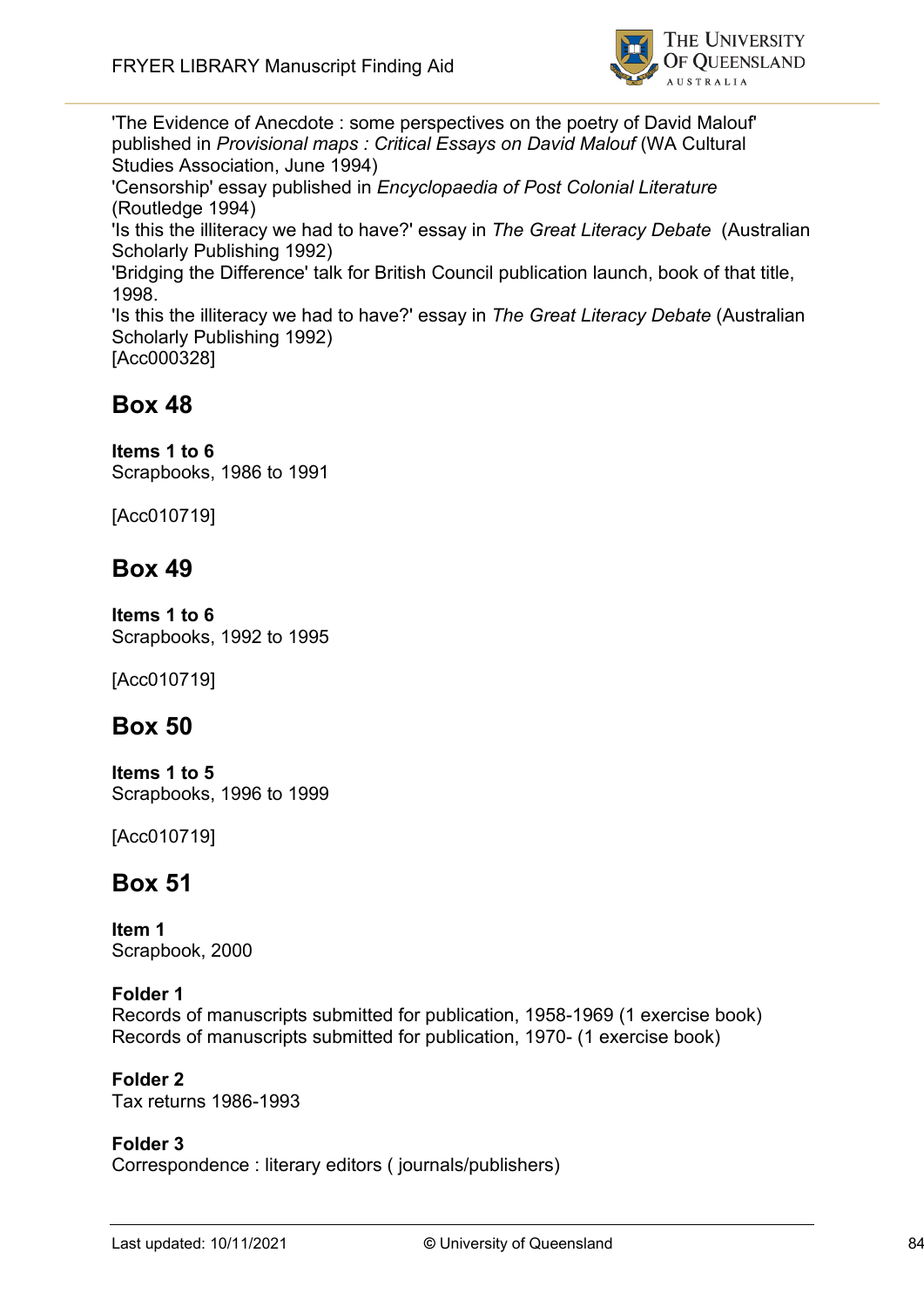'The Evidence of Anecdote : some perspectives on the poetry of David Malouf' published in *Provisional maps : Critical Essays on David Malouf* (WA Cultural Studies Association, June 1994)
'Censorship' essay published in *Encyclopaedia of Post Colonial Literature* (Routledge 1994)
'Is this the illiteracy we had to have?' essay in *The Great Literacy Debate* (Australian Scholarly Publishing 1992)
'Bridging the Difference' talk for British Council publication launch, book of that title, 1998.
'Is this the illiteracy we had to have?' essay in *The Great Literacy Debate* (Australian Scholarly Publishing 1992)
[Acc000328]

## Box 48

**Items 1 to 6**
Scrapbooks, 1986 to 1991

[Acc010719]

## Box 49

**Items 1 to 6**
Scrapbooks, 1992 to 1995

[Acc010719]

## Box 50

**Items 1 to 5**
Scrapbooks, 1996 to 1999

[Acc010719]

## Box 51

**Item 1**
Scrapbook, 2000

**Folder 1**
Records of manuscripts submitted for publication, 1958-1969 (1 exercise book)
Records of manuscripts submitted for publication, 1970- (1 exercise book)

**Folder 2**
Tax returns 1986-1993

**Folder 3**
Correspondence : literary editors ( journals/publishers)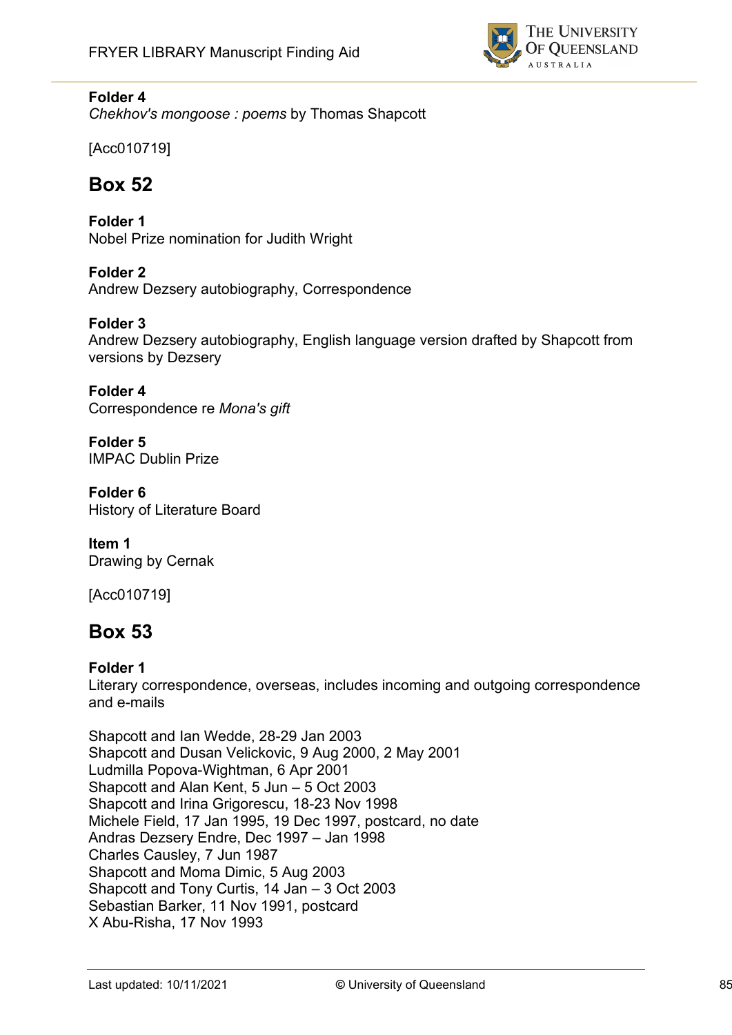**Folder 4**
*Chekhov's mongoose : poems* by Thomas Shapcott

[Acc010719]

## Box 52

**Folder 1**
Nobel Prize nomination for Judith Wright

**Folder 2**
Andrew Dezsery autobiography, Correspondence

**Folder 3**
Andrew Dezsery autobiography, English language version drafted by Shapcott from versions by Dezsery

**Folder 4**
Correspondence re *Mona's gift*

**Folder 5**
IMPAC Dublin Prize

**Folder 6**
History of Literature Board

**Item 1**
Drawing by Cernak

[Acc010719]

## Box 53

**Folder 1**
Literary correspondence, overseas, includes incoming and outgoing correspondence and e-mails

Shapcott and Ian Wedde, 28-29 Jan 2003
Shapcott and Dusan Velickovic, 9 Aug 2000, 2 May 2001
Ludmilla Popova-Wightman, 6 Apr 2001
Shapcott and Alan Kent, 5 Jun – 5 Oct 2003
Shapcott and Irina Grigorescu, 18-23 Nov 1998
Michele Field, 17 Jan 1995, 19 Dec 1997, postcard, no date
Andras Dezsery Endre, Dec 1997 – Jan 1998
Charles Causley, 7 Jun 1987
Shapcott and Moma Dimic, 5 Aug 2003
Shapcott and Tony Curtis, 14 Jan – 3 Oct 2003
Sebastian Barker, 11 Nov 1991, postcard
X Abu-Risha, 17 Nov 1993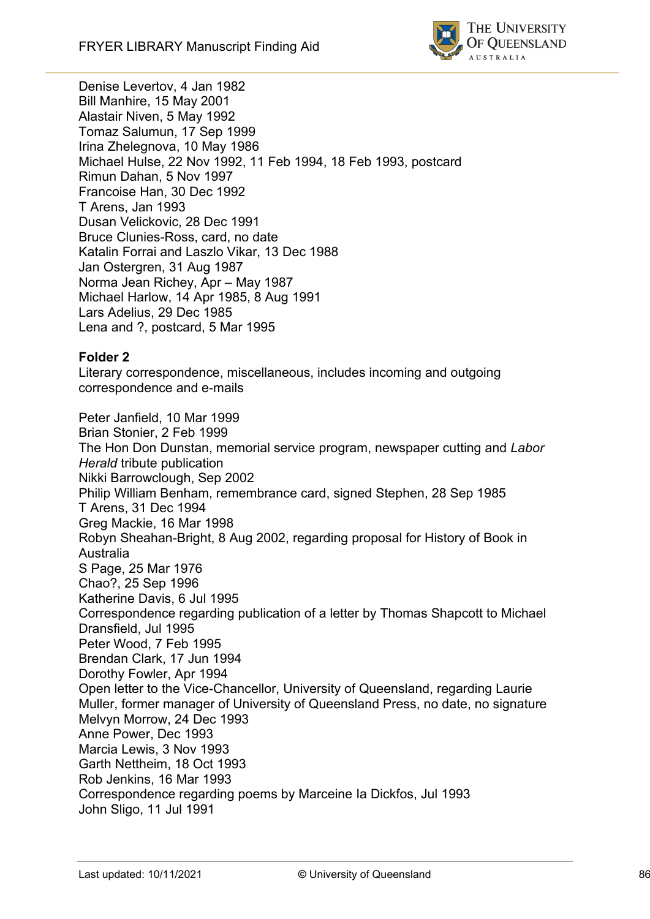Denise Levertov, 4 Jan 1982
Bill Manhire, 15 May 2001
Alastair Niven, 5 May 1992
Tomaz Salumun, 17 Sep 1999
Irina Zhelegnova, 10 May 1986
Michael Hulse, 22 Nov 1992, 11 Feb 1994, 18 Feb 1993, postcard
Rimun Dahan, 5 Nov 1997
Francoise Han, 30 Dec 1992
T Arens, Jan 1993
Dusan Velickovic, 28 Dec 1991
Bruce Clunies-Ross, card, no date
Katalin Forrai and Laszlo Vikar, 13 Dec 1988
Jan Ostergren, 31 Aug 1987
Norma Jean Richey, Apr – May 1987
Michael Harlow, 14 Apr 1985, 8 Aug 1991
Lars Adelius, 29 Dec 1985
Lena and ?, postcard, 5 Mar 1995

**Folder 2**
Literary correspondence, miscellaneous, includes incoming and outgoing correspondence and e-mails

Peter Janfield, 10 Mar 1999
Brian Stonier, 2 Feb 1999
The Hon Don Dunstan, memorial service program, newspaper cutting and *Labor Herald* tribute publication
Nikki Barrowclough, Sep 2002
Philip William Benham, remembrance card, signed Stephen, 28 Sep 1985
T Arens, 31 Dec 1994
Greg Mackie, 16 Mar 1998
Robyn Sheahan-Bright, 8 Aug 2002, regarding proposal for History of Book in Australia
S Page, 25 Mar 1976
Chao?, 25 Sep 1996
Katherine Davis, 6 Jul 1995
Correspondence regarding publication of a letter by Thomas Shapcott to Michael Dransfield, Jul 1995
Peter Wood, 7 Feb 1995
Brendan Clark, 17 Jun 1994
Dorothy Fowler, Apr 1994
Open letter to the Vice-Chancellor, University of Queensland, regarding Laurie Muller, former manager of University of Queensland Press, no date, no signature
Melvyn Morrow, 24 Dec 1993
Anne Power, Dec 1993
Marcia Lewis, 3 Nov 1993
Garth Nettheim, 18 Oct 1993
Rob Jenkins, 16 Mar 1993
Correspondence regarding poems by Marceine la Dickfos, Jul 1993
John Sligo, 11 Jul 1991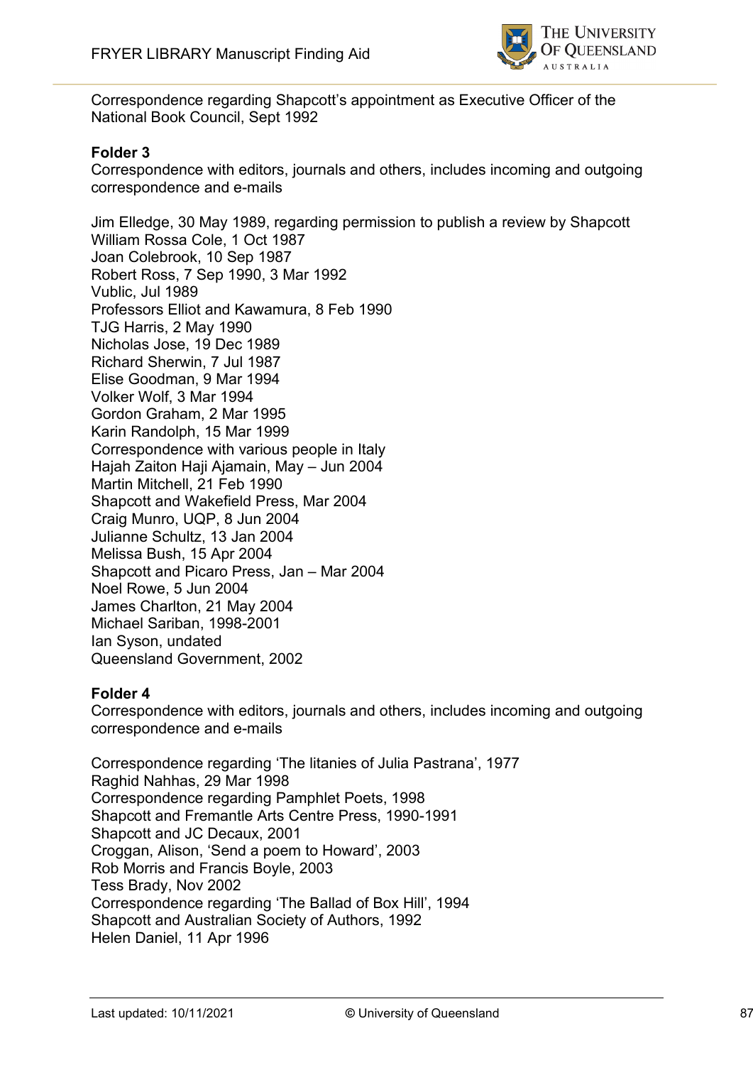Correspondence regarding Shapcott's appointment as Executive Officer of the National Book Council, Sept 1992

**Folder 3**

Correspondence with editors, journals and others, includes incoming and outgoing correspondence and e-mails

Jim Elledge, 30 May 1989, regarding permission to publish a review by Shapcott
William Rossa Cole, 1 Oct 1987
Joan Colebrook, 10 Sep 1987
Robert Ross, 7 Sep 1990, 3 Mar 1992
Vublic, Jul 1989
Professors Elliot and Kawamura, 8 Feb 1990
TJG Harris, 2 May 1990
Nicholas Jose, 19 Dec 1989
Richard Sherwin, 7 Jul 1987
Elise Goodman, 9 Mar 1994
Volker Wolf, 3 Mar 1994
Gordon Graham, 2 Mar 1995
Karin Randolph, 15 Mar 1999
Correspondence with various people in Italy
Hajah Zaiton Haji Ajamain, May – Jun 2004
Martin Mitchell, 21 Feb 1990
Shapcott and Wakefield Press, Mar 2004
Craig Munro, UQP, 8 Jun 2004
Julianne Schultz, 13 Jan 2004
Melissa Bush, 15 Apr 2004
Shapcott and Picaro Press, Jan – Mar 2004
Noel Rowe, 5 Jun 2004
James Charlton, 21 May 2004
Michael Sariban, 1998-2001
Ian Syson, undated
Queensland Government, 2002

**Folder 4**

Correspondence with editors, journals and others, includes incoming and outgoing correspondence and e-mails

Correspondence regarding 'The litanies of Julia Pastrana', 1977
Raghid Nahhas, 29 Mar 1998
Correspondence regarding Pamphlet Poets, 1998
Shapcott and Fremantle Arts Centre Press, 1990-1991
Shapcott and JC Decaux, 2001
Croggan, Alison, 'Send a poem to Howard', 2003
Rob Morris and Francis Boyle, 2003
Tess Brady, Nov 2002
Correspondence regarding 'The Ballad of Box Hill', 1994
Shapcott and Australian Society of Authors, 1992
Helen Daniel, 11 Apr 1996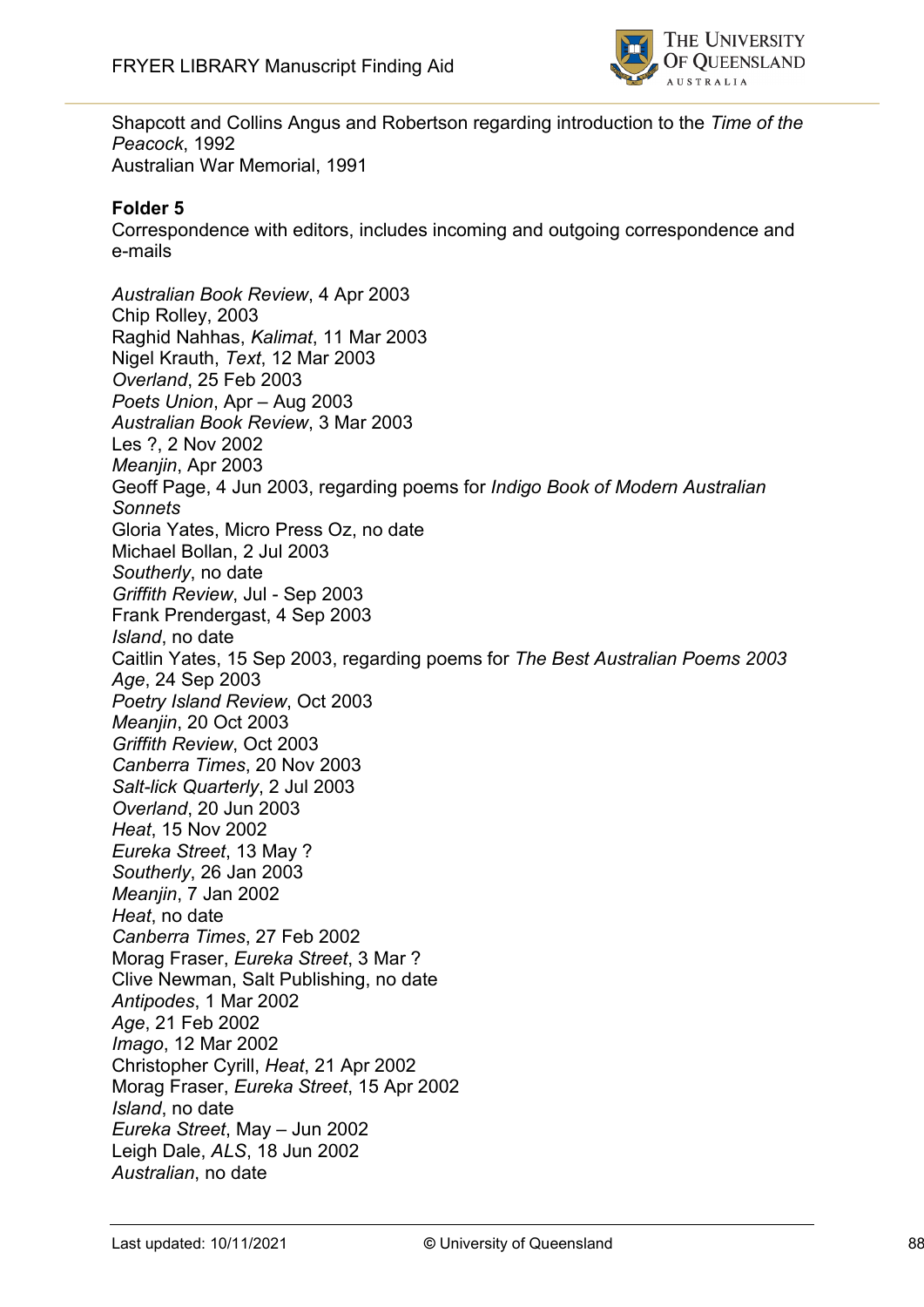Shapcott and Collins Angus and Robertson regarding introduction to the *Time of the Peacock*, 1992
Australian War Memorial, 1991

**Folder 5**
Correspondence with editors, includes incoming and outgoing correspondence and e-mails

*Australian Book Review*, 4 Apr 2003
Chip Rolley, 2003
Raghid Nahhas, *Kalimat*, 11 Mar 2003
Nigel Krauth, *Text*, 12 Mar 2003
*Overland*, 25 Feb 2003
*Poets Union*, Apr – Aug 2003
*Australian Book Review*, 3 Mar 2003
Les ?, 2 Nov 2002
*Meanjin*, Apr 2003
Geoff Page, 4 Jun 2003, regarding poems for *Indigo Book of Modern Australian Sonnets*
Gloria Yates, Micro Press Oz, no date
Michael Bollan, 2 Jul 2003
*Southerly*, no date
*Griffith Review*, Jul - Sep 2003
Frank Prendergast, 4 Sep 2003
*Island*, no date
Caitlin Yates, 15 Sep 2003, regarding poems for *The Best Australian Poems 2003*
*Age*, 24 Sep 2003
*Poetry Island Review*, Oct 2003
*Meanjin*, 20 Oct 2003
*Griffith Review*, Oct 2003
*Canberra Times*, 20 Nov 2003
*Salt-lick Quarterly*, 2 Jul 2003
*Overland*, 20 Jun 2003
*Heat*, 15 Nov 2002
*Eureka Street*, 13 May ?
*Southerly*, 26 Jan 2003
*Meanjin*, 7 Jan 2002
*Heat*, no date
*Canberra Times*, 27 Feb 2002
Morag Fraser, *Eureka Street*, 3 Mar ?
Clive Newman, Salt Publishing, no date
*Antipodes*, 1 Mar 2002
*Age*, 21 Feb 2002
*Imago*, 12 Mar 2002
Christopher Cyrill, *Heat*, 21 Apr 2002
Morag Fraser, *Eureka Street*, 15 Apr 2002
*Island*, no date
*Eureka Street*, May – Jun 2002
Leigh Dale, *ALS*, 18 Jun 2002
*Australian*, no date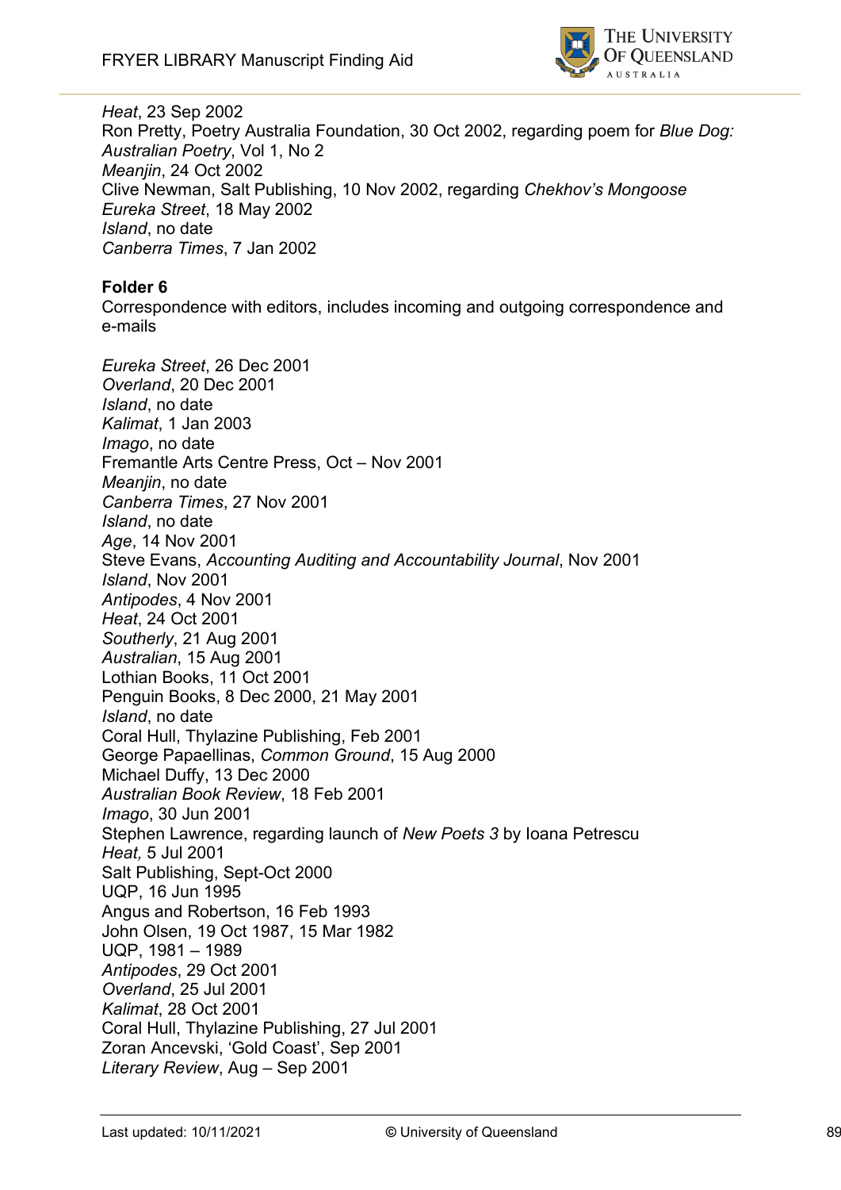*Heat*, 23 Sep 2002
Ron Pretty, Poetry Australia Foundation, 30 Oct 2002, regarding poem for *Blue Dog: Australian Poetry*, Vol 1, No 2
*Meanjin*, 24 Oct 2002
Clive Newman, Salt Publishing, 10 Nov 2002, regarding *Chekhov's Mongoose*
*Eureka Street*, 18 May 2002
*Island*, no date
*Canberra Times*, 7 Jan 2002

**Folder 6**
Correspondence with editors, includes incoming and outgoing correspondence and e-mails

*Eureka Street*, 26 Dec 2001
*Overland*, 20 Dec 2001
*Island*, no date
*Kalimat*, 1 Jan 2003
*Imago*, no date
Fremantle Arts Centre Press, Oct – Nov 2001
*Meanjin*, no date
*Canberra Times*, 27 Nov 2001
*Island*, no date
*Age*, 14 Nov 2001
Steve Evans, *Accounting Auditing and Accountability Journal*, Nov 2001
*Island*, Nov 2001
*Antipodes*, 4 Nov 2001
*Heat*, 24 Oct 2001
*Southerly*, 21 Aug 2001
*Australian*, 15 Aug 2001
Lothian Books, 11 Oct 2001
Penguin Books, 8 Dec 2000, 21 May 2001
*Island*, no date
Coral Hull, Thylazine Publishing, Feb 2001
George Papaellinas, *Common Ground*, 15 Aug 2000
Michael Duffy, 13 Dec 2000
*Australian Book Review*, 18 Feb 2001
*Imago*, 30 Jun 2001
Stephen Lawrence, regarding launch of *New Poets 3* by Ioana Petrescu
*Heat,* 5 Jul 2001
Salt Publishing, Sept-Oct 2000
UQP, 16 Jun 1995
Angus and Robertson, 16 Feb 1993
John Olsen, 19 Oct 1987, 15 Mar 1982
UQP, 1981 – 1989
*Antipodes*, 29 Oct 2001
*Overland*, 25 Jul 2001
*Kalimat*, 28 Oct 2001
Coral Hull, Thylazine Publishing, 27 Jul 2001
Zoran Ancevski, 'Gold Coast', Sep 2001
*Literary Review*, Aug – Sep 2001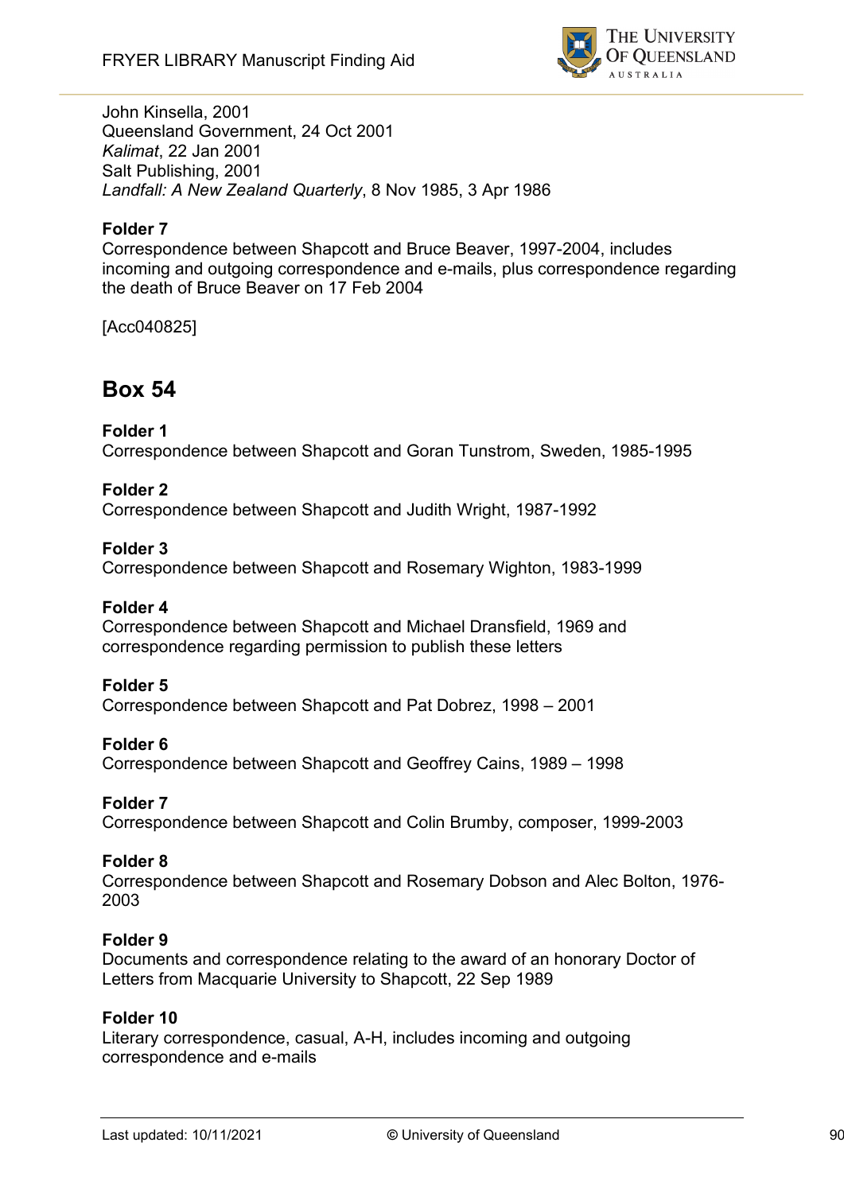John Kinsella, 2001
Queensland Government, 24 Oct 2001
*Kalimat*, 22 Jan 2001
Salt Publishing, 2001
*Landfall: A New Zealand Quarterly*, 8 Nov 1985, 3 Apr 1986

**Folder 7**
Correspondence between Shapcott and Bruce Beaver, 1997-2004, includes incoming and outgoing correspondence and e-mails, plus correspondence regarding the death of Bruce Beaver on 17 Feb 2004

[Acc040825]

## Box 54

**Folder 1**
Correspondence between Shapcott and Goran Tunstrom, Sweden, 1985-1995

**Folder 2**
Correspondence between Shapcott and Judith Wright, 1987-1992

**Folder 3**
Correspondence between Shapcott and Rosemary Wighton, 1983-1999

**Folder 4**
Correspondence between Shapcott and Michael Dransfield, 1969 and correspondence regarding permission to publish these letters

**Folder 5**
Correspondence between Shapcott and Pat Dobrez, 1998 – 2001

**Folder 6**
Correspondence between Shapcott and Geoffrey Cains, 1989 – 1998

**Folder 7**
Correspondence between Shapcott and Colin Brumby, composer, 1999-2003

**Folder 8**
Correspondence between Shapcott and Rosemary Dobson and Alec Bolton, 1976-2003

**Folder 9**
Documents and correspondence relating to the award of an honorary Doctor of Letters from Macquarie University to Shapcott, 22 Sep 1989

**Folder 10**
Literary correspondence, casual, A-H, includes incoming and outgoing correspondence and e-mails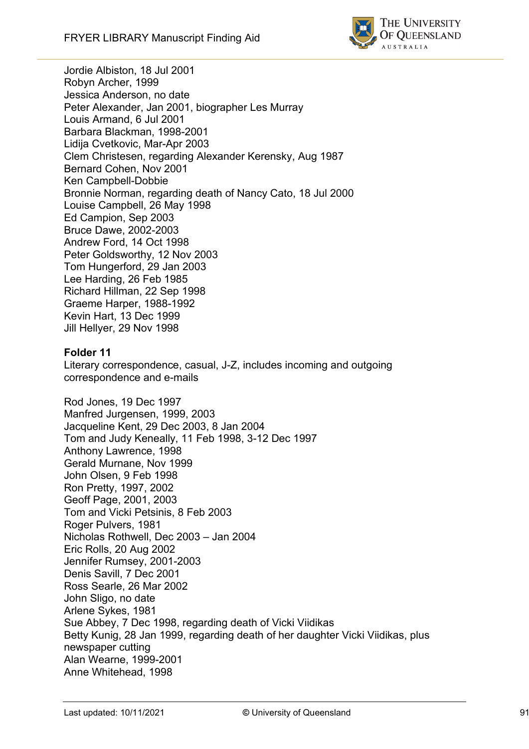Jordie Albiston, 18 Jul 2001
Robyn Archer, 1999
Jessica Anderson, no date
Peter Alexander, Jan 2001, biographer Les Murray
Louis Armand, 6 Jul 2001
Barbara Blackman, 1998-2001
Lidija Cvetkovic, Mar-Apr 2003
Clem Christesen, regarding Alexander Kerensky, Aug 1987
Bernard Cohen, Nov 2001
Ken Campbell-Dobbie
Bronnie Norman, regarding death of Nancy Cato, 18 Jul 2000
Louise Campbell, 26 May 1998
Ed Campion, Sep 2003
Bruce Dawe, 2002-2003
Andrew Ford, 14 Oct 1998
Peter Goldsworthy, 12 Nov 2003
Tom Hungerford, 29 Jan 2003
Lee Harding, 26 Feb 1985
Richard Hillman, 22 Sep 1998
Graeme Harper, 1988-1992
Kevin Hart, 13 Dec 1999
Jill Hellyer, 29 Nov 1998

**Folder 11**
Literary correspondence, casual, J-Z, includes incoming and outgoing correspondence and e-mails

Rod Jones, 19 Dec 1997
Manfred Jurgensen, 1999, 2003
Jacqueline Kent, 29 Dec 2003, 8 Jan 2004
Tom and Judy Keneally, 11 Feb 1998, 3-12 Dec 1997
Anthony Lawrence, 1998
Gerald Murnane, Nov 1999
John Olsen, 9 Feb 1998
Ron Pretty, 1997, 2002
Geoff Page, 2001, 2003
Tom and Vicki Petsinis, 8 Feb 2003
Roger Pulvers, 1981
Nicholas Rothwell, Dec 2003 – Jan 2004
Eric Rolls, 20 Aug 2002
Jennifer Rumsey, 2001-2003
Denis Savill, 7 Dec 2001
Ross Searle, 26 Mar 2002
John Sligo, no date
Arlene Sykes, 1981
Sue Abbey, 7 Dec 1998, regarding death of Vicki Viidikas
Betty Kunig, 28 Jan 1999, regarding death of her daughter Vicki Viidikas, plus newspaper cutting
Alan Wearne, 1999-2001
Anne Whitehead, 1998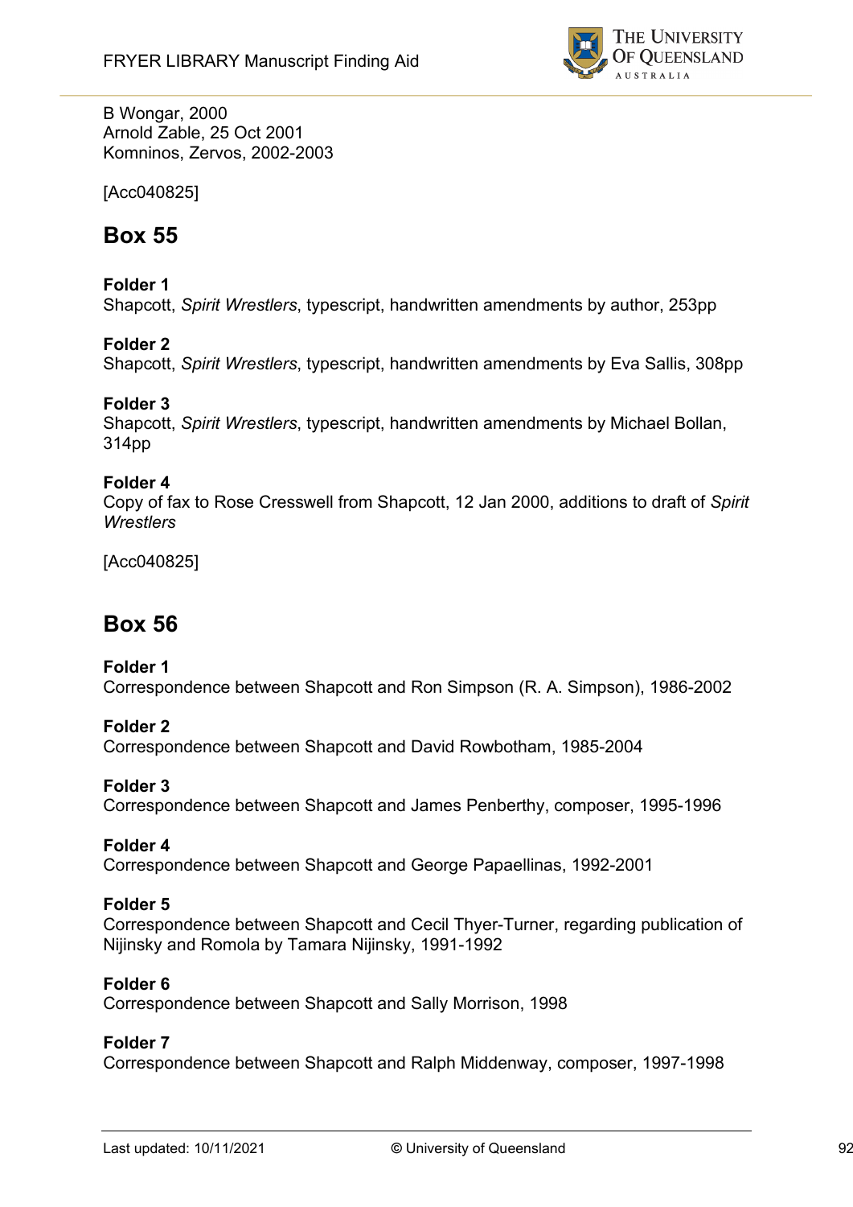B Wongar, 2000
Arnold Zable, 25 Oct 2001
Komninos, Zervos, 2002-2003

[Acc040825]

## Box 55

**Folder 1**
Shapcott, *Spirit Wrestlers*, typescript, handwritten amendments by author, 253pp

**Folder 2**
Shapcott, *Spirit Wrestlers*, typescript, handwritten amendments by Eva Sallis, 308pp

**Folder 3**
Shapcott, *Spirit Wrestlers*, typescript, handwritten amendments by Michael Bollan, 314pp

**Folder 4**
Copy of fax to Rose Cresswell from Shapcott, 12 Jan 2000, additions to draft of *Spirit Wrestlers*

[Acc040825]

## Box 56

**Folder 1**
Correspondence between Shapcott and Ron Simpson (R. A. Simpson), 1986-2002

**Folder 2**
Correspondence between Shapcott and David Rowbotham, 1985-2004

**Folder 3**
Correspondence between Shapcott and James Penberthy, composer, 1995-1996

**Folder 4**
Correspondence between Shapcott and George Papaellinas, 1992-2001

**Folder 5**
Correspondence between Shapcott and Cecil Thyer-Turner, regarding publication of Nijinsky and Romola by Tamara Nijinsky, 1991-1992

**Folder 6**
Correspondence between Shapcott and Sally Morrison, 1998

**Folder 7**
Correspondence between Shapcott and Ralph Middenway, composer, 1997-1998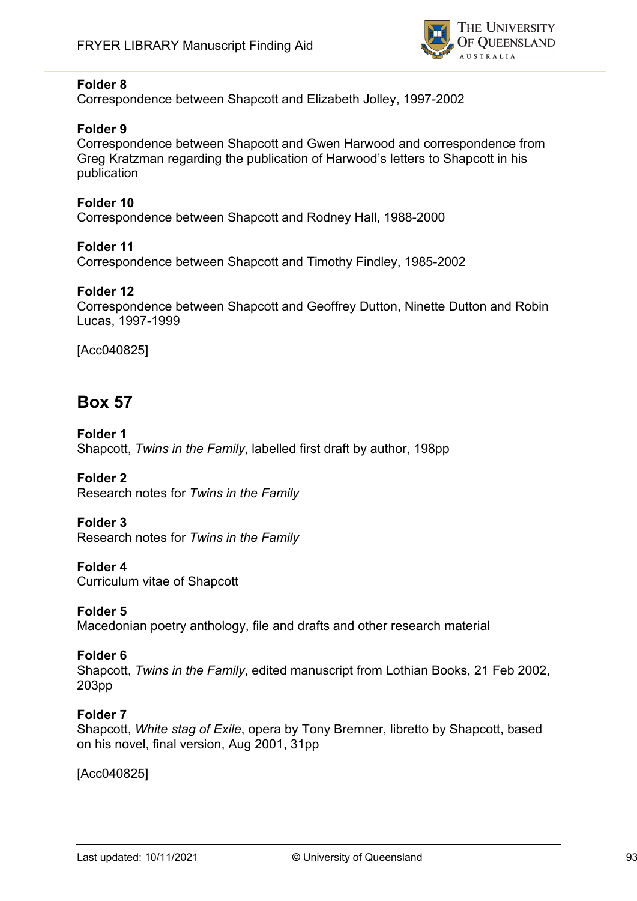**Folder 8**
Correspondence between Shapcott and Elizabeth Jolley, 1997-2002

**Folder 9**
Correspondence between Shapcott and Gwen Harwood and correspondence from Greg Kratzman regarding the publication of Harwood's letters to Shapcott in his publication

**Folder 10**
Correspondence between Shapcott and Rodney Hall, 1988-2000

**Folder 11**
Correspondence between Shapcott and Timothy Findley, 1985-2002

**Folder 12**
Correspondence between Shapcott and Geoffrey Dutton, Ninette Dutton and Robin Lucas, 1997-1999

[Acc040825]

## Box 57

**Folder 1**
Shapcott, *Twins in the Family*, labelled first draft by author, 198pp

**Folder 2**
Research notes for *Twins in the Family*

**Folder 3**
Research notes for *Twins in the Family*

**Folder 4**
Curriculum vitae of Shapcott

**Folder 5**
Macedonian poetry anthology, file and drafts and other research material

**Folder 6**
Shapcott, *Twins in the Family*, edited manuscript from Lothian Books, 21 Feb 2002, 203pp

**Folder 7**
Shapcott, *White stag of Exile*, opera by Tony Bremner, libretto by Shapcott, based on his novel, final version, Aug 2001, 31pp

[Acc040825]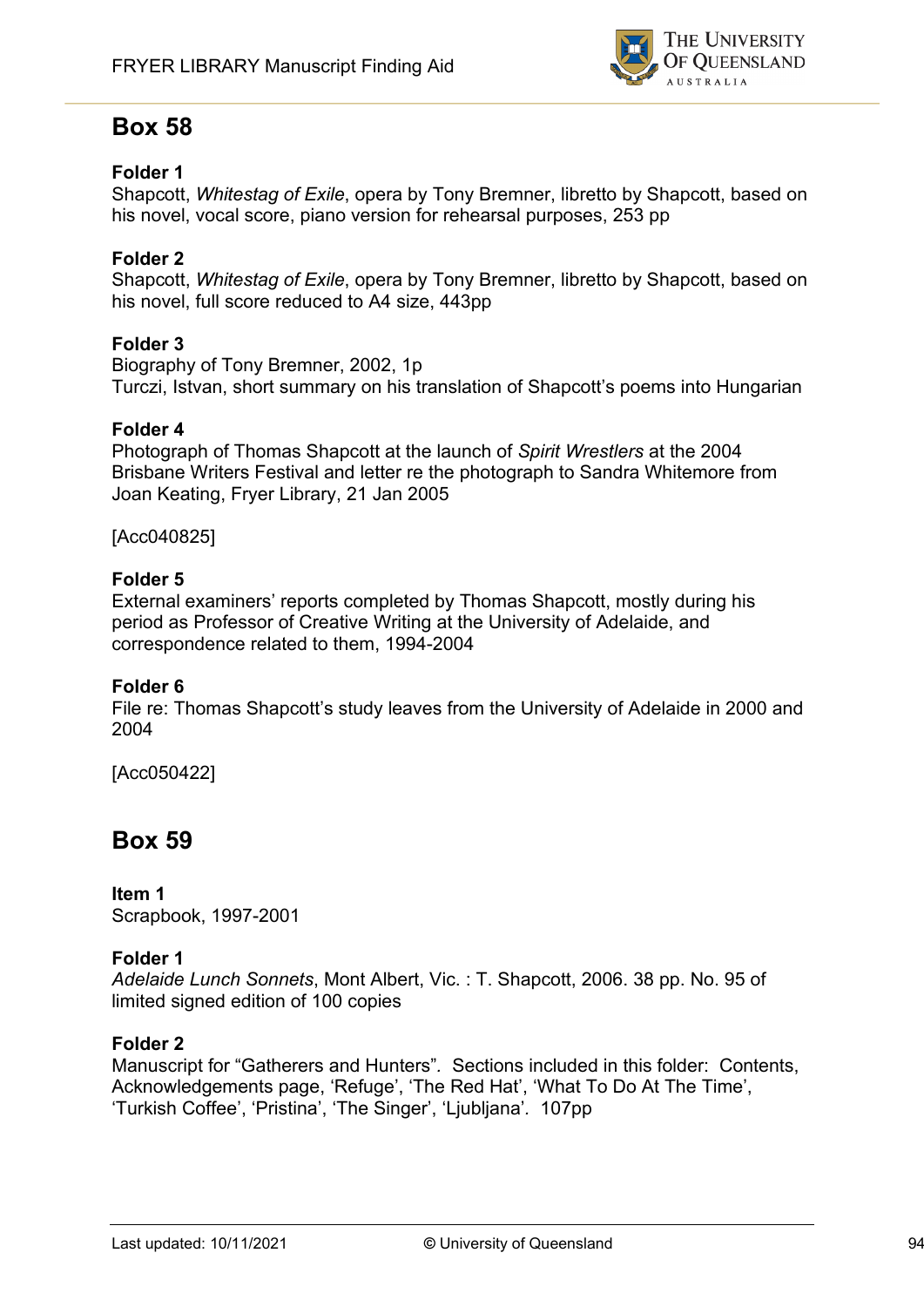## Box 58

**Folder 1**
Shapcott, *Whitestag of Exile*, opera by Tony Bremner, libretto by Shapcott, based on his novel, vocal score, piano version for rehearsal purposes, 253 pp

**Folder 2**
Shapcott, *Whitestag of Exile*, opera by Tony Bremner, libretto by Shapcott, based on his novel, full score reduced to A4 size, 443pp

**Folder 3**
Biography of Tony Bremner, 2002, 1p
Turczi, Istvan, short summary on his translation of Shapcott's poems into Hungarian

**Folder 4**
Photograph of Thomas Shapcott at the launch of *Spirit Wrestlers* at the 2004 Brisbane Writers Festival and letter re the photograph to Sandra Whitemore from Joan Keating, Fryer Library, 21 Jan 2005

[Acc040825]

**Folder 5**
External examiners' reports completed by Thomas Shapcott, mostly during his period as Professor of Creative Writing at the University of Adelaide, and correspondence related to them, 1994-2004

**Folder 6**
File re: Thomas Shapcott's study leaves from the University of Adelaide in 2000 and 2004

[Acc050422]

## Box 59

**Item 1**
Scrapbook, 1997-2001

**Folder 1**
*Adelaide Lunch Sonnets*, Mont Albert, Vic. : T. Shapcott, 2006. 38 pp. No. 95 of limited signed edition of 100 copies

**Folder 2**
Manuscript for "Gatherers and Hunters". Sections included in this folder: Contents, Acknowledgements page, 'Refuge', 'The Red Hat', 'What To Do At The Time', 'Turkish Coffee', 'Pristina', 'The Singer', 'Ljubljana'. 107pp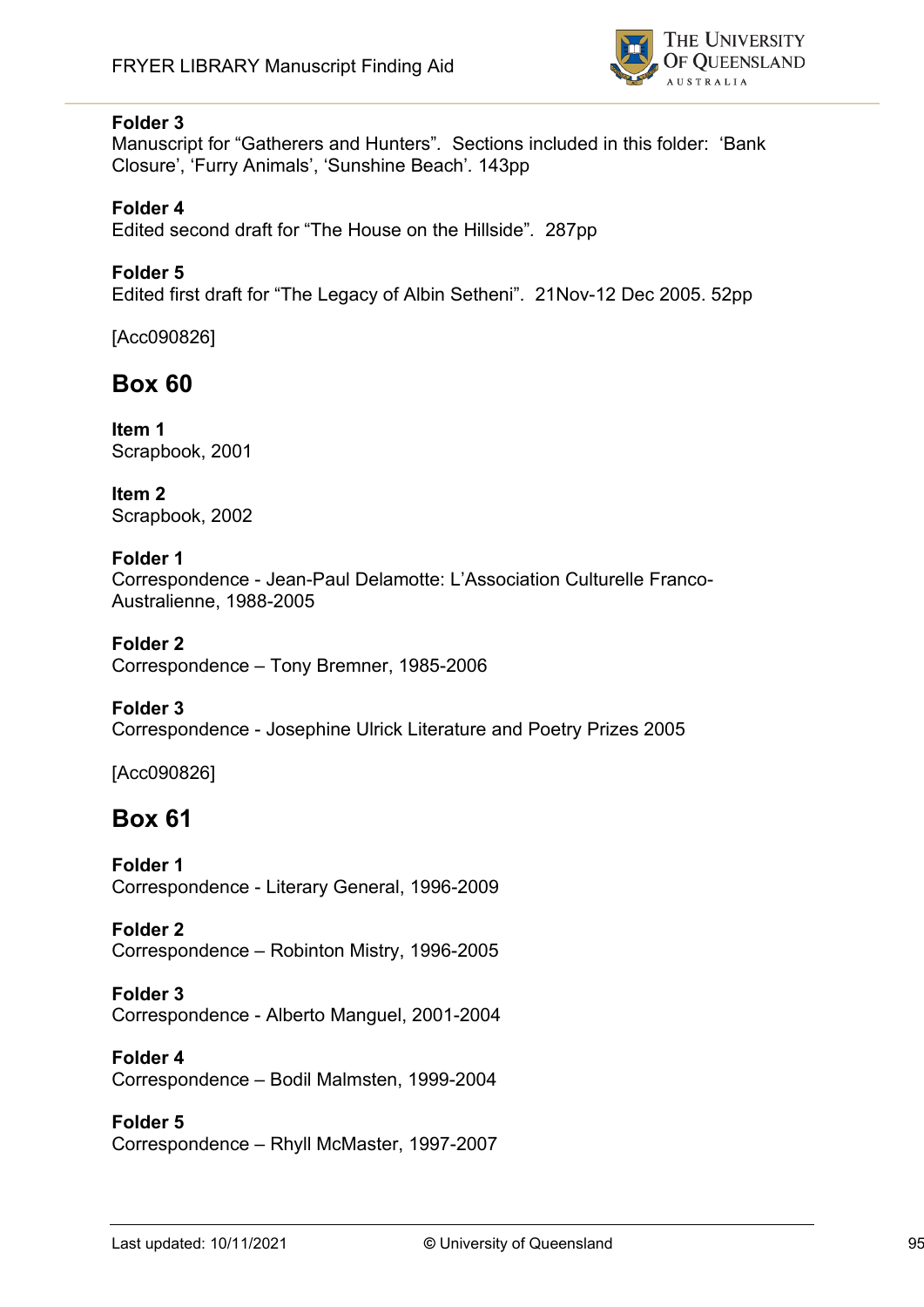**Folder 3**
Manuscript for “Gatherers and Hunters”. Sections included in this folder: ‘Bank Closure’, ‘Furry Animals’, ‘Sunshine Beach’. 143pp

**Folder 4**
Edited second draft for “The House on the Hillside”. 287pp

**Folder 5**
Edited first draft for “The Legacy of Albin Setheni”. 21Nov-12 Dec 2005. 52pp

[Acc090826]

## Box 60

**Item 1**
Scrapbook, 2001

**Item 2**
Scrapbook, 2002

**Folder 1**
Correspondence - Jean-Paul Delamotte: L’Association Culturelle Franco-Australienne, 1988-2005

**Folder 2**
Correspondence – Tony Bremner, 1985-2006

**Folder 3**
Correspondence - Josephine Ulrick Literature and Poetry Prizes 2005

[Acc090826]

## Box 61

**Folder 1**
Correspondence - Literary General, 1996-2009

**Folder 2**
Correspondence – Robinton Mistry, 1996-2005

**Folder 3**
Correspondence - Alberto Manguel, 2001-2004

**Folder 4**
Correspondence – Bodil Malmsten, 1999-2004

**Folder 5**
Correspondence – Rhyll McMaster, 1997-2007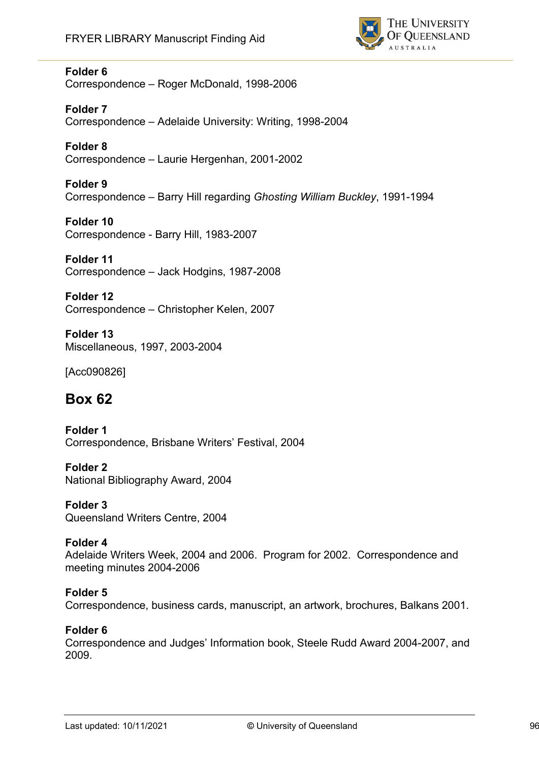**Folder 6**
Correspondence – Roger McDonald, 1998-2006

**Folder 7**
Correspondence – Adelaide University: Writing, 1998-2004

**Folder 8**
Correspondence – Laurie Hergenhan, 2001-2002

**Folder 9**
Correspondence – Barry Hill regarding *Ghosting William Buckley*, 1991-1994

**Folder 10**
Correspondence - Barry Hill, 1983-2007

**Folder 11**
Correspondence – Jack Hodgins, 1987-2008

**Folder 12**
Correspondence – Christopher Kelen, 2007

**Folder 13**
Miscellaneous, 1997, 2003-2004

[Acc090826]

## Box 62

**Folder 1**
Correspondence, Brisbane Writers' Festival, 2004

**Folder 2**
National Bibliography Award, 2004

**Folder 3**
Queensland Writers Centre, 2004

**Folder 4**
Adelaide Writers Week, 2004 and 2006. Program for 2002. Correspondence and meeting minutes 2004-2006

**Folder 5**
Correspondence, business cards, manuscript, an artwork, brochures, Balkans 2001.

**Folder 6**
Correspondence and Judges' Information book, Steele Rudd Award 2004-2007, and 2009.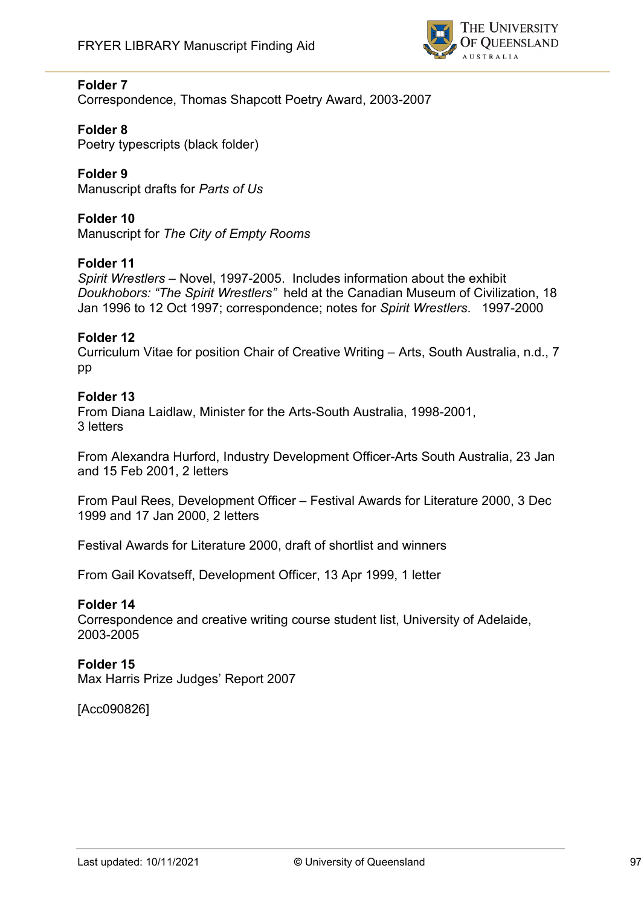**Folder 7**
Correspondence, Thomas Shapcott Poetry Award, 2003-2007

**Folder 8**
Poetry typescripts (black folder)

**Folder 9**
Manuscript drafts for *Parts of Us*

**Folder 10**
Manuscript for *The City of Empty Rooms*

**Folder 11**
*Spirit Wrestlers* – Novel, 1997-2005. Includes information about the exhibit *Doukhobors: "The Spirit Wrestlers"* held at the Canadian Museum of Civilization, 18 Jan 1996 to 12 Oct 1997; correspondence; notes for *Spirit Wrestlers*. 1997-2000

**Folder 12**
Curriculum Vitae for position Chair of Creative Writing – Arts, South Australia, n.d., 7 pp

**Folder 13**
From Diana Laidlaw, Minister for the Arts-South Australia, 1998-2001, 3 letters

From Alexandra Hurford, Industry Development Officer-Arts South Australia, 23 Jan and 15 Feb 2001, 2 letters

From Paul Rees, Development Officer – Festival Awards for Literature 2000, 3 Dec 1999 and 17 Jan 2000, 2 letters

Festival Awards for Literature 2000, draft of shortlist and winners

From Gail Kovatseff, Development Officer, 13 Apr 1999, 1 letter

**Folder 14**
Correspondence and creative writing course student list, University of Adelaide, 2003-2005

**Folder 15**
Max Harris Prize Judges' Report 2007

[Acc090826]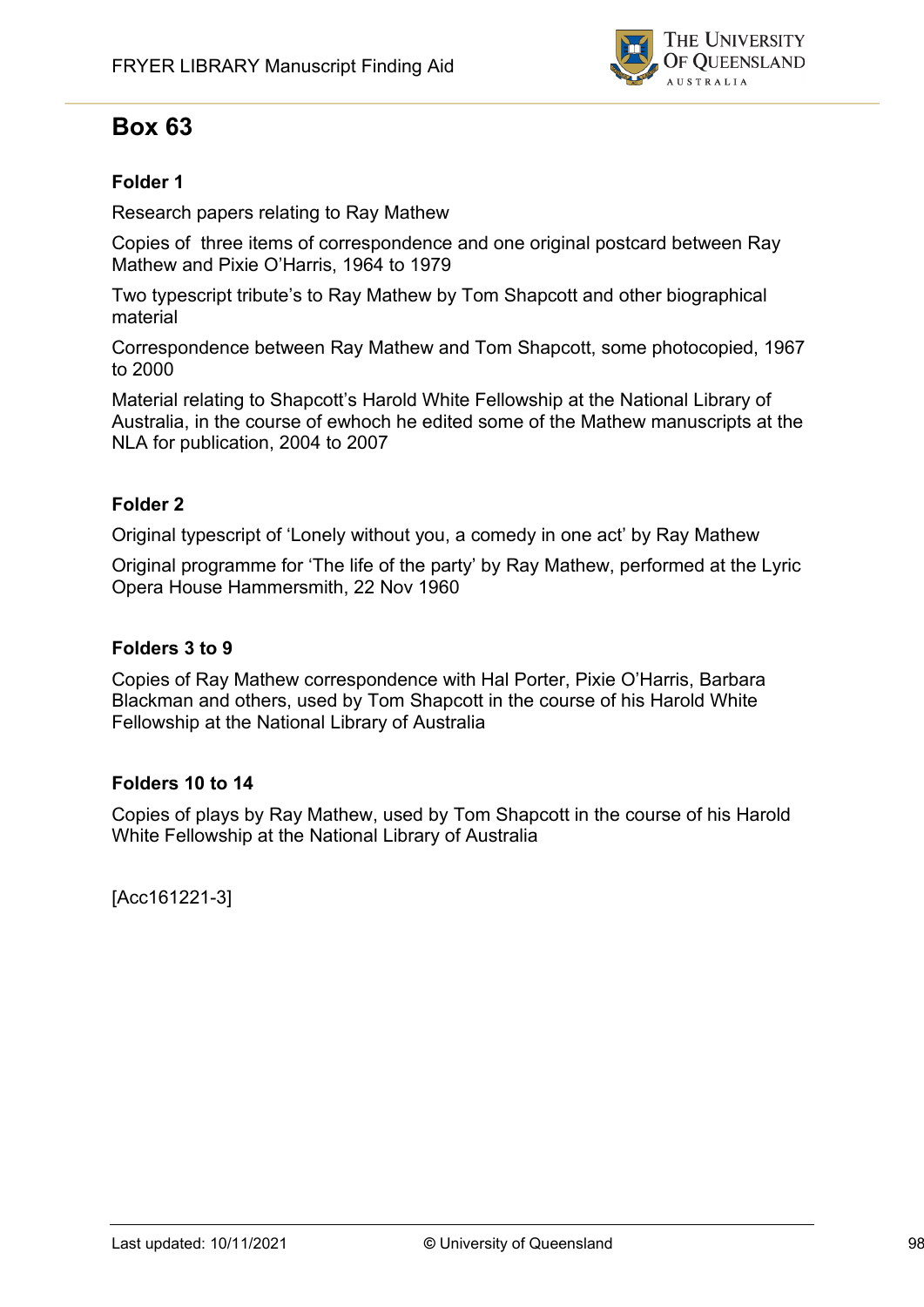# Box 63

### Folder 1

Research papers relating to Ray Mathew

Copies of  three items of correspondence and one original postcard between Ray Mathew and Pixie O'Harris, 1964 to 1979

Two typescript tribute's to Ray Mathew by Tom Shapcott and other biographical material

Correspondence between Ray Mathew and Tom Shapcott, some photocopied, 1967 to 2000

Material relating to Shapcott's Harold White Fellowship at the National Library of Australia, in the course of ewhoch he edited some of the Mathew manuscripts at the NLA for publication, 2004 to 2007

### Folder 2

Original typescript of 'Lonely without you, a comedy in one act' by Ray Mathew

Original programme for 'The life of the party' by Ray Mathew, performed at the Lyric Opera House Hammersmith, 22 Nov 1960

### Folders 3 to 9

Copies of Ray Mathew correspondence with Hal Porter, Pixie O'Harris, Barbara Blackman and others, used by Tom Shapcott in the course of his Harold White Fellowship at the National Library of Australia

### Folders 10 to 14

Copies of plays by Ray Mathew, used by Tom Shapcott in the course of his Harold White Fellowship at the National Library of Australia

[Acc161221-3]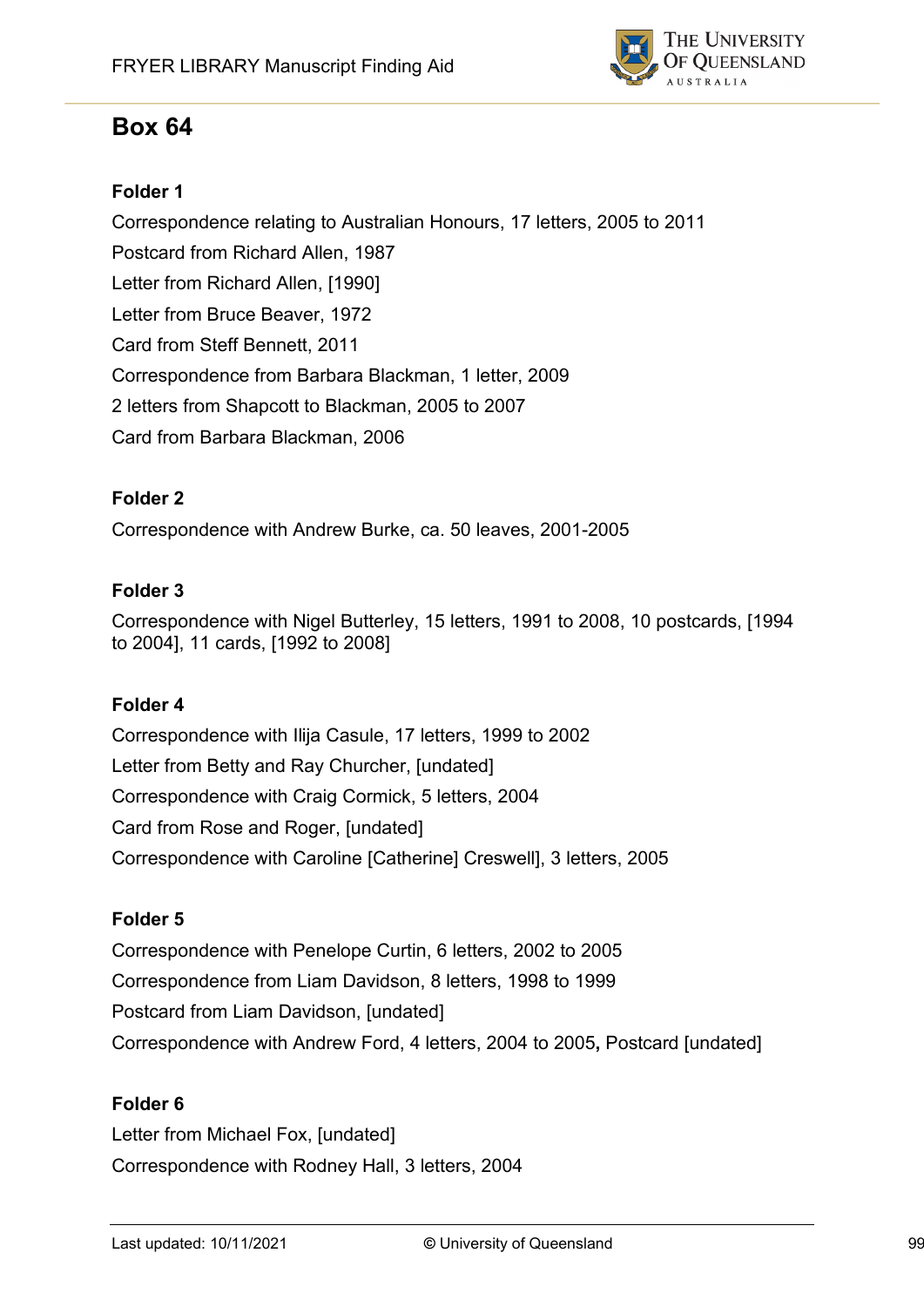# Box 64

### Folder 1

Correspondence relating to Australian Honours, 17 letters, 2005 to 2011

Postcard from Richard Allen, 1987

Letter from Richard Allen, [1990]

Letter from Bruce Beaver, 1972

Card from Steff Bennett, 2011

Correspondence from Barbara Blackman, 1 letter, 2009

2 letters from Shapcott to Blackman, 2005 to 2007

Card from Barbara Blackman, 2006

### Folder 2

Correspondence with Andrew Burke, ca. 50 leaves, 2001-2005

### Folder 3

Correspondence with Nigel Butterley, 15 letters, 1991 to 2008, 10 postcards, [1994 to 2004], 11 cards, [1992 to 2008]

### Folder 4

Correspondence with Ilija Casule, 17 letters, 1999 to 2002

Letter from Betty and Ray Churcher, [undated]

Correspondence with Craig Cormick, 5 letters, 2004

Card from Rose and Roger, [undated]

Correspondence with Caroline [Catherine] Creswell], 3 letters, 2005

### Folder 5

Correspondence with Penelope Curtin, 6 letters, 2002 to 2005

Correspondence from Liam Davidson, 8 letters, 1998 to 1999

Postcard from Liam Davidson, [undated]

Correspondence with Andrew Ford, 4 letters, 2004 to 2005**,** Postcard [undated]

### Folder 6

Letter from Michael Fox, [undated]

Correspondence with Rodney Hall, 3 letters, 2004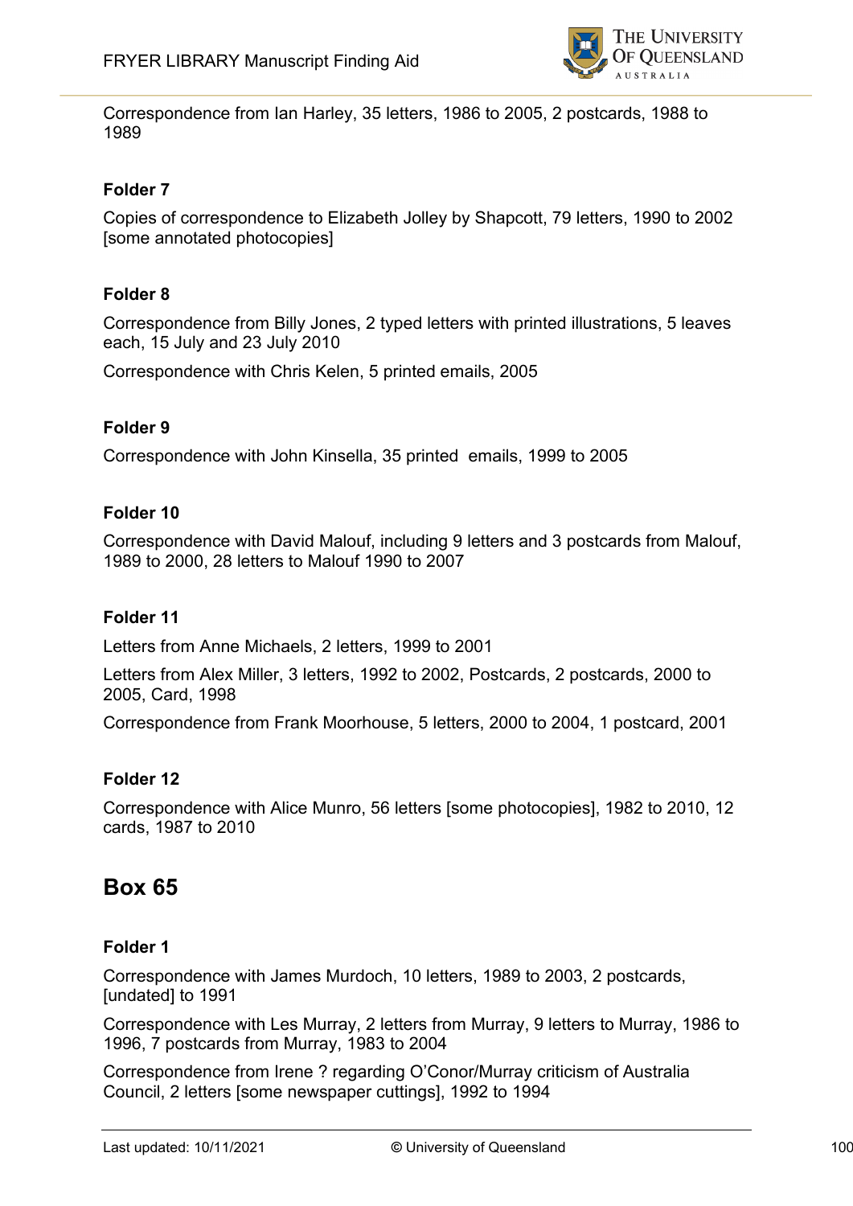Correspondence from Ian Harley, 35 letters, 1986 to 2005, 2 postcards, 1988 to 1989

### Folder 7

Copies of correspondence to Elizabeth Jolley by Shapcott, 79 letters, 1990 to 2002 [some annotated photocopies]

### Folder 8

Correspondence from Billy Jones, 2 typed letters with printed illustrations, 5 leaves each, 15 July and 23 July 2010

Correspondence with Chris Kelen, 5 printed emails, 2005

### Folder 9

Correspondence with John Kinsella, 35 printed emails, 1999 to 2005

### Folder 10

Correspondence with David Malouf, including 9 letters and 3 postcards from Malouf, 1989 to 2000, 28 letters to Malouf 1990 to 2007

### Folder 11

Letters from Anne Michaels, 2 letters, 1999 to 2001

Letters from Alex Miller, 3 letters, 1992 to 2002, Postcards, 2 postcards, 2000 to 2005, Card, 1998

Correspondence from Frank Moorhouse, 5 letters, 2000 to 2004, 1 postcard, 2001

### Folder 12

Correspondence with Alice Munro, 56 letters [some photocopies], 1982 to 2010, 12 cards, 1987 to 2010

## Box 65

### Folder 1

Correspondence with James Murdoch, 10 letters, 1989 to 2003, 2 postcards, [undated] to 1991

Correspondence with Les Murray, 2 letters from Murray, 9 letters to Murray, 1986 to 1996, 7 postcards from Murray, 1983 to 2004

Correspondence from Irene ? regarding O'Conor/Murray criticism of Australia Council, 2 letters [some newspaper cuttings], 1992 to 1994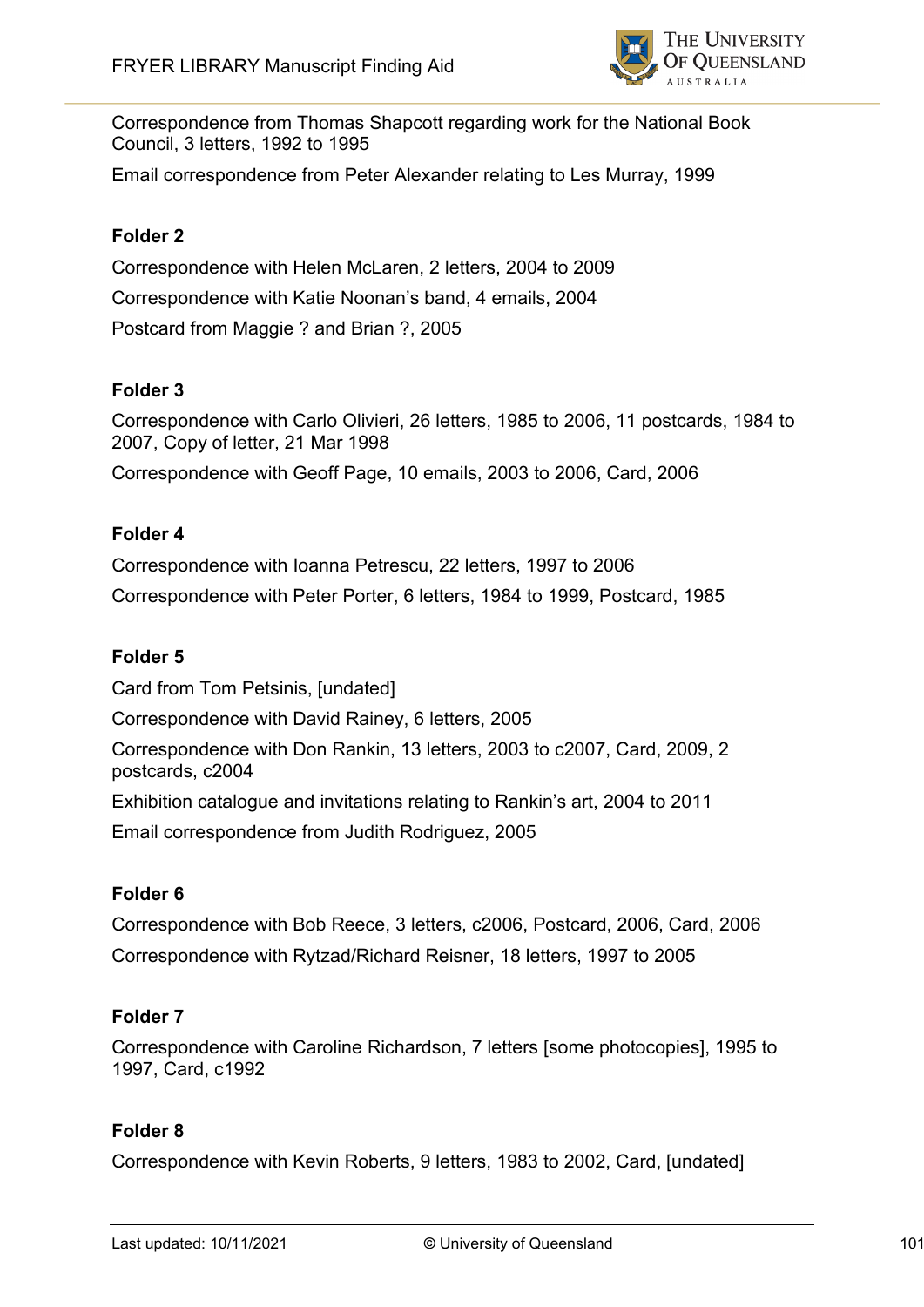Correspondence from Thomas Shapcott regarding work for the National Book Council, 3 letters, 1992 to 1995

Email correspondence from Peter Alexander relating to Les Murray, 1999

**Folder 2**

Correspondence with Helen McLaren, 2 letters, 2004 to 2009

Correspondence with Katie Noonan's band, 4 emails, 2004

Postcard from Maggie ? and Brian ?, 2005

**Folder 3**

Correspondence with Carlo Olivieri, 26 letters, 1985 to 2006, 11 postcards, 1984 to 2007, Copy of letter, 21 Mar 1998

Correspondence with Geoff Page, 10 emails, 2003 to 2006, Card, 2006

**Folder 4**

Correspondence with Ioanna Petrescu, 22 letters, 1997 to 2006

Correspondence with Peter Porter, 6 letters, 1984 to 1999, Postcard, 1985

**Folder 5**

Card from Tom Petsinis, [undated]

Correspondence with David Rainey, 6 letters, 2005

Correspondence with Don Rankin, 13 letters, 2003 to c2007, Card, 2009, 2 postcards, c2004

Exhibition catalogue and invitations relating to Rankin's art, 2004 to 2011

Email correspondence from Judith Rodriguez, 2005

**Folder 6**

Correspondence with Bob Reece, 3 letters, c2006, Postcard, 2006, Card, 2006

Correspondence with Rytzad/Richard Reisner, 18 letters, 1997 to 2005

**Folder 7**

Correspondence with Caroline Richardson, 7 letters [some photocopies], 1995 to 1997, Card, c1992

**Folder 8**

Correspondence with Kevin Roberts, 9 letters, 1983 to 2002, Card, [undated]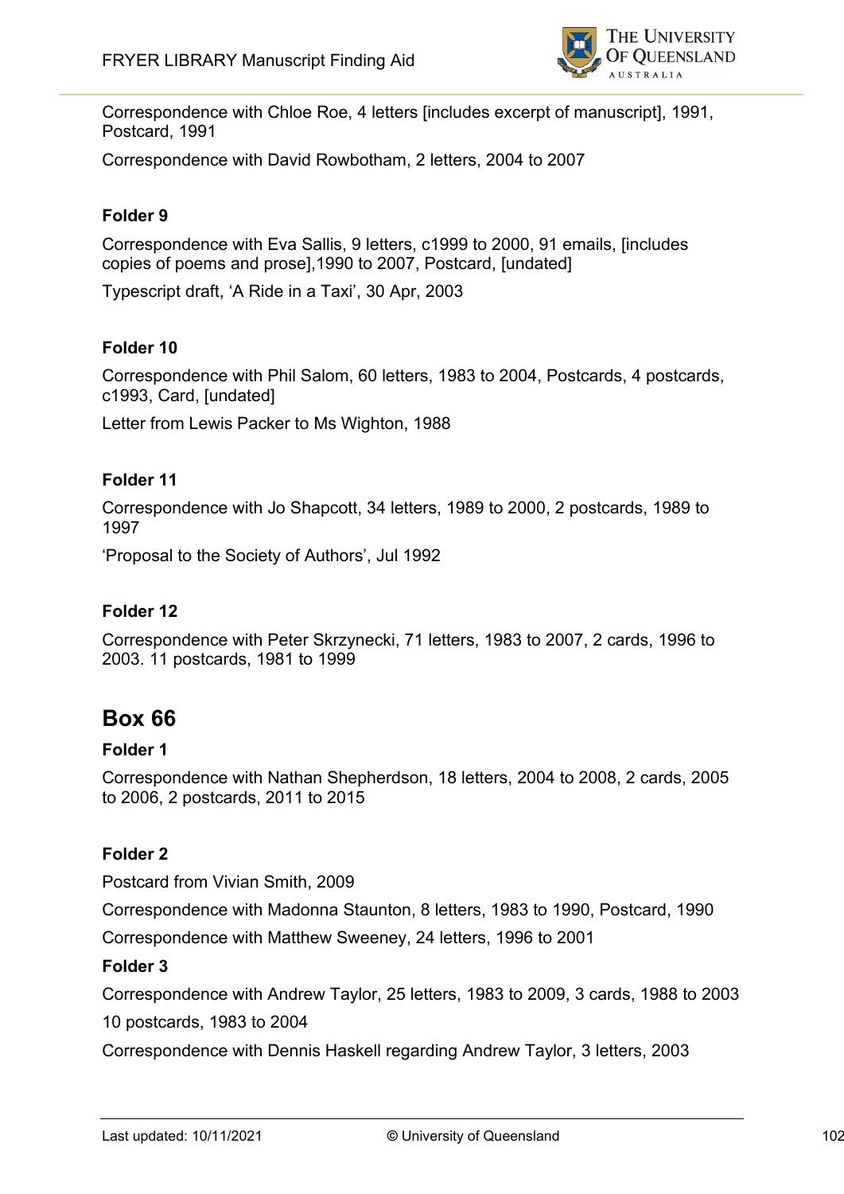Correspondence with Chloe Roe, 4 letters [includes excerpt of manuscript], 1991, Postcard, 1991

Correspondence with David Rowbotham, 2 letters, 2004 to 2007

#### Folder 9

Correspondence with Eva Sallis, 9 letters, c1999 to 2000, 91 emails, [includes copies of poems and prose],1990 to 2007, Postcard, [undated]

Typescript draft, 'A Ride in a Taxi', 30 Apr, 2003

#### Folder 10

Correspondence with Phil Salom, 60 letters, 1983 to 2004, Postcards, 4 postcards, c1993, Card, [undated]

Letter from Lewis Packer to Ms Wighton, 1988

#### Folder 11

Correspondence with Jo Shapcott, 34 letters, 1989 to 2000, 2 postcards, 1989 to 1997

'Proposal to the Society of Authors', Jul 1992

#### Folder 12

Correspondence with Peter Skrzynecki, 71 letters, 1983 to 2007, 2 cards, 1996 to 2003. 11 postcards, 1981 to 1999

## Box 66

#### Folder 1

Correspondence with Nathan Shepherdson, 18 letters, 2004 to 2008, 2 cards, 2005 to 2006, 2 postcards, 2011 to 2015

#### Folder 2

Postcard from Vivian Smith, 2009

Correspondence with Madonna Staunton, 8 letters, 1983 to 1990, Postcard, 1990

Correspondence with Matthew Sweeney, 24 letters, 1996 to 2001

#### Folder 3

Correspondence with Andrew Taylor, 25 letters, 1983 to 2009, 3 cards, 1988 to 2003

10 postcards, 1983 to 2004

Correspondence with Dennis Haskell regarding Andrew Taylor, 3 letters, 2003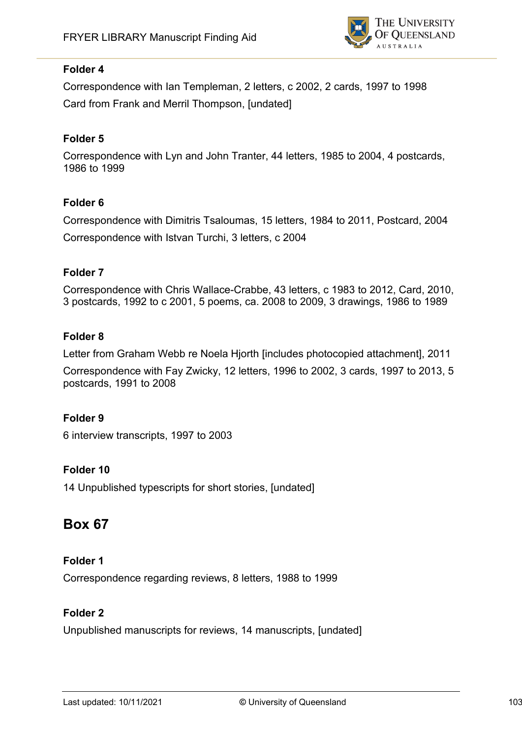**Folder 4**

Correspondence with Ian Templeman, 2 letters, c 2002, 2 cards, 1997 to 1998

Card from Frank and Merril Thompson, [undated]

**Folder 5**

Correspondence with Lyn and John Tranter, 44 letters, 1985 to 2004, 4 postcards, 1986 to 1999

**Folder 6**

Correspondence with Dimitris Tsaloumas, 15 letters, 1984 to 2011, Postcard, 2004

Correspondence with Istvan Turchi, 3 letters, c 2004

**Folder 7**

Correspondence with Chris Wallace-Crabbe, 43 letters, c 1983 to 2012, Card, 2010, 3 postcards, 1992 to c 2001, 5 poems, ca. 2008 to 2009, 3 drawings, 1986 to 1989

**Folder 8**

Letter from Graham Webb re Noela Hjorth [includes photocopied attachment], 2011

Correspondence with Fay Zwicky, 12 letters, 1996 to 2002, 3 cards, 1997 to 2013, 5 postcards, 1991 to 2008

**Folder 9**

6 interview transcripts, 1997 to 2003

**Folder 10**

14 Unpublished typescripts for short stories, [undated]

## Box 67

**Folder 1**

Correspondence regarding reviews, 8 letters, 1988 to 1999

**Folder 2**

Unpublished manuscripts for reviews, 14 manuscripts, [undated]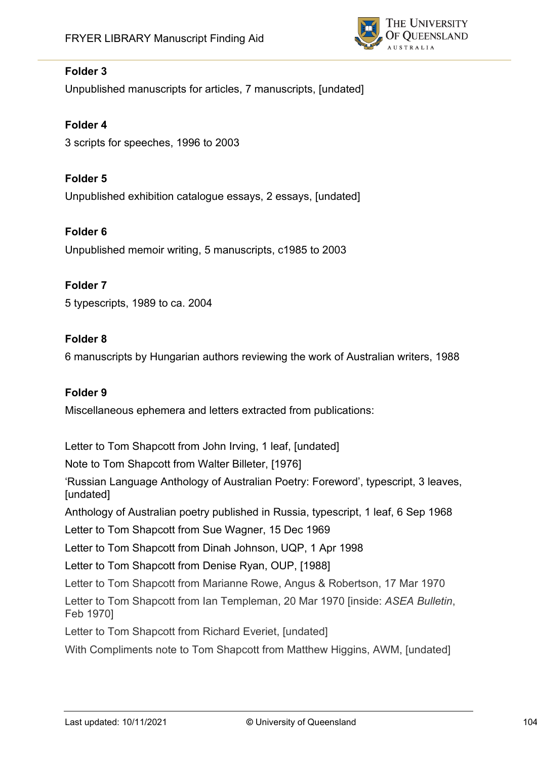**Folder 3**

Unpublished manuscripts for articles, 7 manuscripts, [undated]

**Folder 4**

3 scripts for speeches, 1996 to 2003

**Folder 5**

Unpublished exhibition catalogue essays, 2 essays, [undated]

**Folder 6**

Unpublished memoir writing, 5 manuscripts, c1985 to 2003

**Folder 7**

5 typescripts, 1989 to ca. 2004

**Folder 8**

6 manuscripts by Hungarian authors reviewing the work of Australian writers, 1988

**Folder 9**

Miscellaneous ephemera and letters extracted from publications:

Letter to Tom Shapcott from John Irving, 1 leaf, [undated]

Note to Tom Shapcott from Walter Billeter, [1976]

'Russian Language Anthology of Australian Poetry: Foreword', typescript, 3 leaves, [undated]

Anthology of Australian poetry published in Russia, typescript, 1 leaf, 6 Sep 1968

Letter to Tom Shapcott from Sue Wagner, 15 Dec 1969

Letter to Tom Shapcott from Dinah Johnson, UQP, 1 Apr 1998

Letter to Tom Shapcott from Denise Ryan, OUP, [1988]

Letter to Tom Shapcott from Marianne Rowe, Angus & Robertson, 17 Mar 1970

Letter to Tom Shapcott from Ian Templeman, 20 Mar 1970 [inside: *ASEA Bulletin*, Feb 1970]

Letter to Tom Shapcott from Richard Everiet, [undated]

With Compliments note to Tom Shapcott from Matthew Higgins, AWM, [undated]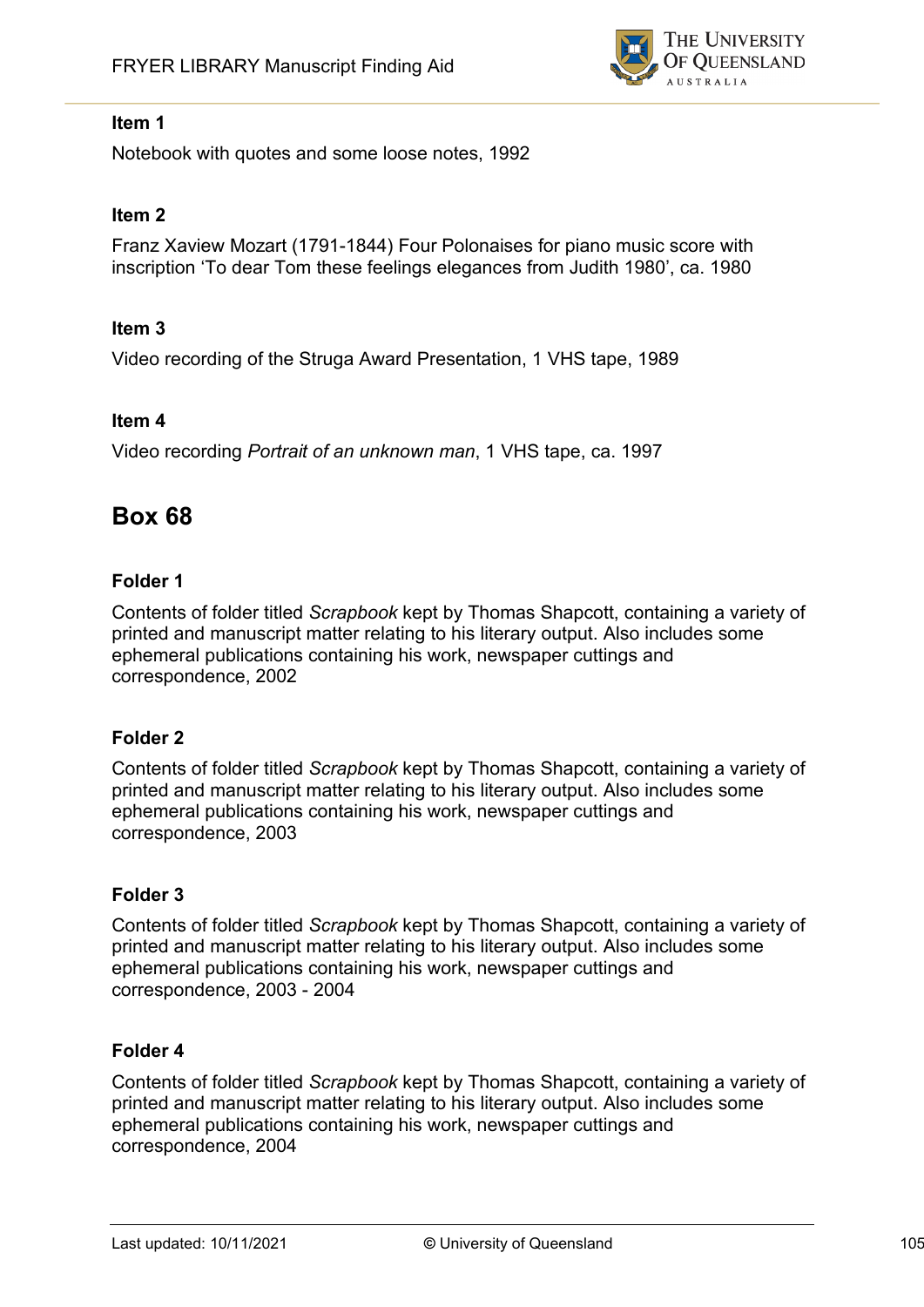### Item 1

Notebook with quotes and some loose notes, 1992

### Item 2

Franz Xaview Mozart (1791-1844) Four Polonaises for piano music score with inscription ‘To dear Tom these feelings elegances from Judith 1980’, ca. 1980

### Item 3

Video recording of the Struga Award Presentation, 1 VHS tape, 1989

### Item 4

Video recording *Portrait of an unknown man*, 1 VHS tape, ca. 1997

## Box 68

### Folder 1

Contents of folder titled *Scrapbook* kept by Thomas Shapcott, containing a variety of printed and manuscript matter relating to his literary output. Also includes some ephemeral publications containing his work, newspaper cuttings and correspondence, 2002

### Folder 2

Contents of folder titled *Scrapbook* kept by Thomas Shapcott, containing a variety of printed and manuscript matter relating to his literary output. Also includes some ephemeral publications containing his work, newspaper cuttings and correspondence, 2003

### Folder 3

Contents of folder titled *Scrapbook* kept by Thomas Shapcott, containing a variety of printed and manuscript matter relating to his literary output. Also includes some ephemeral publications containing his work, newspaper cuttings and correspondence, 2003 - 2004

### Folder 4

Contents of folder titled *Scrapbook* kept by Thomas Shapcott, containing a variety of printed and manuscript matter relating to his literary output. Also includes some ephemeral publications containing his work, newspaper cuttings and correspondence, 2004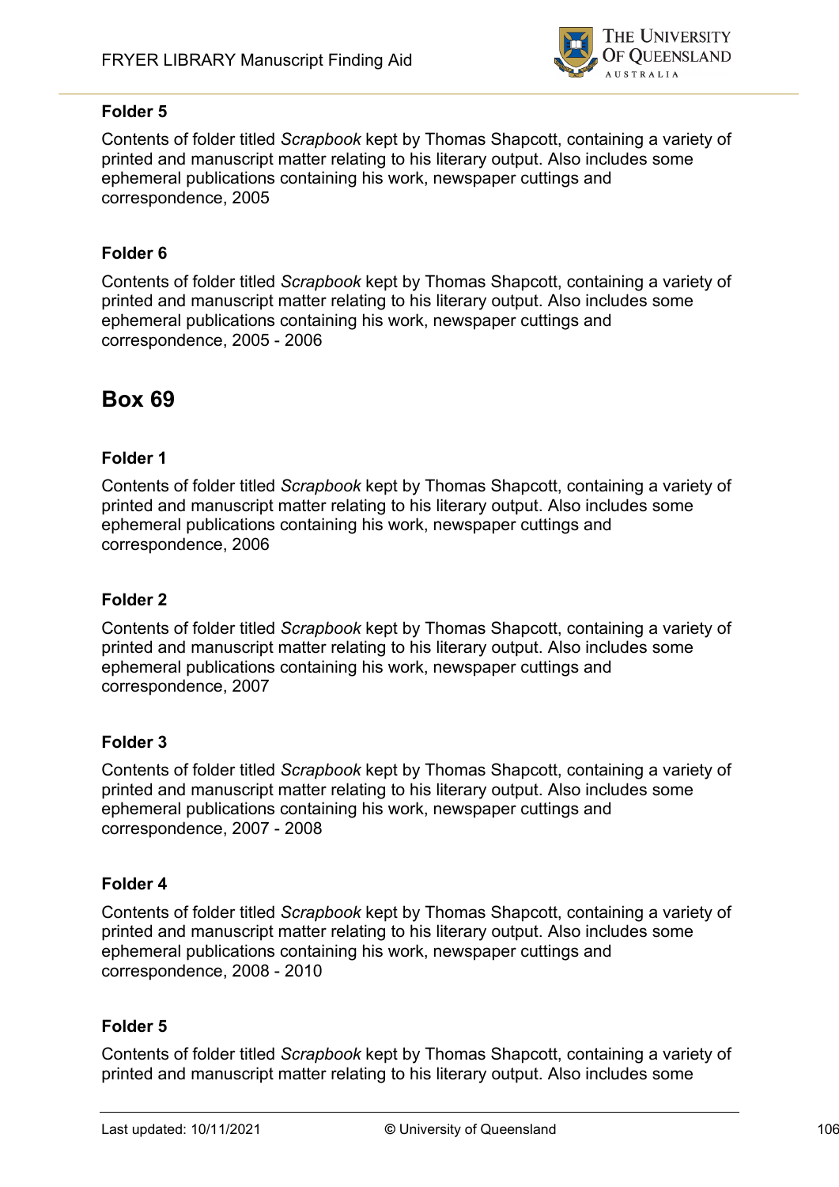### Folder 5

Contents of folder titled *Scrapbook* kept by Thomas Shapcott, containing a variety of printed and manuscript matter relating to his literary output. Also includes some ephemeral publications containing his work, newspaper cuttings and correspondence, 2005

### Folder 6

Contents of folder titled *Scrapbook* kept by Thomas Shapcott, containing a variety of printed and manuscript matter relating to his literary output. Also includes some ephemeral publications containing his work, newspaper cuttings and correspondence, 2005 - 2006

## Box 69

### Folder 1

Contents of folder titled *Scrapbook* kept by Thomas Shapcott, containing a variety of printed and manuscript matter relating to his literary output. Also includes some ephemeral publications containing his work, newspaper cuttings and correspondence, 2006

### Folder 2

Contents of folder titled *Scrapbook* kept by Thomas Shapcott, containing a variety of printed and manuscript matter relating to his literary output. Also includes some ephemeral publications containing his work, newspaper cuttings and correspondence, 2007

### Folder 3

Contents of folder titled *Scrapbook* kept by Thomas Shapcott, containing a variety of printed and manuscript matter relating to his literary output. Also includes some ephemeral publications containing his work, newspaper cuttings and correspondence, 2007 - 2008

### Folder 4

Contents of folder titled *Scrapbook* kept by Thomas Shapcott, containing a variety of printed and manuscript matter relating to his literary output. Also includes some ephemeral publications containing his work, newspaper cuttings and correspondence, 2008 - 2010

### Folder 5

Contents of folder titled *Scrapbook* kept by Thomas Shapcott, containing a variety of printed and manuscript matter relating to his literary output. Also includes some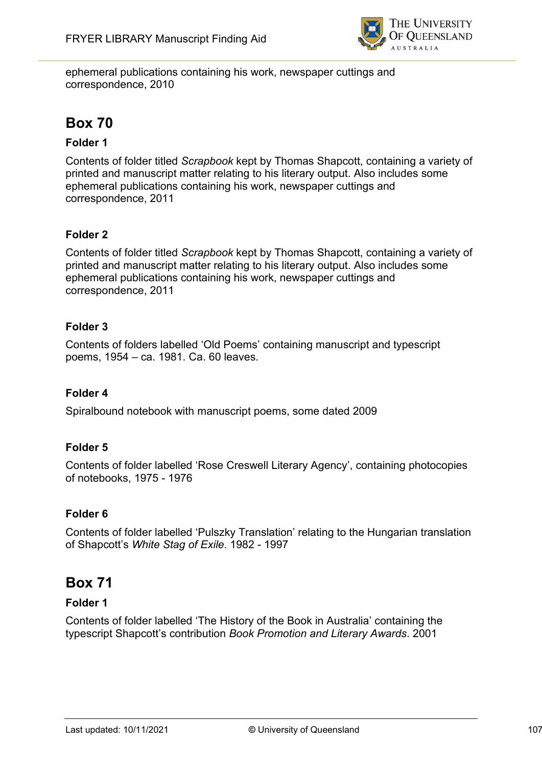ephemeral publications containing his work, newspaper cuttings and correspondence, 2010

## Box 70

### Folder 1

Contents of folder titled *Scrapbook* kept by Thomas Shapcott, containing a variety of printed and manuscript matter relating to his literary output. Also includes some ephemeral publications containing his work, newspaper cuttings and correspondence, 2011

### Folder 2

Contents of folder titled *Scrapbook* kept by Thomas Shapcott, containing a variety of printed and manuscript matter relating to his literary output. Also includes some ephemeral publications containing his work, newspaper cuttings and correspondence, 2011

### Folder 3

Contents of folders labelled 'Old Poems' containing manuscript and typescript poems, 1954 – ca. 1981. Ca. 60 leaves.

### Folder 4

Spiralbound notebook with manuscript poems, some dated 2009

### Folder 5

Contents of folder labelled 'Rose Creswell Literary Agency', containing photocopies of notebooks, 1975 - 1976

### Folder 6

Contents of folder labelled 'Pulszky Translation' relating to the Hungarian translation of Shapcott's *White Stag of Exile*. 1982 - 1997

## Box 71

### Folder 1

Contents of folder labelled 'The History of the Book in Australia' containing the typescript Shapcott's contribution *Book Promotion and Literary Awards*. 2001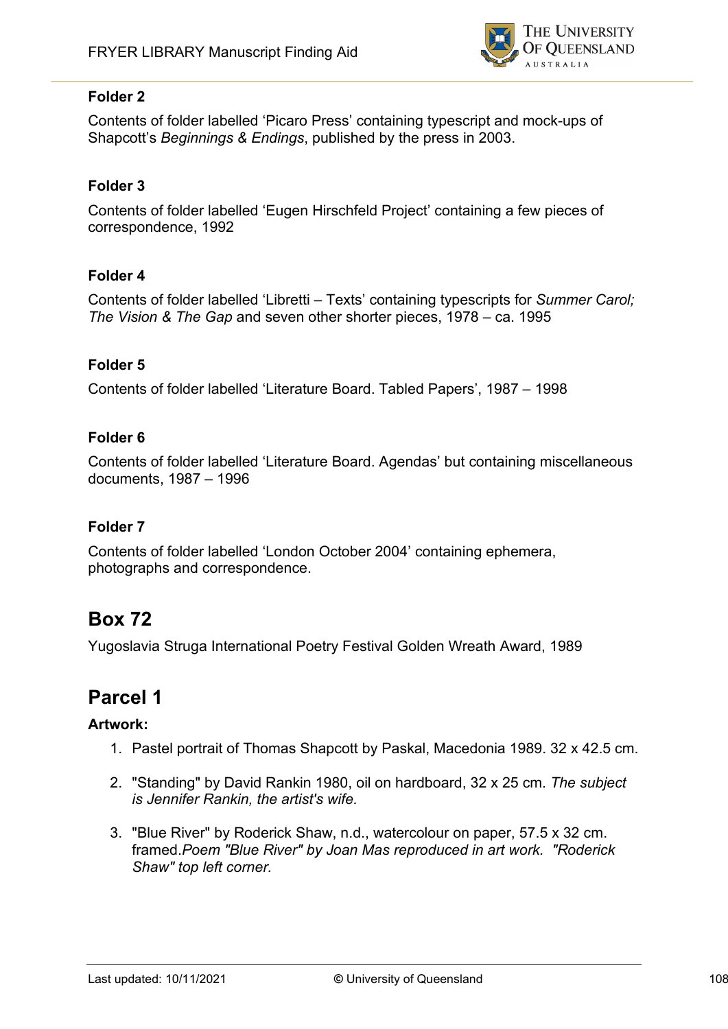#### Folder 2

Contents of folder labelled 'Picaro Press' containing typescript and mock-ups of Shapcott's *Beginnings & Endings*, published by the press in 2003.

#### Folder 3

Contents of folder labelled 'Eugen Hirschfeld Project' containing a few pieces of correspondence, 1992

#### Folder 4

Contents of folder labelled 'Libretti – Texts' containing typescripts for *Summer Carol; The Vision* & *The Gap* and seven other shorter pieces, 1978 – ca. 1995

#### Folder 5

Contents of folder labelled 'Literature Board. Tabled Papers', 1987 – 1998

#### Folder 6

Contents of folder labelled 'Literature Board. Agendas' but containing miscellaneous documents, 1987 – 1996

#### Folder 7

Contents of folder labelled 'London October 2004' containing ephemera, photographs and correspondence.

## Box 72

Yugoslavia Struga International Poetry Festival Golden Wreath Award, 1989

## Parcel 1

**Artwork:**

1. Pastel portrait of Thomas Shapcott by Paskal, Macedonia 1989. 32 x 42.5 cm.

2. "Standing" by David Rankin 1980, oil on hardboard, 32 x 25 cm. *The subject is Jennifer Rankin, the artist's wife.*

3. "Blue River" by Roderick Shaw, n.d., watercolour on paper, 57.5 x 32 cm. framed.*Poem "Blue River" by Joan Mas reproduced in art work. "Roderick Shaw" top left corner.*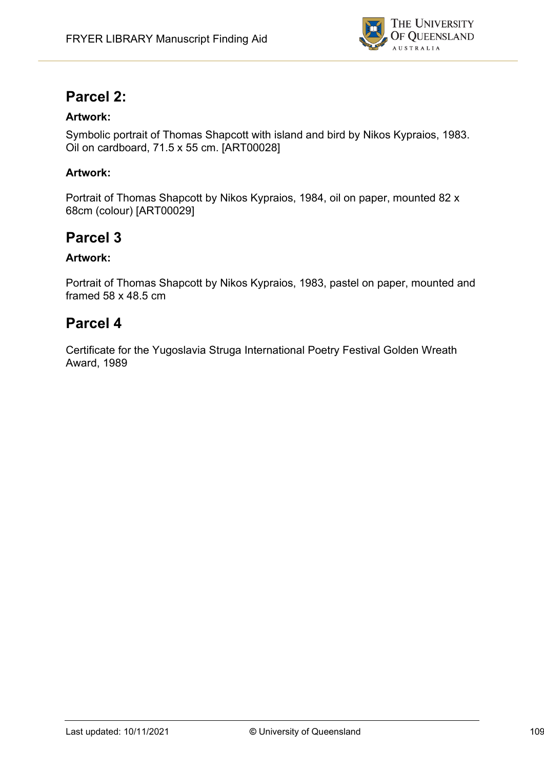## Parcel 2:

**Artwork:**

Symbolic portrait of Thomas Shapcott with island and bird by Nikos Kypraios, 1983. Oil on cardboard, 71.5 x 55 cm. [ART00028]

**Artwork:**

Portrait of Thomas Shapcott by Nikos Kypraios, 1984, oil on paper, mounted 82 x 68cm (colour) [ART00029]

## Parcel 3

**Artwork:**

Portrait of Thomas Shapcott by Nikos Kypraios, 1983, pastel on paper, mounted and framed 58 x 48.5 cm

## Parcel 4

Certificate for the Yugoslavia Struga International Poetry Festival Golden Wreath Award, 1989